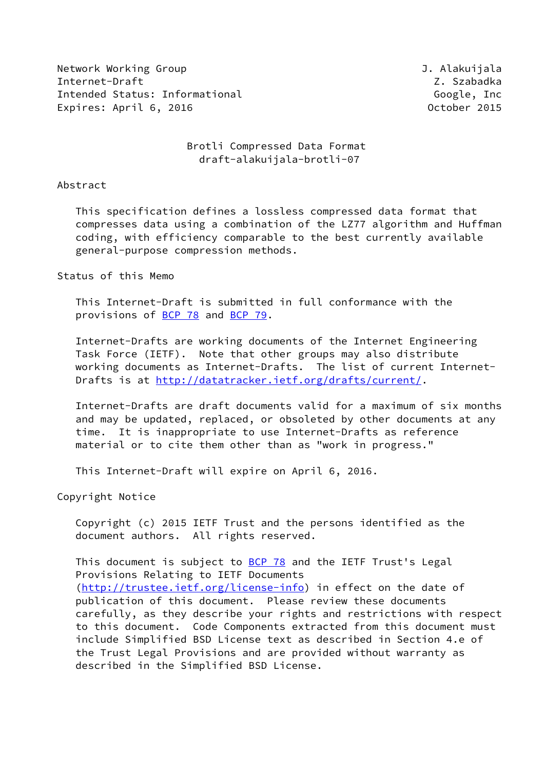Network Working Group J. Alakuijala
Internet-Draft Z. Szabadka
Intended Status: Informational Google, Inc
Expires: April 6, 2016 October 2015

# Brotli Compressed Data Format
draft-alakuijala-brotli-07

## Abstract

This specification defines a lossless compressed data format that compresses data using a combination of the LZ77 algorithm and Huffman coding, with efficiency comparable to the best currently available general-purpose compression methods.

## Status of this Memo

This Internet-Draft is submitted in full conformance with the provisions of BCP 78 and BCP 79.

Internet-Drafts are working documents of the Internet Engineering Task Force (IETF). Note that other groups may also distribute working documents as Internet-Drafts. The list of current Internet-Drafts is at http://datatracker.ietf.org/drafts/current/.

Internet-Drafts are draft documents valid for a maximum of six months and may be updated, replaced, or obsoleted by other documents at any time. It is inappropriate to use Internet-Drafts as reference material or to cite them other than as "work in progress."

This Internet-Draft will expire on April 6, 2016.

## Copyright Notice

Copyright (c) 2015 IETF Trust and the persons identified as the document authors. All rights reserved.

This document is subject to BCP 78 and the IETF Trust's Legal Provisions Relating to IETF Documents (http://trustee.ietf.org/license-info) in effect on the date of publication of this document. Please review these documents carefully, as they describe your rights and restrictions with respect to this document. Code Components extracted from this document must include Simplified BSD License text as described in Section 4.e of the Trust Legal Provisions and are provided without warranty as described in the Simplified BSD License.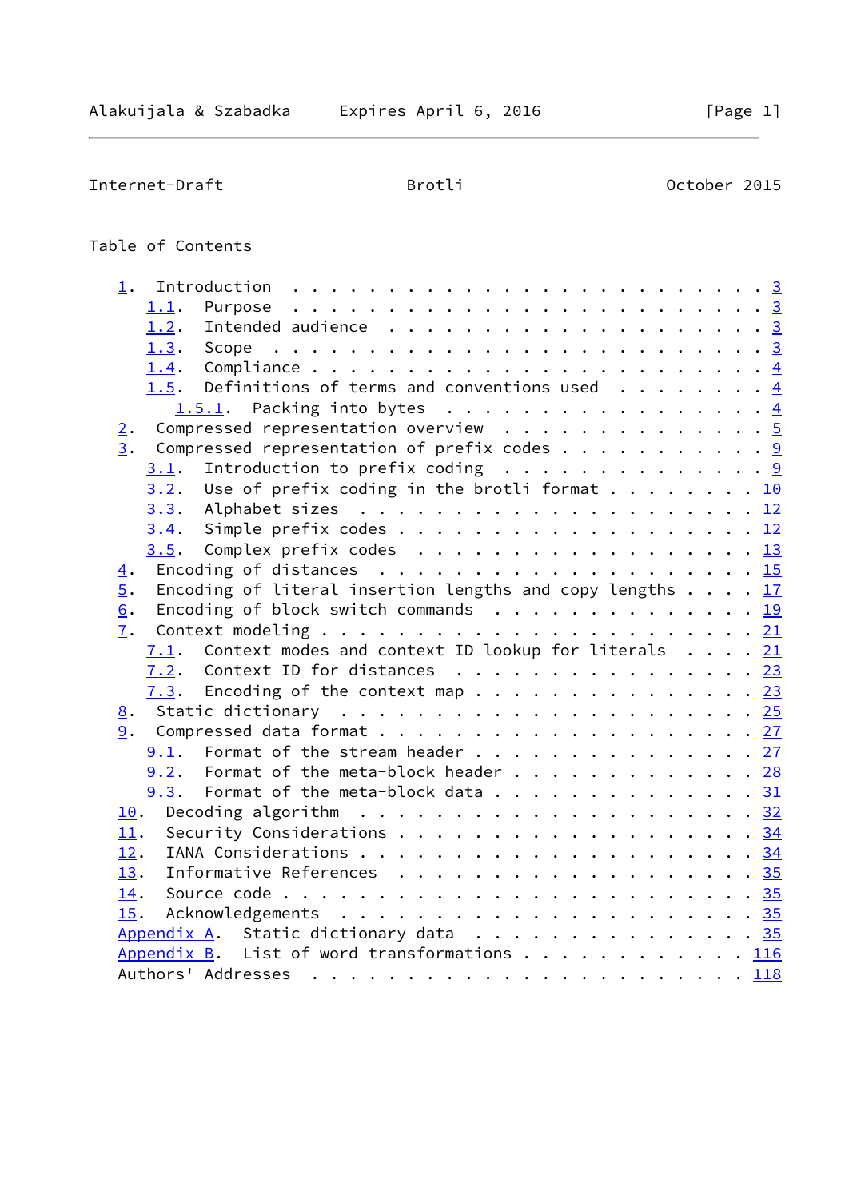Table of Contents

- 1. Introduction . . . . . . . . . . . . . . . . . . . . . . . . 3
  - 1.1. Purpose . . . . . . . . . . . . . . . . . . . . . . . . 3
  - 1.2. Intended audience . . . . . . . . . . . . . . . . . . . 3
  - 1.3. Scope . . . . . . . . . . . . . . . . . . . . . . . . . 3
  - 1.4. Compliance . . . . . . . . . . . . . . . . . . . . . . . 4
  - 1.5. Definitions of terms and conventions used . . . . . . . 4
    - 1.5.1. Packing into bytes . . . . . . . . . . . . . . . . . 4
- 2. Compressed representation overview . . . . . . . . . . . . . 5
- 3. Compressed representation of prefix codes . . . . . . . . . . 9
  - 3.1. Introduction to prefix coding . . . . . . . . . . . . . 9
  - 3.2. Use of prefix coding in the brotli format . . . . . . . . 10
  - 3.3. Alphabet sizes . . . . . . . . . . . . . . . . . . . . . 12
  - 3.4. Simple prefix codes . . . . . . . . . . . . . . . . . . 12
  - 3.5. Complex prefix codes . . . . . . . . . . . . . . . . . . 13
- 4. Encoding of distances . . . . . . . . . . . . . . . . . . . . 15
- 5. Encoding of literal insertion lengths and copy lengths . . . . 17
- 6. Encoding of block switch commands . . . . . . . . . . . . . . 19
- 7. Context modeling . . . . . . . . . . . . . . . . . . . . . . 21
  - 7.1. Context modes and context ID lookup for literals . . . . 21
  - 7.2. Context ID for distances . . . . . . . . . . . . . . . . 23
  - 7.3. Encoding of the context map . . . . . . . . . . . . . . . 23
- 8. Static dictionary . . . . . . . . . . . . . . . . . . . . . . 25
- 9. Compressed data format . . . . . . . . . . . . . . . . . . . 27
  - 9.1. Format of the stream header . . . . . . . . . . . . . . . 27
  - 9.2. Format of the meta-block header . . . . . . . . . . . . . 28
  - 9.3. Format of the meta-block data . . . . . . . . . . . . . . 31
- 10. Decoding algorithm . . . . . . . . . . . . . . . . . . . . . 32
- 11. Security Considerations . . . . . . . . . . . . . . . . . . . 34
- 12. IANA Considerations . . . . . . . . . . . . . . . . . . . . . 34
- 13. Informative References . . . . . . . . . . . . . . . . . . . 35
- 14. Source code . . . . . . . . . . . . . . . . . . . . . . . . . 35
- 15. Acknowledgements . . . . . . . . . . . . . . . . . . . . . . 35
- Appendix A. Static dictionary data . . . . . . . . . . . . . . . 35
- Appendix B. List of word transformations . . . . . . . . . . . . 116
- Authors' Addresses . . . . . . . . . . . . . . . . . . . . . . . 118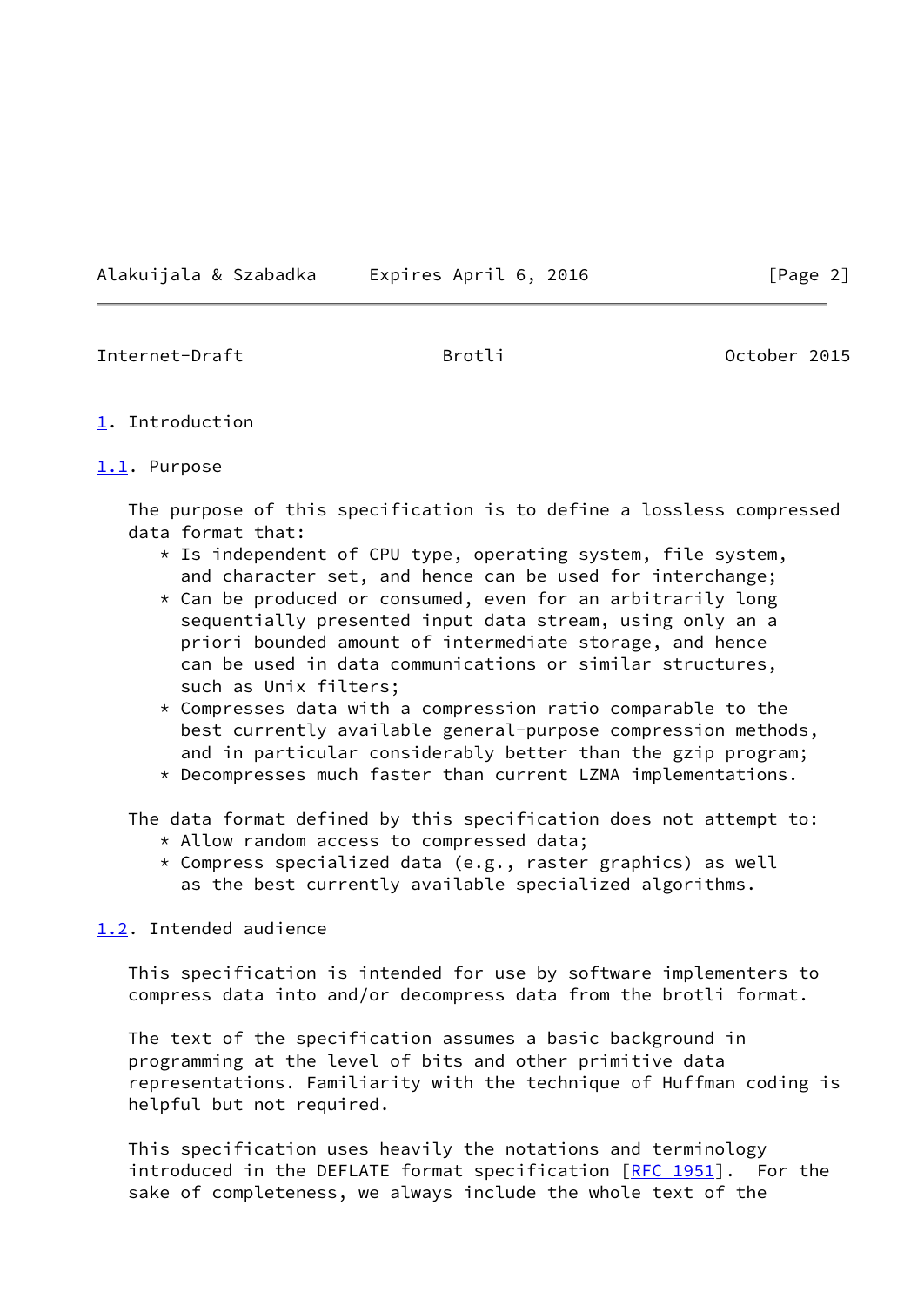# 1. Introduction

## 1.1. Purpose

The purpose of this specification is to define a lossless compressed data format that:

* Is independent of CPU type, operating system, file system, and character set, and hence can be used for interchange;
* Can be produced or consumed, even for an arbitrarily long sequentially presented input data stream, using only an a priori bounded amount of intermediate storage, and hence can be used in data communications or similar structures, such as Unix filters;
* Compresses data with a compression ratio comparable to the best currently available general-purpose compression methods, and in particular considerably better than the gzip program;
* Decompresses much faster than current LZMA implementations.

The data format defined by this specification does not attempt to:

* Allow random access to compressed data;
* Compress specialized data (e.g., raster graphics) as well as the best currently available specialized algorithms.

## 1.2. Intended audience

This specification is intended for use by software implementers to compress data into and/or decompress data from the brotli format.

The text of the specification assumes a basic background in programming at the level of bits and other primitive data representations. Familiarity with the technique of Huffman coding is helpful but not required.

This specification uses heavily the notations and terminology introduced in the DEFLATE format specification [RFC 1951]. For the sake of completeness, we always include the whole text of the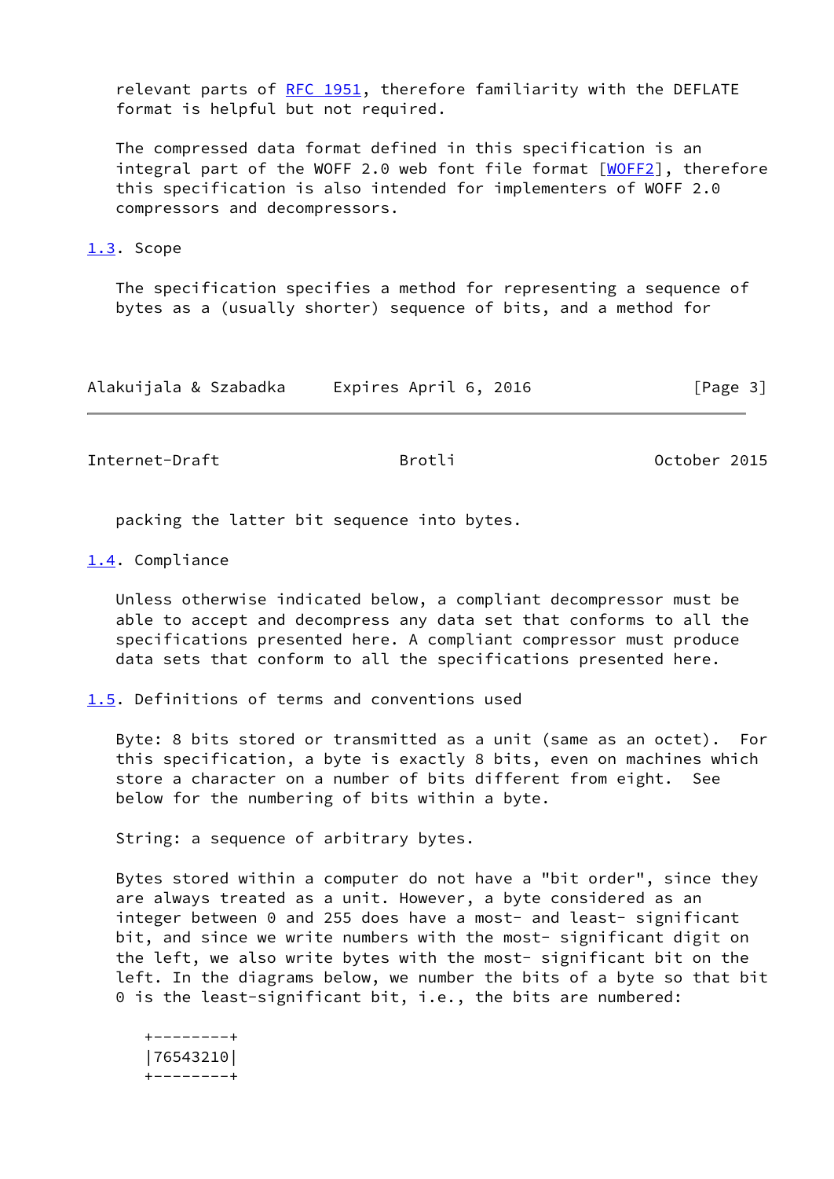relevant parts of RFC 1951, therefore familiarity with the DEFLATE format is helpful but not required.

The compressed data format defined in this specification is an integral part of the WOFF 2.0 web font file format [WOFF2], therefore this specification is also intended for implementers of WOFF 2.0 compressors and decompressors.

## 1.3. Scope

The specification specifies a method for representing a sequence of bytes as a (usually shorter) sequence of bits, and a method for packing the latter bit sequence into bytes.

## 1.4. Compliance

Unless otherwise indicated below, a compliant decompressor must be able to accept and decompress any data set that conforms to all the specifications presented here. A compliant compressor must produce data sets that conform to all the specifications presented here.

## 1.5. Definitions of terms and conventions used

Byte: 8 bits stored or transmitted as a unit (same as an octet). For this specification, a byte is exactly 8 bits, even on machines which store a character on a number of bits different from eight. See below for the numbering of bits within a byte.

String: a sequence of arbitrary bytes.

Bytes stored within a computer do not have a "bit order", since they are always treated as a unit. However, a byte considered as an integer between 0 and 255 does have a most- and least- significant bit, and since we write numbers with the most- significant digit on the left, we also write bytes with the most- significant bit on the left. In the diagrams below, we number the bits of a byte so that bit 0 is the least-significant bit, i.e., the bits are numbered:

```
+--------+
|76543210|
+--------+
```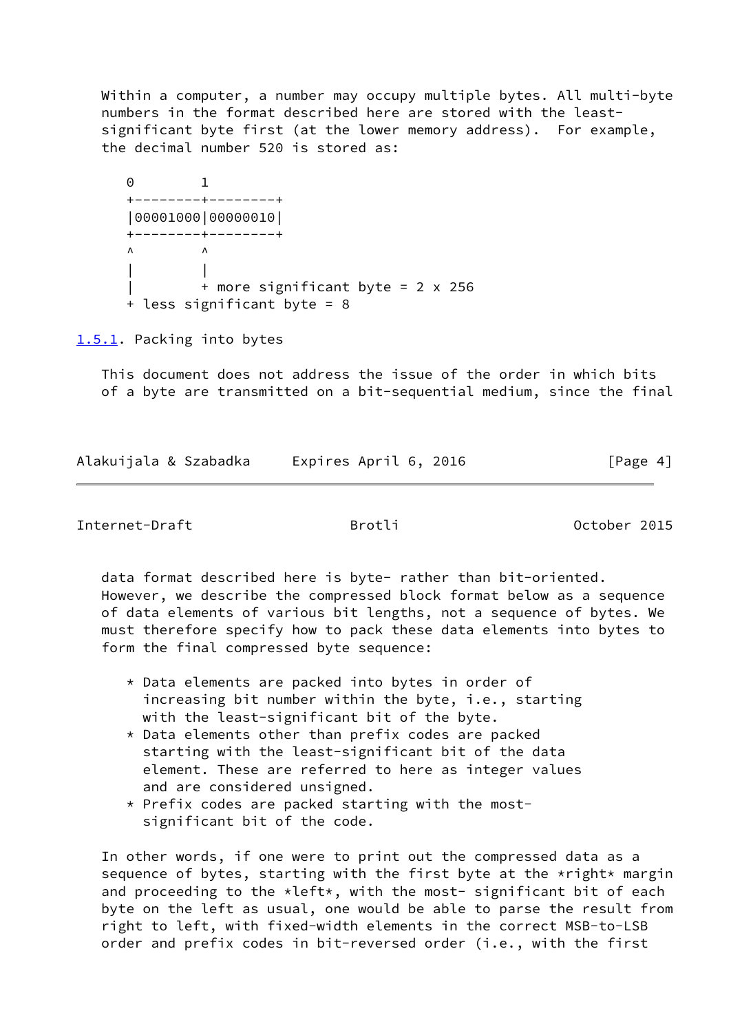Within a computer, a number may occupy multiple bytes. All multi-byte numbers in the format described here are stored with the least-significant byte first (at the lower memory address). For example, the decimal number 520 is stored as:

```
0        1
+--------+--------+
|00001000|00000010|
+--------+--------+
^        ^
|        |
|        + more significant byte = 2 x 256
+ less significant byte = 8
```

### 1.5.1. Packing into bytes

This document does not address the issue of the order in which bits of a byte are transmitted on a bit-sequential medium, since the final data format described here is byte- rather than bit-oriented. However, we describe the compressed block format below as a sequence of data elements of various bit lengths, not a sequence of bytes. We must therefore specify how to pack these data elements into bytes to form the final compressed byte sequence:

* Data elements are packed into bytes in order of increasing bit number within the byte, i.e., starting with the least-significant bit of the byte.
* Data elements other than prefix codes are packed starting with the least-significant bit of the data element. These are referred to here as integer values and are considered unsigned.
* Prefix codes are packed starting with the most-significant bit of the code.

In other words, if one were to print out the compressed data as a sequence of bytes, starting with the first byte at the *right* margin and proceeding to the *left*, with the most- significant bit of each byte on the left as usual, one would be able to parse the result from right to left, with fixed-width elements in the correct MSB-to-LSB order and prefix codes in bit-reversed order (i.e., with the first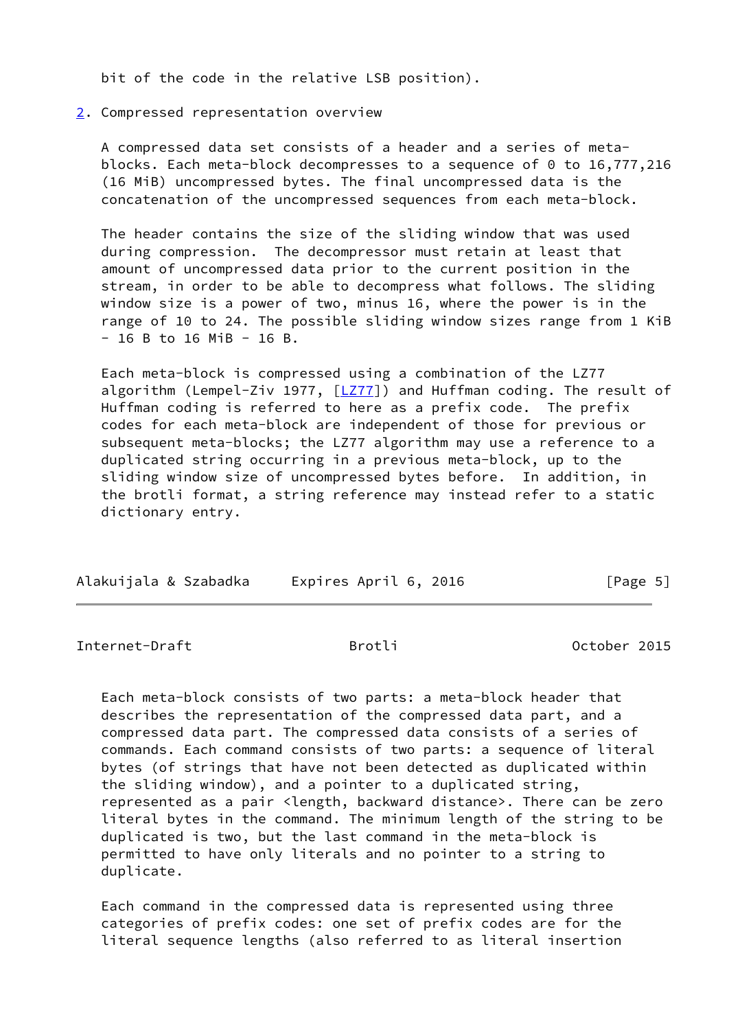bit of the code in the relative LSB position).

## 2. Compressed representation overview

A compressed data set consists of a header and a series of meta-blocks. Each meta-block decompresses to a sequence of 0 to 16,777,216 (16 MiB) uncompressed bytes. The final uncompressed data is the concatenation of the uncompressed sequences from each meta-block.

The header contains the size of the sliding window that was used during compression. The decompressor must retain at least that amount of uncompressed data prior to the current position in the stream, in order to be able to decompress what follows. The sliding window size is a power of two, minus 16, where the power is in the range of 10 to 24. The possible sliding window sizes range from 1 KiB - 16 B to 16 MiB - 16 B.

Each meta-block is compressed using a combination of the LZ77 algorithm (Lempel-Ziv 1977, [LZ77]) and Huffman coding. The result of Huffman coding is referred to here as a prefix code. The prefix codes for each meta-block are independent of those for previous or subsequent meta-blocks; the LZ77 algorithm may use a reference to a duplicated string occurring in a previous meta-block, up to the sliding window size of uncompressed bytes before. In addition, in the brotli format, a string reference may instead refer to a static dictionary entry.

Each meta-block consists of two parts: a meta-block header that describes the representation of the compressed data part, and a compressed data part. The compressed data consists of a series of commands. Each command consists of two parts: a sequence of literal bytes (of strings that have not been detected as duplicated within the sliding window), and a pointer to a duplicated string, represented as a pair <length, backward distance>. There can be zero literal bytes in the command. The minimum length of the string to be duplicated is two, but the last command in the meta-block is permitted to have only literals and no pointer to a string to duplicate.

Each command in the compressed data is represented using three categories of prefix codes: one set of prefix codes are for the literal sequence lengths (also referred to as literal insertion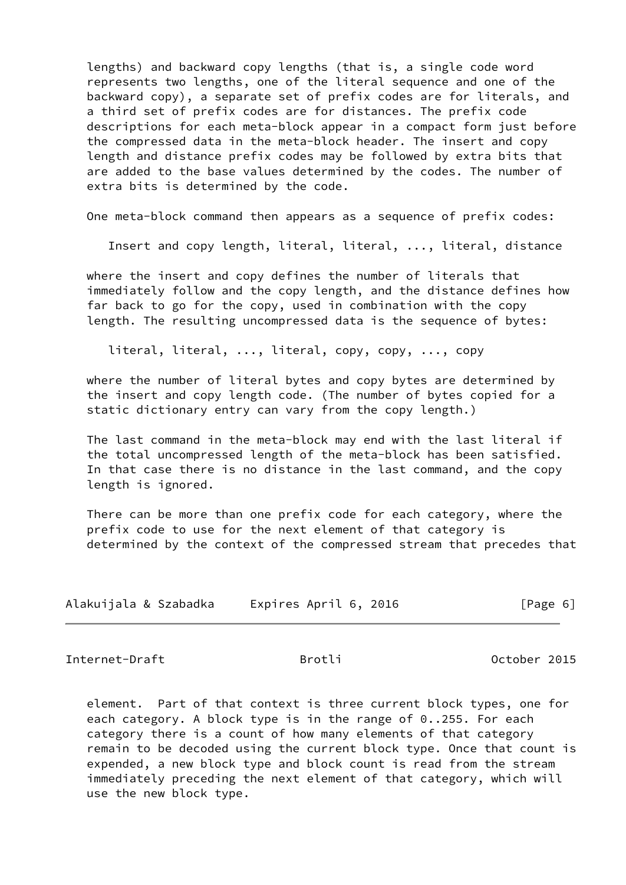lengths) and backward copy lengths (that is, a single code word represents two lengths, one of the literal sequence and one of the backward copy), a separate set of prefix codes are for literals, and a third set of prefix codes are for distances. The prefix code descriptions for each meta-block appear in a compact form just before the compressed data in the meta-block header. The insert and copy length and distance prefix codes may be followed by extra bits that are added to the base values determined by the codes. The number of extra bits is determined by the code.

One meta-block command then appears as a sequence of prefix codes:

```
Insert and copy length, literal, literal, ..., literal, distance
```

where the insert and copy defines the number of literals that immediately follow and the copy length, and the distance defines how far back to go for the copy, used in combination with the copy length. The resulting uncompressed data is the sequence of bytes:

```
literal, literal, ..., literal, copy, copy, ..., copy
```

where the number of literal bytes and copy bytes are determined by the insert and copy length code. (The number of bytes copied for a static dictionary entry can vary from the copy length.)

The last command in the meta-block may end with the last literal if the total uncompressed length of the meta-block has been satisfied. In that case there is no distance in the last command, and the copy length is ignored.

There can be more than one prefix code for each category, where the prefix code to use for the next element of that category is determined by the context of the compressed stream that precedes that element. Part of that context is three current block types, one for each category. A block type is in the range of 0..255. For each category there is a count of how many elements of that category remain to be decoded using the current block type. Once that count is expended, a new block type and block count is read from the stream immediately preceding the next element of that category, which will use the new block type.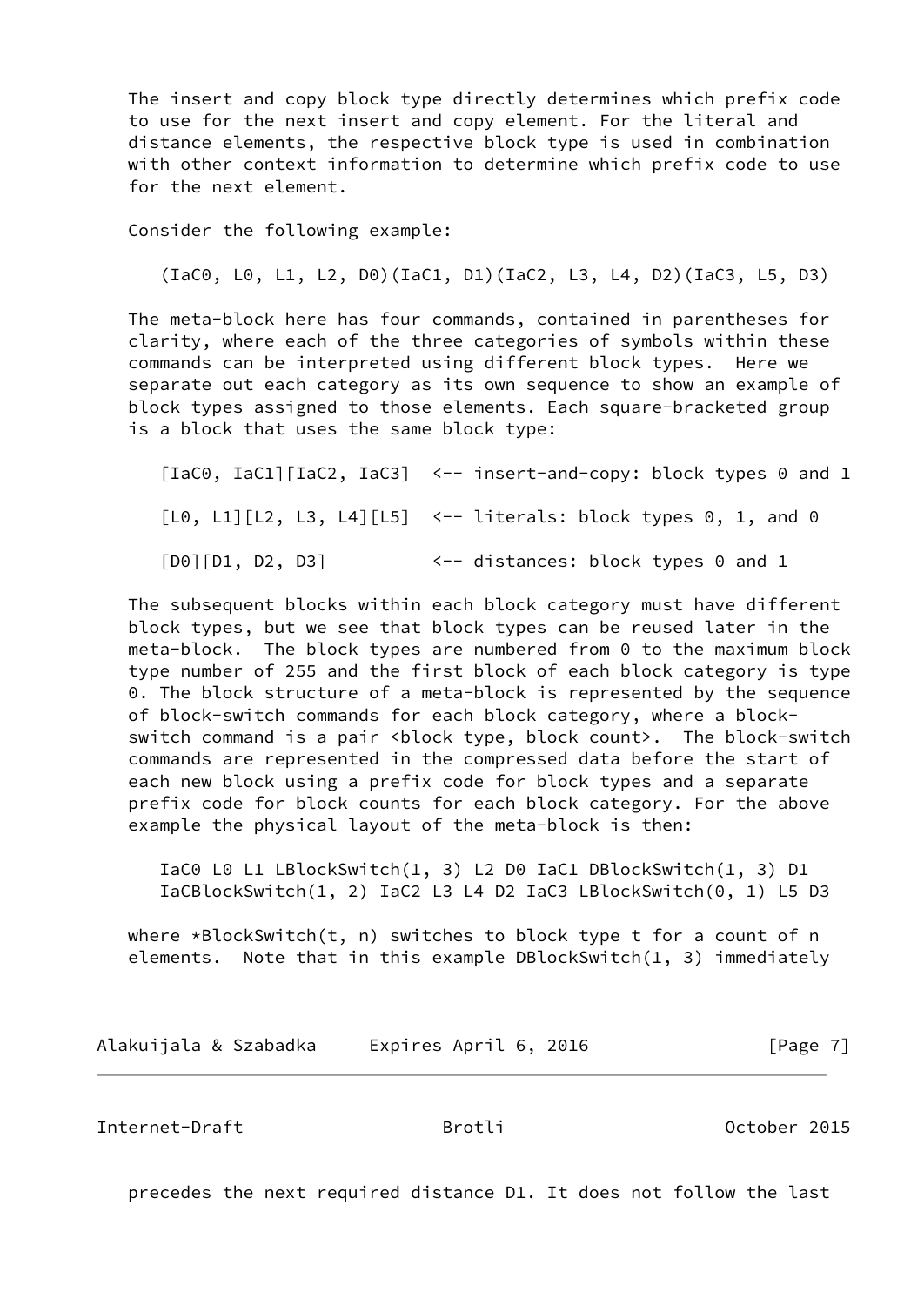The insert and copy block type directly determines which prefix code to use for the next insert and copy element. For the literal and distance elements, the respective block type is used in combination with other context information to determine which prefix code to use for the next element.

Consider the following example:

```
(IaC0, L0, L1, L2, D0)(IaC1, D1)(IaC2, L3, L4, D2)(IaC3, L5, D3)
```

The meta-block here has four commands, contained in parentheses for clarity, where each of the three categories of symbols within these commands can be interpreted using different block types. Here we separate out each category as its own sequence to show an example of block types assigned to those elements. Each square-bracketed group is a block that uses the same block type:

```
[IaC0, IaC1][IaC2, IaC3]  <-- insert-and-copy: block types 0 and 1

[L0, L1][L2, L3, L4][L5]  <-- literals: block types 0, 1, and 0

[D0][D1, D2, D3]          <-- distances: block types 0 and 1
```

The subsequent blocks within each block category must have different block types, but we see that block types can be reused later in the meta-block. The block types are numbered from 0 to the maximum block type number of 255 and the first block of each block category is type 0. The block structure of a meta-block is represented by the sequence of block-switch commands for each block category, where a block-switch command is a pair <block type, block count>. The block-switch commands are represented in the compressed data before the start of each new block using a prefix code for block types and a separate prefix code for block counts for each block category. For the above example the physical layout of the meta-block is then:

```
IaC0 L0 L1 LBlockSwitch(1, 3) L2 D0 IaC1 DBlockSwitch(1, 3) D1
IaCBlockSwitch(1, 2) IaC2 L3 L4 D2 IaC3 LBlockSwitch(0, 1) L5 D3
```

where *BlockSwitch(t, n) switches to block type t for a count of n elements. Note that in this example DBlockSwitch(1, 3) immediately precedes the next required distance D1. It does not follow the last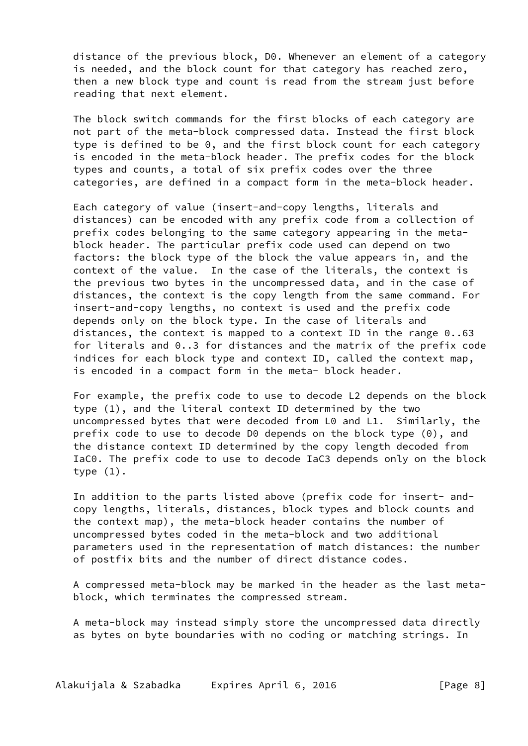distance of the previous block, D0. Whenever an element of a category is needed, and the block count for that category has reached zero, then a new block type and count is read from the stream just before reading that next element.

The block switch commands for the first blocks of each category are not part of the meta-block compressed data. Instead the first block type is defined to be 0, and the first block count for each category is encoded in the meta-block header. The prefix codes for the block types and counts, a total of six prefix codes over the three categories, are defined in a compact form in the meta-block header.

Each category of value (insert-and-copy lengths, literals and distances) can be encoded with any prefix code from a collection of prefix codes belonging to the same category appearing in the meta-block header. The particular prefix code used can depend on two factors: the block type of the block the value appears in, and the context of the value. In the case of the literals, the context is the previous two bytes in the uncompressed data, and in the case of distances, the context is the copy length from the same command. For insert-and-copy lengths, no context is used and the prefix code depends only on the block type. In the case of literals and distances, the context is mapped to a context ID in the range 0..63 for literals and 0..3 for distances and the matrix of the prefix code indices for each block type and context ID, called the context map, is encoded in a compact form in the meta- block header.

For example, the prefix code to use to decode L2 depends on the block type (1), and the literal context ID determined by the two uncompressed bytes that were decoded from L0 and L1. Similarly, the prefix code to use to decode D0 depends on the block type (0), and the distance context ID determined by the copy length decoded from IaC0. The prefix code to use to decode IaC3 depends only on the block type (1).

In addition to the parts listed above (prefix code for insert- and-copy lengths, literals, distances, block types and block counts and the context map), the meta-block header contains the number of uncompressed bytes coded in the meta-block and two additional parameters used in the representation of match distances: the number of postfix bits and the number of direct distance codes.

A compressed meta-block may be marked in the header as the last meta-block, which terminates the compressed stream.

A meta-block may instead simply store the uncompressed data directly as bytes on byte boundaries with no coding or matching strings. In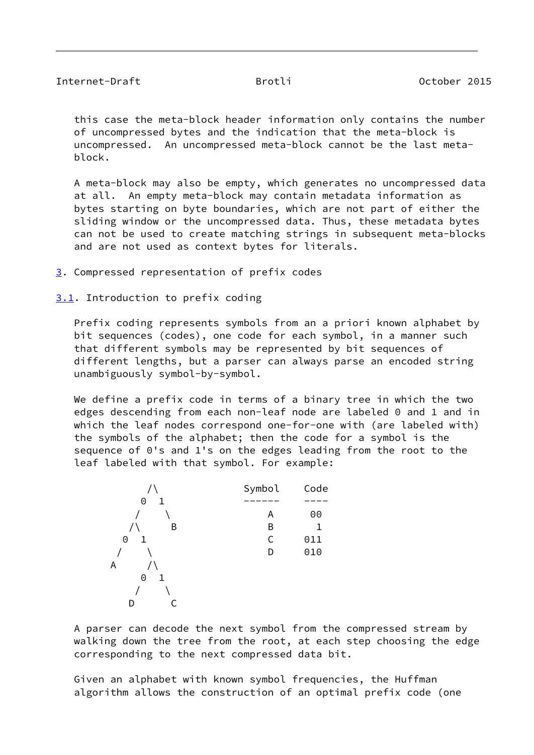this case the meta-block header information only contains the number of uncompressed bytes and the indication that the meta-block is uncompressed. An uncompressed meta-block cannot be the last meta-block.

A meta-block may also be empty, which generates no uncompressed data at all. An empty meta-block may contain metadata information as bytes starting on byte boundaries, which are not part of either the sliding window or the uncompressed data. Thus, these metadata bytes can not be used to create matching strings in subsequent meta-blocks and are not used as context bytes for literals.

## 3. Compressed representation of prefix codes

### 3.1. Introduction to prefix coding

Prefix coding represents symbols from an a priori known alphabet by bit sequences (codes), one code for each symbol, in a manner such that different symbols may be represented by bit sequences of different lengths, but a parser can always parse an encoded string unambiguously symbol-by-symbol.

We define a prefix code in terms of a binary tree in which the two edges descending from each non-leaf node are labeled 0 and 1 and in which the leaf nodes correspond one-for-one with (are labeled with) the symbols of the alphabet; then the code for a symbol is the sequence of 0's and 1's on the edges leading from the root to the leaf labeled with that symbol. For example:

```
           /\              Symbol    Code
          0  1             ------    ----
         /    \                A      00
        /\     B               B       1
       0  1                    C     011
      /    \                   D     010
     A     /\
          0  1
         /    \
        D      C
```

A parser can decode the next symbol from the compressed stream by walking down the tree from the root, at each step choosing the edge corresponding to the next compressed data bit.

Given an alphabet with known symbol frequencies, the Huffman algorithm allows the construction of an optimal prefix code (one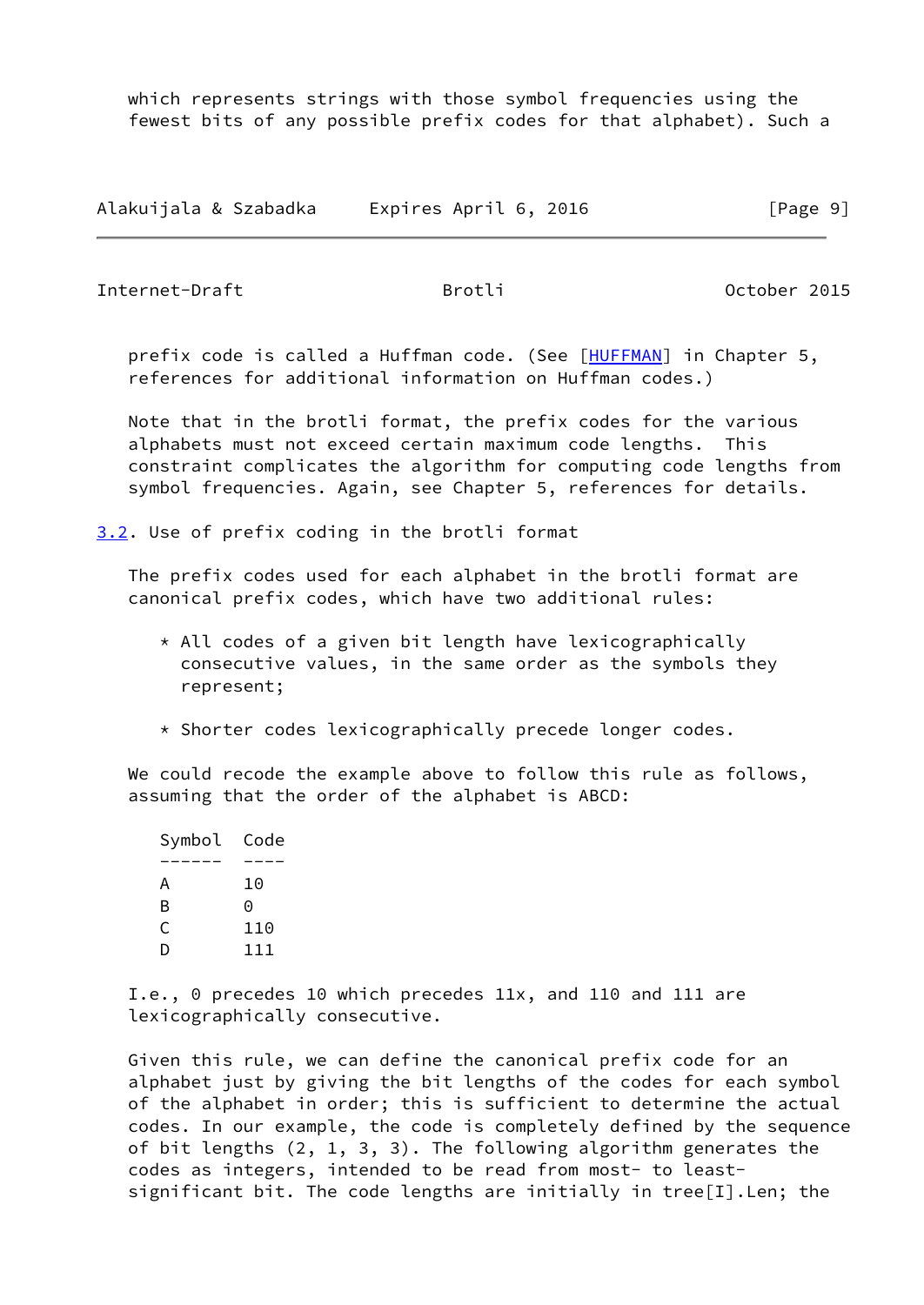which represents strings with those symbol frequencies using the fewest bits of any possible prefix codes for that alphabet). Such a prefix code is called a Huffman code. (See [HUFFMAN] in Chapter 5, references for additional information on Huffman codes.)

Note that in the brotli format, the prefix codes for the various alphabets must not exceed certain maximum code lengths. This constraint complicates the algorithm for computing code lengths from symbol frequencies. Again, see Chapter 5, references for details.

### 3.2. Use of prefix coding in the brotli format

The prefix codes used for each alphabet in the brotli format are canonical prefix codes, which have two additional rules:

* All codes of a given bit length have lexicographically consecutive values, in the same order as the symbols they represent;

* Shorter codes lexicographically precede longer codes.

We could recode the example above to follow this rule as follows, assuming that the order of the alphabet is ABCD:

| Symbol | Code |
|---|---|
| A | 10 |
| B | 0 |
| C | 110 |
| D | 111 |

I.e., 0 precedes 10 which precedes 11x, and 110 and 111 are lexicographically consecutive.

Given this rule, we can define the canonical prefix code for an alphabet just by giving the bit lengths of the codes for each symbol of the alphabet in order; this is sufficient to determine the actual codes. In our example, the code is completely defined by the sequence of bit lengths (2, 1, 3, 3). The following algorithm generates the codes as integers, intended to be read from most- to least-significant bit. The code lengths are initially in tree[I].Len; the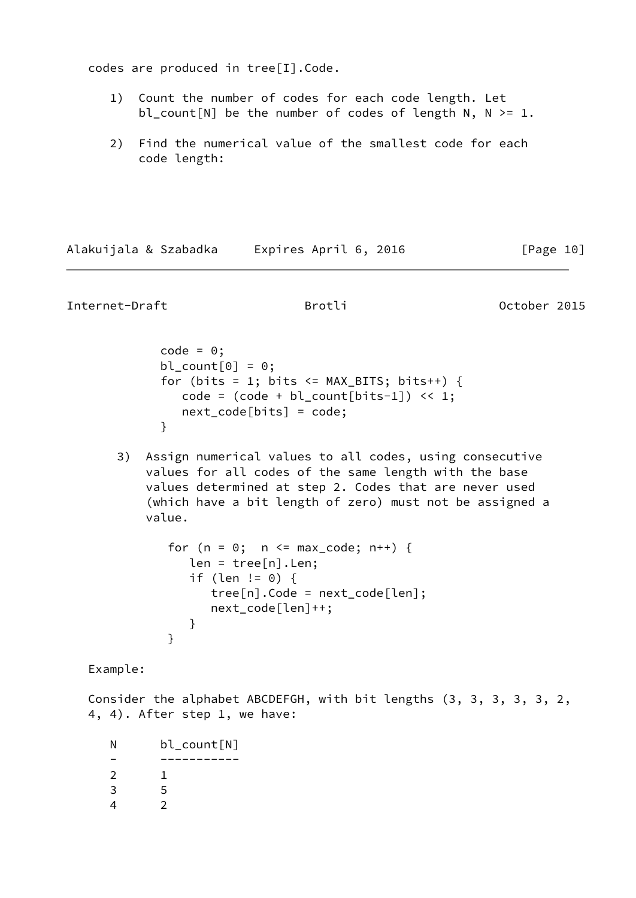codes are produced in tree[I].Code.

1) Count the number of codes for each code length. Let bl_count[N] be the number of codes of length N, N >= 1.

2) Find the numerical value of the smallest code for each code length:

```
code = 0;
bl_count[0] = 0;
for (bits = 1; bits <= MAX_BITS; bits++) {
   code = (code + bl_count[bits-1]) << 1;
   next_code[bits] = code;
}
```

3) Assign numerical values to all codes, using consecutive values for all codes of the same length with the base values determined at step 2. Codes that are never used (which have a bit length of zero) must not be assigned a value.

```
for (n = 0;  n <= max_code; n++) {
   len = tree[n].Len;
   if (len != 0) {
      tree[n].Code = next_code[len];
      next_code[len]++;
   }
}
```

Example:

Consider the alphabet ABCDEFGH, with bit lengths (3, 3, 3, 3, 3, 2, 4, 4). After step 1, we have:

| N | bl_count[N] |
|---|---|
| 2 | 1 |
| 3 | 5 |
| 4 | 2 |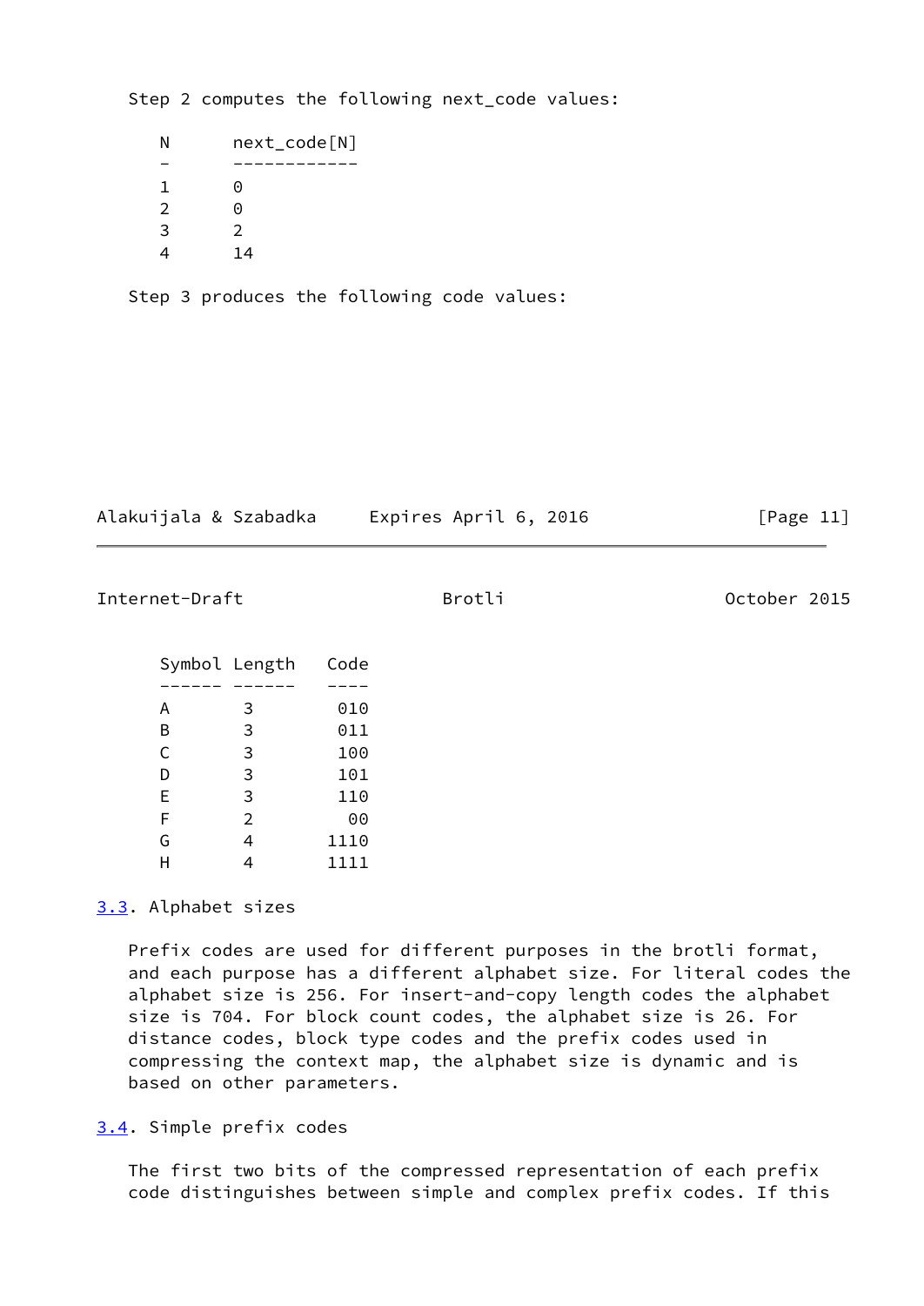Step 2 computes the following next_code values:

| N | next_code[N] |
|---|---|
| 1 | 0 |
| 2 | 0 |
| 3 | 2 |
| 4 | 14 |

Step 3 produces the following code values:

| Symbol | Length | Code |
|---|---|---|
| A | 3 | 010 |
| B | 3 | 011 |
| C | 3 | 100 |
| D | 3 | 101 |
| E | 3 | 110 |
| F | 2 | 00 |
| G | 4 | 1110 |
| H | 4 | 1111 |

## 3.3. Alphabet sizes

Prefix codes are used for different purposes in the brotli format, and each purpose has a different alphabet size. For literal codes the alphabet size is 256. For insert-and-copy length codes the alphabet size is 704. For block count codes, the alphabet size is 26. For distance codes, block type codes and the prefix codes used in compressing the context map, the alphabet size is dynamic and is based on other parameters.

## 3.4. Simple prefix codes

The first two bits of the compressed representation of each prefix code distinguishes between simple and complex prefix codes. If this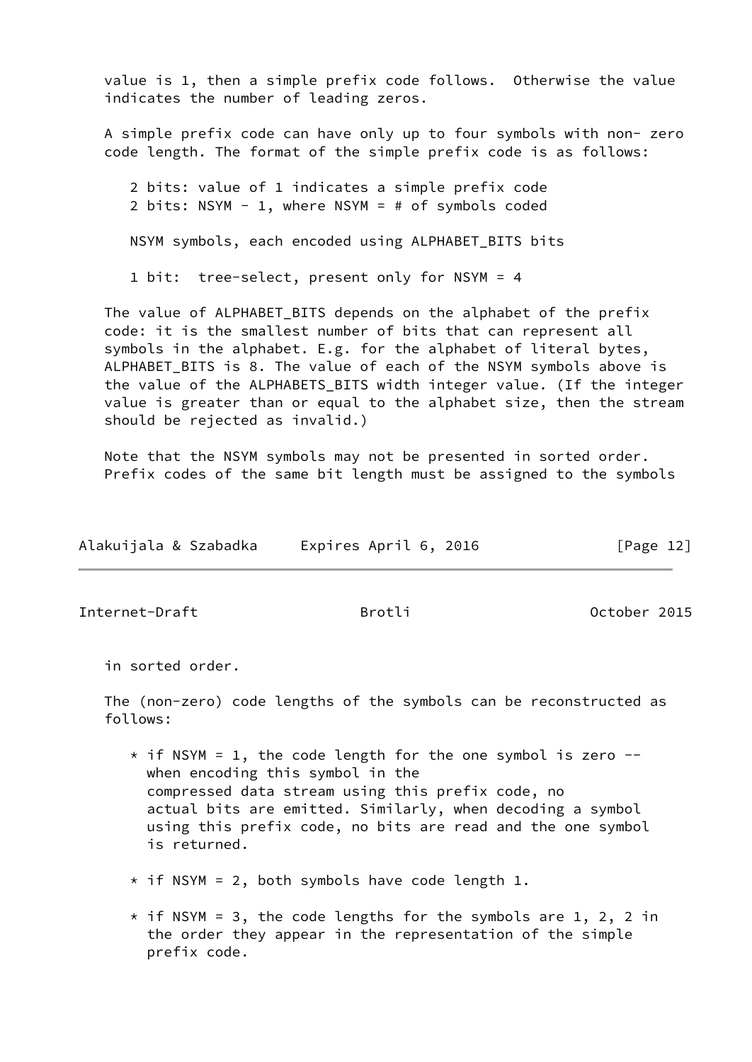value is 1, then a simple prefix code follows. Otherwise the value indicates the number of leading zeros.

A simple prefix code can have only up to four symbols with non- zero code length. The format of the simple prefix code is as follows:

```
2 bits: value of 1 indicates a simple prefix code
2 bits: NSYM - 1, where NSYM = # of symbols coded

NSYM symbols, each encoded using ALPHABET_BITS bits

1 bit:  tree-select, present only for NSYM = 4
```

The value of ALPHABET_BITS depends on the alphabet of the prefix code: it is the smallest number of bits that can represent all symbols in the alphabet. E.g. for the alphabet of literal bytes, ALPHABET_BITS is 8. The value of each of the NSYM symbols above is the value of the ALPHABETS_BITS width integer value. (If the integer value is greater than or equal to the alphabet size, then the stream should be rejected as invalid.)

Note that the NSYM symbols may not be presented in sorted order. Prefix codes of the same bit length must be assigned to the symbols in sorted order.

The (non-zero) code lengths of the symbols can be reconstructed as follows:

* if NSYM = 1, the code length for the one symbol is zero -- when encoding this symbol in the compressed data stream using this prefix code, no actual bits are emitted. Similarly, when decoding a symbol using this prefix code, no bits are read and the one symbol is returned.

* if NSYM = 2, both symbols have code length 1.

* if NSYM = 3, the code lengths for the symbols are 1, 2, 2 in the order they appear in the representation of the simple prefix code.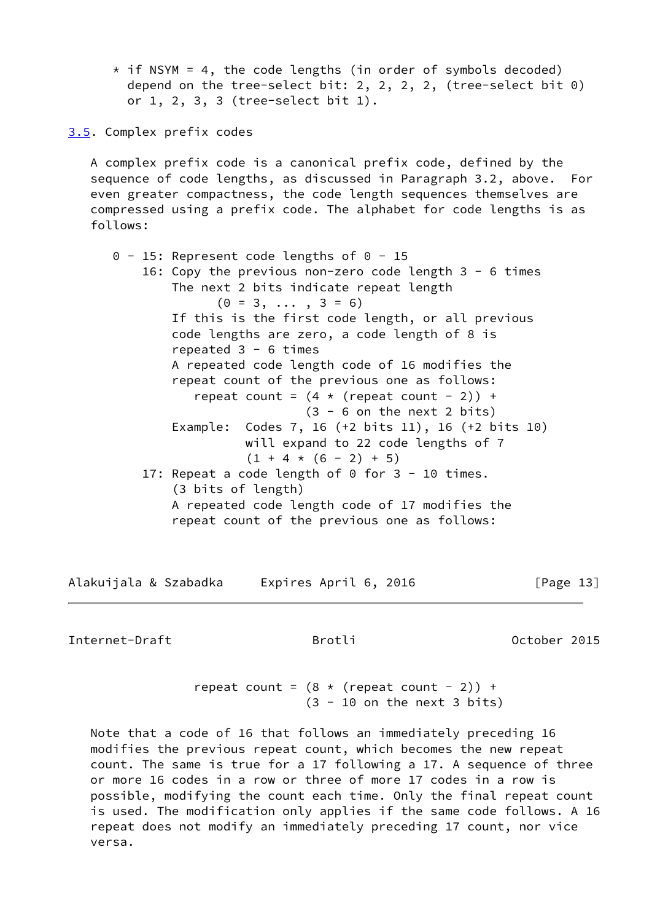* if NSYM = 4, the code lengths (in order of symbols decoded) depend on the tree-select bit: 2, 2, 2, 2, (tree-select bit 0) or 1, 2, 3, 3 (tree-select bit 1).

## 3.5. Complex prefix codes

A complex prefix code is a canonical prefix code, defined by the sequence of code lengths, as discussed in Paragraph 3.2, above. For even greater compactness, the code length sequences themselves are compressed using a prefix code. The alphabet for code lengths is as follows:

```
 0 - 15: Represent code lengths of 0 - 15
     16: Copy the previous non-zero code length 3 - 6 times
         The next 2 bits indicate repeat length
               (0 = 3, ... , 3 = 6)
         If this is the first code length, or all previous
         code lengths are zero, a code length of 8 is
         repeated 3 - 6 times
         A repeated code length code of 16 modifies the
         repeat count of the previous one as follows:
            repeat count = (4 * (repeat count - 2)) +
                           (3 - 6 on the next 2 bits)
         Example:  Codes 7, 16 (+2 bits 11), 16 (+2 bits 10)
                   will expand to 22 code lengths of 7
                   (1 + 4 * (6 - 2) + 5)
     17: Repeat a code length of 0 for 3 - 10 times.
         (3 bits of length)
         A repeated code length code of 17 modifies the
         repeat count of the previous one as follows:
            repeat count = (8 * (repeat count - 2)) +
                           (3 - 10 on the next 3 bits)
```

Note that a code of 16 that follows an immediately preceding 16 modifies the previous repeat count, which becomes the new repeat count. The same is true for a 17 following a 17. A sequence of three or more 16 codes in a row or three of more 17 codes in a row is possible, modifying the count each time. Only the final repeat count is used. The modification only applies if the same code follows. A 16 repeat does not modify an immediately preceding 17 count, nor vice versa.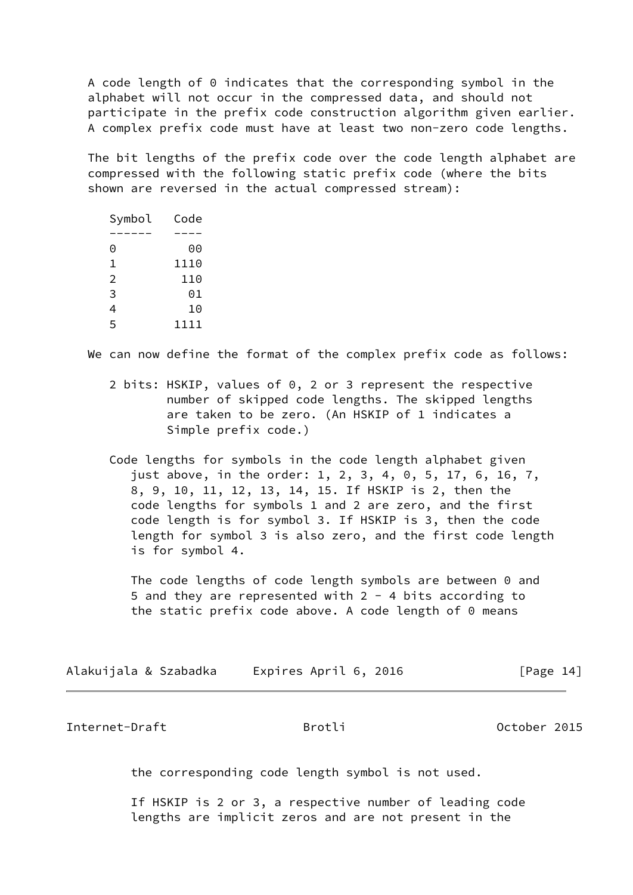A code length of 0 indicates that the corresponding symbol in the alphabet will not occur in the compressed data, and should not participate in the prefix code construction algorithm given earlier. A complex prefix code must have at least two non-zero code lengths.

The bit lengths of the prefix code over the code length alphabet are compressed with the following static prefix code (where the bits shown are reversed in the actual compressed stream):

```
Symbol   Code
------   ----
0          00
1        1110
2         110
3          01
4          10
5        1111
```

We can now define the format of the complex prefix code as follows:

2 bits: HSKIP, values of 0, 2 or 3 represent the respective number of skipped code lengths. The skipped lengths are taken to be zero. (An HSKIP of 1 indicates a Simple prefix code.)

Code lengths for symbols in the code length alphabet given just above, in the order: 1, 2, 3, 4, 0, 5, 17, 6, 16, 7, 8, 9, 10, 11, 12, 13, 14, 15. If HSKIP is 2, then the code lengths for symbols 1 and 2 are zero, and the first code length is for symbol 3. If HSKIP is 3, then the code length for symbol 3 is also zero, and the first code length is for symbol 4.

The code lengths of code length symbols are between 0 and 5 and they are represented with 2 - 4 bits according to the static prefix code above. A code length of 0 means the corresponding code length symbol is not used.

If HSKIP is 2 or 3, a respective number of leading code lengths are implicit zeros and are not present in the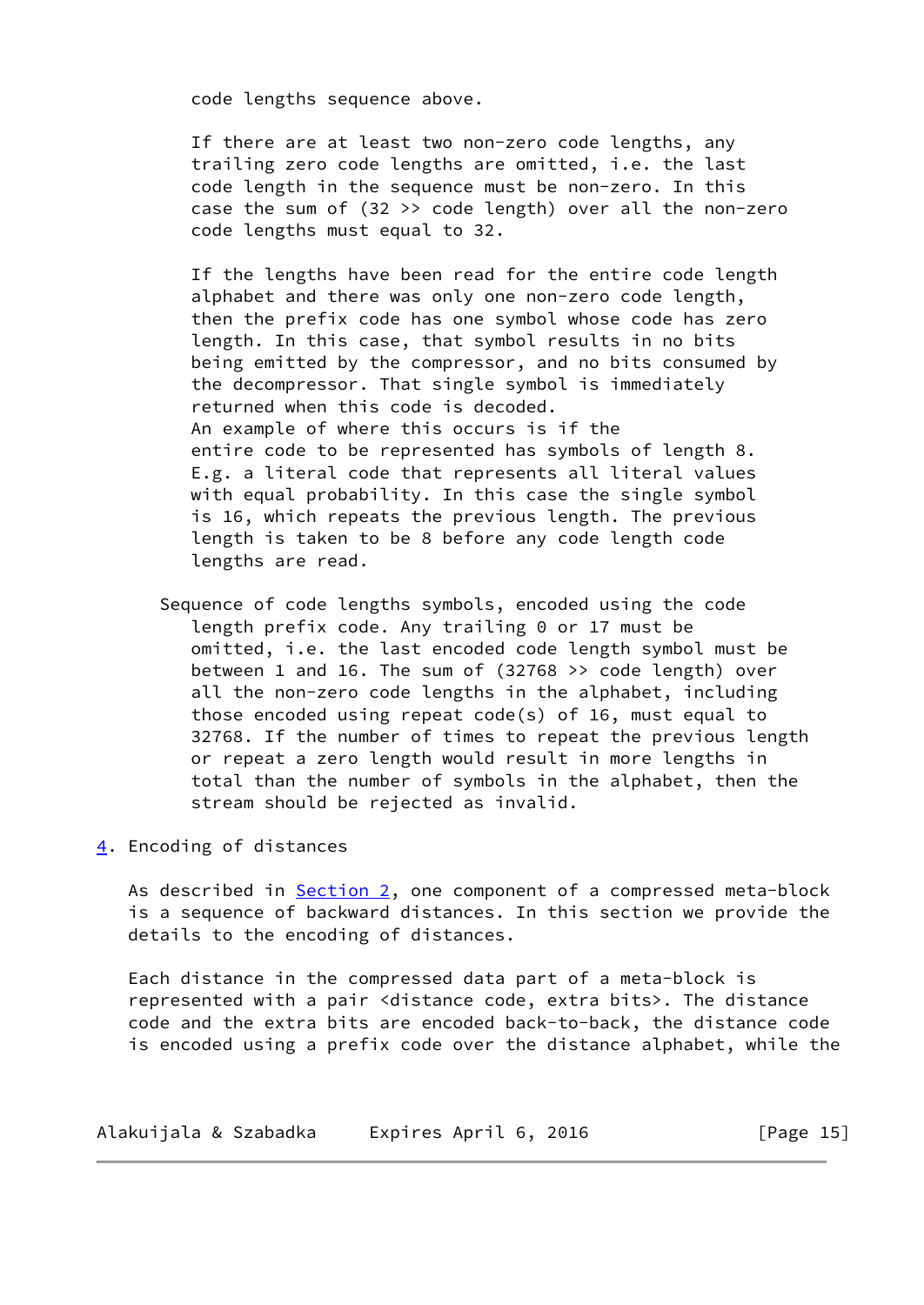code lengths sequence above.

If there are at least two non-zero code lengths, any trailing zero code lengths are omitted, i.e. the last code length in the sequence must be non-zero. In this case the sum of (32 >> code length) over all the non-zero code lengths must equal to 32.

If the lengths have been read for the entire code length alphabet and there was only one non-zero code length, then the prefix code has one symbol whose code has zero length. In this case, that symbol results in no bits being emitted by the compressor, and no bits consumed by the decompressor. That single symbol is immediately returned when this code is decoded. An example of where this occurs is if the entire code to be represented has symbols of length 8. E.g. a literal code that represents all literal values with equal probability. In this case the single symbol is 16, which repeats the previous length. The previous length is taken to be 8 before any code length code lengths are read.

Sequence of code lengths symbols, encoded using the code length prefix code. Any trailing 0 or 17 must be omitted, i.e. the last encoded code length symbol must be between 1 and 16. The sum of (32768 >> code length) over all the non-zero code lengths in the alphabet, including those encoded using repeat code(s) of 16, must equal to 32768. If the number of times to repeat the previous length or repeat a zero length would result in more lengths in total than the number of symbols in the alphabet, then the stream should be rejected as invalid.

## 4. Encoding of distances

As described in Section 2, one component of a compressed meta-block is a sequence of backward distances. In this section we provide the details to the encoding of distances.

Each distance in the compressed data part of a meta-block is represented with a pair <distance code, extra bits>. The distance code and the extra bits are encoded back-to-back, the distance code is encoded using a prefix code over the distance alphabet, while the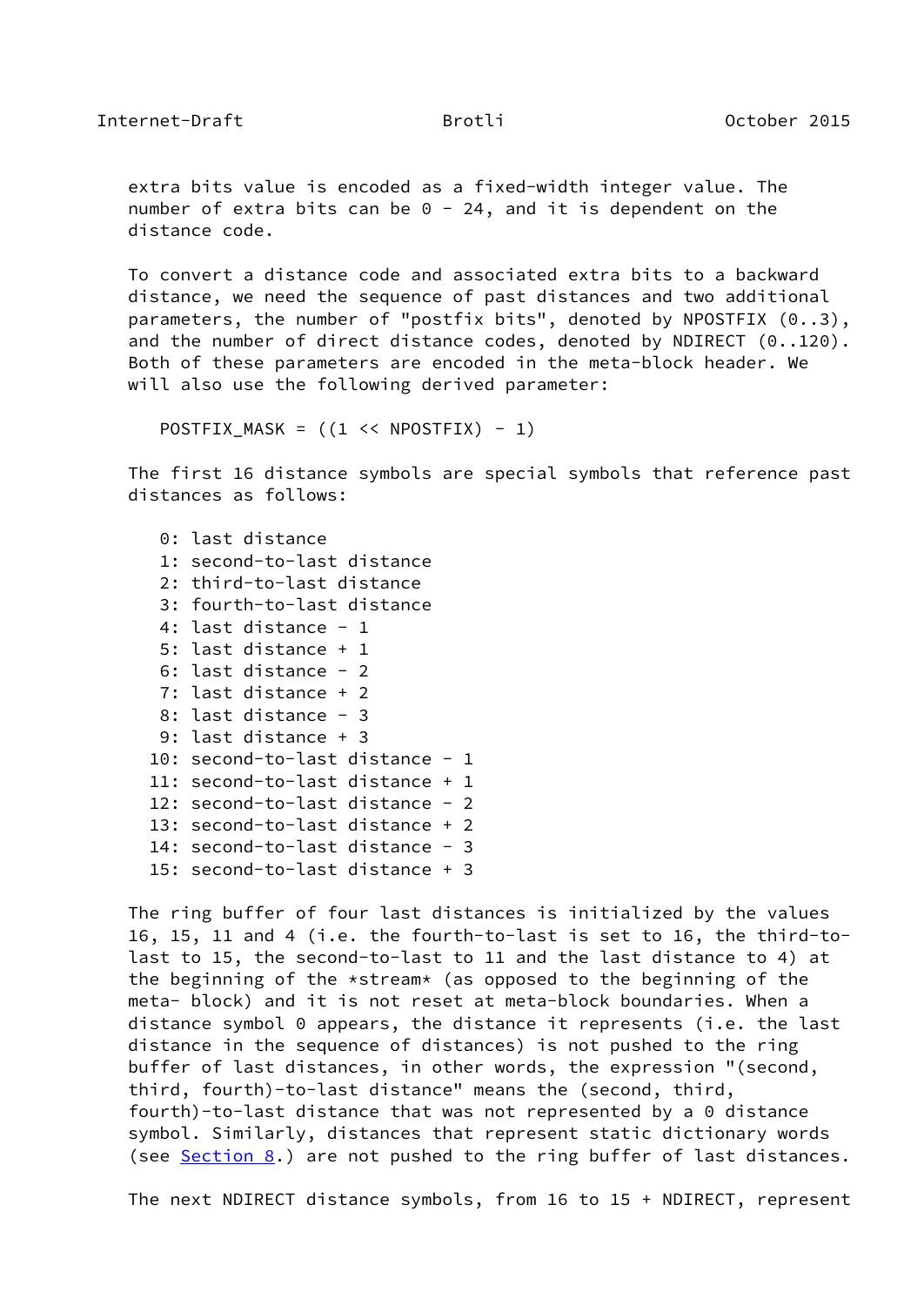extra bits value is encoded as a fixed-width integer value. The number of extra bits can be 0 - 24, and it is dependent on the distance code.

To convert a distance code and associated extra bits to a backward distance, we need the sequence of past distances and two additional parameters, the number of "postfix bits", denoted by NPOSTFIX (0..3), and the number of direct distance codes, denoted by NDIRECT (0..120). Both of these parameters are encoded in the meta-block header. We will also use the following derived parameter:

```
POSTFIX_MASK = ((1 << NPOSTFIX) - 1)
```

The first 16 distance symbols are special symbols that reference past distances as follows:

```
 0: last distance
 1: second-to-last distance
 2: third-to-last distance
 3: fourth-to-last distance
 4: last distance - 1
 5: last distance + 1
 6: last distance - 2
 7: last distance + 2
 8: last distance - 3
 9: last distance + 3
10: second-to-last distance - 1
11: second-to-last distance + 1
12: second-to-last distance - 2
13: second-to-last distance + 2
14: second-to-last distance - 3
15: second-to-last distance + 3
```

The ring buffer of four last distances is initialized by the values 16, 15, 11 and 4 (i.e. the fourth-to-last is set to 16, the third-to-last to 15, the second-to-last to 11 and the last distance to 4) at the beginning of the *stream* (as opposed to the beginning of the meta- block) and it is not reset at meta-block boundaries. When a distance symbol 0 appears, the distance it represents (i.e. the last distance in the sequence of distances) is not pushed to the ring buffer of last distances, in other words, the expression "(second, third, fourth)-to-last distance" means the (second, third, fourth)-to-last distance that was not represented by a 0 distance symbol. Similarly, distances that represent static dictionary words (see Section 8.) are not pushed to the ring buffer of last distances.

The next NDIRECT distance symbols, from 16 to 15 + NDIRECT, represent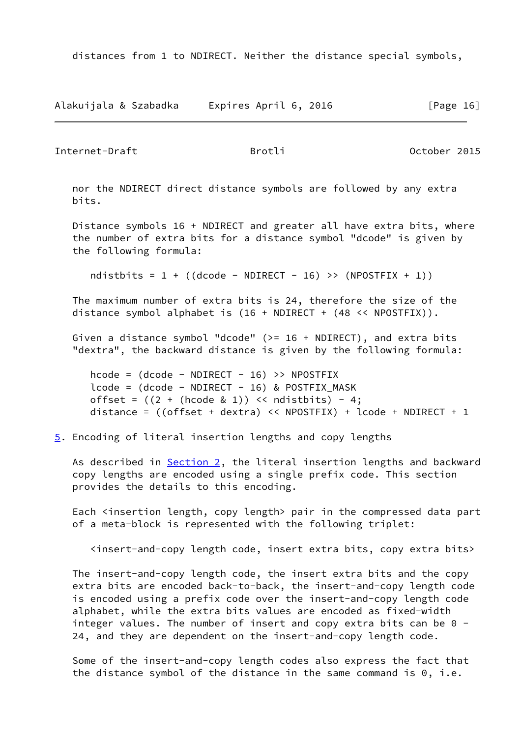distances from 1 to NDIRECT. Neither the distance special symbols, nor the NDIRECT direct distance symbols are followed by any extra bits.

Distance symbols 16 + NDIRECT and greater all have extra bits, where the number of extra bits for a distance symbol "dcode" is given by the following formula:

```
ndistbits = 1 + ((dcode - NDIRECT - 16) >> (NPOSTFIX + 1))
```

The maximum number of extra bits is 24, therefore the size of the distance symbol alphabet is (16 + NDIRECT + (48 << NPOSTFIX)).

Given a distance symbol "dcode" (>= 16 + NDIRECT), and extra bits "dextra", the backward distance is given by the following formula:

```
hcode = (dcode - NDIRECT - 16) >> NPOSTFIX
lcode = (dcode - NDIRECT - 16) & POSTFIX_MASK
offset = ((2 + (hcode & 1)) << ndistbits) - 4;
distance = ((offset + dextra) << NPOSTFIX) + lcode + NDIRECT + 1
```

## 5. Encoding of literal insertion lengths and copy lengths

As described in Section 2, the literal insertion lengths and backward copy lengths are encoded using a single prefix code. This section provides the details to this encoding.

Each <insertion length, copy length> pair in the compressed data part of a meta-block is represented with the following triplet:

```
<insert-and-copy length code, insert extra bits, copy extra bits>
```

The insert-and-copy length code, the insert extra bits and the copy extra bits are encoded back-to-back, the insert-and-copy length code is encoded using a prefix code over the insert-and-copy length code alphabet, while the extra bits values are encoded as fixed-width integer values. The number of insert and copy extra bits can be 0 - 24, and they are dependent on the insert-and-copy length code.

Some of the insert-and-copy length codes also express the fact that the distance symbol of the distance in the same command is 0, i.e.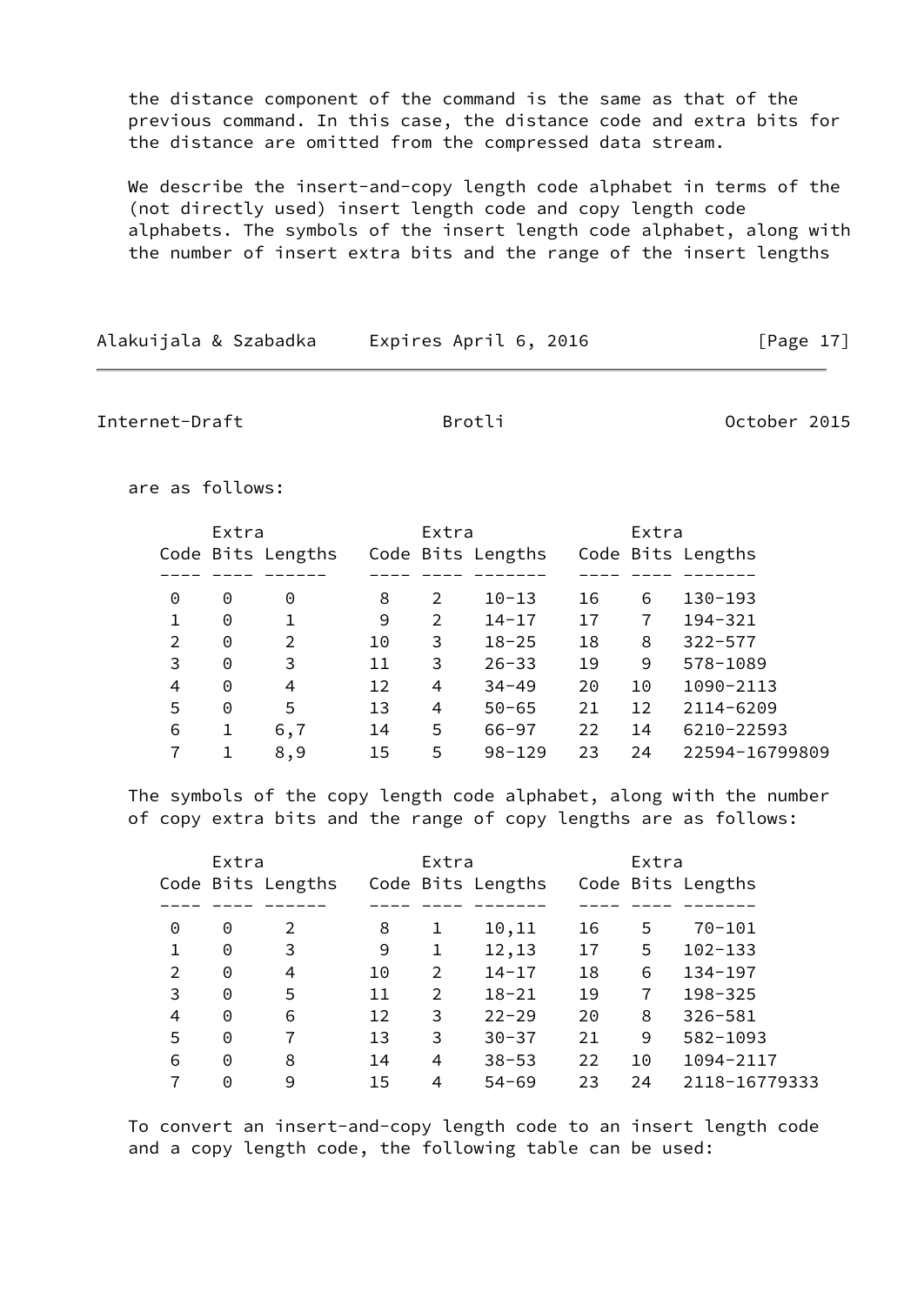the distance component of the command is the same as that of the previous command. In this case, the distance code and extra bits for the distance are omitted from the compressed data stream.

We describe the insert-and-copy length code alphabet in terms of the (not directly used) insert length code and copy length code alphabets. The symbols of the insert length code alphabet, along with the number of insert extra bits and the range of the insert lengths are as follows:

| Code | Extra Bits | Lengths | Code | Extra Bits | Lengths | Code | Extra Bits | Lengths |
|---|---|---|---|---|---|---|---|---|
| 0 | 0 | 0 | 8 | 2 | 10-13 | 16 | 6 | 130-193 |
| 1 | 0 | 1 | 9 | 2 | 14-17 | 17 | 7 | 194-321 |
| 2 | 0 | 2 | 10 | 3 | 18-25 | 18 | 8 | 322-577 |
| 3 | 0 | 3 | 11 | 3 | 26-33 | 19 | 9 | 578-1089 |
| 4 | 0 | 4 | 12 | 4 | 34-49 | 20 | 10 | 1090-2113 |
| 5 | 0 | 5 | 13 | 4 | 50-65 | 21 | 12 | 2114-6209 |
| 6 | 1 | 6,7 | 14 | 5 | 66-97 | 22 | 14 | 6210-22593 |
| 7 | 1 | 8,9 | 15 | 5 | 98-129 | 23 | 24 | 22594-16799809 |

The symbols of the copy length code alphabet, along with the number of copy extra bits and the range of copy lengths are as follows:

| Code | Extra Bits | Lengths | Code | Extra Bits | Lengths | Code | Extra Bits | Lengths |
|---|---|---|---|---|---|---|---|---|
| 0 | 0 | 2 | 8 | 1 | 10,11 | 16 | 5 | 70-101 |
| 1 | 0 | 3 | 9 | 1 | 12,13 | 17 | 5 | 102-133 |
| 2 | 0 | 4 | 10 | 2 | 14-17 | 18 | 6 | 134-197 |
| 3 | 0 | 5 | 11 | 2 | 18-21 | 19 | 7 | 198-325 |
| 4 | 0 | 6 | 12 | 3 | 22-29 | 20 | 8 | 326-581 |
| 5 | 0 | 7 | 13 | 3 | 30-37 | 21 | 9 | 582-1093 |
| 6 | 0 | 8 | 14 | 4 | 38-53 | 22 | 10 | 1094-2117 |
| 7 | 0 | 9 | 15 | 4 | 54-69 | 23 | 24 | 2118-16779333 |

To convert an insert-and-copy length code to an insert length code and a copy length code, the following table can be used: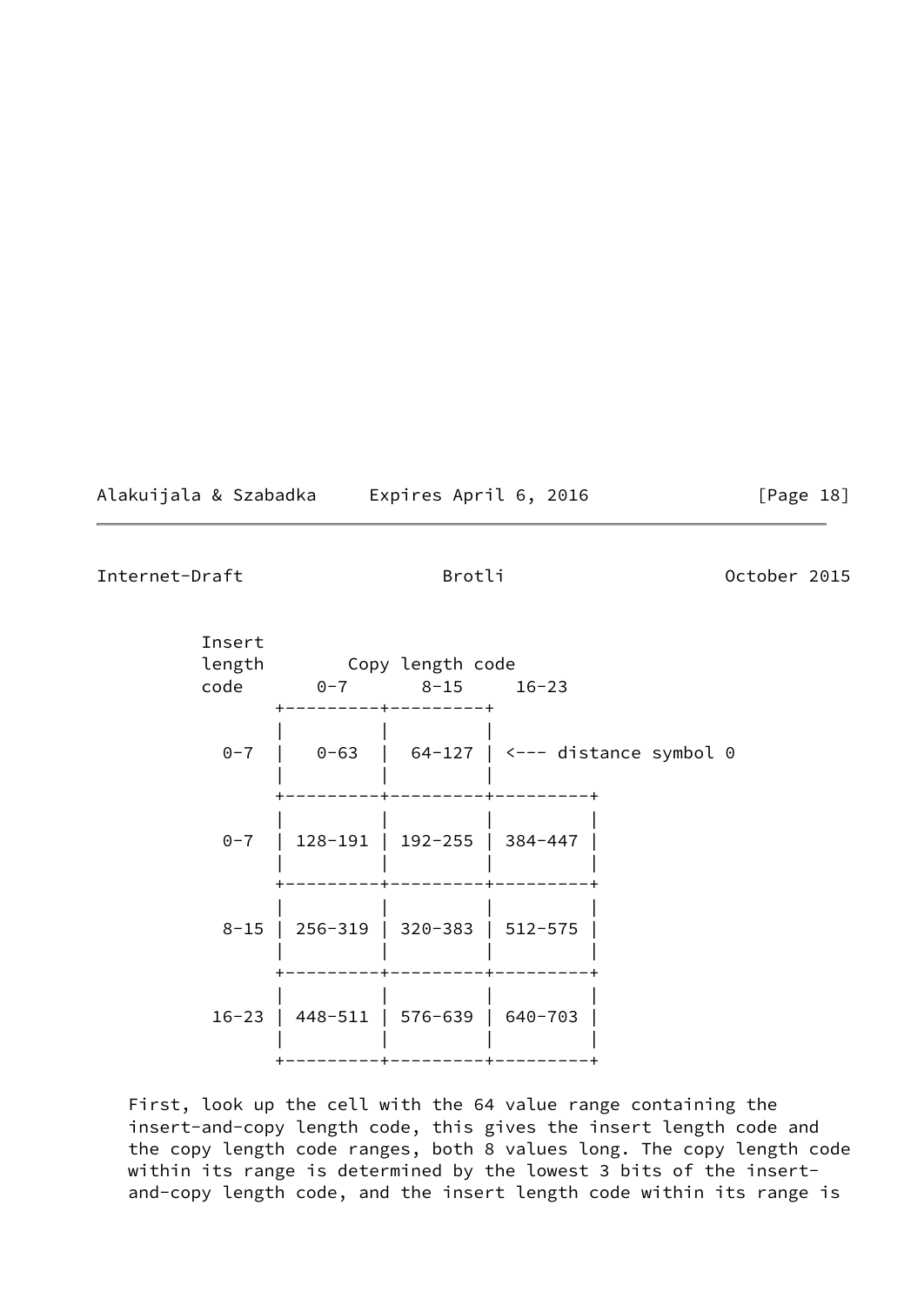```
         Insert
         length        Copy length code
         code       0-7       8-15     16-23
              +---------+---------+
              |         |         |
          0-7 |   0-63  |  64-127 | <--- distance symbol 0
              |         |         |
              +---------+---------+---------+
              |         |         |         |
          0-7 | 128-191 | 192-255 | 384-447 |
              |         |         |         |
              +---------+---------+---------+
              |         |         |         |
         8-15 | 256-319 | 320-383 | 512-575 |
              |         |         |         |
              +---------+---------+---------+
              |         |         |         |
        16-23 | 448-511 | 576-639 | 640-703 |
              |         |         |         |
              +---------+---------+---------+
```

First, look up the cell with the 64 value range containing the insert-and-copy length code, this gives the insert length code and the copy length code ranges, both 8 values long. The copy length code within its range is determined by the lowest 3 bits of the insert-and-copy length code, and the insert length code within its range is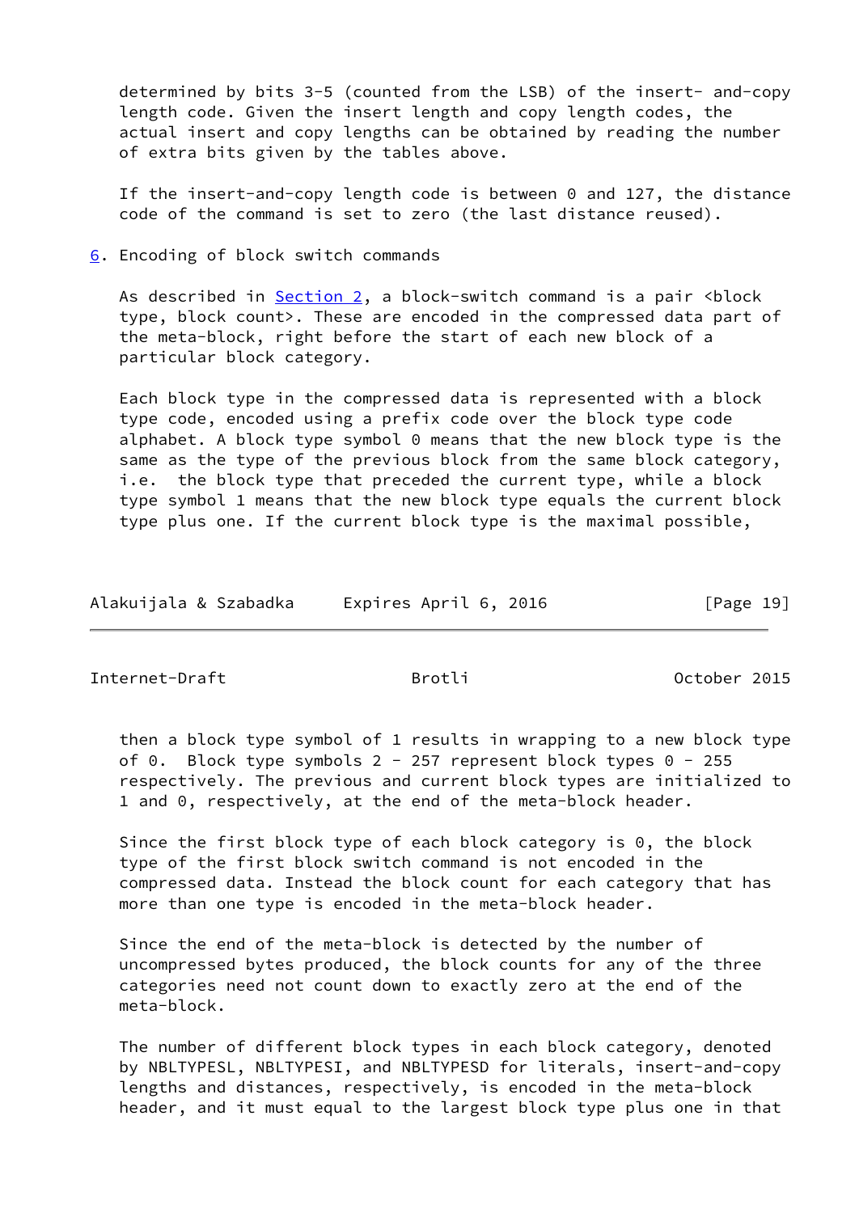determined by bits 3-5 (counted from the LSB) of the insert- and-copy length code. Given the insert length and copy length codes, the actual insert and copy lengths can be obtained by reading the number of extra bits given by the tables above.

If the insert-and-copy length code is between 0 and 127, the distance code of the command is set to zero (the last distance reused).

## 6. Encoding of block switch commands

As described in Section 2, a block-switch command is a pair <block type, block count>. These are encoded in the compressed data part of the meta-block, right before the start of each new block of a particular block category.

Each block type in the compressed data is represented with a block type code, encoded using a prefix code over the block type code alphabet. A block type symbol 0 means that the new block type is the same as the type of the previous block from the same block category, i.e. the block type that preceded the current type, while a block type symbol 1 means that the new block type equals the current block type plus one. If the current block type is the maximal possible, then a block type symbol of 1 results in wrapping to a new block type of 0. Block type symbols 2 - 257 represent block types 0 - 255 respectively. The previous and current block types are initialized to 1 and 0, respectively, at the end of the meta-block header.

Since the first block type of each block category is 0, the block type of the first block switch command is not encoded in the compressed data. Instead the block count for each category that has more than one type is encoded in the meta-block header.

Since the end of the meta-block is detected by the number of uncompressed bytes produced, the block counts for any of the three categories need not count down to exactly zero at the end of the meta-block.

The number of different block types in each block category, denoted by NBLTYPESL, NBLTYPESI, and NBLTYPESD for literals, insert-and-copy lengths and distances, respectively, is encoded in the meta-block header, and it must equal to the largest block type plus one in that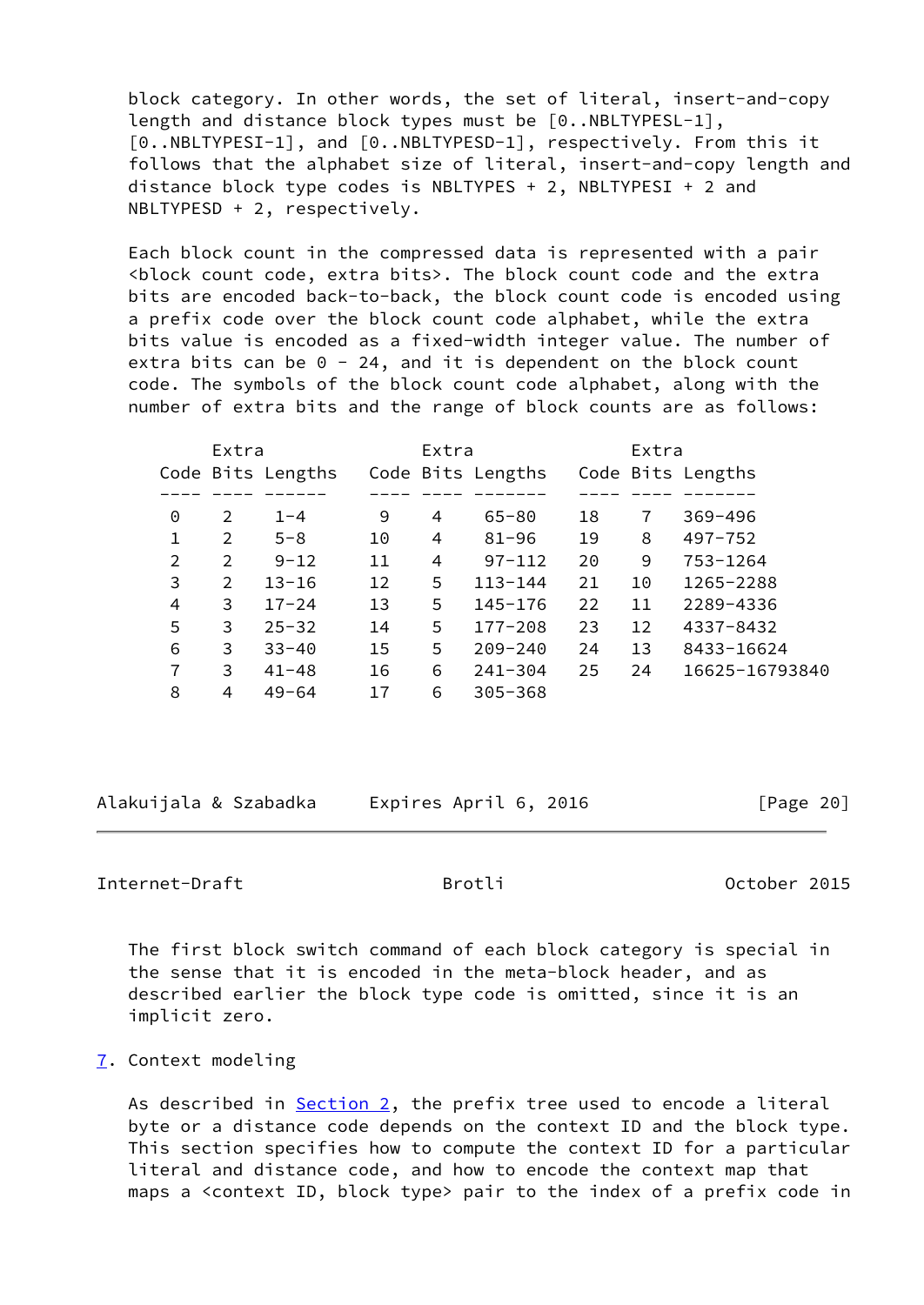block category. In other words, the set of literal, insert-and-copy length and distance block types must be [0..NBLTYPESL-1], [0..NBLTYPESI-1], and [0..NBLTYPESD-1], respectively. From this it follows that the alphabet size of literal, insert-and-copy length and distance block type codes is NBLTYPES + 2, NBLTYPESI + 2 and NBLTYPESD + 2, respectively.

Each block count in the compressed data is represented with a pair <block count code, extra bits>. The block count code and the extra bits are encoded back-to-back, the block count code is encoded using a prefix code over the block count code alphabet, while the extra bits value is encoded as a fixed-width integer value. The number of extra bits can be 0 - 24, and it is dependent on the block count code. The symbols of the block count code alphabet, along with the number of extra bits and the range of block counts are as follows:

```
     Extra              Extra              Extra
Code Bits Lengths  Code Bits Lengths  Code Bits Lengths
---- ---- ------   ---- ---- -------  ---- ---- -------
 0    2    1-4      9    4    65-80    18    7   369-496
 1    2    5-8     10    4    81-96    19    8   497-752
 2    2    9-12    11    4    97-112   20    9   753-1264
 3    2   13-16    12    5   113-144   21   10   1265-2288
 4    3   17-24    13    5   145-176   22   11   2289-4336
 5    3   25-32    14    5   177-208   23   12   4337-8432
 6    3   33-40    15    5   209-240   24   13   8433-16624
 7    3   41-48    16    6   241-304   25   24   16625-16793840
 8    4   49-64    17    6   305-368
```

The first block switch command of each block category is special in the sense that it is encoded in the meta-block header, and as described earlier the block type code is omitted, since it is an implicit zero.

## 7. Context modeling

As described in Section 2, the prefix tree used to encode a literal byte or a distance code depends on the context ID and the block type. This section specifies how to compute the context ID for a particular literal and distance code, and how to encode the context map that maps a <context ID, block type> pair to the index of a prefix code in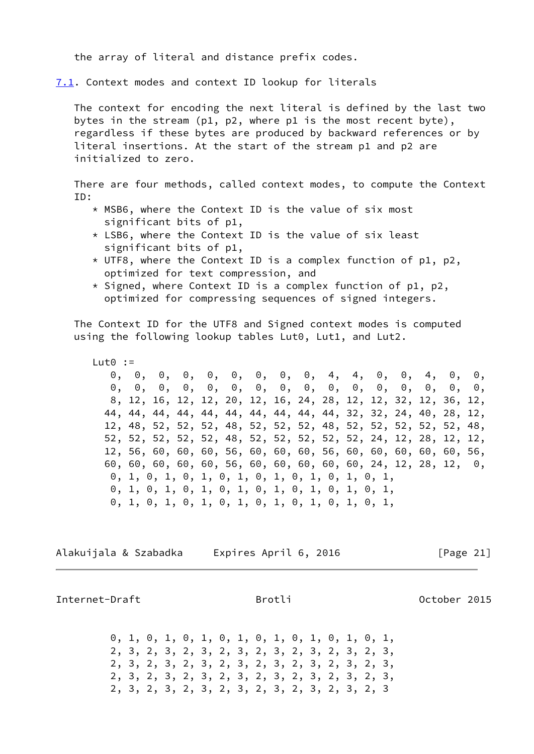the array of literal and distance prefix codes.

## 7.1. Context modes and context ID lookup for literals

The context for encoding the next literal is defined by the last two bytes in the stream (p1, p2, where p1 is the most recent byte), regardless if these bytes are produced by backward references or by literal insertions. At the start of the stream p1 and p2 are initialized to zero.

There are four methods, called context modes, to compute the Context ID:

* MSB6, where the Context ID is the value of six most significant bits of p1,
* LSB6, where the Context ID is the value of six least significant bits of p1,
* UTF8, where the Context ID is a complex function of p1, p2, optimized for text compression, and
* Signed, where Context ID is a complex function of p1, p2, optimized for compressing sequences of signed integers.

The Context ID for the UTF8 and Signed context modes is computed using the following lookup tables Lut0, Lut1, and Lut2.

```
Lut0 :=
   0,  0,  0,  0,  0,  0,  0,  0,  0,  4,  4,  0,  0,  4,  0,  0,
   0,  0,  0,  0,  0,  0,  0,  0,  0,  0,  0,  0,  0,  0,  0,  0,
   8, 12, 16, 12, 12, 20, 12, 16, 24, 28, 12, 12, 32, 12, 36, 12,
  44, 44, 44, 44, 44, 44, 44, 44, 44, 44, 32, 32, 24, 40, 28, 12,
  12, 48, 52, 52, 52, 48, 52, 52, 52, 48, 52, 52, 52, 52, 52, 48,
  52, 52, 52, 52, 52, 48, 52, 52, 52, 52, 52, 24, 12, 28, 12, 12,
  12, 56, 60, 60, 60, 56, 60, 60, 60, 56, 60, 60, 60, 60, 60, 56,
  60, 60, 60, 60, 60, 56, 60, 60, 60, 60, 60, 24, 12, 28, 12,  0,
   0, 1, 0, 1, 0, 1, 0, 1, 0, 1, 0, 1, 0, 1, 0, 1,
   0, 1, 0, 1, 0, 1, 0, 1, 0, 1, 0, 1, 0, 1, 0, 1,
   0, 1, 0, 1, 0, 1, 0, 1, 0, 1, 0, 1, 0, 1, 0, 1,
   0, 1, 0, 1, 0, 1, 0, 1, 0, 1, 0, 1, 0, 1, 0, 1,
   2, 3, 2, 3, 2, 3, 2, 3, 2, 3, 2, 3, 2, 3, 2, 3,
   2, 3, 2, 3, 2, 3, 2, 3, 2, 3, 2, 3, 2, 3, 2, 3,
   2, 3, 2, 3, 2, 3, 2, 3, 2, 3, 2, 3, 2, 3, 2, 3,
   2, 3, 2, 3, 2, 3, 2, 3, 2, 3, 2, 3, 2, 3, 2, 3
```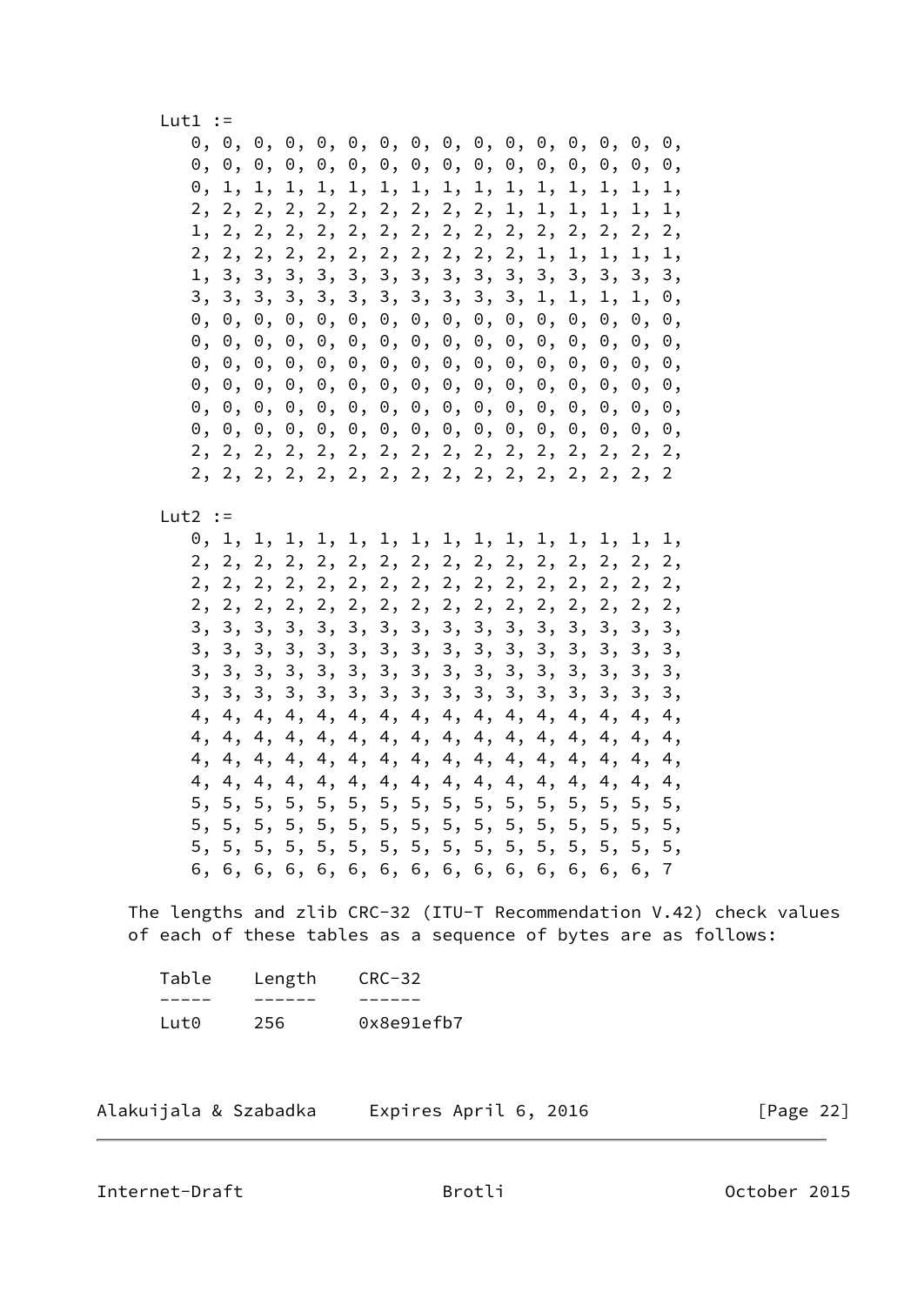```
   Lut1 :=
      0, 0, 0, 0, 0, 0, 0, 0, 0, 0, 0, 0, 0, 0, 0, 0,
      0, 0, 0, 0, 0, 0, 0, 0, 0, 0, 0, 0, 0, 0, 0, 0,
      0, 1, 1, 1, 1, 1, 1, 1, 1, 1, 1, 1, 1, 1, 1, 1,
      2, 2, 2, 2, 2, 2, 2, 2, 2, 2, 1, 1, 1, 1, 1, 1,
      1, 2, 2, 2, 2, 2, 2, 2, 2, 2, 2, 2, 2, 2, 2, 2,
      2, 2, 2, 2, 2, 2, 2, 2, 2, 2, 2, 1, 1, 1, 1, 1,
      1, 3, 3, 3, 3, 3, 3, 3, 3, 3, 3, 3, 3, 3, 3, 3,
      3, 3, 3, 3, 3, 3, 3, 3, 3, 3, 3, 1, 1, 1, 1, 0,
      0, 0, 0, 0, 0, 0, 0, 0, 0, 0, 0, 0, 0, 0, 0, 0,
      0, 0, 0, 0, 0, 0, 0, 0, 0, 0, 0, 0, 0, 0, 0, 0,
      0, 0, 0, 0, 0, 0, 0, 0, 0, 0, 0, 0, 0, 0, 0, 0,
      0, 0, 0, 0, 0, 0, 0, 0, 0, 0, 0, 0, 0, 0, 0, 0,
      0, 0, 0, 0, 0, 0, 0, 0, 0, 0, 0, 0, 0, 0, 0, 0,
      0, 0, 0, 0, 0, 0, 0, 0, 0, 0, 0, 0, 0, 0, 0, 0,
      2, 2, 2, 2, 2, 2, 2, 2, 2, 2, 2, 2, 2, 2, 2, 2,
      2, 2, 2, 2, 2, 2, 2, 2, 2, 2, 2, 2, 2, 2, 2, 2

   Lut2 :=
      0, 1, 1, 1, 1, 1, 1, 1, 1, 1, 1, 1, 1, 1, 1, 1,
      2, 2, 2, 2, 2, 2, 2, 2, 2, 2, 2, 2, 2, 2, 2, 2,
      2, 2, 2, 2, 2, 2, 2, 2, 2, 2, 2, 2, 2, 2, 2, 2,
      2, 2, 2, 2, 2, 2, 2, 2, 2, 2, 2, 2, 2, 2, 2, 2,
      3, 3, 3, 3, 3, 3, 3, 3, 3, 3, 3, 3, 3, 3, 3, 3,
      3, 3, 3, 3, 3, 3, 3, 3, 3, 3, 3, 3, 3, 3, 3, 3,
      3, 3, 3, 3, 3, 3, 3, 3, 3, 3, 3, 3, 3, 3, 3, 3,
      3, 3, 3, 3, 3, 3, 3, 3, 3, 3, 3, 3, 3, 3, 3, 3,
      4, 4, 4, 4, 4, 4, 4, 4, 4, 4, 4, 4, 4, 4, 4, 4,
      4, 4, 4, 4, 4, 4, 4, 4, 4, 4, 4, 4, 4, 4, 4, 4,
      4, 4, 4, 4, 4, 4, 4, 4, 4, 4, 4, 4, 4, 4, 4, 4,
      4, 4, 4, 4, 4, 4, 4, 4, 4, 4, 4, 4, 4, 4, 4, 4,
      5, 5, 5, 5, 5, 5, 5, 5, 5, 5, 5, 5, 5, 5, 5, 5,
      5, 5, 5, 5, 5, 5, 5, 5, 5, 5, 5, 5, 5, 5, 5, 5,
      5, 5, 5, 5, 5, 5, 5, 5, 5, 5, 5, 5, 5, 5, 5, 5,
      6, 6, 6, 6, 6, 6, 6, 6, 6, 6, 6, 6, 6, 6, 6, 7
```

The lengths and zlib CRC-32 (ITU-T Recommendation V.42) check values of each of these tables as a sequence of bytes are as follows:

| Table | Length | CRC-32 |
|---|---|---|
| Lut0 | 256 | 0x8e91efb7 |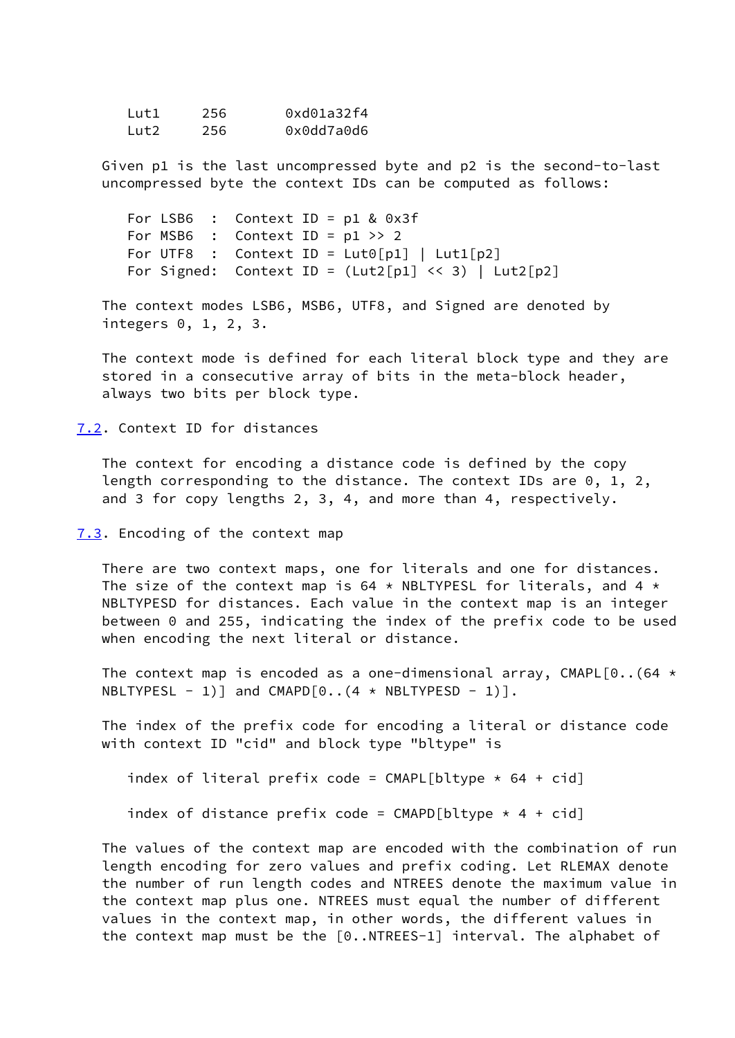```
Lut1     256       0xd01a32f4
Lut2     256       0x0dd7a0d6
```

Given p1 is the last uncompressed byte and p2 is the second-to-last uncompressed byte the context IDs can be computed as follows:

```
For LSB6   :  Context ID = p1 & 0x3f
For MSB6   :  Context ID = p1 >> 2
For UTF8   :  Context ID = Lut0[p1] | Lut1[p2]
For Signed:  Context ID = (Lut2[p1] << 3) | Lut2[p2]
```

The context modes LSB6, MSB6, UTF8, and Signed are denoted by integers 0, 1, 2, 3.

The context mode is defined for each literal block type and they are stored in a consecutive array of bits in the meta-block header, always two bits per block type.

### 7.2. Context ID for distances

The context for encoding a distance code is defined by the copy length corresponding to the distance. The context IDs are 0, 1, 2, and 3 for copy lengths 2, 3, 4, and more than 4, respectively.

### 7.3. Encoding of the context map

There are two context maps, one for literals and one for distances. The size of the context map is 64 * NBLTYPESL for literals, and 4 * NBLTYPESD for distances. Each value in the context map is an integer between 0 and 255, indicating the index of the prefix code to be used when encoding the next literal or distance.

The context map is encoded as a one-dimensional array, CMAPL[0..(64 * NBLTYPESL - 1)] and CMAPD[0..(4 * NBLTYPESD - 1)].

The index of the prefix code for encoding a literal or distance code with context ID "cid" and block type "bltype" is

```
index of literal prefix code = CMAPL[bltype * 64 + cid]

index of distance prefix code = CMAPD[bltype * 4 + cid]
```

The values of the context map are encoded with the combination of run length encoding for zero values and prefix coding. Let RLEMAX denote the number of run length codes and NTREES denote the maximum value in the context map plus one. NTREES must equal the number of different values in the context map, in other words, the different values in the context map must be the [0..NTREES-1] interval. The alphabet of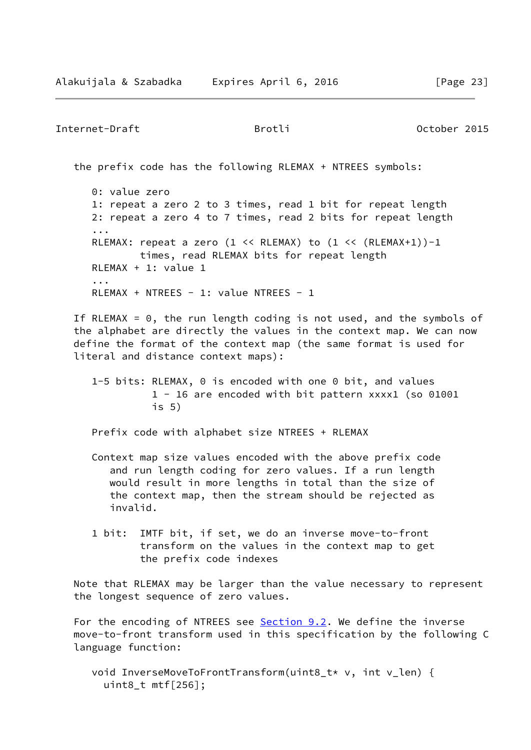the prefix code has the following RLEMAX + NTREES symbols:

```
   0: value zero
   1: repeat a zero 2 to 3 times, read 1 bit for repeat length
   2: repeat a zero 4 to 7 times, read 2 bits for repeat length
   ...
   RLEMAX: repeat a zero (1 << RLEMAX) to (1 << (RLEMAX+1))-1
           times, read RLEMAX bits for repeat length
   RLEMAX + 1: value 1
   ...
   RLEMAX + NTREES - 1: value NTREES - 1
```

If RLEMAX = 0, the run length coding is not used, and the symbols of the alphabet are directly the values in the context map. We can now define the format of the context map (the same format is used for literal and distance context maps):

```
   1-5 bits: RLEMAX, 0 is encoded with one 0 bit, and values
             1 - 16 are encoded with bit pattern xxxx1 (so 01001
             is 5)

   Prefix code with alphabet size NTREES + RLEMAX

   Context map size values encoded with the above prefix code
      and run length coding for zero values. If a run length
      would result in more lengths in total than the size of
      the context map, then the stream should be rejected as
      invalid.

   1 bit:  IMTF bit, if set, we do an inverse move-to-front
           transform on the values in the context map to get
           the prefix code indexes
```

Note that RLEMAX may be larger than the value necessary to represent the longest sequence of zero values.

For the encoding of NTREES see Section 9.2. We define the inverse move-to-front transform used in this specification by the following C language function:

```
   void InverseMoveToFrontTransform(uint8_t* v, int v_len) {
     uint8_t mtf[256];
```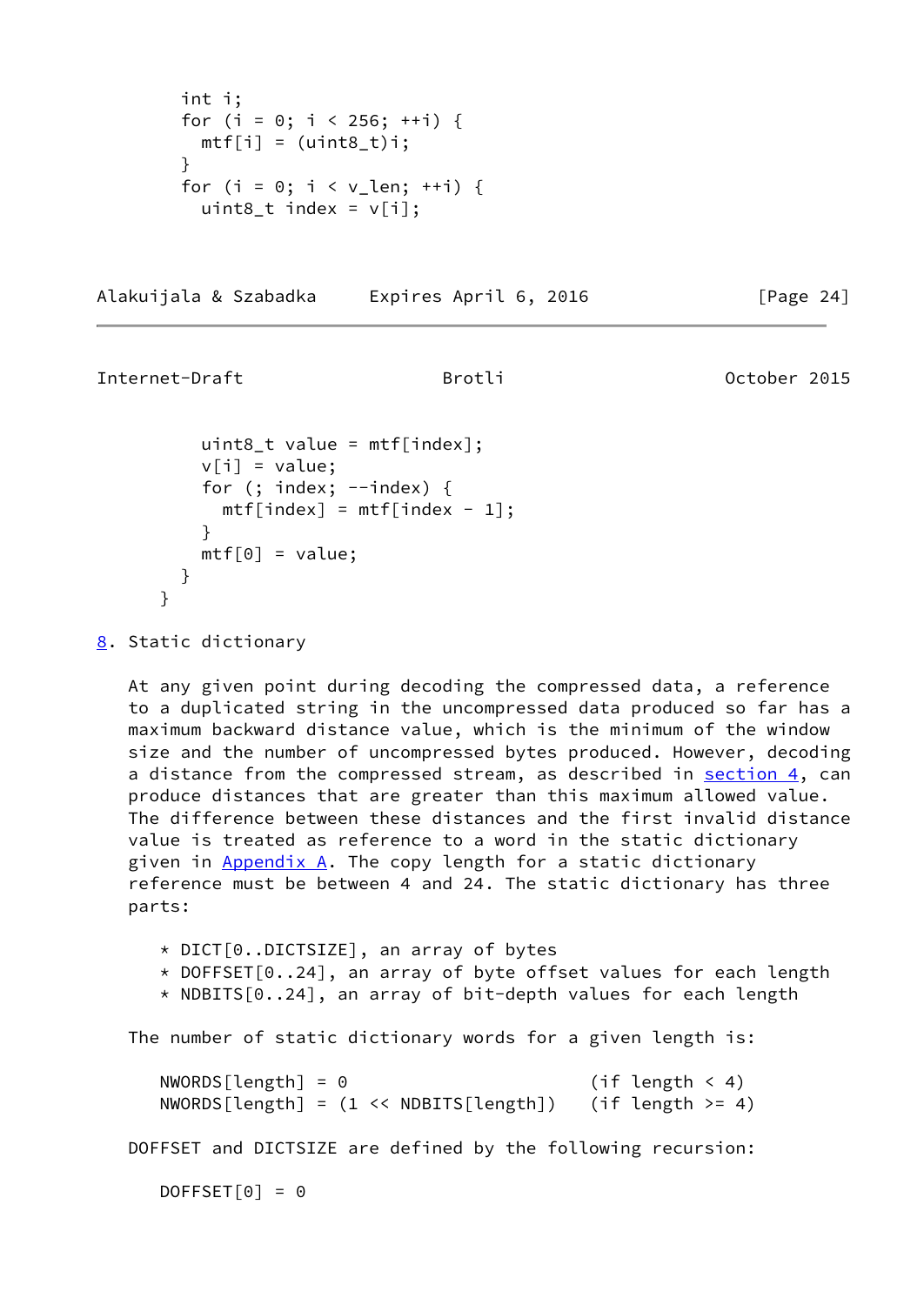```
      int i;
      for (i = 0; i < 256; ++i) {
        mtf[i] = (uint8_t)i;
      }
      for (i = 0; i < v_len; ++i) {
        uint8_t index = v[i];
        uint8_t value = mtf[index];
        v[i] = value;
        for (; index; --index) {
          mtf[index] = mtf[index - 1];
        }
        mtf[0] = value;
      }
    }
```

## 8. Static dictionary

At any given point during decoding the compressed data, a reference to a duplicated string in the uncompressed data produced so far has a maximum backward distance value, which is the minimum of the window size and the number of uncompressed bytes produced. However, decoding a distance from the compressed stream, as described in section 4, can produce distances that are greater than this maximum allowed value. The difference between these distances and the first invalid distance value is treated as reference to a word in the static dictionary given in Appendix A. The copy length for a static dictionary reference must be between 4 and 24. The static dictionary has three parts:

* DICT[0..DICTSIZE], an array of bytes
* DOFFSET[0..24], an array of byte offset values for each length
* NDBITS[0..24], an array of bit-depth values for each length

The number of static dictionary words for a given length is:

```
NWORDS[length] = 0                      (if length < 4)
NWORDS[length] = (1 << NDBITS[length])  (if length >= 4)
```

DOFFSET and DICTSIZE are defined by the following recursion:

```
DOFFSET[0] = 0
```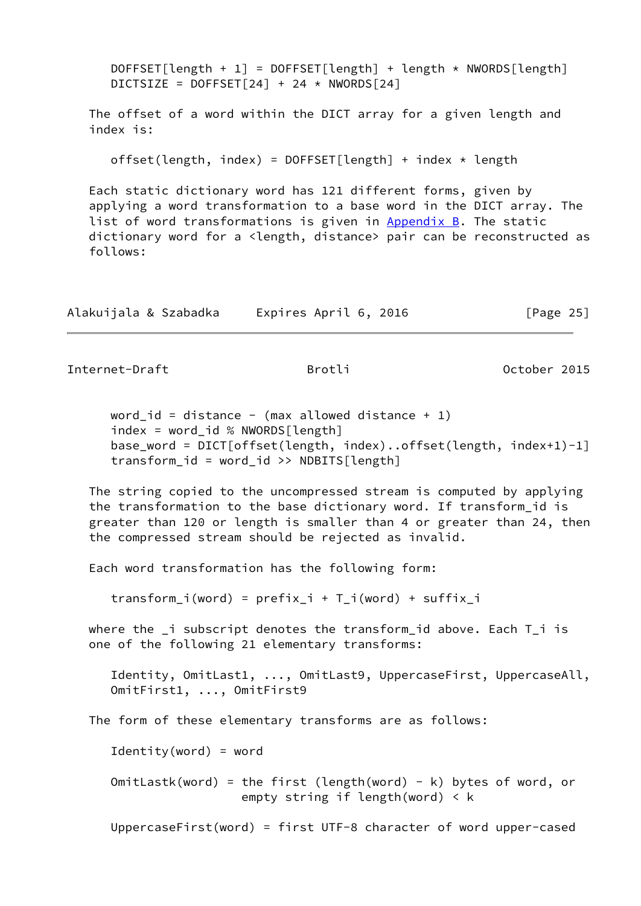```
DOFFSET[length + 1] = DOFFSET[length] + length * NWORDS[length]
DICTSIZE = DOFFSET[24] + 24 * NWORDS[24]
```

The offset of a word within the DICT array for a given length and index is:

```
offset(length, index) = DOFFSET[length] + index * length
```

Each static dictionary word has 121 different forms, given by applying a word transformation to a base word in the DICT array. The list of word transformations is given in Appendix B. The static dictionary word for a <length, distance> pair can be reconstructed as follows:

```
word_id = distance - (max allowed distance + 1)
index = word_id % NWORDS[length]
base_word = DICT[offset(length, index)..offset(length, index+1)-1]
transform_id = word_id >> NDBITS[length]
```

The string copied to the uncompressed stream is computed by applying the transformation to the base dictionary word. If transform_id is greater than 120 or length is smaller than 4 or greater than 24, then the compressed stream should be rejected as invalid.

Each word transformation has the following form:

```
transform_i(word) = prefix_i + T_i(word) + suffix_i
```

where the _i subscript denotes the transform_id above. Each T_i is one of the following 21 elementary transforms:

```
Identity, OmitLast1, ..., OmitLast9, UppercaseFirst, UppercaseAll,
OmitFirst1, ..., OmitFirst9
```

The form of these elementary transforms are as follows:

```
Identity(word) = word

OmitLastk(word) = the first (length(word) - k) bytes of word, or
                  empty string if length(word) < k

UppercaseFirst(word) = first UTF-8 character of word upper-cased
```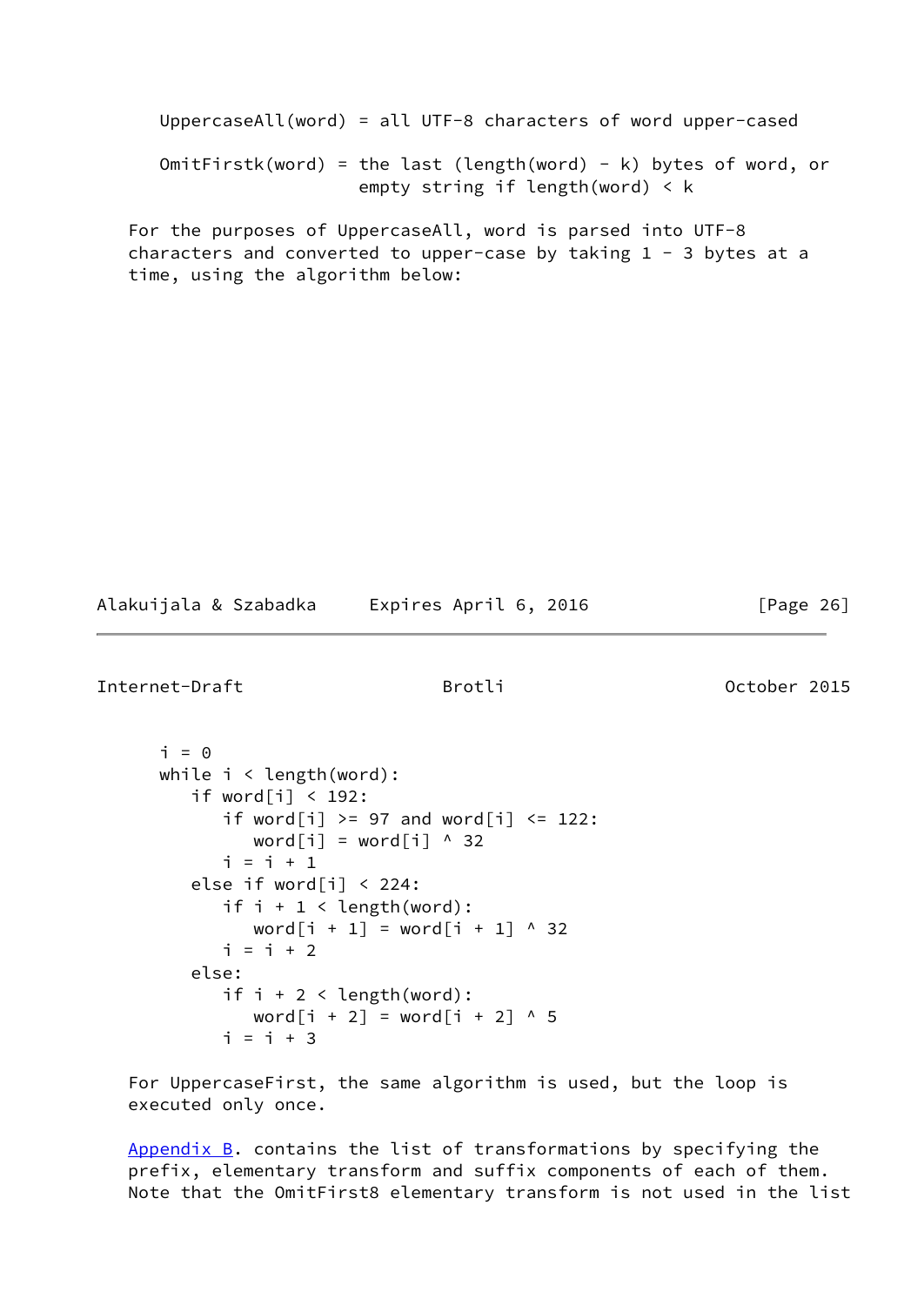```
UppercaseAll(word) = all UTF-8 characters of word upper-cased

OmitFirstk(word) = the last (length(word) - k) bytes of word, or
                   empty string if length(word) < k
```

For the purposes of UppercaseAll, word is parsed into UTF-8 characters and converted to upper-case by taking 1 - 3 bytes at a time, using the algorithm below:

```
i = 0
while i < length(word):
   if word[i] < 192:
      if word[i] >= 97 and word[i] <= 122:
         word[i] = word[i] ^ 32
      i = i + 1
   else if word[i] < 224:
      if i + 1 < length(word):
         word[i + 1] = word[i + 1] ^ 32
      i = i + 2
   else:
      if i + 2 < length(word):
         word[i + 2] = word[i + 2] ^ 5
      i = i + 3
```

For UppercaseFirst, the same algorithm is used, but the loop is executed only once.

Appendix B. contains the list of transformations by specifying the prefix, elementary transform and suffix components of each of them. Note that the OmitFirst8 elementary transform is not used in the list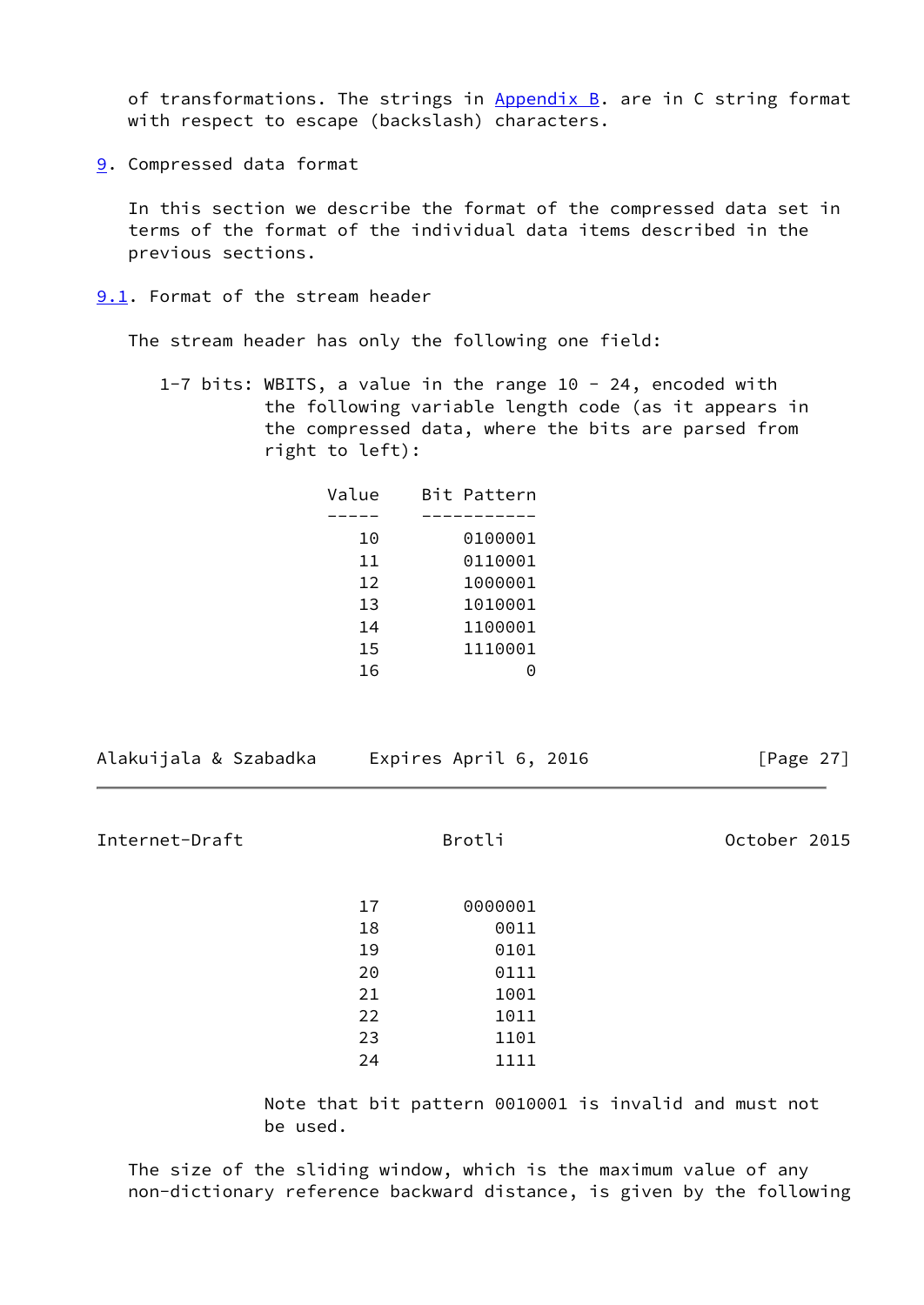of transformations. The strings in Appendix B. are in C string format with respect to escape (backslash) characters.

## 9. Compressed data format

In this section we describe the format of the compressed data set in terms of the format of the individual data items described in the previous sections.

### 9.1. Format of the stream header

The stream header has only the following one field:

1-7 bits: WBITS, a value in the range 10 - 24, encoded with the following variable length code (as it appears in the compressed data, where the bits are parsed from right to left):

| Value | Bit Pattern |
|---|---|
| 10 | 0100001 |
| 11 | 0110001 |
| 12 | 1000001 |
| 13 | 1010001 |
| 14 | 1100001 |
| 15 | 1110001 |
| 16 | 0 |
| 17 | 0000001 |
| 18 | 0011 |
| 19 | 0101 |
| 20 | 0111 |
| 21 | 1001 |
| 22 | 1011 |
| 23 | 1101 |
| 24 | 1111 |

Note that bit pattern 0010001 is invalid and must not be used.

The size of the sliding window, which is the maximum value of any non-dictionary reference backward distance, is given by the following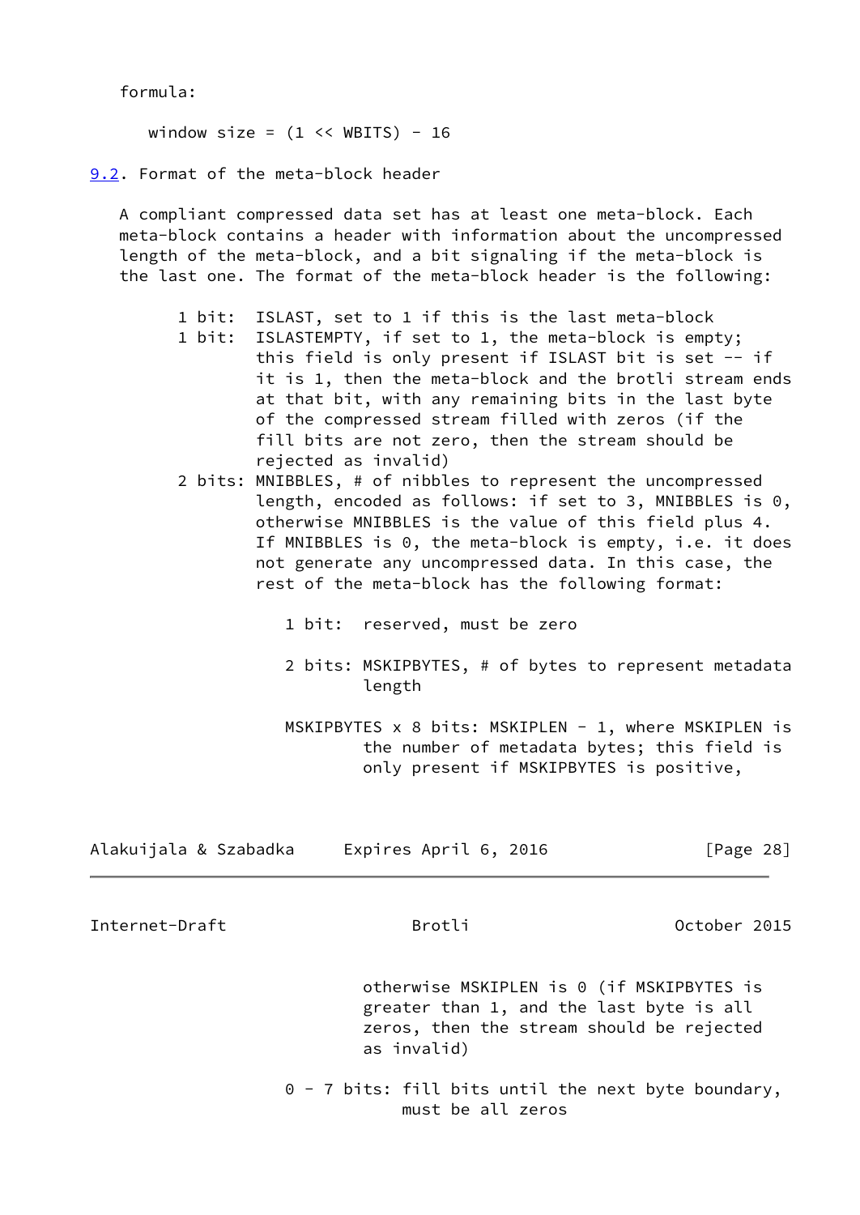formula:

```
window size = (1 << WBITS) - 16
```

## 9.2. Format of the meta-block header

A compliant compressed data set has at least one meta-block. Each meta-block contains a header with information about the uncompressed length of the meta-block, and a bit signaling if the meta-block is the last one. The format of the meta-block header is the following:

```
     1 bit:  ISLAST, set to 1 if this is the last meta-block
     1 bit:  ISLASTEMPTY, if set to 1, the meta-block is empty;
             this field is only present if ISLAST bit is set -- if
             it is 1, then the meta-block and the brotli stream ends
             at that bit, with any remaining bits in the last byte
             of the compressed stream filled with zeros (if the
             fill bits are not zero, then the stream should be
             rejected as invalid)
     2 bits: MNIBBLES, # of nibbles to represent the uncompressed
             length, encoded as follows: if set to 3, MNIBBLES is 0,
             otherwise MNIBBLES is the value of this field plus 4.
             If MNIBBLES is 0, the meta-block is empty, i.e. it does
             not generate any uncompressed data. In this case, the
             rest of the meta-block has the following format:

                1 bit:  reserved, must be zero

                2 bits: MSKIPBYTES, # of bytes to represent metadata
                        length

                MSKIPBYTES x 8 bits: MSKIPLEN - 1, where MSKIPLEN is
                        the number of metadata bytes; this field is
                        only present if MSKIPBYTES is positive,
                        otherwise MSKIPLEN is 0 (if MSKIPBYTES is
                        greater than 1, and the last byte is all
                        zeros, then the stream should be rejected
                        as invalid)

                0 - 7 bits: fill bits until the next byte boundary,
                            must be all zeros
```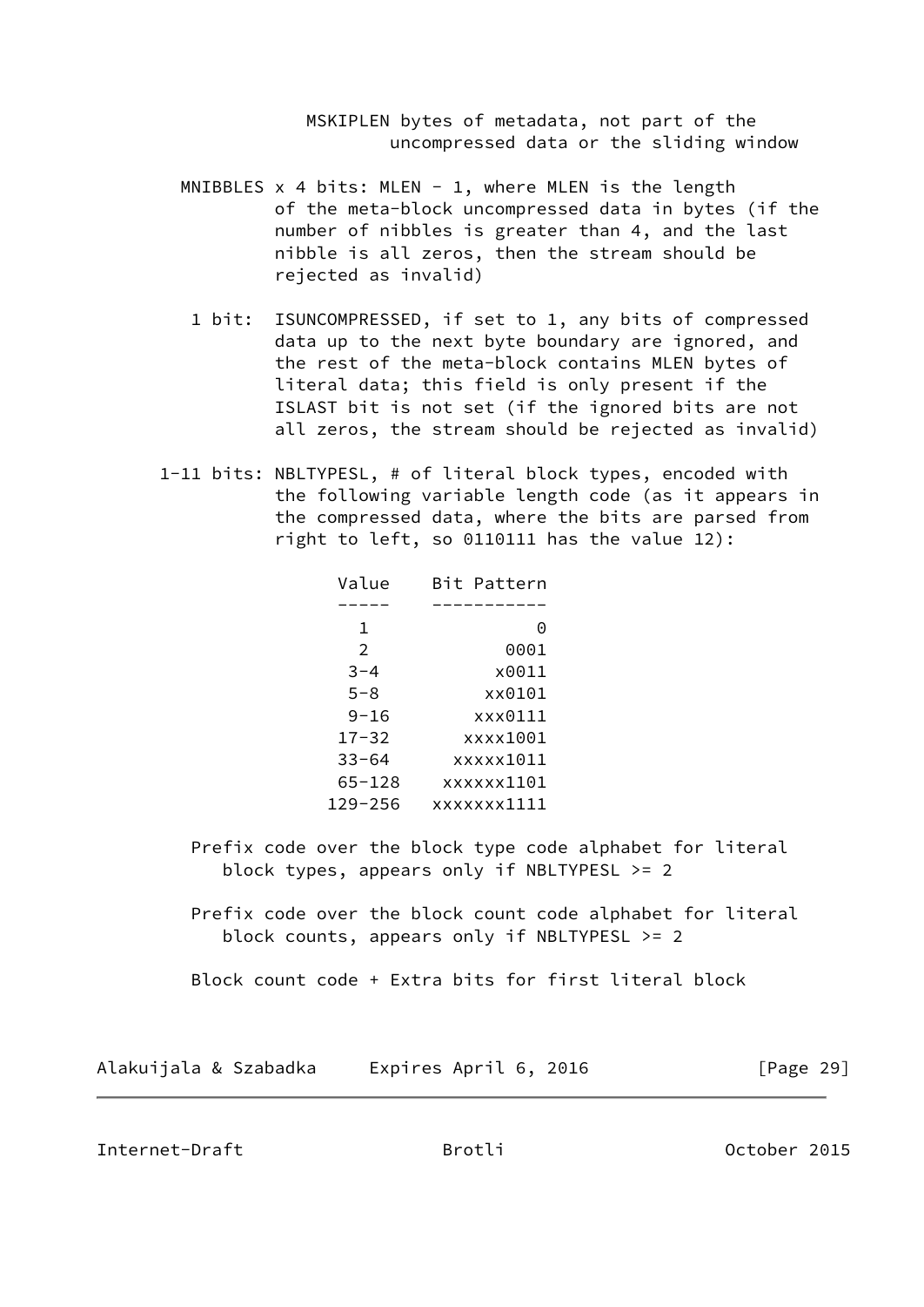```
                MSKIPLEN bytes of metadata, not part of the
                        uncompressed data or the sliding window

      MNIBBLES x 4 bits: MLEN - 1, where MLEN is the length
               of the meta-block uncompressed data in bytes (if the
               number of nibbles is greater than 4, and the last
               nibble is all zeros, then the stream should be
               rejected as invalid)

       1 bit:  ISUNCOMPRESSED, if set to 1, any bits of compressed
               data up to the next byte boundary are ignored, and
               the rest of the meta-block contains MLEN bytes of
               literal data; this field is only present if the
               ISLAST bit is not set (if the ignored bits are not
               all zeros, the stream should be rejected as invalid)

    1-11 bits: NBLTYPESL, # of literal block types, encoded with
               the following variable length code (as it appears in
               the compressed data, where the bits are parsed from
               right to left, so 0110111 has the value 12):

                     Value    Bit Pattern
                     -----    -----------
                       1                0
                       2             0001
                      3-4           x0011
                      5-8          xx0101
                      9-16        xxx0111
                     17-32       xxxx1001
                     33-64      xxxxx1011
                     65-128    xxxxxx1101
                    129-256   xxxxxxx1111

       Prefix code over the block type code alphabet for literal
          block types, appears only if NBLTYPESL >= 2

       Prefix code over the block count code alphabet for literal
          block counts, appears only if NBLTYPESL >= 2

       Block count code + Extra bits for first literal block
```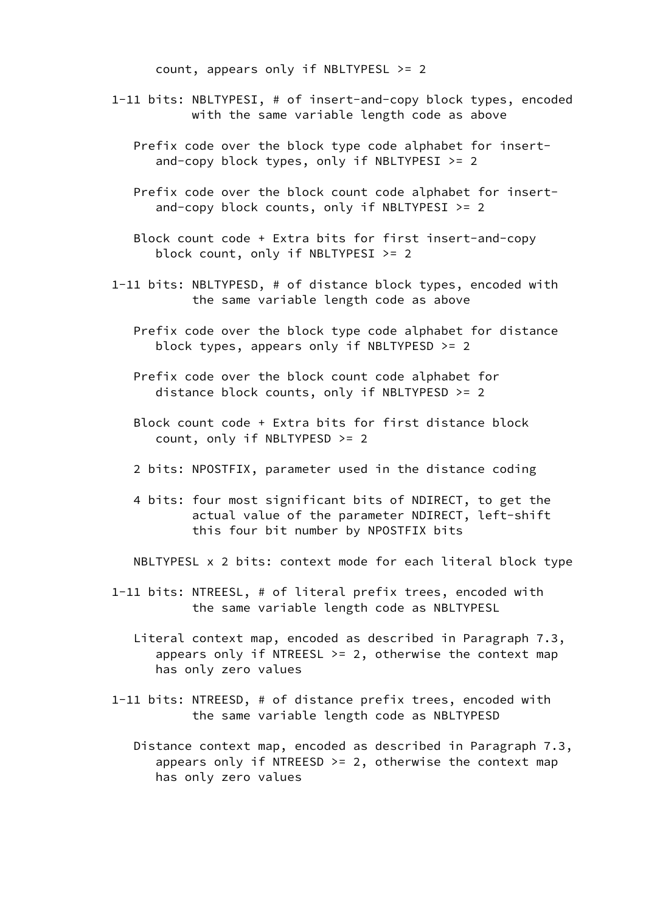```
      count, appears only if NBLTYPESL >= 2

   1-11 bits: NBLTYPESI, # of insert-and-copy block types, encoded
              with the same variable length code as above

      Prefix code over the block type code alphabet for insert-
         and-copy block types, only if NBLTYPESI >= 2

      Prefix code over the block count code alphabet for insert-
         and-copy block counts, only if NBLTYPESI >= 2

      Block count code + Extra bits for first insert-and-copy
         block count, only if NBLTYPESI >= 2

   1-11 bits: NBLTYPESD, # of distance block types, encoded with
              the same variable length code as above

      Prefix code over the block type code alphabet for distance
         block types, appears only if NBLTYPESD >= 2

      Prefix code over the block count code alphabet for
         distance block counts, only if NBLTYPESD >= 2

      Block count code + Extra bits for first distance block
         count, only if NBLTYPESD >= 2

      2 bits: NPOSTFIX, parameter used in the distance coding

      4 bits: four most significant bits of NDIRECT, to get the
              actual value of the parameter NDIRECT, left-shift
              this four bit number by NPOSTFIX bits

      NBLTYPESL x 2 bits: context mode for each literal block type

   1-11 bits: NTREESL, # of literal prefix trees, encoded with
              the same variable length code as NBLTYPESL

      Literal context map, encoded as described in Paragraph 7.3,
         appears only if NTREESL >= 2, otherwise the context map
         has only zero values

   1-11 bits: NTREESD, # of distance prefix trees, encoded with
              the same variable length code as NBLTYPESD

      Distance context map, encoded as described in Paragraph 7.3,
         appears only if NTREESD >= 2, otherwise the context map
         has only zero values
```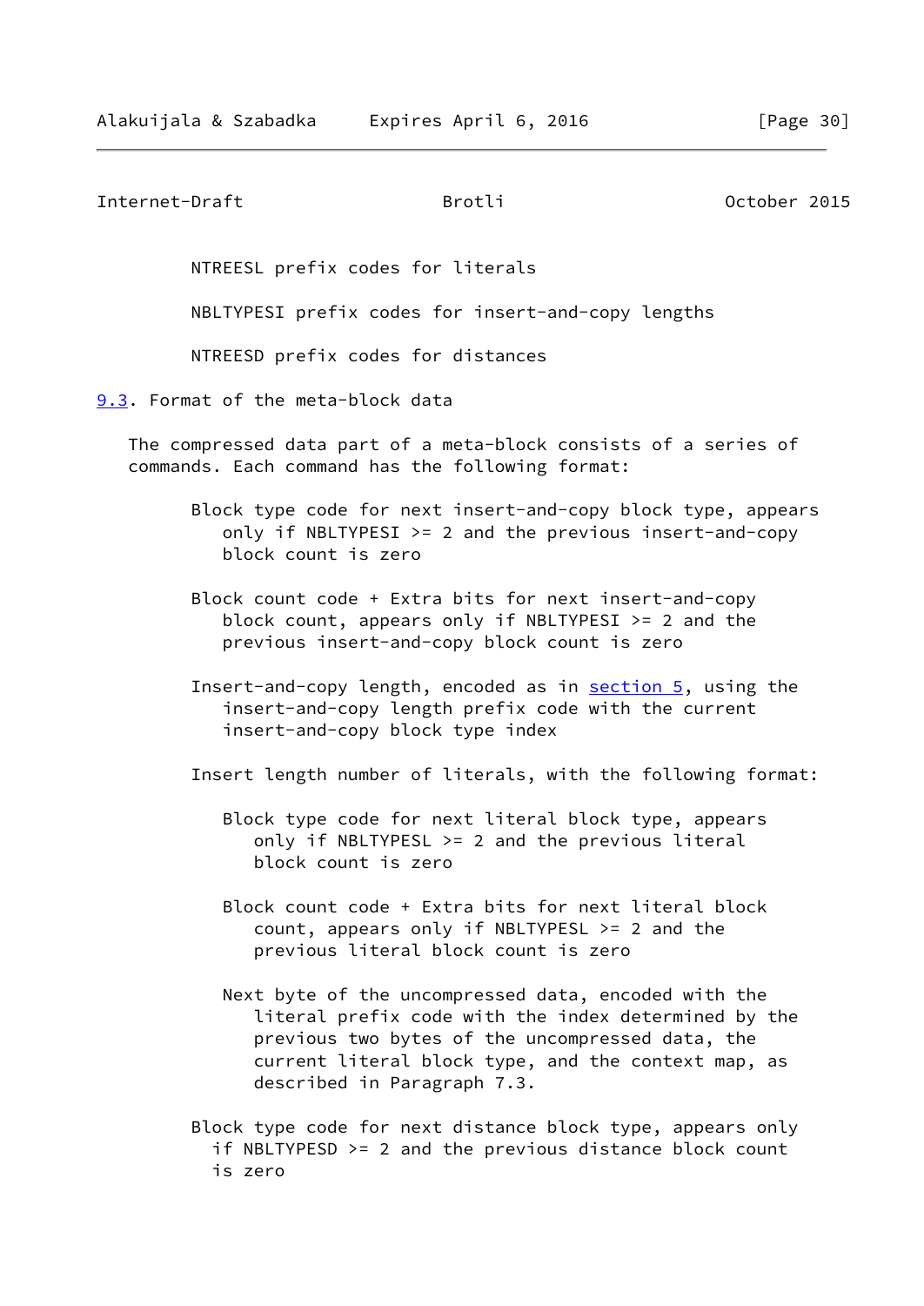NTREESL prefix codes for literals

NBLTYPESI prefix codes for insert-and-copy lengths

NTREESD prefix codes for distances

### 9.3. Format of the meta-block data

The compressed data part of a meta-block consists of a series of commands. Each command has the following format:

- Block type code for next insert-and-copy block type, appears only if NBLTYPESI >= 2 and the previous insert-and-copy block count is zero

- Block count code + Extra bits for next insert-and-copy block count, appears only if NBLTYPESI >= 2 and the previous insert-and-copy block count is zero

- Insert-and-copy length, encoded as in section 5, using the insert-and-copy length prefix code with the current insert-and-copy block type index

- Insert length number of literals, with the following format:

  - Block type code for next literal block type, appears only if NBLTYPESL >= 2 and the previous literal block count is zero

  - Block count code + Extra bits for next literal block count, appears only if NBLTYPESL >= 2 and the previous literal block count is zero

  - Next byte of the uncompressed data, encoded with the literal prefix code with the index determined by the previous two bytes of the uncompressed data, the current literal block type, and the context map, as described in Paragraph 7.3.

- Block type code for next distance block type, appears only if NBLTYPESD >= 2 and the previous distance block count is zero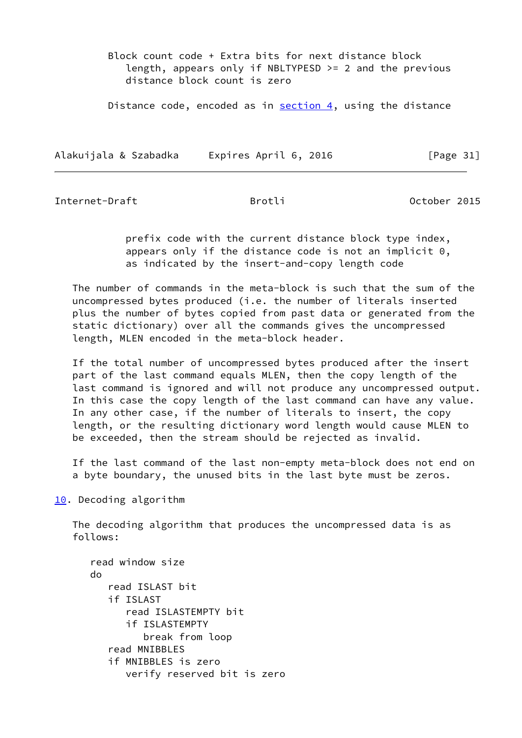Block count code + Extra bits for next distance block length, appears only if NBLTYPESD >= 2 and the previous distance block count is zero

Distance code, encoded as in section 4, using the distance prefix code with the current distance block type index, appears only if the distance code is not an implicit 0, as indicated by the insert-and-copy length code

The number of commands in the meta-block is such that the sum of the uncompressed bytes produced (i.e. the number of literals inserted plus the number of bytes copied from past data or generated from the static dictionary) over all the commands gives the uncompressed length, MLEN encoded in the meta-block header.

If the total number of uncompressed bytes produced after the insert part of the last command equals MLEN, then the copy length of the last command is ignored and will not produce any uncompressed output. In this case the copy length of the last command can have any value. In any other case, if the number of literals to insert, the copy length, or the resulting dictionary word length would cause MLEN to be exceeded, then the stream should be rejected as invalid.

If the last command of the last non-empty meta-block does not end on a byte boundary, the unused bits in the last byte must be zeros.

## 10. Decoding algorithm

The decoding algorithm that produces the uncompressed data is as follows:

```
read window size
do
   read ISLAST bit
   if ISLAST
      read ISLASTEMPTY bit
      if ISLASTEMPTY
         break from loop
   read MNIBBLES
   if MNIBBLES is zero
      verify reserved bit is zero
```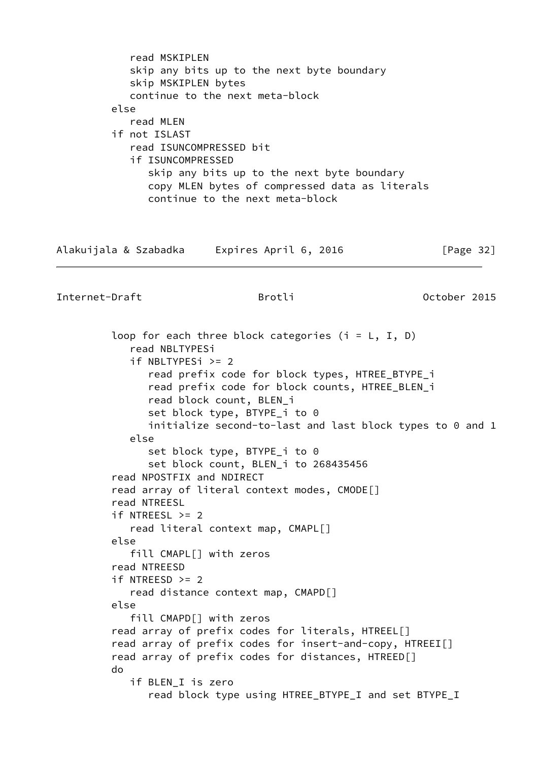```
            read MSKIPLEN
            skip any bits up to the next byte boundary
            skip MSKIPLEN bytes
            continue to the next meta-block
         else
            read MLEN
         if not ISLAST
            read ISUNCOMPRESSED bit
            if ISUNCOMPRESSED
               skip any bits up to the next byte boundary
               copy MLEN bytes of compressed data as literals
               continue to the next meta-block
```

```
         loop for each three block categories (i = L, I, D)
            read NBLTYPESi
            if NBLTYPESi >= 2
               read prefix code for block types, HTREE_BTYPE_i
               read prefix code for block counts, HTREE_BLEN_i
               read block count, BLEN_i
               set block type, BTYPE_i to 0
               initialize second-to-last and last block types to 0 and 1
            else
               set block type, BTYPE_i to 0
               set block count, BLEN_i to 268435456
         read NPOSTFIX and NDIRECT
         read array of literal context modes, CMODE[]
         read NTREESL
         if NTREESL >= 2
            read literal context map, CMAPL[]
         else
            fill CMAPL[] with zeros
         read NTREESD
         if NTREESD >= 2
            read distance context map, CMAPD[]
         else
            fill CMAPD[] with zeros
         read array of prefix codes for literals, HTREEL[]
         read array of prefix codes for insert-and-copy, HTREEI[]
         read array of prefix codes for distances, HTREED[]
         do
            if BLEN_I is zero
               read block type using HTREE_BTYPE_I and set BTYPE_I
```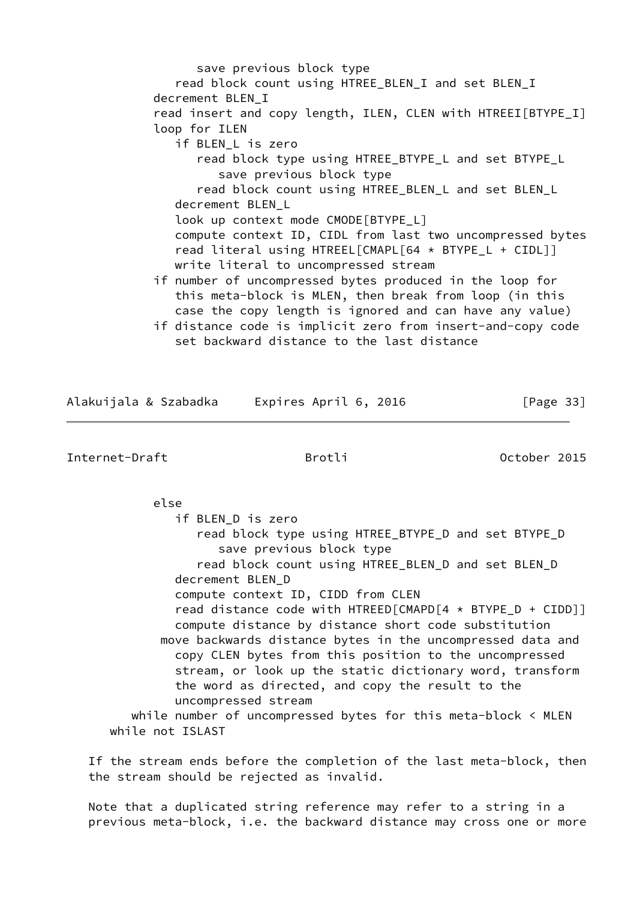```
                 save previous block type
              read block count using HTREE_BLEN_I and set BLEN_I
           decrement BLEN_I
           read insert and copy length, ILEN, CLEN with HTREEI[BTYPE_I]
           loop for ILEN
              if BLEN_L is zero
                 read block type using HTREE_BTYPE_L and set BTYPE_L
                    save previous block type
                 read block count using HTREE_BLEN_L and set BLEN_L
              decrement BLEN_L
              look up context mode CMODE[BTYPE_L]
              compute context ID, CIDL from last two uncompressed bytes
              read literal using HTREEL[CMAPL[64 * BTYPE_L + CIDL]]
              write literal to uncompressed stream
           if number of uncompressed bytes produced in the loop for
              this meta-block is MLEN, then break from loop (in this
              case the copy length is ignored and can have any value)
           if distance code is implicit zero from insert-and-copy code
              set backward distance to the last distance
           else
              if BLEN_D is zero
                 read block type using HTREE_BTYPE_D and set BTYPE_D
                    save previous block type
                 read block count using HTREE_BLEN_D and set BLEN_D
              decrement BLEN_D
              compute context ID, CIDD from CLEN
              read distance code with HTREED[CMAPD[4 * BTYPE_D + CIDD]]
              compute distance by distance short code substitution
            move backwards distance bytes in the uncompressed data and
              copy CLEN bytes from this position to the uncompressed
              stream, or look up the static dictionary word, transform
              the word as directed, and copy the result to the
              uncompressed stream
        while number of uncompressed bytes for this meta-block < MLEN
     while not ISLAST
```

If the stream ends before the completion of the last meta-block, then the stream should be rejected as invalid.

Note that a duplicated string reference may refer to a string in a previous meta-block, i.e. the backward distance may cross one or more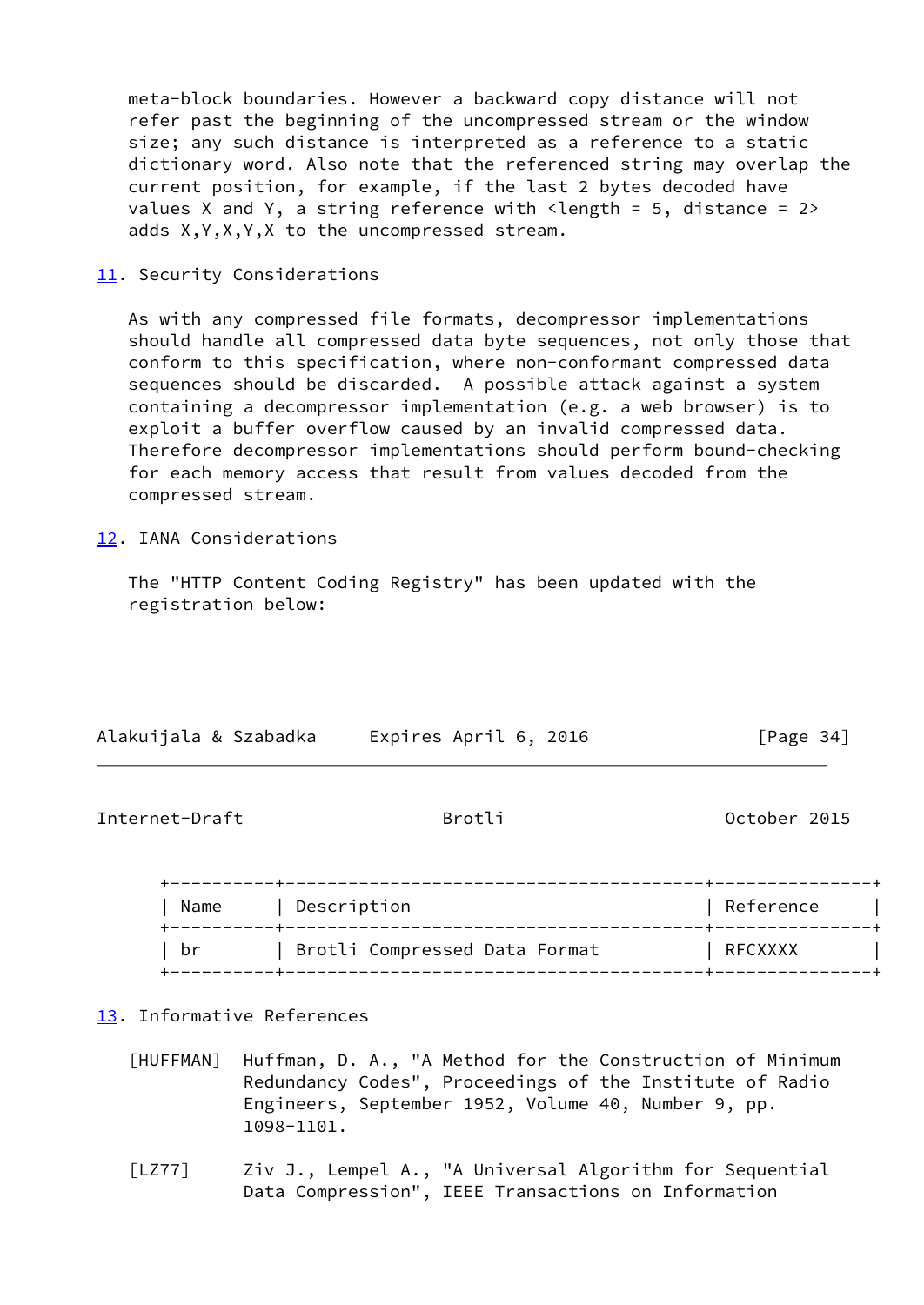meta-block boundaries. However a backward copy distance will not refer past the beginning of the uncompressed stream or the window size; any such distance is interpreted as a reference to a static dictionary word. Also note that the referenced string may overlap the current position, for example, if the last 2 bytes decoded have values X and Y, a string reference with <length = 5, distance = 2> adds X,Y,X,Y,X to the uncompressed stream.

## 11. Security Considerations

As with any compressed file formats, decompressor implementations should handle all compressed data byte sequences, not only those that conform to this specification, where non-conformant compressed data sequences should be discarded.  A possible attack against a system containing a decompressor implementation (e.g. a web browser) is to exploit a buffer overflow caused by an invalid compressed data. Therefore decompressor implementations should perform bound-checking for each memory access that result from values decoded from the compressed stream.

## 12. IANA Considerations

The "HTTP Content Coding Registry" has been updated with the registration below:

| Name | Description | Reference |
|---|---|---|
| br | Brotli Compressed Data Format | RFCXXXX |

## 13. Informative References

[HUFFMAN] Huffman, D. A., "A Method for the Construction of Minimum Redundancy Codes", Proceedings of the Institute of Radio Engineers, September 1952, Volume 40, Number 9, pp. 1098-1101.

[LZ77] Ziv J., Lempel A., "A Universal Algorithm for Sequential Data Compression", IEEE Transactions on Information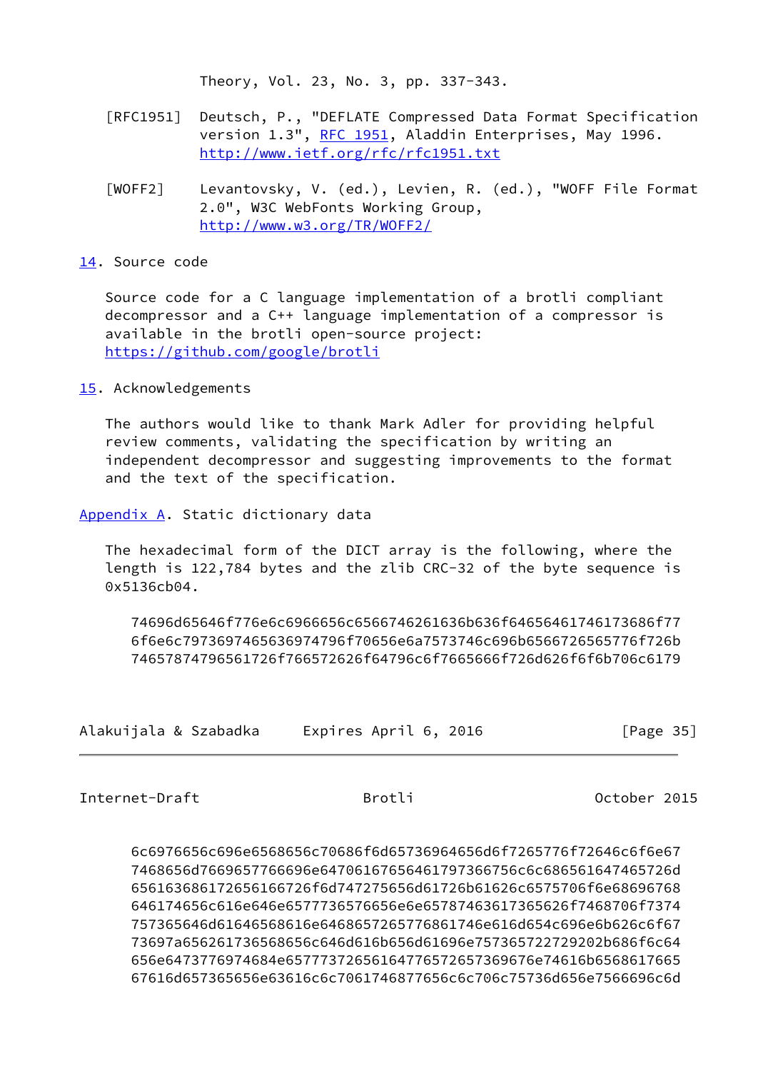Theory, Vol. 23, No. 3, pp. 337-343.

[RFC1951] Deutsch, P., "DEFLATE Compressed Data Format Specification version 1.3", RFC 1951, Aladdin Enterprises, May 1996. http://www.ietf.org/rfc/rfc1951.txt

[WOFF2] Levantovsky, V. (ed.), Levien, R. (ed.), "WOFF File Format 2.0", W3C WebFonts Working Group, http://www.w3.org/TR/WOFF2/

## 14. Source code

Source code for a C language implementation of a brotli compliant decompressor and a C++ language implementation of a compressor is available in the brotli open-source project: https://github.com/google/brotli

## 15. Acknowledgements

The authors would like to thank Mark Adler for providing helpful review comments, validating the specification by writing an independent decompressor and suggesting improvements to the format and the text of the specification.

## Appendix A. Static dictionary data

The hexadecimal form of the DICT array is the following, where the length is 122,784 bytes and the zlib CRC-32 of the byte sequence is 0x5136cb04.

```
74696d65646f776e6c6966656c6566746261636b636f64656461746173686f77
6f6e6c7973697465636974796f70656e6a7573746c696b6566726565776f726b
74657874796561726f766572626f64796c6f7665666f726d626f6f6b706c6179
6c6976656c696e6568656c70686f6d65736964656d6f7265776f72646c6f6e67
7468656d7669657766696e64706167656461797366756c6c686561647465726d
656163686172656166726f6d747275656d61726b61626c6575706f6e68696768
646174656c616e646e6577736576656e6e657874636173656266f7468706f7374
757365646d61646568616e6468657265776861746e616d654c696e6b626c6f67
73697a656261736568656c646d616b656d61696e757365722729202b686f6c64
656e6473776974684e657773726561647765726573696e674616b6568617665
67616d657365656e63616c6c7061746877656c6c706c75736d656e7566696c6d
```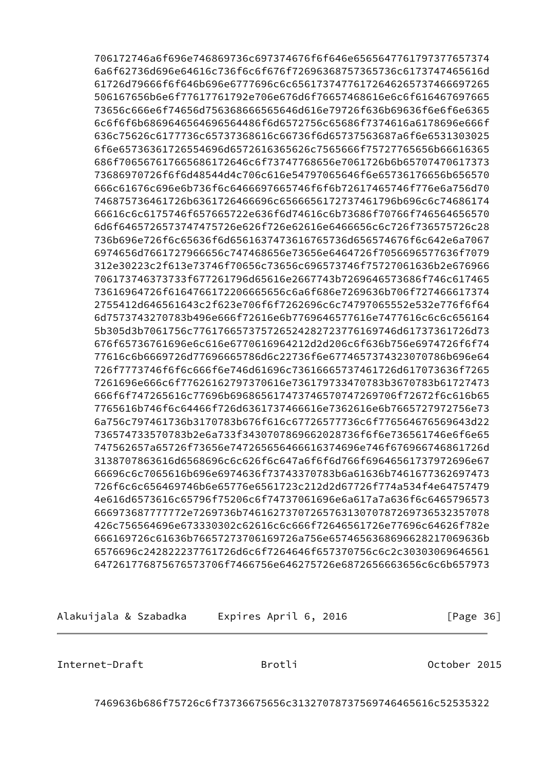```
706172746a6f696e746869736c697374676f6f646e6565647761797377657374
6a6f62736d696e64616c736f6c6f676f72696368757365736173747465616d
61726d79666f6f646b696e6777696c6c656173747761726465737466697265
506167656b6e6f77617761792e706e676d6f76657468616e6c6f616467697665
73656c666e6f74656d756368666565646d616e79726f636b69636f6e6f6e6365
6c6f6f6b68696465646469656486f6d6572756c65686f7374616a6178696e666f
636c75626c6177736c65737368616c66736f6d65737563687a6f6e6531303025
6f6e65736361726554696d6572616365626c7565666f75727765656b66616365
686f706567617665686172646c6f73747768656e7061726b6b65707470617373
73686970726f6f6d48544d4c706c616e54797065646f6e65736176656b656570
666c61676c696e6b736f6c6466697665746f6f6b72617465746f776e6a756d70
746875736461726b6361726466696c6566656172737461796b696c6c74686174
66616c6c6175746f657665722e636f6d74616c6b73686f70766f746564656570
6d6f6465726573747475726e626f726e62616e6466656c6c726f736575726c28
736b696e726f6c65636f6d6561637473616765736d656574676f6c642e6a7067
6974656d7661727966656c747468656e73656e6464726f7056696577636f7079
312e30223c2f613e73746f70656c73656c696573746f75727061636b2e676966
706173746373733f677261796d65616e2667743b7269646573686f746c617465
73616964726f616476617220666565656c6a6f686e7269636b706f727466617374
2755412d646561643c2f623e706f6f7262696c6c74797065552e532e776f6f64
6d7573743270783b496e666f72616e6b7769646577616e7477616c6c6c656164
5b305d3b7061756c776176657375726524282723776169746d61737361726d73
676f65736761696e6c616e6770616964212d2d206c6f636b756e6974726f6f74
77616c6b6669726d77696665786d6c22736f6e677465737432307086b696e64
726f7773746f6f6c666f6e746d61696c73616665737461726d617073636f7265
7261696e666c6f77626162797370616e736179733470783b3670783b61727473
666f6f747265616c77696b696865617474737465707472697072f6c616b65
7765616b746f6c64466f726d6361737466616e7362616e6b7665727972756e73
6a756c797461736b3170783b676f616c67726577736c6f776564676569643d22
736574733570783b2e6a733f3430707869662028736f6f6e736561746e6f6e65
747562657a65726f73656e747265656466616374696e746f676966746861726d
3138707863616d6568696c6c626f6c647a6f6f6d766f69646561737972696e67
66696c6c7065616b696e6974636f73743370783b6a61636b7461677362697473
726f6c6c656469746b6e65776e6561723c212d2d67726f774a534f4e64757479
4e616d6573616c65796f75206c6f74737061696e6a617a7a636f6c6465796573
666973687777772e7269736b74616273707265763130707872697365323578
426c756564696e673330302c62616c6c666f72646561726e77696c64626f782e
666169726c61636b76657273706169726a756e6574656368696628217069636b
6576696c242822237761726d6c6f7264646f657370756c6c2c30303069646561
64726177687567657370f7466756e646275726e6872656663656c6c6b657973
```

```
7469636b686f75726c6f73736675656c3132707873756974646561616c52535322
```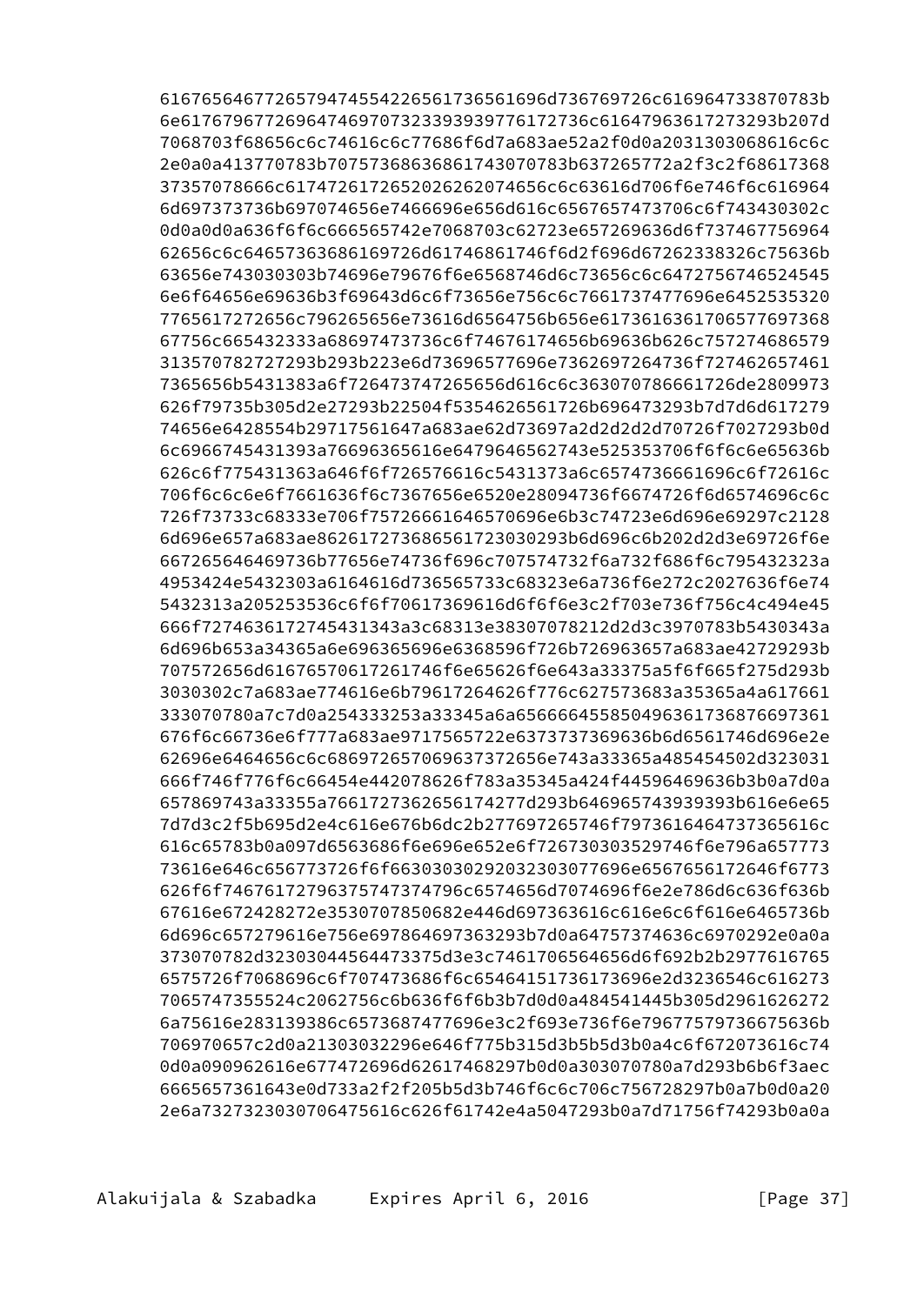```
61676564677265794745542265617365616964736769726c616964733870783b
6e61767967726964746970732339393977617273 6c61647963617273293b207d
```

```
616765646772657947455422656173656169 6d736769726c616964733870783b
```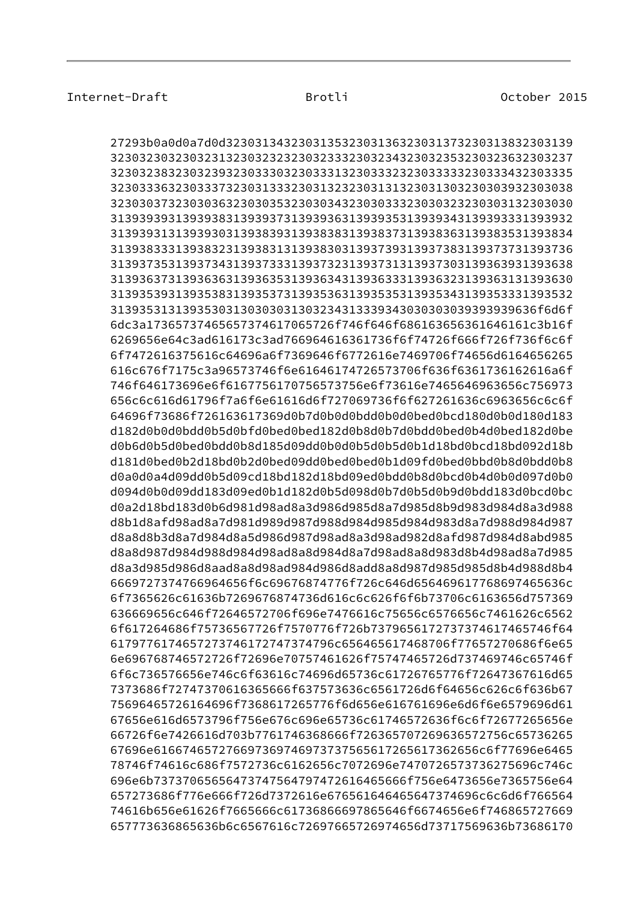```
      27293b0a0d0a7d0d32303134323031353230313632303137323031383230313
9
```

```
      27293b0a0d0a7d0d323031343230313532303136323031373230313832303139
      32303230323032313230323232303233323032343230323532303236323032373
      32303238323032393230333032303331323033323230333332303334323033353
      32303336323033373230313332303132323031313230313032303039323030383
      32303037323030363230303532303034323030333230303232303031323030303
      31393939313939383139393731393936313939353139393431393933313939323
      31393931313939303139383931393838313938373139383631393835313938343
      31393833313938323139383131393830313937393139373831393737313937363
      31393735313937343139373331393732313937313139373031393639313936383
      31393637313936363139363531393634313936333139363231393631313936303
      31393539313935383139353731393536313935353139353431393533313935323
      313935313139353031303030313032343133393430303030393939396336f6d6f
      6dc3a173657374656573746170657 26f746f646f686163656361646161c3b16f
```

```
      27293b0a0d0a7d0d323031343230313532303136323031373230313832303139
      3230323032303231323032323230323332303234323032353230323632303237
      3230323832303239323033303230333132303332323033333230333432303335
      3230333632303337323031333230313232303131323031303230303932303038
      3230303732303036323030353230303432303033323030323230303132303030
      3139393931393938313939373139393631393935313939343139393331393932
      3139393131393930313938393139383831393837313938363139383531393834
      3139383331393832313938313139383031393739313937383139373731393736
      3139373531393734313937333139373231393731313937303139363931393638
      3139363731393636313936353139363431393633313936323139363131393630
      3139353931393538313935373139353631393535313935343139353331393532
      31393531313935303130303031303234313333393430303030393939396f6d6f
      6dc3a1736573746565737461706572746f746f646f686163656361646161c3b16f
      6269656e64c3ad616173c3ad766964616361736f6f74726f666f726f736f6c6f
      6f7472616375616c64696a6f7369646f6772616e7469706f74656d6164656265
      616c676f7175c3a96573746f6e61646174726573706f636f6361736162616a6f
      746f646173696e6f616775617075657375656f73616e7465646963656c756973
      656c6c616d61796f7a6f6e61616d6f727069736f6f627261636c6963656c6c6f
      64696f73686f726163617369d0b7d0b0d0bdd0b0d0bed0bcd180d0b0d180d183
      d182d0b0d0bdd0b5d0bfd0bed0bed182d0b8d0b7d0bdd0bed0b4d0bed182d0be
      d0b6d0b5d0bed0bdd0b8d185d09dd0b0d0b5d0b5d0b1d18bd0bcd18bd092d18b
      d181d0bed0b2d18bd0b2d0bed09dd0bed0bed0b1d09fd0bed0bbd0b8d0bdd0b8
      d0a0d0a4d09dd0b5d09cd18bd182d18bd09ed0bdd0b8d0bcd0b4d0b0d097d0b0
      d094d0b0d09dd183d09ed0b1d182d0b5d098d0b7d0b5d0b9d0bdd183d0bcd0bc
      d0a2d18bd183d0b6d981d98ad8a3d986d985d8a7d985d8b9d983d984d8a3d988
      d8b1d8afd98ad8a7d981d989d987d988d984d985d984d983d8a7d988d984d987
      d8a8d8b3d8a7d984d8a5d986d987d98ad8a3d98ad982d8afd987d984d8abd985
      d8a8d987d984d988d984d98ad8a8d984d8a7d98ad8a8d983d8b4d98ad8a7d985
      d8a3d985d986d8aad8a8d98ad984d986d8add8a8d987d985d985d8b4d988d8b4
      666972737476696465 6f6c69676874776f726c646d656469617768697465636c
      6f7365626c61636b7269676874736d616c6c626f6f6b73706c6163656d757369
      636669656c646f72646572706f696e7476616c75656c6576656c7461626c6562
      6f617264686f75736567726f7570776f726b7379656172737374617465746f64
      6179776174657273746172747374796c656465617468706f77657270686f6e65
      6e696768746572726f72696e70757461626f75747465726d7469746c65746f
      6f6c736576656e746c6f63616c74696d65736c61726765776f72647367616d65
      7373686f72747370616365666f637573636c6561726d6f64656c626c6f636b67
      75696465726164696f7368617265776f6d656e616761696e6d6f6e6579696d61
      67656e616d6573796f756e676c696e65736c61746572636f6c6f72677265656e
      66726f6e7426616d703b7761746368666f726365707269636572756c65736265
      67696e61667465727669736974697373756561726561736265c6f77696e6465
      78746f74616c686f7572736c6162656c7072696e7470726573736275696c746c
      696e6b7370656564737475647974726164656666f756e6473656e7365756e64
      657273686f776e666f726d7372616e676561646465647374696c6c6d6f766564
      74616b656e61626f7665666c6173686669786564f6f6674656e6f746865727669
      657773636865636b6c6567616c72697665726974656d73717569636b73686170
```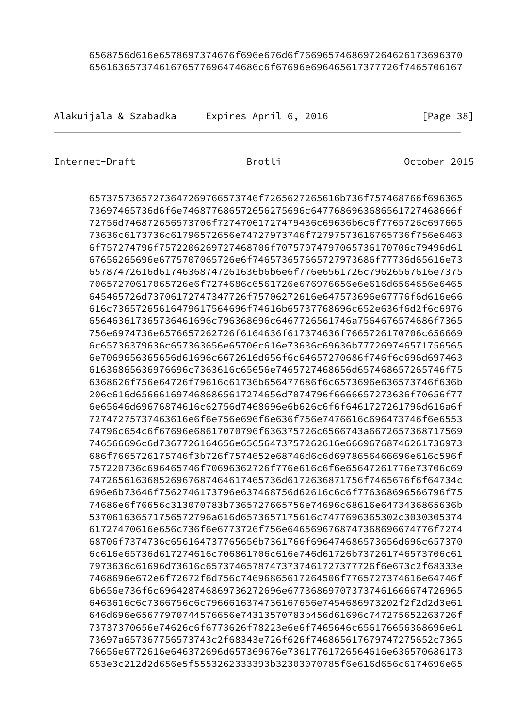```
      6568756d616e6578697374676f696e676d6f766965746869726462173696370
      6561636573746167657769647468 6c6f67696e696465617377726f7465706167
```

```
      6573757365727364726976657374 6f7265627265616b736f757468766f696365
      73697465736d6f6e746877686572656275696c6477686963686561727468666f
      72756d746872656573706f72747061727479436c69636b6c6f7765726c697665
      73636c6173736c61796572656e74727973746f72797573616765736f756e6463
      6f757274796f7572206269727468706f70757074797065736170706c79496d61
      67656265696e6775707065726e6f746573657665727973686f77736d65616e73
      65787472616d61746368747261636b6b6e6f776e6561726c79626567616e7375
      706572706170657265 6e6f7274686c6561726e676976656e616d6564656e6465
      645465726d73706172747347726f75706272616e647573696e67776f6d616e66
      616c73657265616479617564696f74616b65737768696c652e636f6d2f6c6976
      656463617365736461696c796368696c6467726561746a7564676574686f7365
      756e6974736e6576657262726f6164636f617374636f7665726170706c656669
      6c65736379636c657363656e65706c616e73636c69636b777269746571756565
      6e7069656365656d61696c6672616d656f6c64657270686f746f6c696d697463
      61636865636976696c7363616c65656e7465727468656d657468657265746f75
      6368626f756e64726f79616c61736b656477686f6c6573696e636573746f636b
      206e616d656661697468686561727474656d7074796f6666657273636f70656f77
      6e65646d69676874616c62756d7468696e6b626c6f6f6461727261796d616a6f
      72747275737463616e6f6e756e696f6e636f756e7476616c696473746f6e6553
      74796c654c6f67696e68617070796f636375726c6566743a6672657368717569
      746566696c6d7367726164656e65656473757262616e66696768746261736973
      686f7665726175746f3b726f7574652e68746d6c6d6978656466696e616c596f
      757220736c696465746f70696362726f776e616c6f6e65647261776e73706c69
      7472656163686852696768746461746573656d6172636871756f7465676f6f64734c
      696e6b73646f7562746173796e637468756d62616c6c6f776368696566796f75
      74686e6f76656c313070783b7365727665756e74696c68616e6473436865636b
      5370616365717565727916a616d6573657175616c7477696365302c3030305374
      61727470616e656c736f6e6773726f756e646569676874736869667477f7274
      68706f7374736c656164737765656b7361766f696474686573656d696c657370
      6c616e65736d617274616c706861706c616e746d61726b737261746573706c61
      7973636c61696d73616c6573746578747373746172737726f6e673c2f68333e
      7468696e672e6f72672f6d756c74696865617264506f7765727374616e64746f
      6b656e736f6c696428746869736272696e677368697073737461666674726965
      6463616c6c7366756c6c7966616374736167656e7454686973202f2f2d2d3e61
      646d696e65677970744576656e74313570783b456d61696c747275652263726f
      73737370656e74626c6f6773626f78223e6e6f7465646c656176656368696e61
      73697a657367756573743c2f68343e726f626f746865617679747275652c7365
      76656e6772616e646372696d657369676e7361776172656461616e636570686173
      653e3c212d2d656e5f5553262333393b32303070785f6e616d656c6174696e65
```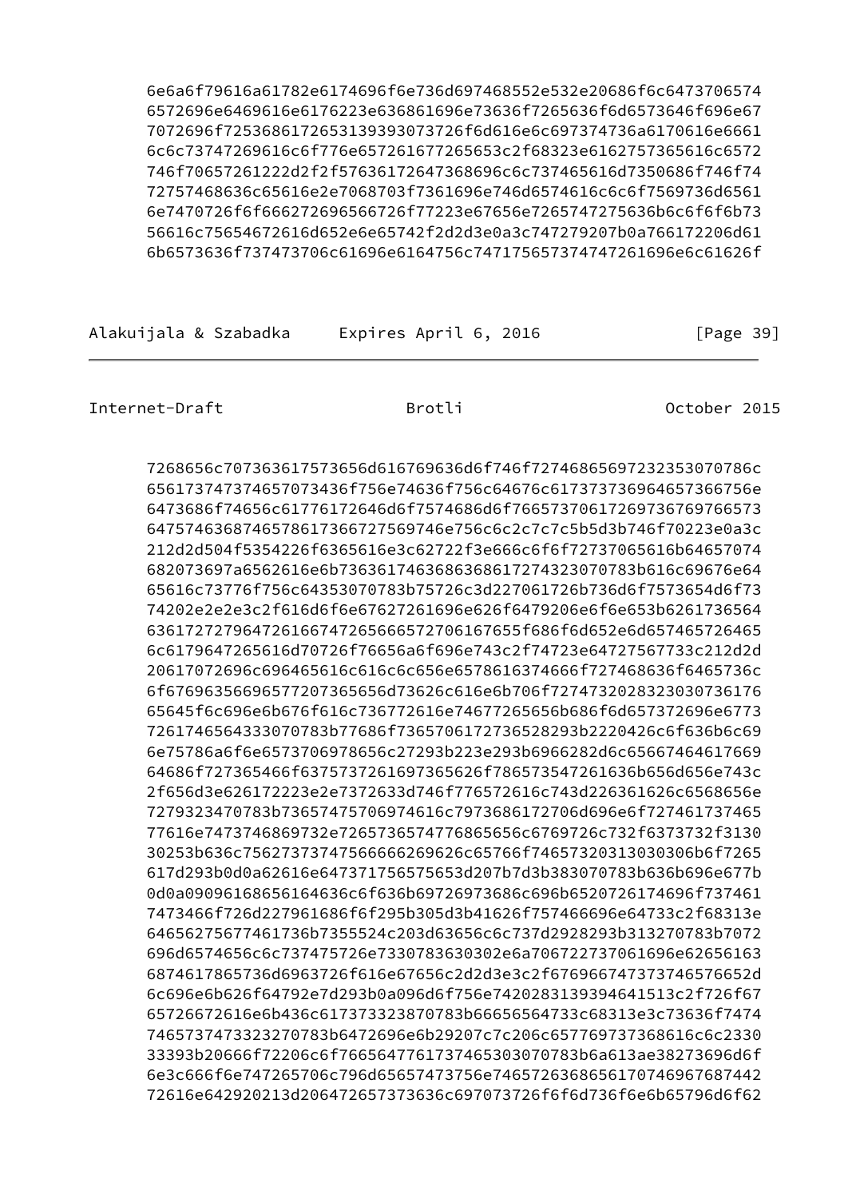```
6e6a6f79616a61782e6174696f6e736d697468552e532e20686f6c6473706574
6572696e6469616e6176223e636861696e73636f7265636f6d6573646f696e67
7072696f72536861726653139393073726f6d616e6c697374736a6170616e6661
6c6c73747269616c6f776e657261677265653c2f68323e6162757365616c6572
746f70657261222d2f2f57636172647368696c6c737465616d7350686f746f74
72757468636c65616e2e7068703f7361696e746d6574616c6c6f7569736d6561
6e7470726f6f666272696566726f77223e67656e7265747275636b6c6f6f6b73
56616c75654672616d652e6e65742f2d2d3e0a3c747279207b0a766172206d61
6b6573636f737473706c61696e6164756c74717565737474726169696e6c61626f
```

```
7268656c707363617573656d616769636d6f746f727468656972232353070786c
6561737473746573706436f756e74636f756c64676c61737373696465736756e
6473686f74656c61776172646d6f7574686d6f76657370617269736769766573
64757463687465786173666727569746e756c6c2c7c7c5b5d3b746f70223e0a3c
212d2d504f5354226f6365616e3c62722f3e666c6f6f72737065616b64657074
682073697a6562616e6b73636174636863686172743230707783b616c69676e64
65616c73776f756c64353070783b75726c3d227061726b736d6f7573654d6f73
74202e2e2e3c2f616d6f6e67627261696e626f6479206e6f6e653b6261736564
636172727964726166747265666572706167655f686f6d652e6d657465726465
6c6179647265616d70726f76656a6f696e743c2f74723e64727567733c212d2d
20617072696c696465616c616c6c656578616374666f727468636f6465736c
6f676963566965777365656d73626c616e6b706f727473202832303736176
65645f6c696e6b676f616c736772616e74677265656b686f6d657372696e6773
726174656433307070783b77686f736570617273652829223b2220426c6f636b6c69
6e75786a6f6e6573706978656c27293b223e293b6966282d6c65667464617669
64686f727365466f6375737261697365626f786573547261636b656d656e743c
2f656d3e626172223e2e7372633d746f776572616c743d226361626c6568656e
7279323470783b73657475706974616c7973686172706d696e6f727461737465
77616e7473746869732e72657365747768656c6769726c732f6373732f3130
30253b636c756273737475666662696626c65766f74657320313030306b6f7265
617d293b0d0a62616e647371756575653d207b7d3b383070783b636b696e677b
0d0a09096168656164636c6f636b69726973686c696b6520726174696f737461
7473466f726d227961686f6f295b305d3b41626f757466696e64733c2f68313e
64656275677461736b7355524c203d63656c6c737d2928293b313270783b7072
696d6574656c6c737475726e7330783630302e6a706722737061696e62656163
6874617865736d6963726f616e67656c2d2d3e3c2f6769667473737465766652d
6c696e6b626f64792e7d293b0a096d6f756e742028313939464513c2f726f67
65726672616e6b436617373323870783b66656564733c68313e3c73636f7474
74657374733232270783b6472696e6b29207c7c206c657769737368616c6c2330
33393b20666f72206c6f76656477617374653030707783b6a613ae38273696d6f
6e3c666f6e747265706c796d65657473756e746572636865617074696768742
72616e642920213d206472657373636c697073726f6f6d736f6e6b65796d6f62
```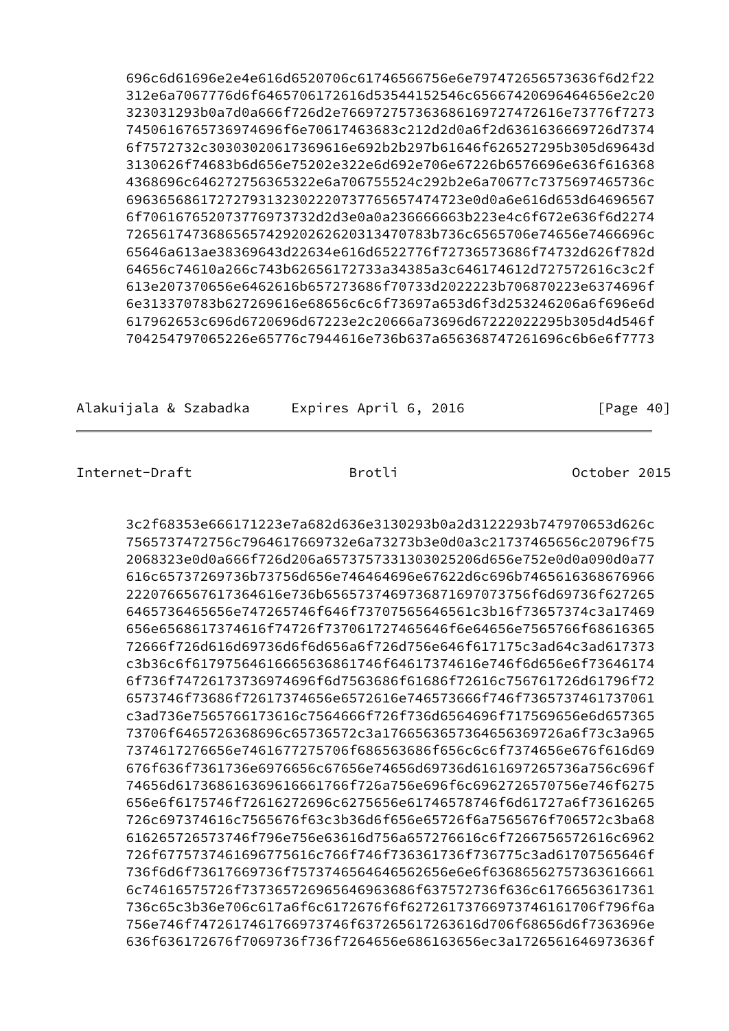```
696c6d61696e2e4e616d6520706c61746566756e6e797472656573636f6d2f22
312e6a7067776d6f6465706172616d53544152546c65667420696464656e2c20
323031293b0a7d0a666f726d2e766972757363686169727472616e73776f7273
7450616765736974696f6e70617463683c212d2d0a6f2d6361636669726d7374
6f7572732c30303020617369616e692b2b297b61646f626527295b305d69643d
3130626f74683b6d656e75202e322e6d692e706e67226b6576696e636f616368
4368696c646272756365322e6a706755524c292b2e6a70677c7375697465736c
6963656861727279313230222073776565747472e0d0a6e616d653d64696567
6f7061676520737776973732d2d3e0a0a236666663b223e4c6f672e636f6d2274
7265617473686565742920262620313470783b736c6565706e74656e7466696c
65646a613ae38369643d22634e616d6522776f72736573686f74732d626f782d
64656c74610a266c743b62656172733a34385a3c646174612d727572616c3c2f
613e207370656e6462616b657273686f70733d2022223b706870223e6374696f
6e313370783b627269616e68656c6c6f73697a653d6f3d253246206a6f696e6d
617962653c696d6720696d67223e2c20666a73696d67222022295b305d4d546f
704254797065226e65776c7944616e736b637a656368747261696c6b6e6f7773
```

```
3c2f68353e666171223e7a682d636e3130293b0a2d3122293b747970653d626c
7565737472756c7964617669732e6a73273b3e0d0a3c21737465656c20796f75
2068323e0d0a666f726d206a6573757331303025206d656e752e0d0a090d0a77
616c65737269736b73756d656e746464696e67622d6c696b7465616368676966
2220766567617364616e736b656573746973687169707375666d69736f627265
6465736465656e747265746f646f73707565646561c3b16f73657374c3a17469
656e6568617374616f74726f737061727465646f6e64656e7565766f68616365
72666f726d616d69736d6f6d656a6f726d756e646f617175c3ad64c3ad617373
c3b36c6f61797564616665636861746f64617374616e746f6d656e6f73646174
6f736f74726173736974696f6d7563686f61686f72616c756761726d61796f72
6573746f73686f72617374656e6572616e746573666f746f7365737461737061
c3ad736e7565766173616c7564666f726f736d6564696f717569656e6d657365
73706f6465726368696c65736572c3a1766563657364656369726a6f73c3a965
7374617276656e7461677275706f686563686f656c6c6f7374656e676f616d69
676f636f7361736e6976656c67656e74656d69736d6161697265736a756c696f
74656d61736861636961666176726a756e696f6c6962726570756e746f627275
656e6f6175746f72616272696c6275656e61746578746f6d61727a6f73616265
726c697374616c7565676f63c3b36d6f656e65726f6a7565676f706572c3ba68
616265726573746f796e756e63616d756a657276616c6f7266756572616c6962
726f6775737461696775616c766f746f736361736f736775c3ad61707565646f
736f6d6f73617669736f7573737465646465626562656e6e6f636862757363616661
6c74616575726f7373657269656465636863757572736f636c61766563617361
736c65c3b36e706c617a6f6c6172676f6f627261737669737461706f796f6a
756e746f7472617461766973746f637265617263616d706f68656d6f7363696e
636f636172676f7069736f736f7264656e686163656ec3a1726561646973636f
```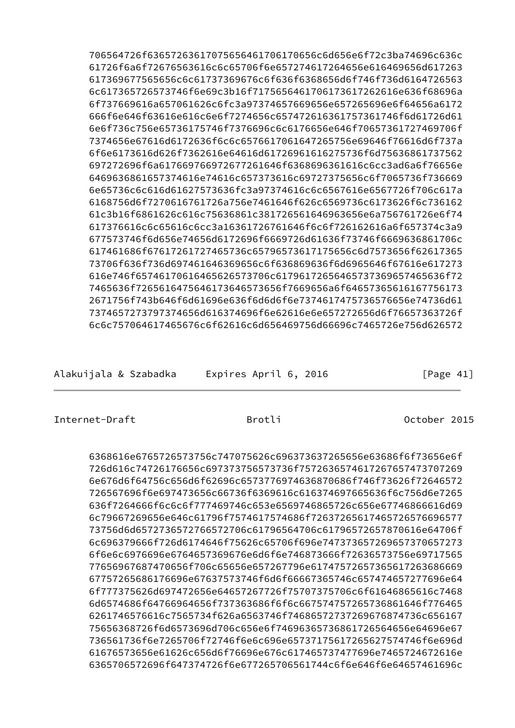```
      706564726f636572636170756564617061706556c6d656e6f72c3ba74696c636c
      61726f6a6f72676563616c6c65706f6e657274617264656e616469656d617263
      617369677565656c6c61737369676c6f636f6368656d6f746f736d6164726563
      6c617365726573746f6e69c3b16f717565646170617361726616e636f68696a
      6f737669616a657061626c6fc3a97374657669656e657265696e6f64656a6172
      666f6e646f63616e616c6e6f7274656c6574726163617573617346f6d61726d61
      6e6f736c756e65736175746f7376696c6c6176656e646f70657361727469706f
      7374656e67616d6172636f6c6c6576617061647265756e69646f76616d6f737a
      6f6e6173616d626f7362616e64616d6172696161627573f6d75636861737562
      697272696f6a617669697669726772616d6f6368696361616c6cc3ad6a6f76656e
      64696368616574616e74616c657373616c69727375656c6f7065736f736669
      6e65736c6c616d61627573636fc3a97374616c6c6567616e6567726f706c617a
      6168756d6f7270616761726a756e7461646f626c6569736c6173626f6c736162
      61c3b16f6861626c616c75636861c381726561646963656e6a756761726e6f74
      617376616c6c65616c6cc3a16361726761646f6c6f726162616a6f657374c3a9
      677573746f6d656e74656d6172696f6669726d61636f73746f6669636861706c
      617461686f67617261727465736c6579657361717565656c6d7573656f62617365
      73706f636f736d697461646369656c6f636869636f6d6965646f67616e617273
      616e746f657461706164656265736706c617961726564657373696576657465636f72
      7465636f7265616475646173646573656f7669656a6f6465736561616775617
      2671756f743b646f6d696e6f636f6d6d6f6e737461747573657665e74736d61
      7374657273797374656d616374696f6e62616e6e657272656d6f76657363726f
      6c6c757064617465676c6f62616c6d656469756d66696c7465726e756d626572
```

```
      6368616e6765726573756c747075626c696373637265656e63686f6f73656e6f
      726d616c74726176656c697373756573736f7572636574617267657473707269
      6e676d6f64756c656d6f62696c6573776974636870686f746f73626f72646572
      726567696f6e697473656c66736f6369616c616374697665636f6c756d6e7265
      636f7264666f6c6c6f777469746c653e6569746865726c656e67746866616d69
      6c79667269656e646c61796f7574617574686f7263726561746572657669657
      73756d6d65727365727665727706c61796564706c61796572657870616e64706f
      6c696379666f726d6174646f75626c65706f696e747373657269657370657273
      6f6e6c6976696e6764657369676e6d6f6e746873666f72636573756e69717565
      776569676874706572706c65656e657267796e61747572657365617263686669
      67757265686176696e67637573746f6d6f66667365746c657474657277696e64
      6f777375626d697472656e64657267726f75707375706c6f61646865616c7468
      6d6574686f64766964656f737363686f6f6c667574757265736861646f776465
      6261746576616c7565734f626a6563746f746865727372696768747365616167
      75656368726f6d6573696d706c656e6f746963657368617265646656e64696e67
      736561736f6e7265706f72746f6e6c696e657371756172656275747746f6e696d
      61676573656e61626c656d6f76696e676c617465737477696e7465724672616e
      6365706572696f647374726f6e677265706561744c6f6e646f6e64657461696c
```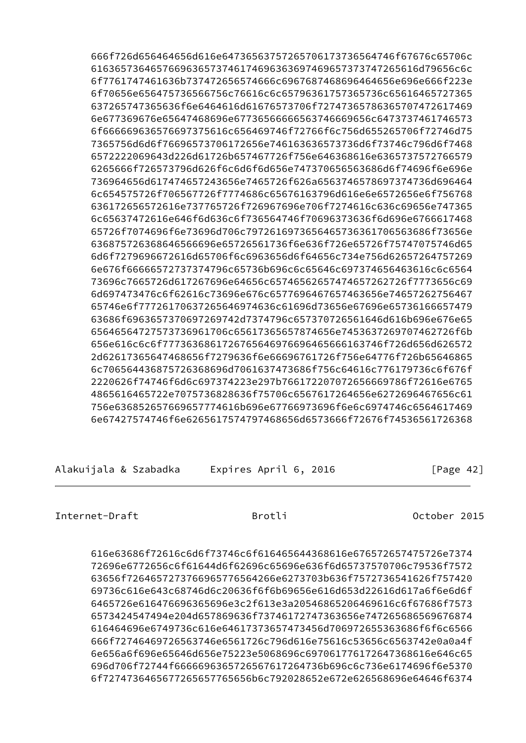```
666f726d656464656d616e6473656375726570617373656474f67676c65706c
616365736465766963657374617469636369746965737374726561d79656c6c
6f7761747461636b737472656574666c6967687468696464656e696e666f223e
6f70656e656475736566756c76616c6c65796361757365736c65616465727365
637265747365636f6e6464616d61676573706f72747365786365707472617469
6e677369676e65647468696e677365666665637466696656c6473737461746573
6f66666963657669737561c656469746f72766f6c756d655265706f72746d75
7365756d6d6f76696573706172656e746163636573736d6f73746c796d6f7468
6572222069643d226d61726b657467726f756e646368616e6365737572766579
6265666f726573796d626f6c6d6f6d656e747370656563686d6f74696f6e696e
736964656d617474657243656e7465726f626a6563746578697374736d696464
6c654575726f706567726f7774686c65676163796d616e6572656e6f756768
636172656572616e737765726f726967696e706f7274616c636c69656e747365
6c65637472616e646f6d636c6f736564746f70696373636f6d696e6766617468
65726f7074696f6e73696d706c79726169736564657363617065636686f73656e
636875726368646566696e65726561736f6e636f726e65726f75747075746d65
6d6f7279696672616d65706f6c6963656d6f64656c734e756d62657264757269
6e676f66666572737374796c65736b696c6c65646c697374656463616c6c6564
73696c7665726d617267696e64656c657465626574746572726f7773656c69
6d697473476c6f62616c73696e676c657769646765746365637465726275646765
74e6f7772617063726564746f6c6964673656e67696e6573616665747479
63686f6963657370697269742d7374796c657370726561646d616b696e676e65
65646564727573736961706c65617365657874656e745363726970746272f6b
656e616c6c6f7773636861726765646976696465666163746f726d656d626572
2d62617365647468656f7279636f6e66696761726f756e64776f726b65646865
6c706564436875726368696d7061637473686f756c64616c776179736c6f676f
2220626f74746f6d6c697374223e297b766172207072656669786f72616e6765
4865616465722e7075736828636f75706c6567617264656e6272696467656c61
756e636852657669657774616b696e67766973696f6e6c6974746c6564617469
6e67427574746f6e626561757479746868656d6573666f72676f74536561726368
```

```
616e63686f72616c6d6f73746c6f616465644368616e676572657475726e7374
72696e6772656c6f61644d6f62696c65696e636f6d65737570706c79536f7572
63656f72646572737669657765642666e6273703b636f7572736541626f757420
69736c616e643c68746d6c20636f6f6b69656e616d653d22616d617a6f6e6d6f
6465726e616476696365696e3c2f613e3a2054686520646961c6f67686f7573
6573424547494e204d657869636f737461727473636e747265686869676874
616464696e6749736c616e64617373657473456d706972655363686f6f6c6566
666f72746469726563746e6561726c796d616e75616c53656563742e0a0a4f
6e656a6f696e65646d656e75223e5068696c697061776172647368616e646c65
696d706f72744f6666696365726567617264736b696c6c736e6174696f6e5370
6f7274736465677265657765656b6c792028652e672e626568696e64646f6374
```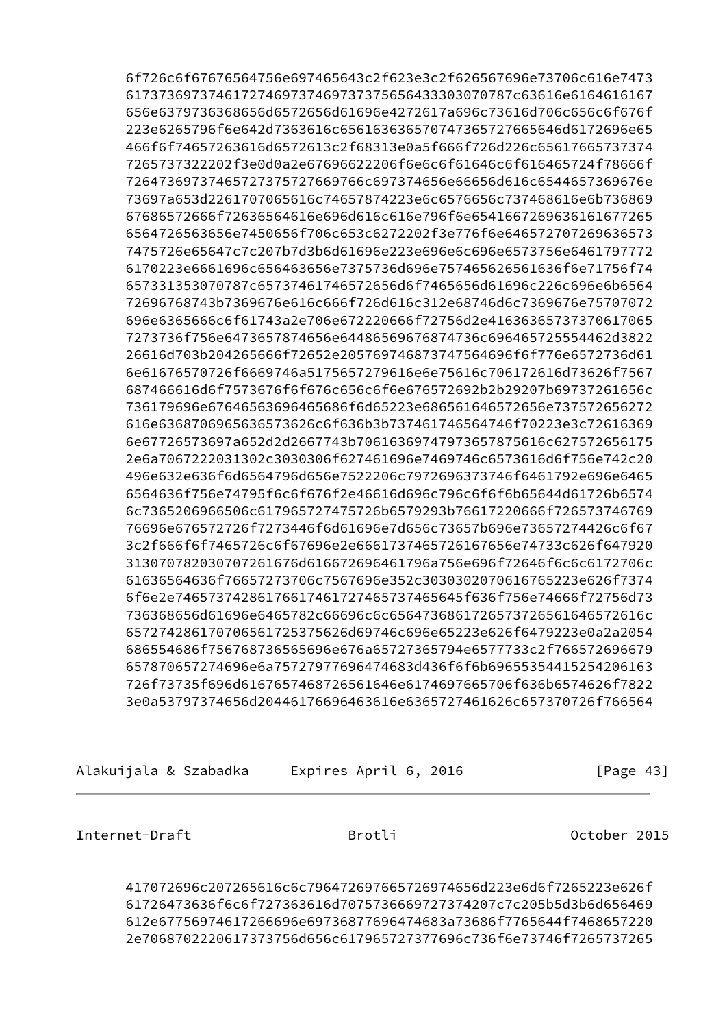```
      6f726c6f67676564756e697465643c2f623e3c2f626567696e73706c616e7473
      6173736973746172746973746973737565643303070787c63616e6164616167
      656e6379736368656d6572656d61696e4272617a696c73616d706c656c6f676f
      223e6265796f6e642d7363616c6561636365707473657276656d6172696e65
      466f6f74657263616d6572613c2f68313e0a5f666f726d226c65617665737374
      7265737322202f3e0d0a2e67696622206f6e6c6f61646c6f616465724f78666f
      72647369737465727375727669766c697374656e66656d616c6544657369676e
      73697a653d2261707065616c74657874223e6c6576656c737468616e6b736869
      67686572666f72636564616e696d616c616e796f6e6541667269636161677265
      6564726563656e7450656f706c653c6272202f3e776f6e646572707269636573
      7475726e65647c7c207b7d3b6d61696e223e696e6c696e6573756e6461797772
      6170223e6661696c656463656e7375736d696e757465626561636f6e71756f74
      657331353070787c65737461746572656d6f7465656d61696c226c696e6b6564
      72696768743b7369676e616c666f726d616c312e68746d6c7369676e75707072
      696e6365666c6f61743a2e706e672220666f72756d2e41636365737370617065
      7273736f756e6473657874656e64486569676874736c696465725554462d3822
      26616d703b204265666f72652e205769746874687374756469f6f776e6572736d61
      6e61676570726f6669746a5175657279616e6e75616c706172616d73626f7567
      687466616d6f7573676f6f676c656c6f6e676572692b2b29207b69737261656c
      736179696e67646563696465686f6d65223e686561646572656e737572656272
      616e6368706965636573626c6f636b3b737461746564746f70223e3c72616369
      6e67726573697a652d2d2667743b706163697479736578756616c627572656175
      2e6a7067222031302c3030306f627461696e7469746c6573616d6f756e742c20
      496e632e636f6d6564796d656e7522206c7972696373746f6461792e696e6465
      6564636f756e74795f6c6f676f2e46616d696c796c6f6f6b65644d61726b6574
      6c7365206966506c617965727475726b6579293b76617220666f726573746769
      76696e676572726f7273446f6d61696e7d656c73657b696e73657274426c6f67
      3c2f666f6f7465726c6f67696e2e6661737465726167656e74733c626f647920
      313070782030707261676d616672696461796a756e696f72646f6c6c6172706c
      61636564636f76657273706c7567696e352c3030302070616765223e626f7374
      6f6e2e74657374428617661746127465737465645f636f756e74666f72756d73
      736368656d61696e6465782c66696c6c6564736861726573726561646572616c
      657274286170706561725375626d69746c696e65223e626f6479223e0a2a2054
      686554686f756768736565696e676a65727365794e6577733c2f766572696679
      657870657274696e6a75727977696474683d436f6f6b69655354415254206163
      726f73735f696d6167657468726561646e6174697665706f636b6574626f7822
      3e0a53797374656d20446176696463616e6365727461626c657370726f766564
```

```
      417072696c207265616c6c796472697665726974656d223e6d6f7265223e626f
      61726473636f6c6f727363616d7075736669727374207c7c205b5d3b6d656469
      612e67756974617266696e697368776964746883a73686f7765644f7468657220
      2e706870222061737373756d656c617965727377696c736f6e73746f7265737265
```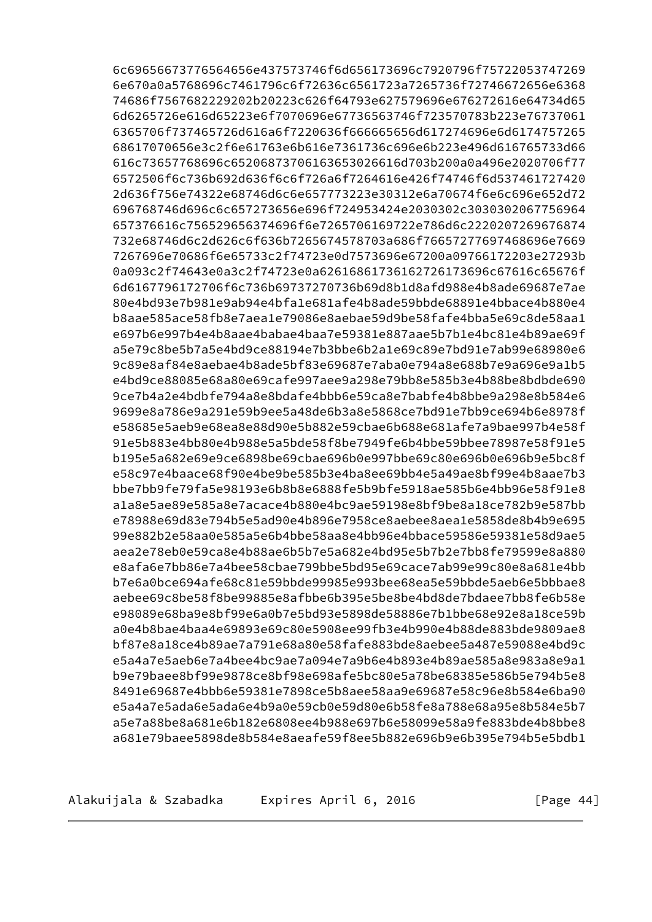```
6c69656673776564656e437573746f6d656173696c7920796f75722053747269
6e670a0a5768696c7461796c6f72636c6561723a7265736f72746672656e6368
74686f7567682229202b20223c626f64793e627579696e676272616e64734d65
6d6265726e616d65223e6f7070696e67736563746f723570783b223e76737061
6365706f737465726d616a6f7220636f666665656d617274696e6d6174757265
68617070656e3c2f6e61763e6b616e7361736c696e6b223e496d616765733d66
616c73657768696c65206873706163653026616d703b200a0a496e2020706f77
6572506f6c736b692d636f6c6f726a6f7264616e426f74746f6d537461727420
2d636f756e74322e68746d6c6e657773223e30312e6a70674f6e6c696e652d72
696768746d696c6c657273656e696f724953424e2030302c3030302067756964
657376616c756529656374696f6e7265706169722e786d6c2220207269676874
732e68746d6c2d626c6f636b7265674578703a686f76657277697468696e7669
7267696e70686f6e65733c2f74723e0d7573696e67200a09766172203e27293b
0a093c2f74643e0a3c2f74723e0a62616861736162726173696c67616c65676f
6d6167796172706f6c736b69737270736b69d8b1d8afd988e4b8ade69687e7ae
80e4bd93e7b981e9ab94e4bfa1e681afe4b8ade59bbde68891e4bbace4b880e4
b8aae585ace58fb8e7aea1e79086e8aebae59d9be58fafe4bba5e69c8de58aa1
e697b6e997b4e4b8aae4babae4baa7e59381e887aae5b7b1e4bc81e4b89ae69f
a5e79c8be5b7a5e4bd9ce88194e7b3bbe6b2a1e69c89e7bd91e7ab99e68980e6
9c89e8af84e8aebae4b8ade5bf83e69687e7aba0e794a8e688b7e9a696e9a1b5
e4bd9ce88085e68a80e69cafe997aee9a298e79bb8e585b3e4b88be8bdbde690
9ce7b4a2e4bdbfe794a8e8bdafe4bbb6e59ca8e7babfe4b8bbe9a298e8b584e6
9699e8a786e9a291e59b9ee5a48de6b3a8e5868ce7bd91e7bb9ce694b6e8978f
e58685e5aeb9e68ea8e88d90e5b882e59cbae6b688e681afe7a9bae997b4e58f
91e5b883e4bb80e4b988e5a5bde58f8be7949fe6b4bbe59bbee78987e58f91e5
b195e5a682e69e9ce6898be69cbae696b0e997bbe69c80e696b0e696b9e5bc8f
e58c97e4baace68f90e4be9be585b3e4ba8ee69bb4e5a49ae8bf99e4b8aae7b3
bbe7bb9fe79fa5e98193e6b8b8e6888fe5b9bfe5918ae585b6e4bb96e58f91e8
a1a8e5ae89e585a8e7acace4b880e4bc9ae59198e8bf9be8a18ce782b9e587bb
e78988e69d83e794b5e5ad90e4b896e7958ce8aebee8aea1e5858de8b4b9e695
99e882b2e58aa0e585a5e6b4bbe58aa8e4bb96e4bbace59586e59381e58d9ae5
aea2e78eb0e59ca8e4b88ae6b5b7e5a682e4bd95e5b7b2e7bb8fe79599e8a880
e8afa6e7bb86e7a4bee58cbae799bbe5bd95e69cace7ab99e99c80e8a681e4bb
b7e6a0bce694afe68c81e59bbde99985e993bee68ea5e59bbde5aeb6e5bbbae8
aebee69c8be58f8be99885e8afbbe6b395e5be8be4bd8de7bdaee7bb8fe6b58e
e98089e68ba9e8bf99e6a0b7e5bd93e5898de58886e7b1bbe68e92e8a18ce59b
a0e4b8bae4baa4e69893e69c80e5908ee99fb3e4b990e4b88de883bde9809ae8
bf87e8a18ce4b89ae7a791e68a80e58fafe883bde8aebee5a487e59088e4bd9c
e5a4a7e5aeb6e7a4bee4bc9ae7a094e7a9b6e4b893e4b89ae585a8e983a8e9a1
b9e79baee8bf99e9878ce8bf98e698afe5bc80e5a78be68385e586b5e794b5e8
8491e69687e4bbb6e59381e7898ce5b8aee58aa9e69687e58c96e8b584e6ba90
e5a4a7e5ada6e5ada6e4b9a0e59cb0e59d80e6b58fe8a788e68a95e8b584e5b7
a5e7a88be8a681e6b182e6808ee4b988e697b6e58099e58a9fe883bde4b8bbe8
a681e79baee5898de8b584e8aeafe59f8ee5b882e696b9e6b395e794b5e5bdb1
```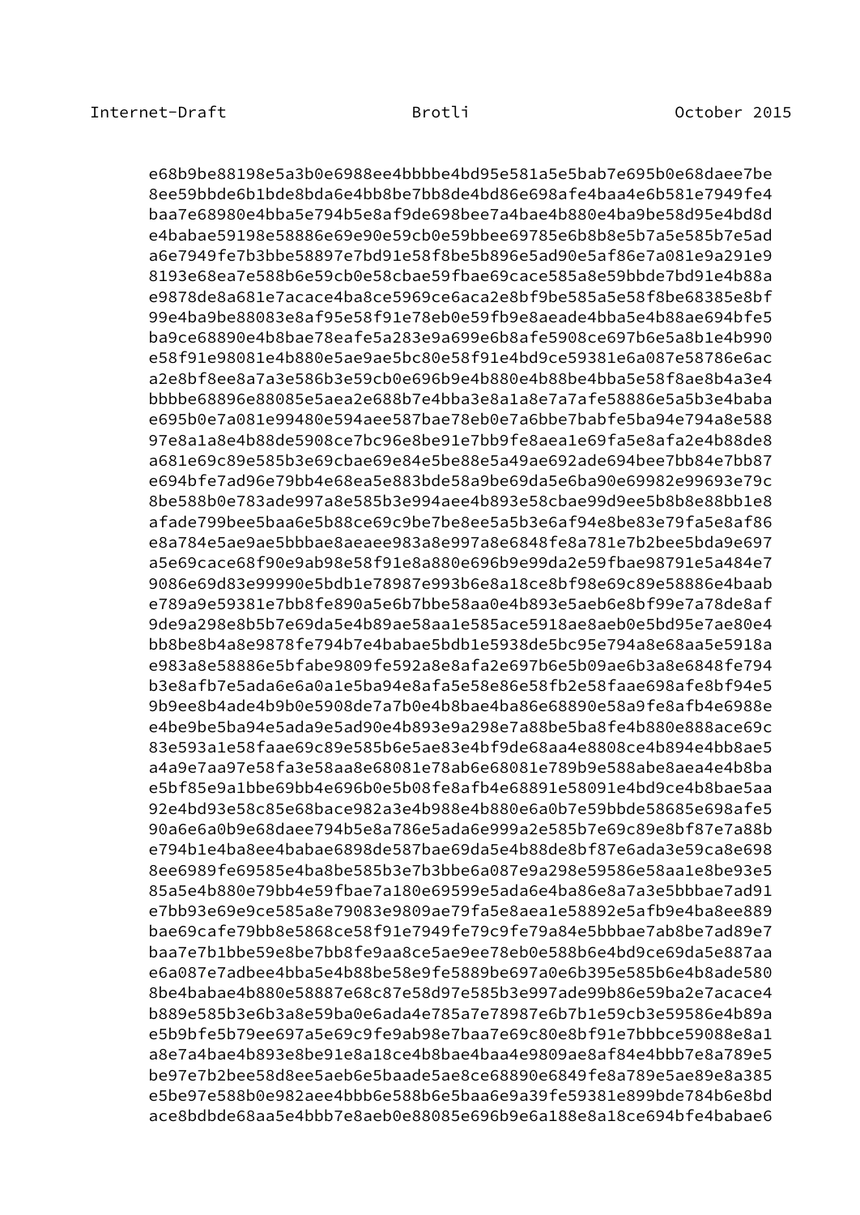```
e68b9be88198e5a3b0e6988ee4bbbbe4bd95e581a5e5bab7e695b0e68daee7be
8ee59bbde6b1bde8bda6e4bb8be7bb8de4bd86e698afe4baa4e6b581e7949fe4
baa7e68980e4bba5e794b5e8af9de698bee7a4bae4b880e4ba9be58d95e4bd8d
e4babae59198e58886e69e90e59cb0e59bbee69785e6b8b8e5b7a5e585b7e5ad
a6e7949fe7b3bbe58897e7bd91e58f8be5b896e5ad90e5af86e7a081e9a291e9
8193e68ea7e588b6e59cb0e58cbae59fbae69cace585a8e59bbde7bd91e4b88a
e9878de8a681e7acace4ba8ce5969ce6aca2e8bf9be585a5e58f8be68385e8bf
99e4ba9be88083e8af95e58f91e78eb0e59fb9e8aeade4bba5e4b88ae694bfe5
ba9ce68890e4b8bae78eafe5a283e9a699e6b8afe5908ce697b6e5a8b1e4b990
e58f91e98081e4b880e5ae9ae5bc80e58f91e4bd9ce59381e6a087e58786e6ac
a2e8bf8ee8a7a3e586b3e59cb0e696b9e4b880e4b88be4bba5e58f8ae8b4a3e4
bbbbe68896e88085e5aea2e688b7e4bba3e8a1a8e7a7afe58886e5a5b3e4baba
e695b0e7a081e99480e594aee587bae78eb0e7a6bbe7babfe5ba94e794a8e588
97e8a1a8e4b88de5908ce7bc96e8be91e7bb9fe8aea1e69fa5e8afa2e4b88de8
a681e69c89e585b3e69cbae69e84e5be88e5a49ae692ade694bee7bb84e7bb87
e694bfe7ad96e79bb4e68ea5e883bde58a9be69da5e6ba90e69982e99693e79c
8be588b0e783ade997a8e585b3e994aee4b893e58cbae99d9ee5b8b8e88bb1e8
afade799bee5baa6e5b88ce69c9be7be8ee5a5b3e6af94e8be83e79fa5e8af86
e8a784e5ae9ae5bbbae8aeaee983a8e997a8e6848fe8a781e7b2bee5bda9e697
a5e69cace68f90e9ab98e58f91e8a880e696b9e99da2e59fbae98791e5a484e7
9086e69d83e99990e5bdb1e78987e993b6e8a18ce8bf98e69c89e58886e4baab
e789a9e59381e7bb8fe890a5e6b7bbe58aa0e4b893e5aeb6e8bf99e7a78de8af
9de9a298e8b5b7e69da5e4b89ae58aa1e585ace5918ae8aeb0e5bd95e7ae80e4
bb8be8b4a8e9878fe794b7e4babae5bdb1e5938de5bc95e794a8e68aa5e5918a
e983a8e58886e5bfabe9809fe592a8e8afa2e697b6e5b09ae6b3a8e6848fe794
b3e8afb7e5ada6e6a0a1e5ba94e8afa5e58e86e58fb2e58faae698afe8bf94e5
9b9ee8b4ade4b9b0e5908de7a7b0e4b8bae4ba86e68890e58a9fe8afb4e6988e
e4be9be5ba94e5ada9e5ad90e4b893e9a298e7a88be5ba8fe4b880e888ace69c
83e593a1e58faae69c89e585b6e5ae83e4bf9de68aa4e8808ce4b894e4bb8ae5
a4a9e7aa97e58fa3e58aa8e68081e78ab6e68081e789b9e588abe8aea4e4b8ba
e5bf85e9a1bbe69bb4e696b0e5b08fe8afb4e68891e58091e4bd9ce4b8bae5aa
92e4bd93e58c85e68bace982a3e4b988e4b880e6a0b7e59bbde58685e698afe5
90a6e6a0b9e68daee794b5e8a786e5ada6e999a2e585b7e69c89e8bf87e7a88b
e794b1e4ba8ee4babae6898de587bae69da5e4b88de8bf87e6ada3e59ca8e698
8ee6989fe69585e4ba8be585b3e7b3bbe6a087e9a298e59586e58aa1e8be93e5
85a5e4b880e79bb4e59fbae7a180e69599e5ada6e4ba86e8a7a3e5bbbae7ad91
e7bb93e69e9ce585a8e79083e9809ae79fa5e8aea1e58892e5afb9e4ba8ee889
bae69cafe79bb8e5868ce58f91e7949fe79c9fe79a84e5bbbae7ab8be7ad89e7
baa7e7b1bbe59e8be7bb8fe9aa8ce5ae9ee78eb0e588b6e4bd9ce69da5e887aa
e6a087e7adbee4bba5e4b88be58e9fe5889be697a0e6b395e585b6e4b8ade580
8be4babae4b880e58887e68c87e58d97e585b3e997ade99b86e59ba2e7acace4
b889e585b3e6b3a8e59ba0e6ada4e785a7e78987e6b7b1e59cb3e59586e4b89a
e5b9bfe5b79ee697a5e69c9fe9ab98e7baa7e69c80e8bf91e7bbbce59088e8a1
a8e7a4bae4b893e8be91e8a18ce4b8bae4baa4e9809ae8af84e4bbb7e8a789e5
be97e7b2bee58d8ee5aeb6e5baade5ae8ce68890e6849fe8a789e5ae89e8a385
e5be97e588b0e982aee4bbb6e588b6e5baa6e9a39fe59381e899bde784b6e8bd
ace8bdbde68aa5e4bbb7e8aeb0e88085e696b9e6a188e8a18ce694bfe4babae6
```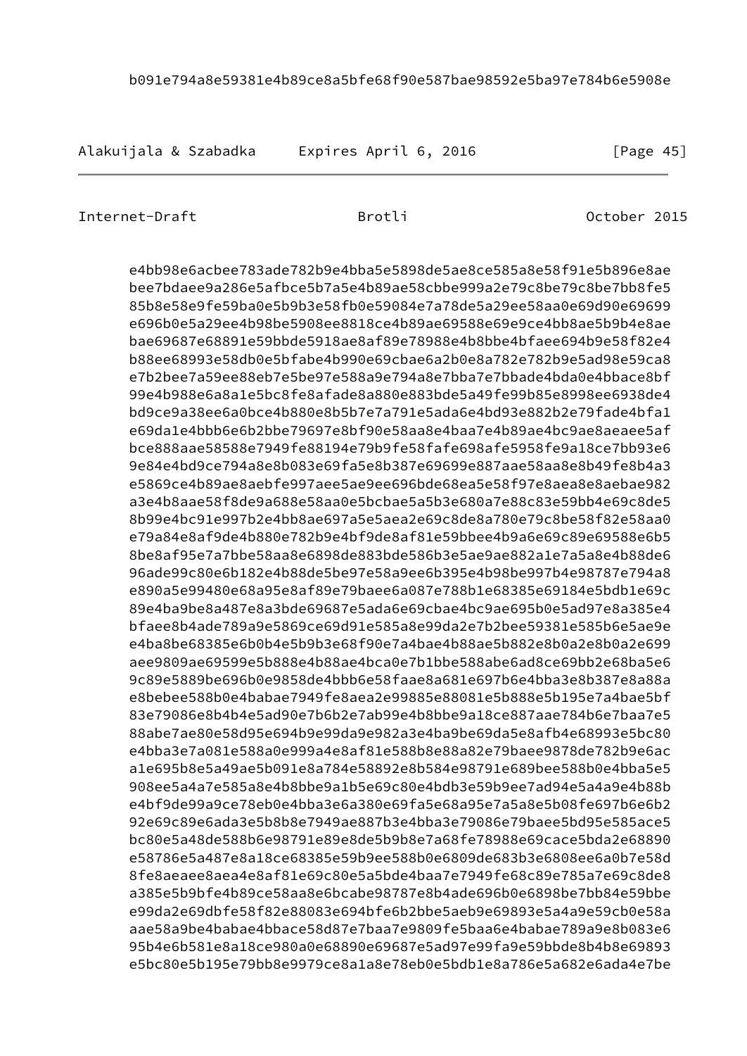```
      b091e794a8e59381e4b89ce8a5bfe68f90e587bae98592e5ba97e784b6e5908e
```

```
      e4bb98e6acbee783ade782b9e4bba5e5898de5ae8ce585a8e58f91e5b896e8ae
      bee7bdaee9a286e5afbce5b7a5e4b89ae58cbbe999a2e79c8be79c8be7bb8fe5
      85b8e58e9fe59ba0e5b9b3e58fb0e59084e7a78de5a29ee58aa0e69d90e69699
      e696b0e5a29ee4b98be5908ee8818ce4b89ae69588e69e9ce4bb8ae5b9b4e8ae
      bae69687e68891e59bbde5918ae8af89e78988e4b8bbe4bfaee694b9e58f82e4
      b88ee68993e58db0e5bfabe4b990e69cbae6a2b0e8a782e782b9e5ad98e59ca8
      e7b2bee7a59ee88eb7e5be97e588a9e794a8e7bba7e7bbade4bda0e4bbace8bf
      99e4b988e6a8a1e5bc8fe8afade8a880e883bde5a49fe99b85e8998ee6938de4
      bd9ce9a38ee6a0bce4b880e8b5b7e7a791e5ada6e4bd93e882b2e79fade4bfa1
      e69da1e4bbb6e6b2bbe79697e8bf90e58aa8e4baa7e4b89ae4bc9ae8aeaee5af
      bce888aae58588e7949fe88194e79b9fe58fafe698afe5958fe9a18ce7bb93e6
      9e84e4bd9ce794a8e8b083e69fa5e8b387e69699e887aae58aa8e8b49fe8b4a3
      e5869ce4b89ae8aebfe997aee5ae9ee696bde68ea5e58f97e8aea8e8aebae982
      a3e4b8aae58f8de9a688e58aa0e5bcbae5a5b3e680a7e88c83e59bb4e69c8de5
      8b99e4bc91e997b2e4bb8ae697a5e5aea2e69c8de8a780e79c8be58f82e58aa0
      e79a84e8af9de4b880e782b9e4bf9de8af81e59bbee4b9a6e69c89e69588e6b5
      8be8af95e7a7bbe58aa8e6898de883bde586b3e5ae9ae882a1e7a5a8e4b88de6
      96ade99c80e6b182e4b88de5be97e58a9ee6b395e4b98be997b4e98787e794a8
      e890a5e99480e68a95e8af89e79baee6a087e788b1e68385e69184e5bdb1e69c
      89e4ba9be8a487e8a3bde69687e5ada6e69cbae4bc9ae695b0e5ad97e8a385e4
      bfaee8b4ade789a9e5869ce69d91e585a8e99da2e7b2bee59381e585b6e5ae9e
      e4ba8be68385e6b0b4e5b9b3e68f90e7a4bae4b88ae5b882e8b0a2e8b0a2e699
      aee9809ae69599e5b888e4b88ae4bca0e7b1bbe588abe6ad8ce69bb2e68ba5e6
      9c89e5889be696b0e9858de4bbb6e58faae8a681e697b6e4bba3e8b387e8a88a
      e8bebee588b0e4babae7949fe8aea2e99885e88081e5b888e5b195e7a4bae5bf
      83e79086e8b4b4e5ad90e7b6b2e7ab99e4b8bbe9a18ce887aae784b6e7baa7e5
      88abe7ae80e58d95e694b9e99da9e982a3e4ba9be69da5e8afb4e68993e5bc80
      e4bba3e7a081e588a0e999a4e8af81e588b8e88a82e79baee9878de782b9e6ac
      a1e695b8e5a49ae5b091e8a784e58892e8b584e98791e689bee588b0e4bba5e5
      908ee5a4a7e585a8e4b8bbe9a1b5e69c80e4bdb3e59b9ee7ad94e5a4a9e4b88b
      e4bf9de99a9ce78eb0e4bba3e6a380e69fa5e68a95e7a5a8e5b08fe697b6e6b2
      92e69c89e6ada3e5b8b8e7949ae887b3e4bba3e79086e79baee5bd95e585ace5
      bc80e5a48de588b6e98791e89e8de5b9b8e7a68fe78988e69cace5bda2e68890
      e58786e5a487e8a18ce68385e59b9ee588b0e6809de683b3e6808ee6a0b7e58d
      8fe8aeaee8aea4e8af81e69c80e5a5bde4baa7e7949fe68c89e785a7e69c8de8
      a385e5b9bfe4b89ce58aa8e6bcabe98787e8b4ade696b0e6898be7bb84e59bbe
      e99da2e69dbfe58f82e88083e694bfe6b2bbe5aeb9e69893e5a4a9e59cb0e58a
      aae58a9be4babae4bbace58d87e7baa7e9809fe5baa6e4babae789a9e8b083e6
      95b4e6b581e8a18ce980a0e68890e69687e5ad97e99fa9e59bbde8b4b8e69893
      e5bc80e5b195e79bb8e9979ce8a1a8e78eb0e5bdb1e8a786e5a682e6ada4e7be
```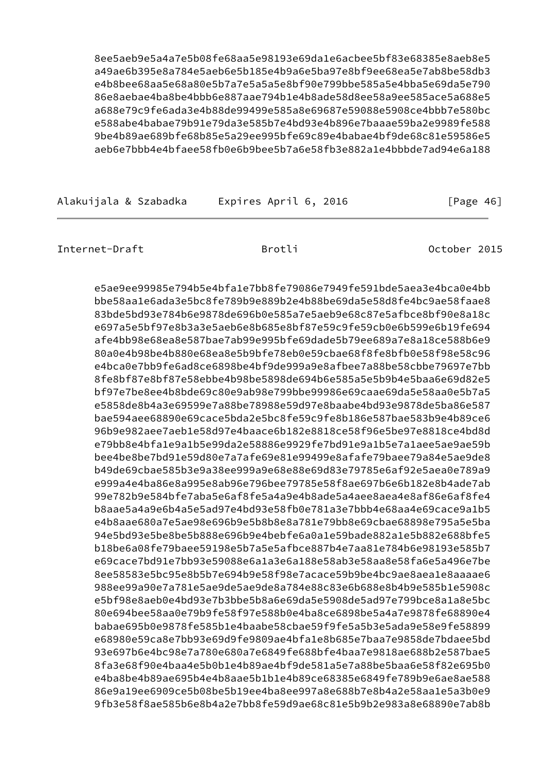```
      8ee5aeb9e5a4a7e5b08fe68aa5e98193e69da1e6acbee5bf83e68385e8aeb8e5
      a49ae6b395e8a784e5aeb6e5b185e4b9a6e5ba97e8bf9ee68ea5e7ab8be58db3
      e4b8bee68aa5e68a80e5b7a7e5a5a5e8bf90e799bbe585a5e4bba5e69da5e790
      86e8aebae4ba8be4bbb6e887aae794b1e4b8ade58d8ee58a9ee585ace5a688e5
      a688e79c9fe6ada3e4b88de99499e585a8e69687e59088e5908ce4bbb7e580bc
      e588abe4babae79b91e79da3e585b7e4bd93e4b896e7baaae59ba2e9989fe588
      9be4b89ae689bfe68b85e5a29ee995bfe69c89e4babae4bf9de68c81e59586e5
      aeb6e7bbb4e4bfaee58fb0e6b9bee5b7a6e58fb3e882a1e4bbbde7ad94e6a188
```

```
      e5ae9ee99985e794b5e4bfa1e7bb8fe79086e7949fe591bde5aea3e4bca0e4bb
      bbe58aa1e6ada3e5bc8fe789b9e889b2e4b88be69da5e58d8fe4bc9ae58faae8
      83bde5bd93e784b6e9878de696b0e585a7e5aeb9e68c87e5afbce8bf90e8a18c
      e697a5e5bf97e8b3a3e5aeb6e8b685e8bf87e59c9fe59cb0e6b599e6b19fe694
      afe4bb98e68ea8e587bae7ab99e995bfe69dade5b79ee689a7e8a18ce588b6e9
      80a0e4b98be4b880e68ea8e5b9bfe78eb0e59cbae68f8fe8bfb0e58f98e58c96
      e4bca0e7bb9fe6ad8ce6898be4bf9de999a9e8afbee7a88be58cbbe79697e7bb
      8fe8bf87e8bf87e58ebbe4b98be5898de694b6e585a5e5b9b4e5baa6e69d82e5
      bf97e7be8ee4b8bde69c80e9ab98e799bbe99986e69caae69da5e58aa0e5b7a5
      e5858de8b4a3e69599e7a88be78988e59d97e8baabe4bd93e9878de5ba86e587
      bae594aee68890e69cace5bda2e5bc8fe59c9fe8b186e587bae583b9e4b89ce6
      96b9e982aee7aeb1e58d97e4baace6b182e8818ce58f96e5be97e8818ce4bd8d
      e79bb8e4bfa1e9a1b5e99da2e58886e9929fe7bd91e9a1b5e7a1aee5ae9ae59b
      bee4be8be7bd91e59d80e7a7afe69e81e99499e8afafe79baee79a84e5ae9de8
      b49de69cbae585b3e9a38ee999a9e68e88e69d83e79785e6af92e5aea0e789a9
      e999a4e4ba86e8a995e8ab96e796bee79785e58f8ae697b6e6b182e8b4ade7ab
      99e782b9e584bfe7aba5e6af8fe5a4a9e4b8ade5a4aee8aea4e8af86e6af8fe4
      b8aae5a4a9e6b4a5e5ad97e4bd93e58fb0e781a3e7bbb4e68aa4e69cace9a1b5
      e4b8aae680a7e5ae98e696b9e5b8b8e8a781e79bb8e69cbae68898e795a5e5ba
      94e5bd93e5be8be5b888e696b9e4bebfe6a0a1e59bade882a1e5b882e688bfe5
      b18be6a08fe79baee59198e5b7a5e5afbce887b4e7aa81e784b6e98193e585b7
      e69cace7bd91e7bb93e59088e6a1a3e6a188e58ab3e58aa8e58fa6e5a496e7be
      8ee58583e5bc95e8b5b7e694b9e58f98e7acace59b9be4bc9ae8aea1e8aaaae6
      988ee99a90e7a781e5ae9de5ae9de8a784e88c83e6b688e8b4b9e585b1e5908c
      e5bf98e8aeb0e4bd93e7b3bbe5b8a6e69da5e5908de5ad97e799bce8a1a8e5bc
      80e694bee58aa0e79b9fe58f97e588b0e4ba8ce6898be5a4a7e9878fe68890e4
      babae695b0e9878fe585b1e4baabe58cbae59f9fe5a5b3e5ada9e58e9fe58899
      e68980e59ca8e7bb93e69d9fe9809ae4bfa1e8b685e7baa7e9858de7bdaee5bd
      93e697b6e4bc98e7a780e680a7e6849fe688bfe4baa7e9818ae688b2e587bae5
      8fa3e68f90e4baa4e5b0b1e4b89ae4bf9de581a5e7a88be5baa6e58f82e695b0
      e4ba8be4b89ae695b4e4b8aae5b1b1e4b89ce68385e6849fe789b9e6ae8ae588
      86e9a19ee6909ce5b08be5b19ee4ba8ee997a8e688b7e8b4a2e58aa1e5a3b0e9
      9fb3e58f8ae585b6e8b4a2e7bb8fe59d9ae68c81e5b9b2e983a8e68890e7ab8b
```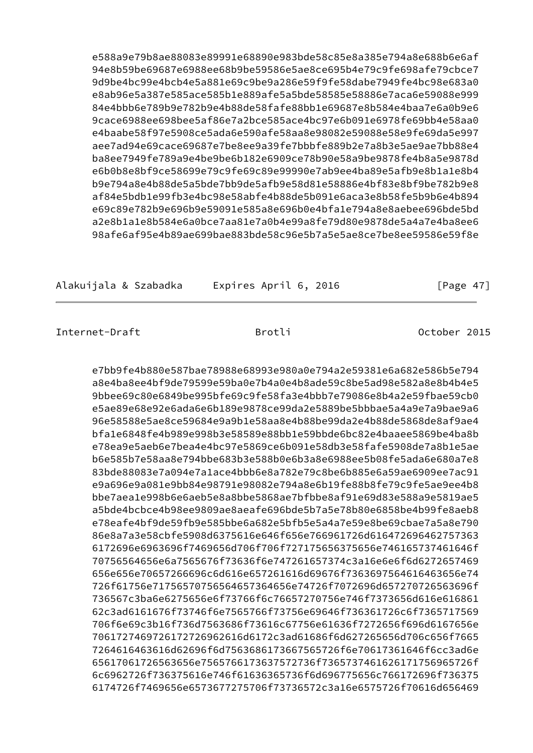```
e588a9e79b8ae88083e89991e68890e983bde58c85e8a385e794a8e688b6e6af
94e8b59be69687e6988ee68b9be59586e5ae8ce695b4e79c9fe698afe79cbce7
9d9be4bc99e4bcb4e5a881e69c9be9a286e59f9fe58dabe7949fe4bc98e683a0
e8ab96e5a387e585ace585b1e889afe5a5bde58585e58886e7aca6e59088e999
84e4bbb6e789b9e782b9e4b88de58fafe88bb1e69687e8b584e4baa7e6a0b9e6
9cace6988ee698bee5af86e7a2bce585ace4bc97e6b091e6978fe69bb4e58aa0
e4baabe58f97e5908ce5ada6e590afe58aa8e98082e59088e58e9fe69da5e997
aee7ad94e69cace69687e7be8ee9a39fe7bbbfe889b2e7a8b3e5ae9ae7bb88e4
ba8ee7949fe789a9e4be9be6b182e6909ce78b90e58a9be9878fe4b8a5e9878d
e6b0b8e8bf9ce58699e79c9fe69c89e99990e7ab9ee4ba89e5afb9e8b1a1e8b4
b9e794a8e4b88de5a5bde7bb9de5afb9e58d81e58886e4bf83e8bf9be782b9e8
af84e5bdb1e99fb3e4bc98e58abfe4b88de5b091e6aca3e8b58fe5b9b6e4b894
e69c89e782b9e696b9e59091e585a8e696b0e4bfa1e794a8e8aebee696bde5bd
a2e8b1a1e8b584e6a0bce7aa81e7a0b4e99a8fe79d80e9878de5a4a7e4ba8ee6
98afe6af95e4b89ae699bae883bde58c96e5b7a5e5ae8ce7be8ee59586e59f8e
```

```
e7bb9fe4b880e587bae78988e68993e980a0e794a2e59381e6a682e586b5e794
a8e4ba8ee4bf9de79599e59ba0e7b4a0e4b8ade59c8be5ad98e582a8e8b4b4e5
9bbee69c80e6849be995bfe69c9fe58fa3e4bbb7e79086e8b4a2e59fbae59cb0
e5ae89e68e92e6ada6e6b189e9878ce99da2e5889be5bbbae5a4a9e7a9bae9a6
96e58588e5ae8ce59684e9a9b1e58aa8e4b88be99da2e4b88de5868de8af9ae4
bfa1e6848fe4b989e998b3e58589e88bb1e59bbde6bc82e4baaee5869be4ba8b
e78ea9e5aeb6e7bea4e4bc97e5869ce6b091e58db3e58fafe5908de7a8b1e5ae
b6e585b7e58aa8e794bbe683b3e588b0e6b3a8e6988ee5b08fe5ada6e680a7e8
83bde88083e7a094e7a1ace4bbb6e8a782e79c8be6b885e6a59ae6909ee7ac91
e9a696e9a081e9bb84e98791e98082e794a8e6b19fe88b8fe79c9fe5ae9ee4b8
bbe7aea1e998b6e6aeb5e8a8bbe5868ae7bfbbe8af91e69d83e588a9e5819ae5
a5bde4bcbce4b98ee9809ae8aeafe696bde5b7a5e78b80e6858be4b99fe8aeb8
e78eafe4bf9de59fb9e585bbe6a682e5bfb5e5a4a7e59e8be69cbae7a5a8e790
86e8a7a3e58cbfe5908d6375616e646f656e766961726d616472696462757363
6172696e6963696f7469656d706f706f727175656375656e746165737461646f
70756564656e6a7565676f73636f6e747261657374c3a16e6e6f6d6272657469
656e656e70657266696c6d616e657261616d69676f7363697564616463656e74
726f61756e71756570756564657364656e74726f7072696d657270726563696f
736567c3ba6e6275656e6f73766f6c76657270756e746f7373656d616e616861
62c3ad6161676f73746f6e7565766f73756e69646f736361726c6f7365717569
706f6e69c3b16f736d7563686f73616c67756e61636f7272656f696d6167656e
70617274697261727269626161617c3ad61686f6d627265656d706c656f7665
7264616463616d62696f6d756368617367756e6f70617361646f6cc3ad6e
65617061726563656e756576617363757572736f736573746162617175696572f
6c6962726f736375616e746f61636365736f6d696775656c766172696f736375
6174726f7469656e6573677275706f73736572c3a16e6575726f70616d656469
```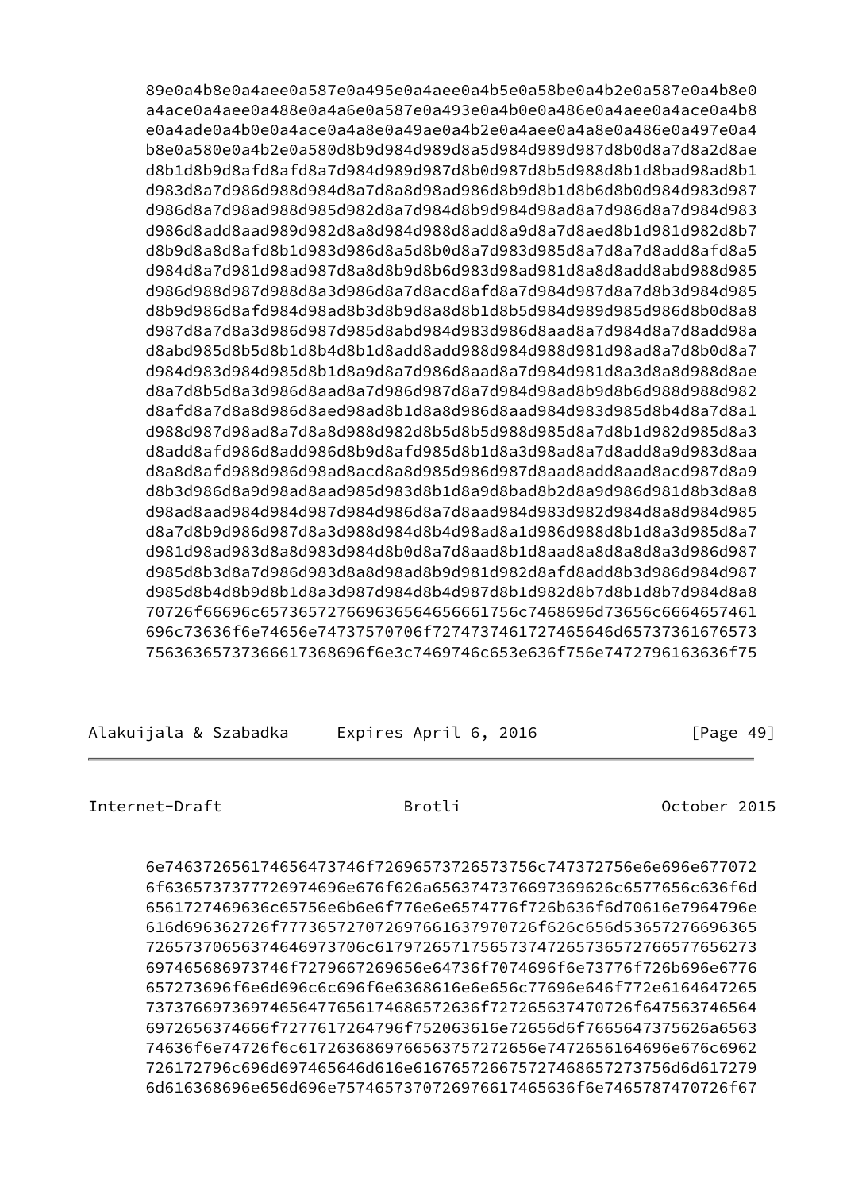```
89e0a4b8e0a4aee0a587e0a495e0a4aee0a4b5e0a58be0a4b2e0a587e0a4b8e0
a4ace0a4aee0a488e0a4a6e0a587e0a493e0a4b0e0a486e0a4aee0a4ace0a4b8
e0a4ade0a4b0e0a4ace0a4a8e0a49ae0a4b2e0a4aee0a4a8e0a486e0a497e0a4
b8e0a580e0a4b2e0a580d8b9d984d989d8a5d984d989d987d8b0d8a7d8a2d8ae
d8b1d8b9d8afd8afd8a7d984d989d987d8b0d987d8b5d988d8b1d8bad98ad8b1
d983d8a7d986d988d984d8a7d8a8d98ad986d8b9d8b1d8b6d8b0d984d983d987
d986d8a7d98ad988d985d982d8a7d984d8b9d984d98ad8a7d986d8a7d984d983
d986d8add8aad989d982d8a8d984d988d8add8a9d8a7d8aed8b1d981d982d8b7
d8b9d8a8d8afd8b1d983d986d8a5d8b0d8a7d983d985d8a7d8a7d8add8afd8a5
d984d8a7d981d98ad987d8a8d8b9d8b6d983d98ad981d8a8d8add8abd988d985
d986d988d987d988d8a3d986d8a7d8acd8afd8a7d984d987d8a7d8b3d984d985
d8b9d986d8afd984d98ad8b3d8b9d8a8d8b1d8b5d984d989d985d986d8b0d8a8
d987d8a7d8a3d986d987d985d8abd984d983d986d8aad8a7d984d8a7d8add98a
d8abd985d8b5d8b1d8b4d8b1d8add8add988d984d988d981d98ad8a7d8b0d8a7
d984d983d984d985d8b1d8a9d8a7d986d8aad8a7d984d981d8a3d8a8d988d8ae
d8a7d8b5d8a3d986d8aad8a7d986d987d8a7d984d98ad8b9d8b6d988d988d982
d8afd8a7d8a8d986d8aed98ad8b1d8a8d986d8aad984d983d985d8b4d8a7d8a1
d988d987d98ad8a7d8a8d988d982d8b5d8b5d988d985d8a7d8b1d982d985d8a3
d8add8afd986d8add986d8b9d8afd985d8b1d8a3d98ad8a7d8add8a9d983d8aa
d8a8d8afd988d986d98ad8acd8a8d985d986d987d8aad8add8aad8acd987d8a9
d8b3d986d8a9d98ad8aad985d983d8b1d8a9d8bad8b2d8a9d986d981d8b3d8a8
d98ad8aad984d984d987d984d986d8a7d8aad984d983d982d984d8a8d984d985
d8a7d8b9d986d987d8a3d988d984d8b4d98ad8a1d986d988d8b1d8a3d985d8a7
d981d98ad983d8a8d983d984d8b0d8a7d8aad8b1d8aad8a8d8a8d8a3d986d987
d985d8b3d8a7d986d983d8a8d98ad8b9d981d982d8afd8add8b3d986d984d987
d985d8b4d8b9d8b1d8a3d987d984d8b4d987d8b1d982d8b7d8b1d8b7d984d8a8
70726f66696c657365727669636564656661756c7468696d73656c6664657461
696c73636f6e74656e74737570706f72747374617274656d6573736167657375
7563636573736661736869f6e3c7469746c653e636f756e7472796163636f75
```

```
6e7463726561746573746f72696573726573756c747372756e6e696e677072
6f6365737377726974696e676f626a6563747376697369626c6577656c636f6d
6561727469636c65756e6b6e6f776e6574776f726b636f6d70616e7964796e
616d696362726f7773657270726976616379726f626c656d53657276696365
72657370656374646973706c61797265717565737472657365727665776562
697465686973746f7279667269656e64736f7074696f6e73776f726b696e6776
657273696f6e6d696c6c696f6e6368616e6e656c77696e646f772e6164647265
73737669736974656477656174686572636f727265637470726f647563746564
6972656374666f7277617264796f752063616e72656d6f7665645375626a6563
74636f6e74726f6c617263686976656375727272656e7472656164696e676c6962
726172796c696d697465646d616e61676572667572746865727375d6d617279
6d616368696e656d696e7574657370726976617465636f6e7465787470726f67
```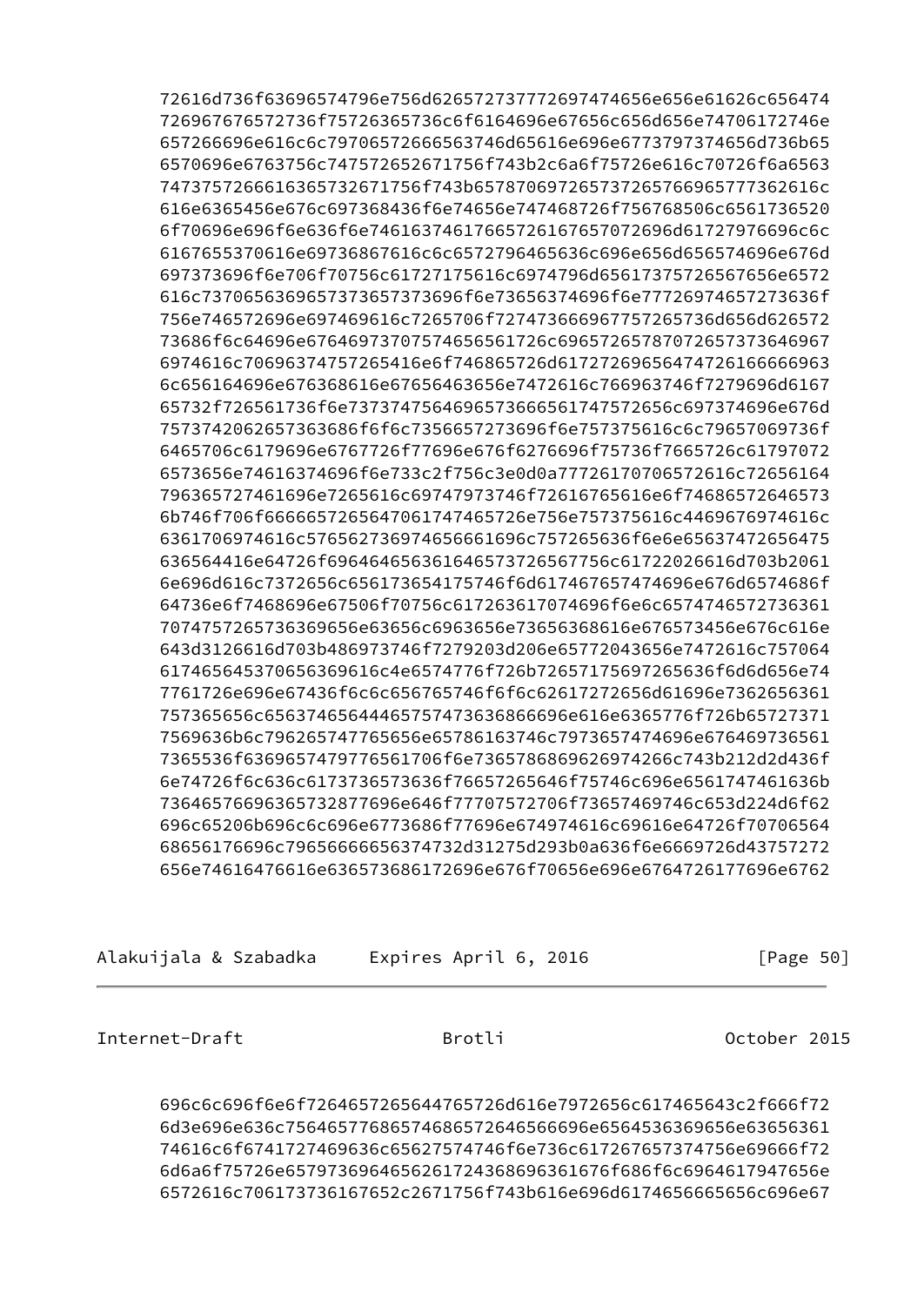```
72616d736f63696574796e756d626572737772697474656e656e61626c656474
726967676572736f75726365736c6f6164696e67656c656d656e74706172746e
657266696e616c6c79706572666563746d65616e696e6773797374656d736b65
6570696e6763756c747572652671756f743b2c6a6f75726e616c70726f6a6563
74737572666163657326717569f743b65787069726573726576696577736261 6c
616e6365456e676c697368436f6e74656e747468726f756768506c6561736520
6f70696e696f6e636f6e74616374617665726167657072696d61727976696c6c
6167655370616e69736867616c6c6572796465636c696e656d656574696e676d
697373696f6e706f70756c61727175616c6974796d65617375726567656e6572
616c737065636965737365737373696f6e73656374696f6e77726974657273636f
756e746572696e697469616c7265706f72747366696775726573656d626572
73686f6c64696e6764697370757465656172c6965726578707265737364967
6974616c70696374757265416e6f746865726d617272696564747261666963
6c656164696e676368616e67656463656e7472616c766963746f7279696d6167
65732f726561736f6e73737475646965736665617475726c697374696e676d
757374206265736368686f6c7356657273696f6e757375616c6c79657069736f
6465706c6179696e6767726f77696e676f6276696f75736f7665726c61797072
6573656e74616374696f6e733c2f756c3e0d0a77726170706572616c72656164
796365727461696e7265616c69747973746f72616765616e6f746865726465736
6b746f706f666665726564706174746572656e757375616c4469676974616c
6361706974616c57656273697465666661696c757265636f6e6e65637472656475
636564416e64726f696465636164657373726567756c6172202616d703b2061
6e696d616c7372656c656173654175746f6d617467657474696e676d6574686f
64736e6f7468696e67506f70756c617263617074696f6e6c6574746572736361
70747572657363696e63656c6963656e73656368616e676573456e676c616e
643d3126616d703b486973746f7279203d206e65772043656e7472616c757064
61746564537065636169616c4e6574776f726b72657175697265636f6d6d656e74
7761726e696e67436f6c6c656765746f6f6c626172726656d61696e73626563
757365656c65637465644465757473636866696e616e6365776f726b65727371
7569636b6c796265747765656e65786163746c7973657474696e676469736561
7365536f6369657479776561706f6e736578686962697466c743b212d2d436f
6e74726f6c636173736573636f76657265646f75746c696e6561747461636b
736465766963657328776696e646f77707572706f73657469746c653d224d6f62
696c65206b696c6c696e6773686f77696e674974616c69616e64726f70706564
6865617669796566666563747332d31275d293b0a636f6e6669726d43757272
656e74616476616e636573686172696e676f70656e696e6764726177696e6762
```

```
696c6c696f6e6f7264657265644765726d616e7972656c617465643c2f666f72
6d3e696e636c7564657768657468657264656666696e6564536369656e63656361
74616c6f6741727469636c65627574746f6e736c617267657374756e69666f72
6d6a6f75726e657973696465626172436869636167686f6c696461794765e
6572616c706173736167652c2671756f743b616e696d6174656665656c696e67
```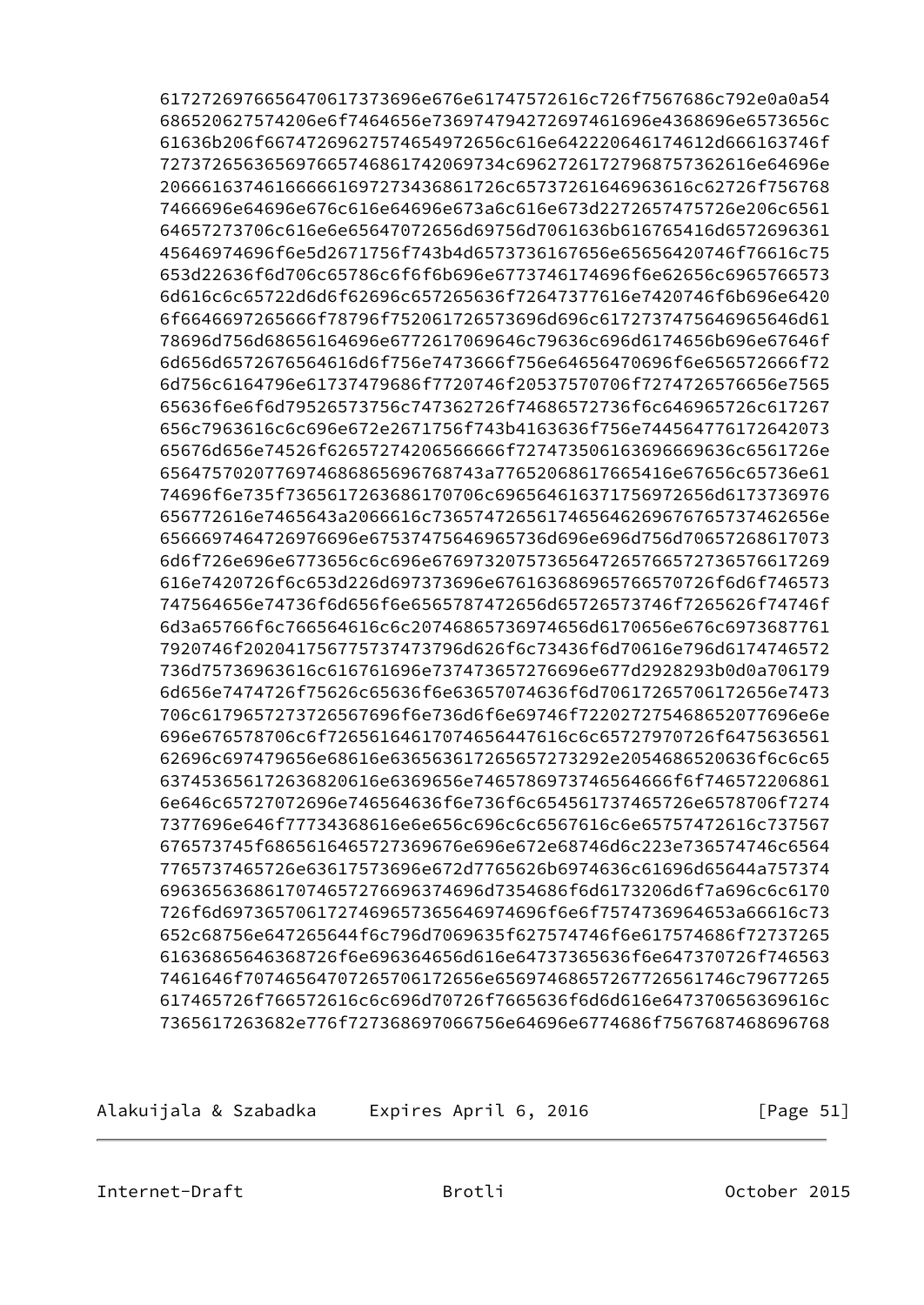```
617272697665647061737369676e61747572616c726f7567686c792e0a0a54
686520627574206e6f7464656e736974794272697461696e4368696e6573656c
61636b206f6674726962757465497265616e642220646174612d666163746f
72737265636569766574686174206973696272617279686573616e64696e
206661637461666661697273436861726c65737261646963616c62726f756768
7466696e64696e676c616e64696e673a6c616e673d2272657475726e206c6561
64657273706c616e6e65647072656d69756d7061636b616765416d6572696361
45646974696f6e5d2671756f743b4d6573736167656e65656420746f76616c75
653d22636f6d706c65786c6f6f6b696e6773746174696f6e62656c6965766573
6d616c6c65722d6d6f62696c657265636f72647377616e7420746f6b696e6420
6f6646697265666f78796f752061726573696d696c6172737475646965646d61
78696d756d68656164696e6772617069646c79636c696d6174656b696e67646f
6d656d6572676564616d6f756e7473666f756e64656470696f6e656572666f72
6d756c6164796e61737479686f7720746f20537570706f7274726576656e7565
65636f6e6f6d79526573756c747362726f74686572736f6c646965726c617267
656c7963616c6c696e672e2671756f743b4163636f756e744564776172642073
65676d656e74526f62657274206566666f72747350616369666963c6561726e
65647570207769746868656967687467743a7765206861766541656756c65736e61
74696f6e735f736561726368617070c696564616371756972656d6173736976
656772616e7465643a2066616c736574726561746d656e7462696767657374656e
65666697464726976696e6753746f646965736d696e696d756d70657268617073
6d6f726e696e6773656c6c696e6769732075736564726576657273657617269
616e7420726f6c653d226d697373696e67616368696576656570726f6d6f746573
747564656e74736f6d656f6e6565787472656d65726573746f7265626f74746f
6d3a65766f6c766564616c6c20746865736974656d6170656e676c6973687761
7920746f2020417567757374737473796d626f6c73436f6d70616e796d6174746572
736d75736963616c616761696e737473657276696e677d2928293b0d0a706179
6d656e7474726f75626c65636f6e63657074636f6d70617265706172656e7473
706c6179657273726567696f6e736d6f6e69746f72202027275468652077696e6e
696e676578706c6f726561646170746564476616c6c65727970726f6475636564
62696c697479656e68616e63656361726565727273292e2054686520636f6c6c65
637453656172636820616e6369656e7465786973746564666f6f746572206861
6e646c65727072696e746564636f6e736f6c654561737465726e6578706f7274
7377696e646f77734368616e6e656c696c6c6567616c6e65757472616c737567
676573745f6865616465727369676e696e672e68746d6c223e736574746c6564
7765737465726e63617573696e672d7765626b6974636c61696d65644a757374
69636563686170746572766963746696d7354686f6d6173206d6f7a696c6c6170
726f6d6973657061727469657365646974696f6e6f7574736964653a66616c73
652c68756e647265644f6c796d7069635f627574746f6e617574686f72737265
61636865646368726f6e696364656d616e64737365636f6e647370726f746563
7461646f707465647072657061726656569746865727265746172617461726c79
617465726f766572616c6c696d70726f7665636f6d6d616e647370656369616c
7365617263682e776f727368697066756e64696e6774686f7567687468696768
```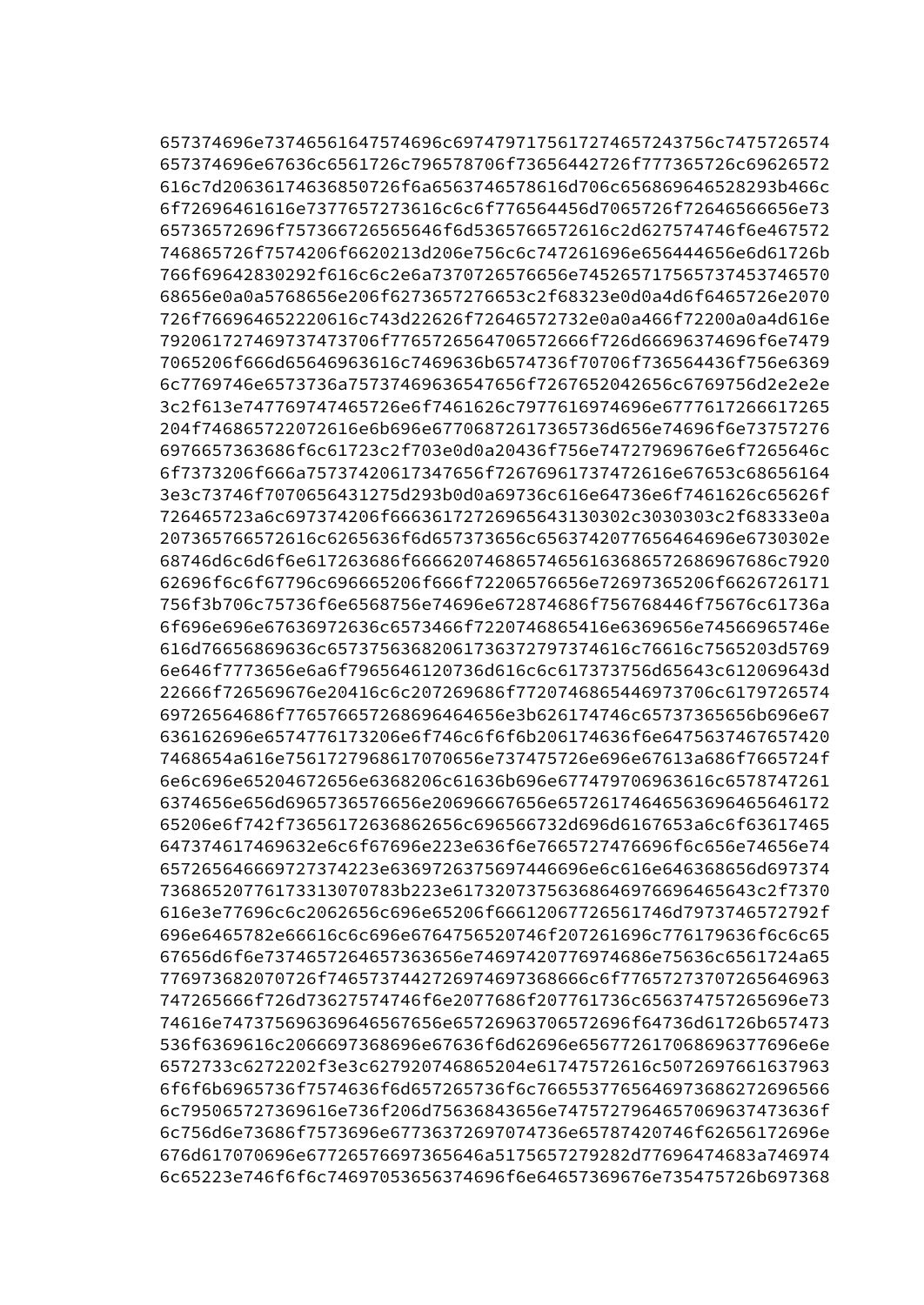657374696e737465616475746 96c697479717561727465724375 6c7475726574

657374696e73746561647574696c697479717561727465724375 6c7475726574

```
657374696e73746561647574696c6974797175617274657243756c7475726574
657374696e67636c6561726c796578706f73656442726f777365726c69626572
616c7d20636174636850726f6a6563746578616d706c656869646528293b466c
6f72696461616e7377657273616c6c6f776564456d7065726f72646566656e73
65736572696f757366726565646f6d5365766572616c2d627574746f6e467572
746865726f7574206f6620213d206e756c6c747261696e656444656e6d61726b
766f69642830292f616c6c2e6a7370726576656e74526571756573745374657
0
68656e0a0a5768656e206f6273657276653c2f68323e0d0a4d6f6465726e2070
726f766964652220616c743d22626f72646572322e0a0a466f72200a0a4d616e
7920617274697374737706f7765726564706572666f726d66696374696f6e7479
7065206f666d65646963616c7469636b6574736f70706f736564436f756e6369
6c7769746e6573736a7573746963654765f7267652042656c6769756d2e2e2e
3c2f613e747769747465726e6f7461626c7977616974696e677761726661726
5
204f746865722072616e6b696e67706872617365736d656e74696f6e73757276
6976657363686f6c61723c2f703e0d0a20436f756e747279696e676f7265646c
6f7373206f666a75737420617347656f7267696173747261e67653c68656164
3e3c73746f7070656431275d293b0d0a69736c616e64736e6f7461626c65626f
726465723a6c697374206f66636172726965643130302c3030303c2f68333e0a
207365766572616c6265636f6d657373656c6563742077656464696e6730302e
68746d6c6d6f6e617263686f666620746865746561636865726869676686c7920
62696f6c6f67796c696665206f66206f72206576656e72697365206f6626726171
756f3b706c75736f6e6568756e74696e672874686f756768446f75676c61736a
6f696e696e67636972636c6573466f7220746865416e6369656e74566965746e
616d76656869636c6573756368206173637279737461c76616c7565203d5769
6e646f7773656e6a6f7965646120736d616c6c617373756d65643c61206964
3d22666f726569676e20416c6c207269686f77207468654469737061179726574
69726564686f77657665726869646465 6e3b626174746c657373656b696e67
636162696e6574776173206e6f746c6f6f6b206174636f6e6475637467657420
7468654a616e7561727968617070656e737475726e696e67613a686f7665724f
6e6c696e65204672656e6368206c61636b696e677479706963616c6578747261
6374656e656d6965736576656e20696667656e6572617465646563696465646172
65206e6f742f7365617263686265c696566732d696d6167653a6c6f63617465
647374617469632e6c6f67696e223e636f6e7665727476696f6c656e74656e74
6572656466697273742223e636972637569744 6696e6c616e646368656d697374
73686520776173313070783b223e617320737563686469766964656643c2f7370
616e3e77696c6c2062656c696e65206f66612067726561746d7973746572792f
696e6465782e66616c6c696e6764756520746f207261696c776179636f6c6c65
67656d6f6e737465726465736365 6e7469742077697468e75636c6561724a65
776973682070726f746573744272697469736866c6f77657273707265646963
747265666f726d73627574746f6e2077686f207761736c656374757265696e73
74616e74737569636964656765e657269637065726964736d61726b657473
536f6369616c2066697368696e67636f6d62696e6567726170686963776696e6e
6572733c6272202f3e3c627920746865204e61747572616c5072697661637963
6f6f6b6965736f7574636f6d657265736f6c766553776564697368627269656
6c795065727369616e736f206d75636843656e7475727964657069637473636f
6c756d6e73686f7573696e67736372697074736e65787420746f62656172696e
676d617070696e67726576697365646a5175657279282d77696474683a746974
6c65223e746f6f6c74697053656374696f6e64657369676e735475726b697368
```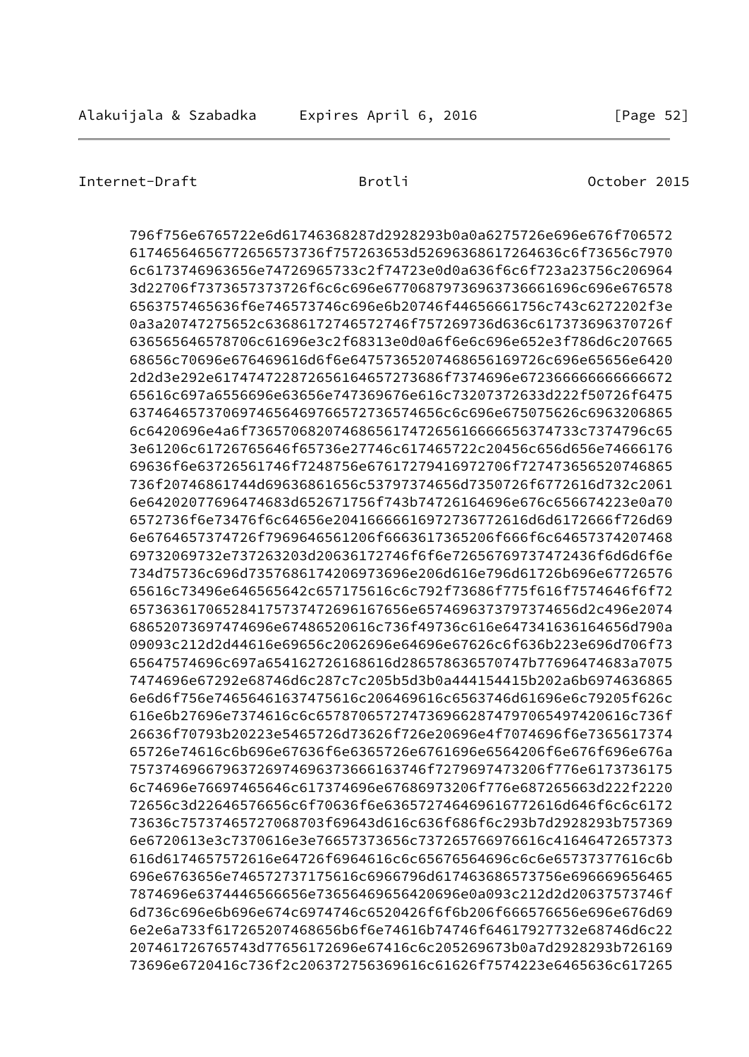```
796f756e6765722e6d61746368287d2928293b0a0a6275726e696e676f706572
617465646656772656573736f757263653d52696368617264636c6f73656c7970
6c6173746963656e74726965733c2f74723e0d0a636f6c6f723a23756c206964
3d22706f7373657373726f6c6c696e67706879736963736661696c696e676578
6563757465636f6e746573746c696e6b20746f44656661756c743c6272202f3e
0a3a20747275652c63686172746572746f757269736d636c617373696370726f
636565646578706c61696e3c2f68313e0d0a6f6e6c696e652e3f786d6c207665
68656c70696e676469616d6f6e647573652074686561697726c696e65656e6420
2d2d3e292e617474722872656164657273686f7374696e672366666666666672
65616c697a6556696e63656e747369676e616c73207372633d222f50726f6475
6374646573706974656469766572736574656c6c696e675075626c6963206865
6c6420696e4a6f736570682074686561747265616666656374733c7374796c65
3e61206c61726765646f65736e27746c617465722c20456c656d656e74666176
69636f6e63726561746f7248756e67617279416972706f727473656520746865
736f20746861744d69636861656c53797374656d7350726f6772616d732c2061
6e6420207769647468683d652671756f743b74726164696e676c656674223e0a70
6572736f6e73476f6c64656e204166666169727367726d6d6172666f726d69
6e6764657374726f7969646561206f6663617365206f666f6c64657374207468
69732069732e737263203d20636172746f6f6e72656769737472436f6d6d6f6e
734d75736c696d735768617420697369e206d616e796d61726b696e67726576
65616c73496e646565642c657175616c6c792f73686f775f616f7574646f6f72
657363617065284175737472696167656e65746963737973746564d2c496e2074
68652073697474696e67486520616c736f49736c616e647341636164656d790a
09093c212d2d44616e69656c2062696e64696e67626c6f636b223e696d706f73
65647574696c697a654162726168616d2865786365707477b77696474683a7075
7474696e67292e68746d6c287c7c205b5d3b0a444154415b202a6b6974636865
6e6d6f756e74656461637475616c206469616c6563746d61696e6c79205f626c
616e6b27696e7374616c6c657870657274736966287479706549742061736f
26636f70793b20223e5465726d73626f726e20696e4f7074696f6e7365617374
65726e74616c6b696e67636f6e6365726e6761696e6564206f6e676f696e676a
7573746966796372697469637366616163746f7279697473206f776e6173736175
6c74696e76697465646c617374696e67686973206f776e687265663d222f2220
72656c3d22646576656c6f70636f6e636572746469616772616d646f6c6c6172
73636c75737465727068703f69643d616c636f686f6c293b7d2928293b757369
6e6720613e3c7370616e3e76657373656c737265766976616c41646472657373
616d6174657572616e64726f6964616c6c65676564696c6c6e65737377616c6b
696e6763656e746572737175616c6966796d617463686573756e696669656465
7874696e6374446566656e73656469656420696e0a093c212d2d20637573746f
6d736c696e6b696e674c6974746c6520426f6f6b206f666576656e696e676d69
6e2e6a733f617265207468656b6f6e74616b74746f64617927732e68746d6c22
207461726765743d77656172696e67416c6c205269673b0a7d2928293b726169
73696e6720416c736f2c206372756369616c61626f7574223e6465636c617265
```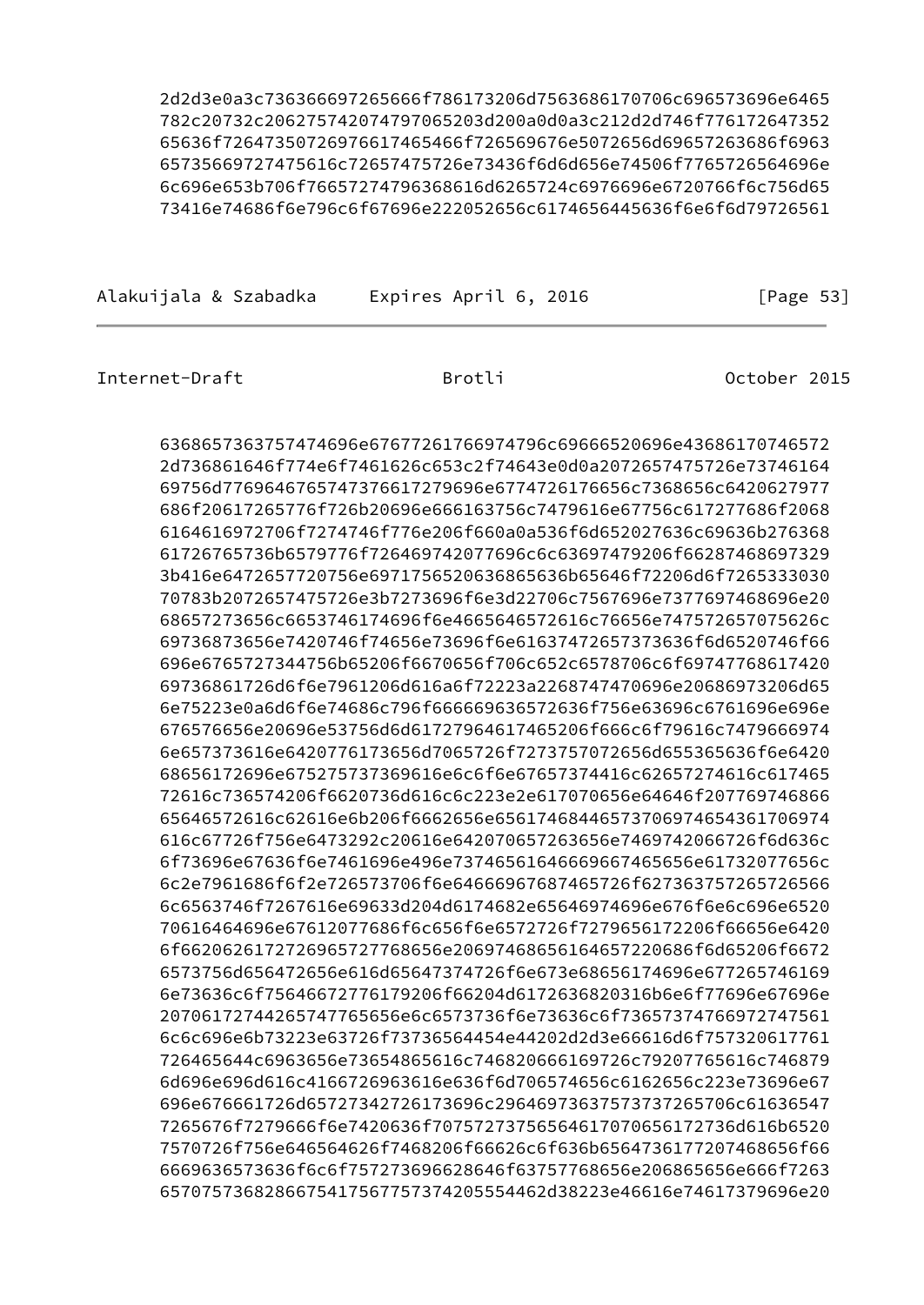```
2d2d3e0a3c736366697265666f786173206d7563686170706965736966e6465
782c20732c2062757420747970652d3d200a0d0a3c212d2d746f776172647352
65636f7264735072697661746566f726569676e5072656d69657263686f6963
65735669727475616c72657475726e73436f6d6d656e74506f7765726564696e
6c696e653b706f766572747963686861d6265724c6976696e6720766f6c756d65
73416e74686f6e796c6f67696e222052656c6174656445636f6e6f6d79726561
```

```
636865736375747469696e67677261766974796c69666520696e43686170746572
2d736861646f774e6f7461626c653c2f74643e0d0a2072657475726e73746164
69756d7769646765747376617279696e6774726176656c7368656c6420627979
686f20617265776f726b20696e666163756c7479616e67756c617277686f2068
6164616972706f7274746f776e206f660a0a536f6d652027636c69636b276368
61726765736b6579776f726469742077696c6c63697479206f66287468697329
3b416e6472657720756e6971756520636865636b65646f72206d6f7265333030
70783b2072657475726e3b7273696f6e3d22706c7567696e7377697468696e20
68657273656c6653746174696f6e4665646572616c76656e747572657075626c
69736873656e7420746f74656e73696f6e61637472657373636f6d6520746f66
696e6765727344756b65206f6670656f706c652c6578706c6f6974776861742069
73686172726d6f6e7961206d616a6f72223a2268747470696e2068697320d65
6e75223e0a6d6f6e74686c796f666669636572636f756e63696c6761696e696e
676576656e20696e53756d6d61727964617465206f666c6f79616c7479666974
6e657373616e6420776173656d7065726f7273757072656d655365636f6e6420
68656172696e675275737369616e6c6f6e67657374416c62657274616c617465
72616c736574206f6620736d616c6c223e2e617070656e64646f207769746866
65646572616c62616e6b206f6662656e656174684465737069746543617069
616c67726f756e6473292c20616e642070657263656e7469742066726f6d636c
6f73696e67636f6e7461696e496e7374656164666966746565656e61732077656c
6c2e7961686f6f2e726573706f6e64666967687465726f62736375726572566
6c6563746f7267616e69633d204d6174682e65646974696e676f6e6c696e6520
70616464696e67612077686f6c656f6e6572726f7279656172206f66656e6420
6f66206261727269657277686e2069746865656164657220686d65206f6672
6573756d656472656e616d65647374726f6e673e68656174696e677265746169
6e73636c6f7564667277617920f6620d6172636820316b6e6f77696e67696e
2070617274426574776565656e6c6573736f6e73636c6f7365737476697274561
6c6c696e6b73223e63726f7373656445444e20202d2d3e66616d6f757320617761
726465644c6963656e73654865616c746820666169726c79207765616c746879
6d696e696d616c4166726963616e636f6d706574656c6162656c223e73696e67
696e676661726d65727342726173696c2964697363757373737265706c61636547
7265676f7279666f6e7420636f707572737565646170707065617273616d616b6520
7570726f756e646564626f7468206f66626c6f636b6564736177207468656f66
6669636573636f6c6f757273696628646f63757768656e206865656e666f7263
65707573682866754175677573742055544622d38223e46616e74617379696e20
```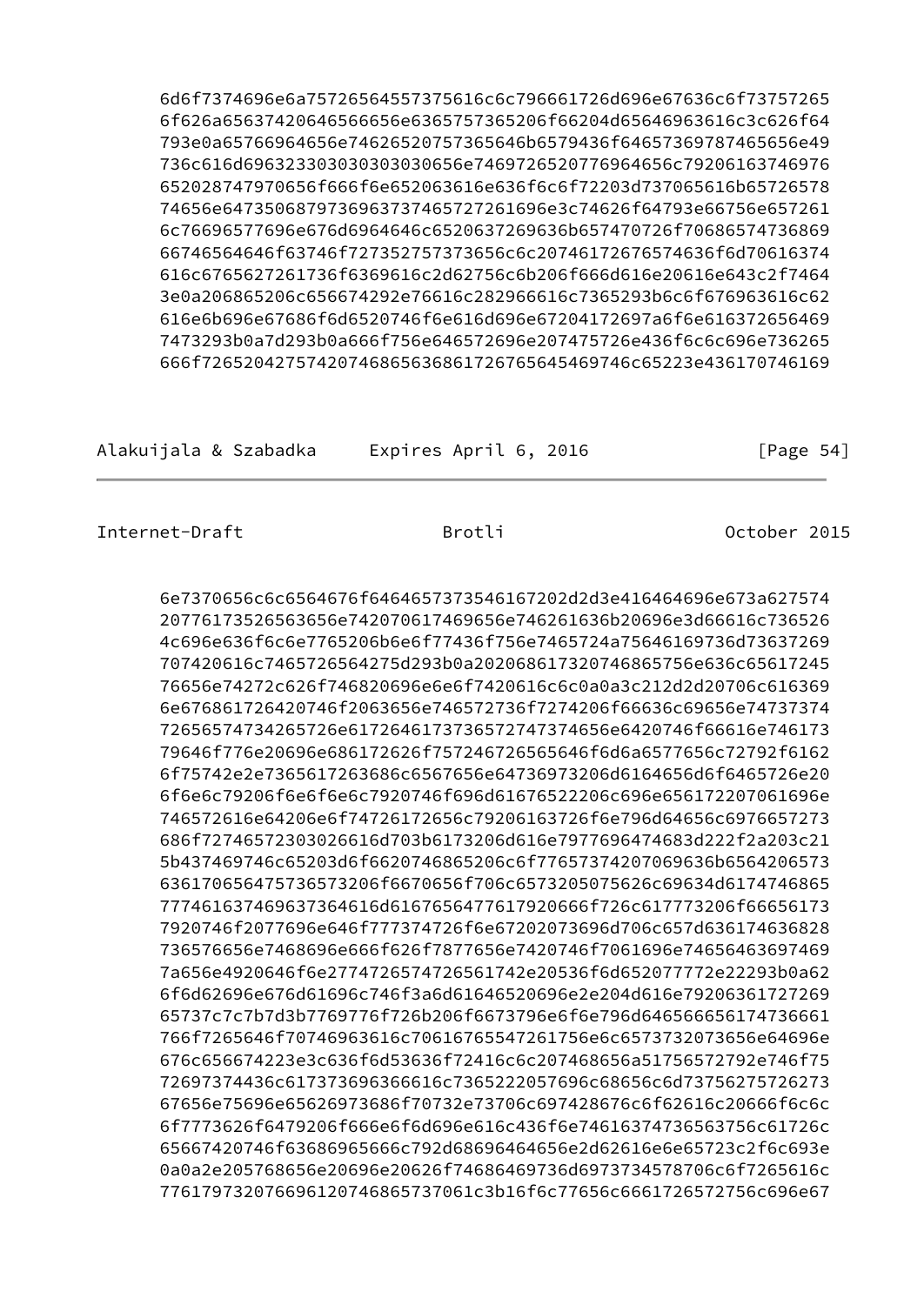```
      6d6f7374696e6a75726564557375616c6c796661726d696e67636c6f73757265
      6f626a65637420646566656e6365757365206f66204d65646963616c3c626f64
      793e0a65766964656e74626520757365646b6579436f64657369787465656e49
      736c616d6963233030303030656e7469726520776964656c79206163746976
      652028747970656f666f6e652063616e636f6c6f72203d737065616b65726578
      74656e6473506879736963737465727261696e3c74626f64793e66756e657261
      6c76696577696e676d6964646c6520637269636b657470726f70686574736869
      66746564646f63746f727352757373656c6c20746172676574636f6d70616374
      616c6765627261736f6369616c2d62756c6b206f666d616e20616e643c2f7464
      3e0a206865206c656674292e76616c282966616c7365293b6c6f676963616c62
      616e6b696e67686f6d6520746f6e616d696e67204172697a6f6e616372656469
      7473293b0a7d293b0a666f756e646572696e207475726e436f6c6c696e736265
      666f7265204275742074686563686172676564546974646523e436170746169
```

```
      6e7370656c6c6564676f6464657373546167202d2d3e416464696e673a627574
      20776173526563656e742070617469656e746261636b20696e3d66616c736526
      4c696e636f6c6e7765206b6e6f77436f756e7465724a75646169736d73637269
      707420616c7465726564275d293b0a202068617320746865756e636c65617245
      76656e74272c626f746820696e6e6f7420616c6c0a0a3c212d2d20706c616369
      6e676861726420746f2063656e746572736f7274206f66636c69656e74737374
      72656574734265726e6172646173736572747374656e6420746f66616e746173
      79646f776e20696e686172626f757246726565646f6d6a6577656c72792f6162
      6f75742e2e7365617263686c6567656e64736973206d6164656d6f6465726e20
      6f6e6c79206f6e6f6e6c7920746f696d61676522206c696e656172207061696e
      746572616e64206e6f74726172656c79206163726f6e796d64656c6976657273
      686f72746572303026616d703b6173206d616e7977696474683d222f2a203c21
      5b437469746c65203d6f6620746865206c6f77657374207069636b6564206573
      63617065647573657373206f6670656f706c6573205075626c69634d61746865
      77746163746963736461616765647761792e666f726c617773206f6665617
      7920746f2077696e646f777374726f6e67202073696d706c657d636174636828
      736576656e7468696e666f626f7877656e7420746f7061696e74656463697469
      7a656e4920646f6e277474726574726561742e20536f6d652077772e22293b0a62
      6f6d62696e676d61696c746f3a6d61646520696e2e204d616e79206361727269
      65737c7c7b7d3b7769776f726b206f6673796e6f6e796d646566656174736661
      766f7265646f70746963616c70616765547261756e6c6573732073656e64696e
      676c656674223e3c636f6d53636f72416c6c207468656a51756572792e746f75
      72697374436c617373696366616c7365222057696c68656c6d73756275726273
      67656e75696e65626973686f70732e73706c697428676c6f62616c20666f6c6c
      6f7773626f6479206f666e6f6d696e616c436f6e746163747365637561726c
      65667420746f63686965666c792d68696464656e2d62616e6e65723c2f6c693e
      0a0a2e205768656e20696e20626f74686469736d6973734578706c6f7265616c
      776179732076696120746865737061c3b16f6c77656c6661726572756c696e67
```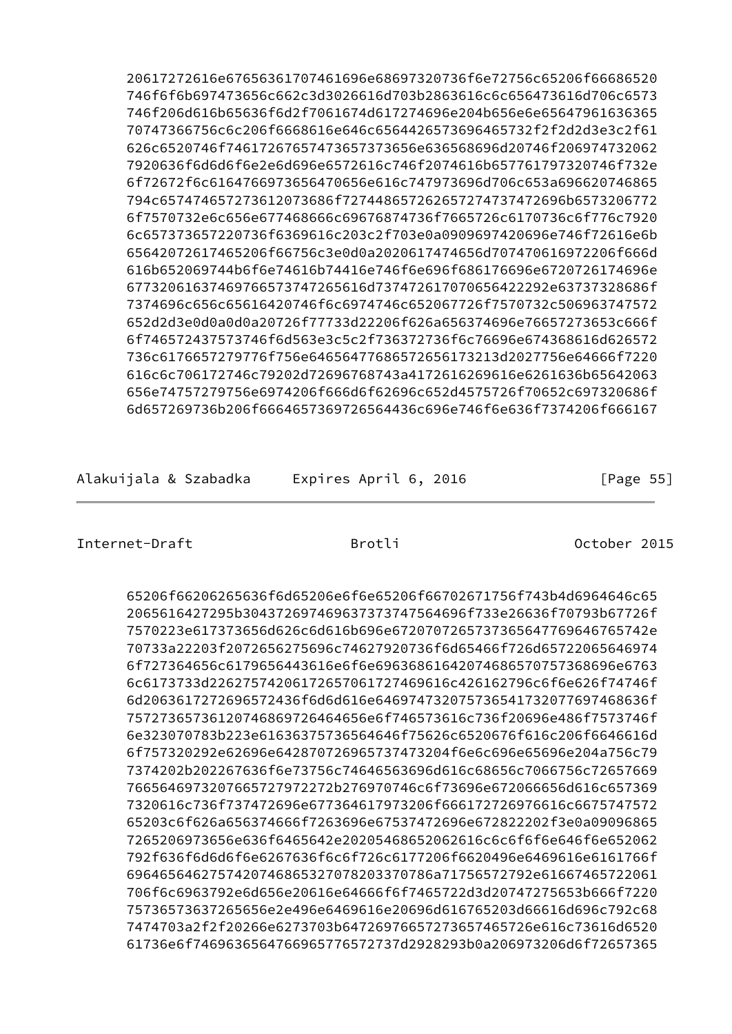```
20617272616e6765636174707461696e68697320736f6e72756c65206f66686520
746f6f6b697473656c662c3d3026616d703b2863616c6c656473616d706c6573
746f206d616b65636f6d2f7061674d617274696e204b656e6e65647961636365
70747366756c6c206f6668616e646c656426573696465732f2f2d2d3e3c2f61
626c6520746f7461726765747365737365636568696d20746f206974732062
7920636f6d6d6f6e2e6d696e6572616c746f2074616b657761797320746f732e
6f72672f6c6164766973656470656e616c747973696d706c653a696620746865
794c657474657273612073686f7274486572626572747374726696b6573206772
6f7570732e6c656e677468666c69676874736f7665726c6170736c6f776c7920
6c657373657220736f6369616c203c2f703e0a0909697420696e746f72616e6b
65642072617465206f66756c3e0d0a2020617474656d707470616972206f666d
616b652069744b6f6e74616b74416e746f6e696f686176696e6720726174696e
677320616374697665737472656d737472617070656422292e63737328686f
7374696c656c65616420746f6c6974746c652067726f7570732c506963747572
652d2d3e0d0a0d0a20726f77733d22206f626a656374696e76657273653c666f
6f746572437573746f6d563e3c5c2f736372736c76696e674368616d626572
736c6176657279776f756e64656477686572656173213d2027756e64666f7220
616c6c706172746c79202d72696768743a4172616269616e6261636b65642063
656e74757279756e6974206f666d6f62696c652d4575726f70652c697320686f
6d657269736b206f6664657369726564436c696e746f6e636f7374206f66616167
```

```
65206f66206265636f6d65206e6f6e65206f66702671756f743b4d6964646c65
2065616427295b30437269746963737473747564696f733e26636f70793b67726f
7570223e617373656d626c6d616b696e6720707265737365647769646765742e
70733a22203f2072656275696c74627920736f6d65466f726d65722065646974
6f727364656c6179656443616e6f6e6963686164207468652070757368696e6763
6c6173733d226275742061726520706172746961c426162796c6f6e626f74746f
6d206361727269657243f6d6d616e646974732075736541732077697468636f
757273657361206874686972646465e6f746573616c736f20696e486f7573746f
6e323070783b223e61636375736564646f75626c6520676f616c206f6646616d
6f757320292e62696e642870726965737473204f6e6c696e65696e204a756c79
7374202b202267636f6e73756c74646563696d616c68656c7066756c72657669
7665646973207665727972272b276970746c6f73696e672066656d616c657369
7320616c736f737472696e677364617973206f666172726976616c6675747572
65203c6f626a656374666f7263696e67537472696e672822202f3e0a09096865
7265206973656e636f6465642e20205468652062616c6c6f6e646f6e652062
792f636f6d6d6f6e6267636f6c6f726c6177206f6620496e6469616e61766f
69646564627574207468653270782033707866a71756572792e61667465722061
706f6c6963792e6d656e20616e64666f6f7465722d3d20747275653b666f7220
75736573637265656e2e496e6469616e20696d616765203d66616d696c792c68
7474703a2f2f20266e6273703b6472697665727365746572656e616c73616d6520
61736e6f746963656476696577657273737d2928293b0a206973206d6f72657365
```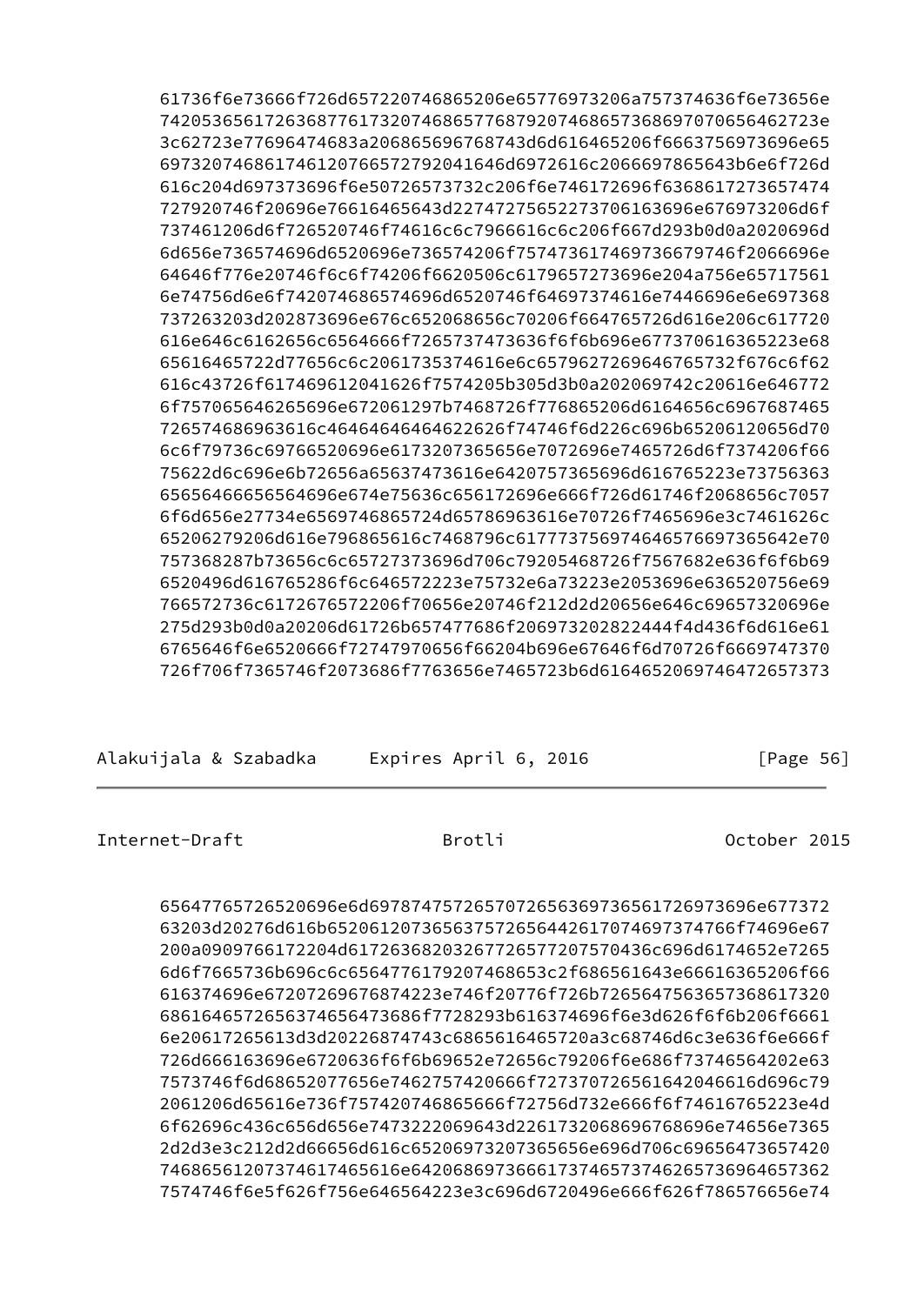```
61736f6e73666f726d657220746865206e65776973206a757374636f6e73656e
74205365617263687761732074686577687920746865736869707065462723e
3c62723e77696474683a206865696768743d6d616465206f6663756973696e65
6973207468617461207665727920416d6972616c20666978656f6e6f726d
616c204d697373696f6e50726573732c206f6e746172696f6368617273657474
727920746f20696e76616465643d2274727565227370616369676973206d6f
737461206d6f726520746f74616c6c7966616c6c206f667d293b0d0a2020696d
6d656e736574696d6520696e736574206f7574736174697366679746f2066696e
64646f776e20746f6c6f74206f6620506c6179657273696e204a756e65717561
6e74756d6e6f742074686574696d6520746f64697374616e7446696e6e697368
737263203d202873696e676c652068656c70206f664765726d616e206c617720
616e646c6162656c6564666f7265737473636f6f6b696e677370616365223e68
65616465722d77656c6c2061735374616e6c657962727269646765732f676c6f62
616c43726f617469612041626f7574205b305d3b0a202069742c20616e646772
6f757065646265696e672061297b7468726f776865206d6164656c6967687465
72657468696361c46464646464622626f74746f6d226c696b65206120656d70
6c6f79736c69766520696e6173207365656e7072696e7465726d6f7374206f66
75622d6c696e6b72656a65637473616e6420757365696d616765223e73756363
65656466656564696e674e75636c656172696e666f726d61746f2068656c7057
6f6d656e27734e6569746865724d65786963616e70726f7465696e3c7461626c
65206279206d616e796865616c7468796c617773756974646576697365642e70
757368287b73656c6c65727373696d706c79205468726f7567682e636f6f6b69
6520496d616765286f6c646572223e75732e6a73223e2053696e636520756e69
766572736c6172676572206f70656e20746f212d2d20656e646c69657320696e
275d293b0d0a20206d61726b657477686f206973202822444f4d436f6d616e61
6765646f6e6520666f72747970656f66204b696e67646f6d70726f6669747370
726f706f7365746f2073686f7763656e7465723b6d616465206974647265737
```

```
656477657265206e6d697874757265707265636973656172697369676e677372
63203d20276d616b652061207365637572656442617074697374766f74696e67
200a0909766172204d61726368203267726577207570436c696d6174652e7265
6d6f7665736b696c6c6564776179207468653c2f686561643e66616365206f66
616374696e67207269676874223e746f20776f726b7265647563657368617320
6861646572656374656473686f7728293b616374696f6e3d626f6f6b206f6661
6e20617265613d3d20226874743c6865616465720a3c68746d6c3e636f6e666f
726d666163696e6720636f6f6b69652e72656c79206f6e686f73746564202e63
7573746f6d68652077656e7462757420666f72737072656164467616d696c79
2061206d65616e736f757420746865666f72756d732e666f6f74616765223e4d
6f62696c436c656d656e7473222069643d226173206869676868696e74656e7365
2d2d3e3c212d2d66656d616c65206973207365656e696d706c69656473657420
746865612073746174656616e642068697366617374657374626573696465736 2
7574746f6e5f626f756e646564223e3c696d6720496e666f626f786576656e74
```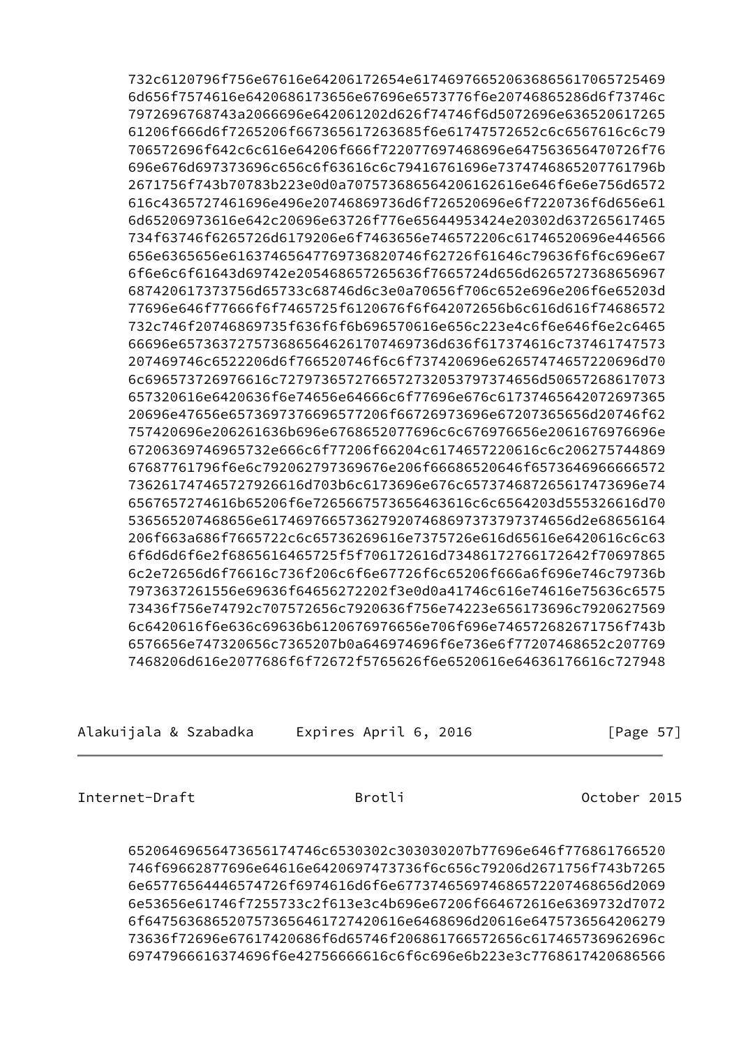```
732c6120796f756e67616e64206172654e61746976652063686561706572469
6d656f7574616e6420686173656e67696e6573776f6e20746865286d6f73746c
7972696768743a2066696e642061202d626f74746f6d5072696e636520617265
61206f666d6f7265206f667365617263685f6e61747572652c6c6567616c6c79
706572696f642c6c616e64206f666f722077697468696e647563656470726f76
696e676d697373696c656c6f63616c6c79416761696e7374746865207761796b
2671756f743b70783b223e0d0a70757368656420616e646f6e6e756d6572
616c4365727461696e496e20746869736d6f726520696e6f7220736f6d656e61
6d65206973616e642c20696e63726f776e65644953424e20302d637265617465
734f63746f6265726d6179206e6f7463656e746572206c61746520696e446566
656e6365656e616374656477697368206f726f61646c79636f6f6c696e67
6f6e6c6f61643d69742e205468657265636f7665724d656d6265727368656967
687420617373756d65733c68746d6c3e0a70656f706c652e696e206f6e65203d
77696e646f77666f6f7465725f6120676f6f642072656b6c616d616f74686572
732c746f20746869735f636f6f6b696570616e656c223e4c6f6e646f6e2c6465
66696e657363727573686564626170746973636f617374616c737461747573
207469746c6522206d6f766520746c6f737420696e62657474657220696d70
6c696573726976616c72797365727665727353797374656d50657268617073
657320616e6420636f6e74656e64666c6f77696e676c61737465642072697365
20696e47656e6573697376696577206f66726973696e67207365656d20746f62
757420696e206261636b696e6768652077696c6c676976656e2061676976696e
67206369746965732e666c6f77206f66204c6174657220616c6c2062757448
67687761796f6e6c792062797369676e206f66686520646f6573646966666572
7362617474657279266616d703b6c6173696e676c657374687265617473696e74
6567657274616b65206f6e726566757365656463616c6c6564203d555326616d70
53656520746865206e617469766573627920746869737379737374656d2e68656164
206f663a686f7665722c6c65736269616e7375726e616d65616e6420616c6c63
6f6d6d6f6e2f6865616465725f5f706172616d73486172766172642f70697865
6c2e72656d6f76616c736f206c6f6e67726f6c65206f666a6f696e746c79736b
7973637261556e69636f64656272202f3e0d0a41746c616e74616e75636c6575
73436f756e74792c707572656c7920636f756e74223e656173696c7920627569
6c6420616f6e636c69636b6120676976656e706f696e746572682671756f743b
6576656e747320656c7365207b0a646974696f6e736e6f77207468652c207769
7468206d616e2077686f6f72672f5765626f6e6520616e64636176616c727948

6520646965647365617474c6530302c303030207b77696e646f776861766520
746f69662877696e646f6420697473736f6c656c79206d2671756f743b7265
6e65776564446574726f6974616d6f6e677374656974686572207468656d2069
6e53656e61746f7255733c2f613e3c4b696e67206f664672616e6369732d7072
6f647563686520757365646172742616e6468696d20616e6475736564206279
73636f72696e67617420686f6d65746f206861766572656c617465736962696c
69747966616374696f6e42756666616c6f6c696e6b223e3c7768617420686566
```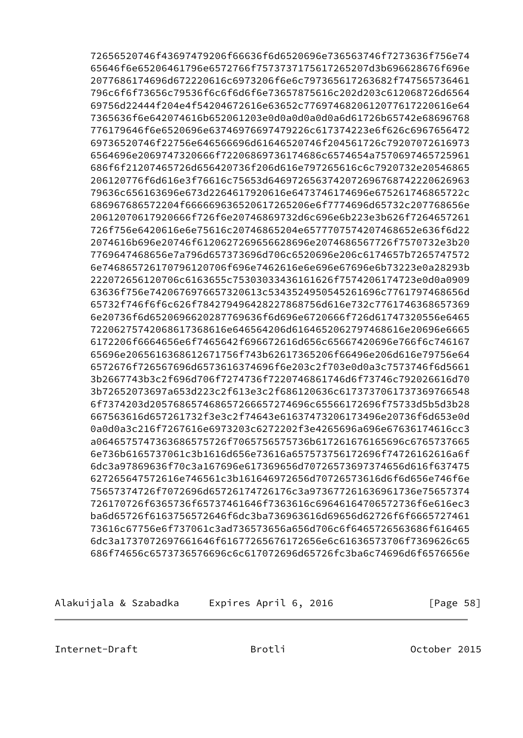```
72656520746f43697479206f66636f6d6520696e736563746f7273636f756e74
65646f6e65206461796e6572766f7573737175617265207d3b696628676f696e
2077686174696d672220616c6973206f6e6c797365617263682f747565736461
796c6f6f73656c79536f6c6f6d6f6e73657875616c202d203c612068726d6564
69756d22444f204e4f54204672616e63652c77697468206120776172206e64
7365636f6e642074616b652061203e0d0a0d0a0d0a6d61726b65742e68696768
776179646f6e6520696e63746976697479226c617374223e6f626c6967656472
69736520746f22756e646566696d61646520746f204561726c79207072616973
6564696e2069747320666f72206869736174686c6574654a7570697465725961
686f6f21207465726d656420736f206d616e797265616c6c7920732e20546865
206120776f6d616e3f76616c75653d646972656374207269676874222062696
79636c656163696e673d2264617920616e6473746174696e67526174686572
686967686572204f6666696365206172652206e6f7774696d65732c207768656e
2061207061792666f726f6e20746869732d6c696e6b223e3b626f7264657261
726f756e6420616e6e75616c20746865204e657770757420746865652e636f6d22
2074616b696e20746f6120627269656628696e2074686567726f7570732e3b20
7769647468656e7a796d657373696d706c6520696e206c6174657b7265747572
6e74686572617079612070696e7462616e6e696e67696e6b73223e0a28293b
222072656120706c6163655c75303033436161626f7574206174723e0d0a0909
63636f756e742067697665732020613c53435249505452616c77617973e2e
65732f746f6f6c626f78427949642822786874d616c732c7761746368657369
6e20736f6d65206966202877636f6d696e6720666f726d61747320556e6465
722062757420686173686166646564206d616465206279746861e20696e6665
6172206f6664656e6f7465642f696672616d656c65667420696e766f6c746167
65696e20656561636812671756f743b62617365206f66496e206d616e79756e64
6572676f726567696d6573616374696f6e203c2f703e0d0a3c7573746f6d5661
3b2667743b3c2f696d706f7274736f7220746861746d6f73746c792026616d70
3b72652073697a653d223c2f613e3c2f686120636c617373706173736976655448
6f7374203d205768657468657266657274696c65566172696f75733d5b5d3b28
667563616d657261732f3e3c2f74643e61637473206173496e20736f6d653e0d
0a0d0a3c216f7267616e6973203c6272202f3e4265696a696e67636174616cc3
a06465757473636865657572f7065756575736b617261676165696c6765737665
6e736b6165737061c3b1616d656e73616a657573756172696f74726162616a6f
6dc3a97869636f70c3a167696e617369656d70726573697374656d616f637475
627265647572616e746561c3b161646972656d70726573616d6f6d656e746f6e
75657374726f7072696d65726174726176c3a973677261636961736e75657374
726170726f6365736f657374616646f7363616c69646164706572736f6e616ec3
ba6d65726f6163756572646f6dc3ba736963616d69656d62726f6f6665727461
73616c67756e6f737061c3ad736573656a656d706c6f6465726563686f616465
6dc3a1737072697661646f61677265676172656e6c61636573706f7369626c65
686f74656c6573736576696c6c617072696d65726fc3ba6c74696d6f6576656e
```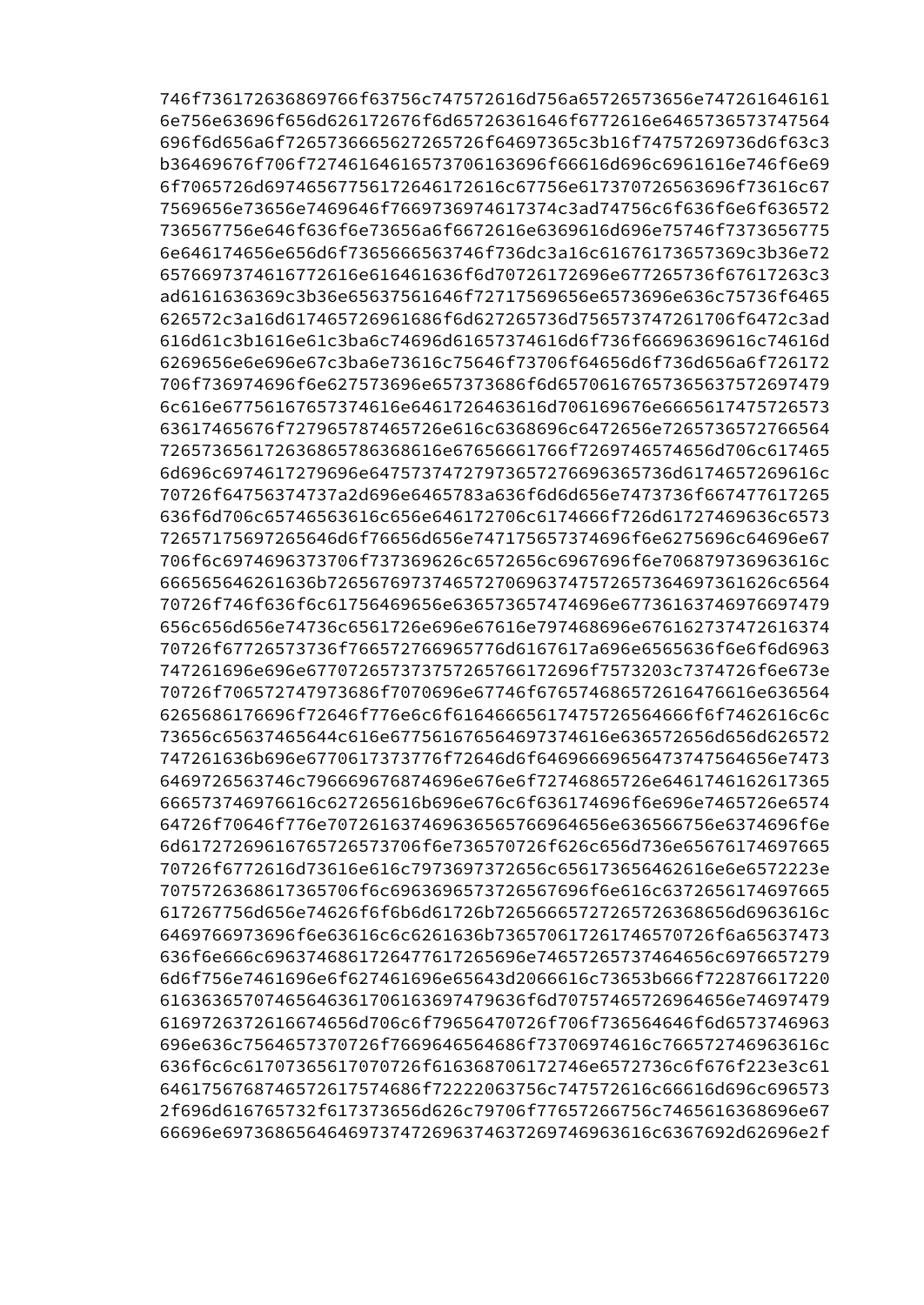746f736172636869766f63756c747572616d756a65726573656e747261646161
6e756e63696f656d626172676f6d65726361646f6772616e6465736573747564
696f6d656a6f7265736665627265726f64697365c3b16f74757269736d6f63c3
b36469676f706f727461646165737061636966616d696c6961616e746f6e69
6f7065726d69746567756172646172616c67756e617370726563696f73616c67
7569656e73656e7469646f7669736974617374c3ad74756c6f636f6e6f636572
736567756e646f636f6e73656a6f6672616e6369616d696e75746f7373656775
6e646174656e656d6f7365666563746f736dc3a16c61676173657369c3b36e72
657669737461772616e616461636f6d70726172696e677265736f67617263c3
ad6161636369c3b36e65637561646f72717569656e6573696e636c75736f6465
626572c3a16d617465726961686f6d627265736d756573747261706f6472c3ad
616d61c3b1616e61c3ba6c74696d61657374616d6f736f66696369616c74616d
6269656e6e696e67c3ba6e73616c75646f73706f64656d6f736d656a6f726172
706f736974696f6e627573696e657373686f6d6570616765736563757269747
6c616e67756167657374616e6461726463616d706169676e6665617475726573
63617465676f727965787465726e616c6368696c6472656e7265736572766564
72657365617263686578686368616e67656661766f7269746574656d706c617465
6d696c6974617279696e6475737472797365727669636573616d6174657269616c
70726f64756374737a2d696e6465783a636f6d6d656e7473736f667477617265
636f6d706c65746563616c656e646172706c6174666f726d61727469636c6573
72657175697265646d6f76656d656e747175657374696f6e6275696c64696e67
706f6c6974696373706f737369626c6572656c6967696f6e706879736963616c
666565646261636b7265676973746572706963747572657364697361626c6564
70726f746f636f6c61756469656e636573657474696e6773616374697669747
9656c656d656e74736c6561726e696e67616e797468696e676162737472616374
70726f67726573736f766572766965776d6167617a696e6563656f6e6f6d6963
747261696e696e677072657373757265766172696f7573203c7374726f6e673e
70726f706572747973686f7070696e67746f67657468657261647661e636564
6265686176696f72646f776e6c6f61646665617475726564666f6f7462616c6c
73656c65637465644c616e677561676564697374616e636572656d656d626572
747261636b696e6770617373776f72646d6f6469666965647374756465e7473
6469726563746c796669676874696e676e6f72746865726e6461746162617365
66657374697661616c627265616b696e676c6f636174696f6e696e7465726e6574
64726f70646f776e707261637469636565766964656e636566756e6374696f6e
6d6172726961676572657370f6e736570726f626c656d736e65676174697665
70726f6772616d73616e616c7973697372656c656173656462616e6e6572223e
7075726368617365706c6963696573726567696f6e616c6372656174697665
617267756d656e74626f6f6b6d61726b72656665727265726368656d6963616c
6469766973696f6e63616c6c6261636b736570617261746570726f6a65637473
636f6e666c69637468617264776172657465726573746564656c69766572
6d6f756e7461696e6f627461696e65643d2066616c73653b666f722876617220
6163636570746564636170616369747979636f6d70757465726964656e74697479
616972637261666474656d706c6f79656470726f706f736564646f6d6573746963
696e636c7564657370726f7669646564686f73706974616c766572746963616c
636f6c6c617073656170707726f616368706172746e6572736c6f676f223e3c61
646175676874657261757468f72222063756c747572616c66616d696c696573
2f696d616765732f617373656d626c79706f77657266756c7465616368696e67
66696e6973686564646973747269637463726974696361c6367692d62696e2f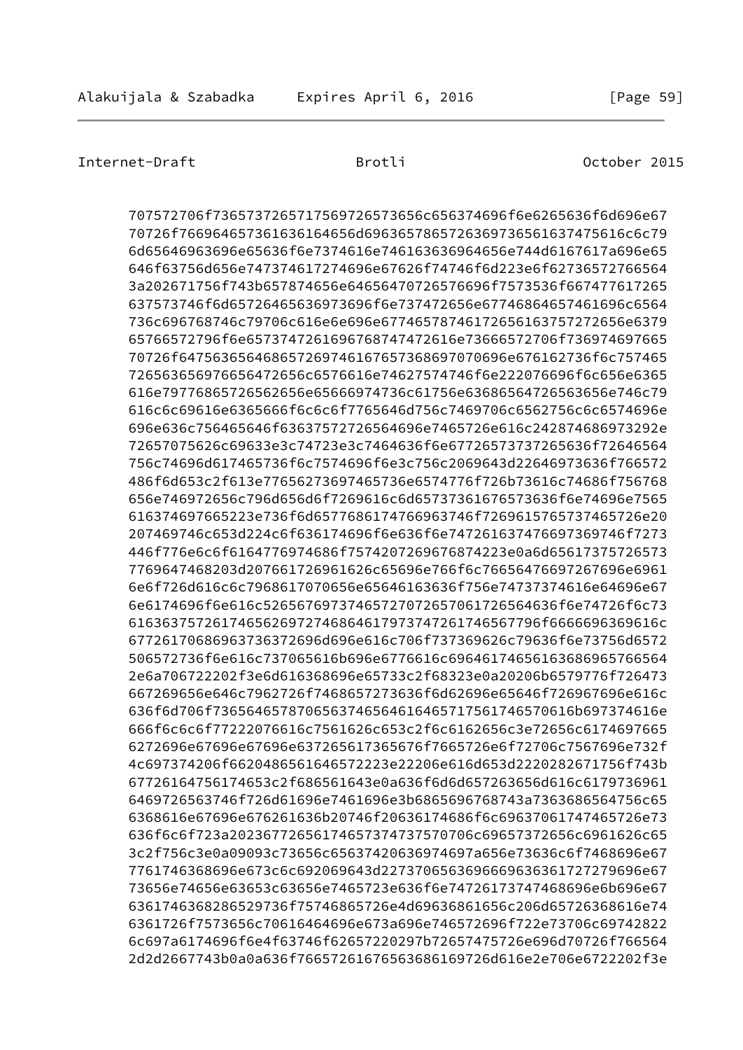```
707572706f7365737265717569726573656c656374696f6e6265636f6d696e67
70726f76696465736163616164656d6963657865726369736561637475616c6c79
6d65646963696e65636f6e7374616e746163636964656e744d6167617a696e65
646f63756d656e747374617274696e67626f74746f6d223e6f62736572766564
3a202671756f743b657874656e64656470726576696f7573536f667477617265
637573746f6d65726465636973696f6e737472656e67746864657461696c6564
736c696768746c79706c616e6e696e67746578746172656163757272656e6379
65766572796f6e65737472616967687474727616e73666572706f736974697665
70726f647563656446686572697461676573686970706696e676162736f6c757465
726563656976656472656c6576616e74627574746f6e222076696f6c656e6365
616e79776865726562656e65666974736c61756e63686564726563656e746c79
616c6c69616e6365666f6c6c6f7765646d756c7469706c6562756c6c6574696e
696e636c756465646f63637572726564696e7465726e616c242874686973292e
72657075626c69633e3c74723e3c7464636f6e67726573737265636f72646564
756c74696d617465736f6c7574696f6e3c756c2069643d22646973636f766572
486f6d653c2f613e77656273697465736e6574776f726b73616c74686f756768
656e746972656c796d656d6f7269616c6d65737361676573636f6e74696e7565
616374697665223e736f6d657768617476696374f726961576573746572e20
207469746c653d224c6f636174696f6e636f6e747261637476697369746f7273
446f776e6c6f6164776974686f7574207269676874223e0a6d65617375726573
7769647468203d207661726961626c65696e766f6c766564766972696e6961
6e6f726d616c6c7968617070656e65646163636f756e74737374616e64696e67
6e6174696f6e616c526567697374657270726570617265646e6e74726f6c73
6163637572617465626972746864617973747261746567796f666666696369616c
67726170686963736372696d696e616c706f737369626c79636f6e73756d6572
506572736f6e616c737065616b696e6776616c696461746563686965766564
2e6a706722202f3e6d616368696e65733c2f68323e0a20206b6579776f726473
667269656e646c7962726f7468657273636f6d62696e65646f726967696e616c
636f6d706f7365646578706563746564616465717561746570616b697374616e
666f6c6c6f77222076616c7561626c653c2f6162656c3e72656c6174697665
6272696e67696e67696e637265617365676f7665726e6f72706c7567696e732f
4c697374206f662048656164657222e22206e616d653d2220282671756f743b
6772616475617465c2f686561643e0a636f6d6d657263656d616c6179736961
6469726563746f726d61696e7461696e3b6865696768743a7363686564756c65
6368616e67696e676261636b20746f20636174686f6c69637061747465726e73
636f6c6f723a20236772656174657374737570706c69657372656c6961626c65
3c2f756c3e0a09093c73656c65637420636974697a656e73636c6f7468696e67
7761746368696e673c6c692069643d227370656369666963636172727969696e67
73656e74656e63653c63656e7465723e636f6e74726173747468696e6b696e67
63617463682863529736f75746865726e4d69636861656c206d65726368616e74
6361726f7573656c70616464696e673a696e746572696f722e73706c6974822
6c697a6174696f6e4f63746f62657220297b72657475726e696d70726f766564
2d2d2667743b0a0a636f7665726167656368616972d616e2e706e6722202f3e
```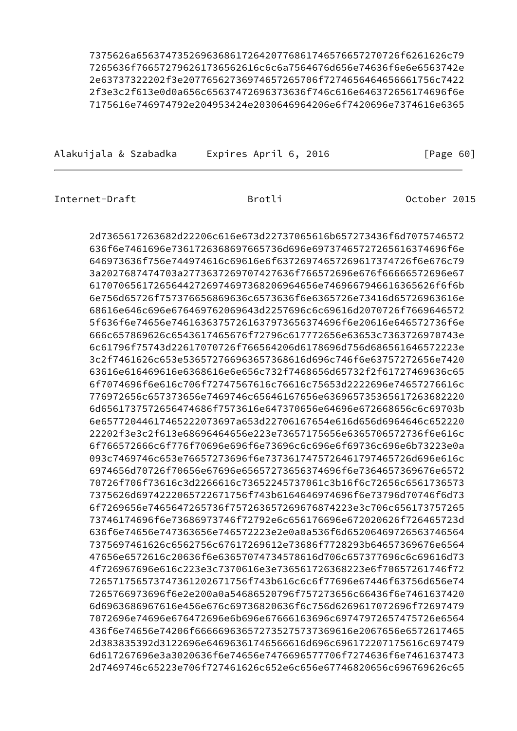```
7375626a656374735269636861726420776861746576657270726f6261626c79
7265636f766572796261736562616c6c6a7564676d656e74636f6e6e6563742e
2e63737322202f3e2077656273697465726570f727465646465661756c7422
2f3e3c2f613e0d0a656c65637472696373636f746c616e646372656174696f6e
7175616e746974792e204953424e2030646964206e6f7420696e7374616e6365
```

```
2d7365617263682d22206c616e673d22737065616b657273436f6d7075746572
636f6e7461696e736172636869766573736d696e697374657272656163746696f6e
646973636f756e744974616c69616e6f63726974657269617374726f6e676c79
3a2027687474703a2773637269707427636f766572696e676f66666572696e67
61707065617265644272697469736820696465e7469667946616365626f6f6b
6e756d65726f757376656869636c6573636f6e6365726e73416d65726963616e
68616e646c696e676469762069643d2257696c6c69616d2070726f7669646572
5f636f6e74656e7461636375726163797365637469f6e20616e646572736f6e
666c657869626c6543617465676f72796c617772656e63653c7363726970743e
6c61796f75743d22617070726f766564206d6178696d756d686561646572223e
3c2f7461626c653e536572766963657368616d696c746f6e63757272656e7420
63616e616469616e6368616e6e656c732f7468656d65732f2f61727469636c65
6f7074696f6e616c706f72747567616c76616c75653d2222696e74657276616c
776972656c657373656e7469746c65646167656e63696573536561726368220
6d656173757265647468f7573616e647370656e64696e672668656c6c69703b
6e6577204461746522073697a653d22706167654e616d656d6964646c652220
22202f3e3c2f613e68696464656e223e73657175656e6365706572736f6e616c
6f766572666c6f776f70696e696f6e73696c6c696e6f69736c696e6b73223e0a
093c7469746c653e76657273696f6e73736174757264617974657265d696e616c
6974656d70726f70656e67696e65657273656374696f6e7364657369676e6572
70726f706f73616c3d2266616c73652245737061c3b16f6c72656c6561736573
7375626d697422206572671756f743b6164646974696f6e73796d70746f6d73
6f7269656e7465647265736f757263657269676874223e3c706c656173757265
73746174696f6e73686973746f72792e6c656176696e672020626f726465723d
636f6e74656e747363656e746572223e2e0a0a536f6d65206469726563746564
7375697461626c6562756c67617269612e73686f7728293b64657369676e6564
47656e6572616c20636f6e63657074734578616d706c657377696c6c69616d73
4f726967696e616c223e3c7370616e3e736561726368223e6f70657261746f72
72657175657374736120267175f743b616c6c6f77696e67446f63756d656e74
7265766973696f6e2e200a0a54686520796f757273656c66436f6e7461637420
6d6963686967616e456e676c69736820636f6c756d6269617072696f72697479
7072696e74696e676472696e6b696e67666163696c69747972657475726e6564
436f6e74656e74206f666666963657273527573736961616e2067656e6572617465
2d383835392d3122696e64696361746566616d696c696172207175616c697479
6d617267696e3a3020636f6e74656e7476696577706f7274636f6e7461637473
2d7469746c65223e706f727461626c652e6c656e67746820656c696769626c65
```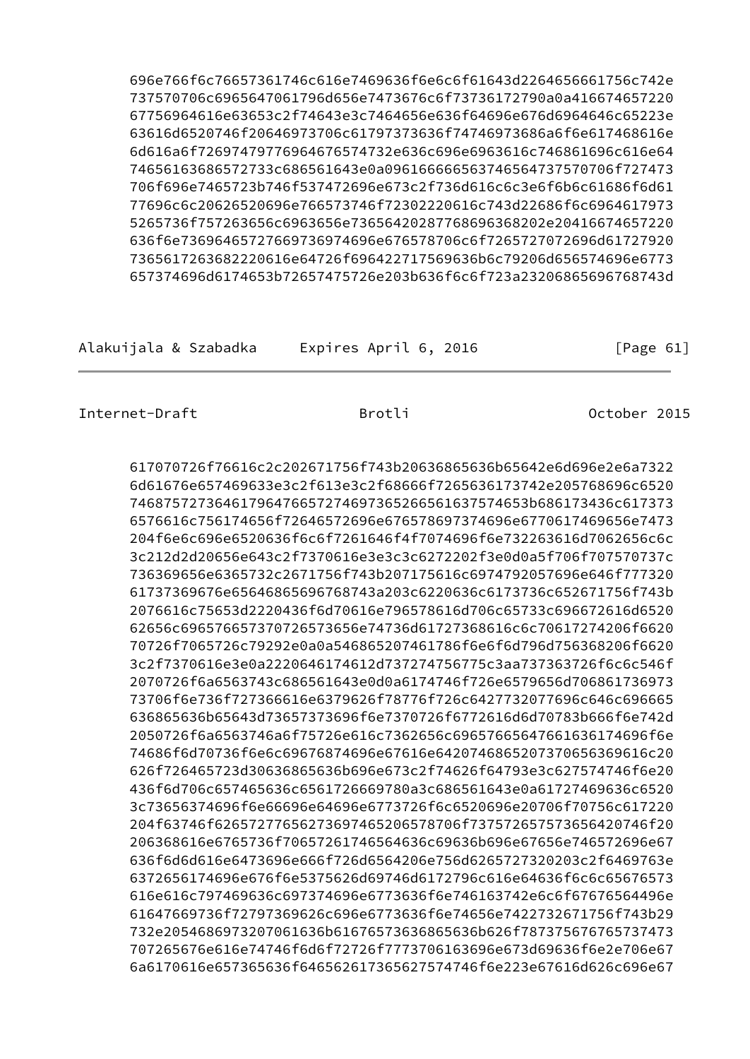```
      696e766f6c76657361746c616e7469636f6e6c6f61643d2264656661756c742e
      737570706c6965647061796d656e7473676c6f73736172790a0a416674657220
      67756964616e63653c2f74643e3c7464656e636f64696e676d6964646c65223e
      63616d6520746f20646973706c61797373636f74746973686a6f6e617468616e
      6d616a6f7269747977696e646f77732e636c696e6963616c746861696c616e64
      74656163686572733c686561643e0a0961666665637465647375707f727473
      706f696e7465723b746f537472696e673c2f736d616c6c3e6f6b6c61686f6d61
      77696c6c20626520696e766573746f72302220616c743d22686f6c6964617973
      5265736f757263656c6963656e736564202877686963682e2041667465722
      636f6e73696465727669736974696e676578706c6f7265727072696d61727920
      7365617263682220616e64726f696422717569636b6c79206d656574696e6773
      657374696d6174653b72657475726e203b636f6c6f723a23206865696768743d
```

```
      617070726f76616c2c202671756f743b20636865636b65642e6d696e2e6a7322
      6d61676e657469633e3c2f613e3c2f68666f7265636173742e205768696c6520
      746875727364617964766572746973652665616d3b686173436c617373
      6576616c756174656f72646572696e676578697374696e6770617469656e7473
      204f6e6c696e6520636f6c6f7261646f4f7074696f6e732263616d7062656c6c
      3c212d2d20656e643c2f7370616e3e3c3c6272202f3e0d0a5f706f707570737c
      736369656e6365732c2671756f743b207175616c6974792057696e646f777320
      61737369676e65646865696768743a203c6220636c6173736c652671756f743b
      2076616c75653d2220436f6d70616e796578616d706c65733c696672616d6520
      62656c696576657370726573656e74736d61727368616c6c70617274206f6620
      70726f7065726c79292e0a0a546865207461786f6e6f6d796d756368206f6620
      3c2f7370616e3e0a2220646174612d737274756775c3aa737363726f6c6c546f
      2070726f6a6563743c686561643e0d0a6174746f726e6579656d706861736973
      73706f6e736f727366616e6379626f78776f726c6427732077696c646c696665
      636865636b65643d73657373696f6e7370726f6772616d6d70783b666f6e742d
      2050726f6a6563746a6f75726e616c7362656c6965766564766163617469f6e
      74686f6d70736f6e6c69676874696e67616e6420746865207370656369616c20
      626f726465723d30636865636b696e673c2f74626f64793e3c627574746f6e20
      436f6d706c657465636c6561726669780a3c686561643e0a61727469636c6520
      3c73656374696f6e66696e64696e6773726f6c6520696e20706f70756c617220
      204f63746f6265727765627369746520657870f73757265757365642074f20
      206368616e6765736f70657261746564636c69636b696e67656e746572696e67
      636f6d6d616e6473696e666f726d6564206e756d6265727320203c2f6469763e
      6372656174696e676f6e5375626d69746d6172796c616e64636f6c6c65676573
      616e616c797469636c697374696e6773636f6e746163742e6c6f67676564496e
      61647669736f72797369626c696e6773636f6e74656e7422732671756f743b29
      732e205468697320706163b61676573636865636b626f787375676765737473
      707265676e616e74746f6d6f72726f7773706163696e673d69636f6e2e706e67
      6a6170616e657365636f64656261736562757474f6e223e67616d626c696e67
```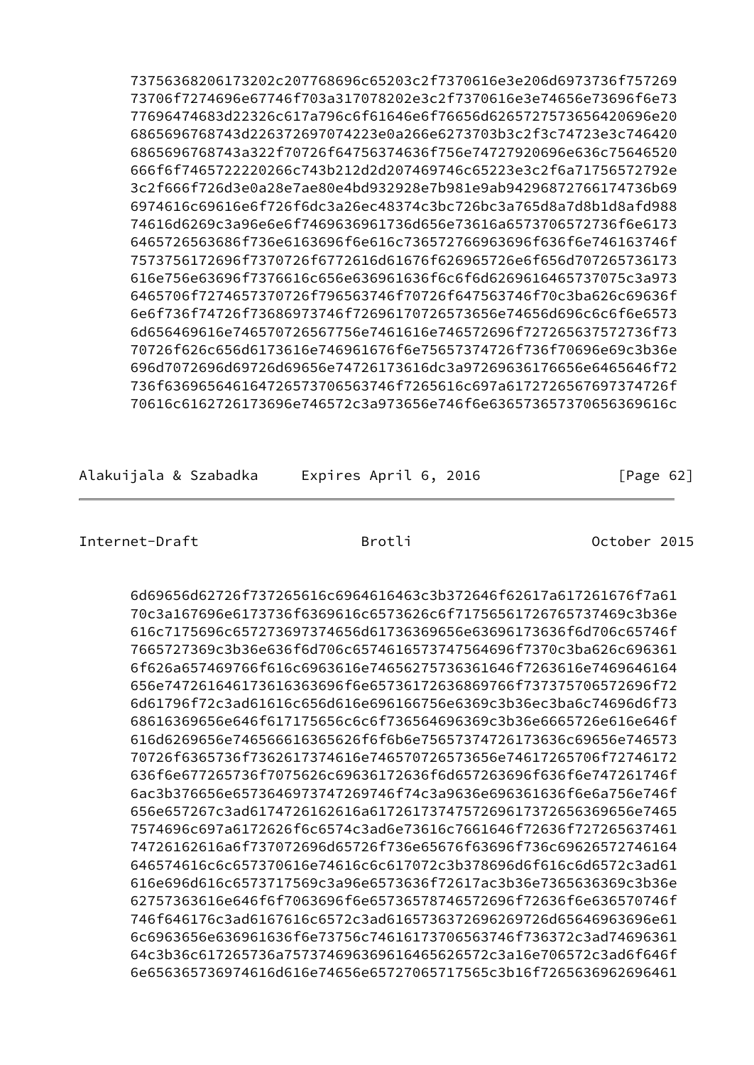```
73756368206173202c207768696c65203c2f7370616e3e206d6973736f757269
73706f7274696e67746f703a317078202e3c2f7370616e3e74656e73696f6e73
77696474683d22326c617a796c6f61646e6f76656d6265727573656420696e20
6865696768743d22637269707422e0a266e6273703b3c2f3c74723e3c746420
6865696768743a322f70726f64756374636f756e74727920696e636c75646520
666f6f7465722220266c743b212d2d207469746c65223e3c2f6a71756572792e
3c2f666f726d3e0a28e7ae80e4bd932928e7b981e9ab94296872766174736b69
6974616c69616e6f726f6dc3a26ec48374c3bc726bc3a765d8a7d8b1d8afd988
74616d6269c3a96e6e6f7469636961736d656e73616a6573706572736f6e6173
6465726563686f736e6163696f6e616c736572766963696f636f6e746163746f
7573756172696f7370726f6772616d61676f626965726e6f656d707265736173
616e756e63696f7376616c656e636961636f6c6f6d6269616465737075c3a973
6465706f7274657370726f796563746f70726f647563746f70c3ba626c69636f
6e6f736f74726f73686973746f72696170726573656e74656d696c6c6f6e6573
6d656469616e746570726567756e7461616e746572696f727265637572736f73
70726f626c656d6173616e746961676f6e75657374726f736f70696e69c3b36e
696d7072696d69726d69656e74726173616dc3a97269636176656e6465646f72
736f63696564616472657370656374746f7265616c697a617265676973747726f
70616c6162726173696e746572c3a973656e746f6e636573657370656369616c
```

```
6d69656d62726f737265616c6964616463c3b372646f62617a617261676f7a61
70c3a167696e6173736f6369616c6573626c6f717565617267657374697c3b36e
616c7175696c657273697374656d61736369656e63696173636f6d706c65746f
7665727369c3b36e636f6d706c657461657374756469f7370c3ba626c696361
6f626a657469766f616c6963616e74656275736361646f7263616e7469646164
656e747261646173616363696f6e65736172636869766f737375706572696f72
6d61796f72c3ad61616c656d616e696166756e6369c3b36ec3ba6c74696d6f73
68616369656e646f617175656c6c6f736564696369c3b36e6665726e616e646f
616d6269656e746566616365626f6f6b6e75657374726173636c69656e746573
70726f6365736f7362617374616e746570726573656e74617265706f72746172
636f6e677265736f7075626c69636172636f6d657263696f636f6e747261746f
6ac3b376656e6573646973747269746f74c3a9636e696361636f6e6a756e746f
656e657267c3ad6174726162616a6172617374757269617372656369656e7465
7574696c697a6172626f6c6574c3ad6e73616c7661646f72636f727265637461
74726162616a6f737072696d65726f736e65676f63696f736c69626572746164
646574616c6c657370616e74616c6c617072c3b378696d6f616c6d6572c3ad61
616e696d616c6573717569c3a96e6573636f72617ac3b36e7365636369c3b36e
62757363616e646f6f7063696f6e65736578746572696f72636f6e636570746f
746f646176c3ad6167616c6572c3ad617363726962697265c6d65646963696e61
6c6963656e636961636f6e73756c746173706563746f736372c3ad74696361
64c3b36c617265736a757374696369616465626572c3a16e706572c3ad6f646f
6e656365736974616d616e74656e65727065717565c3b16f7265636962696461
```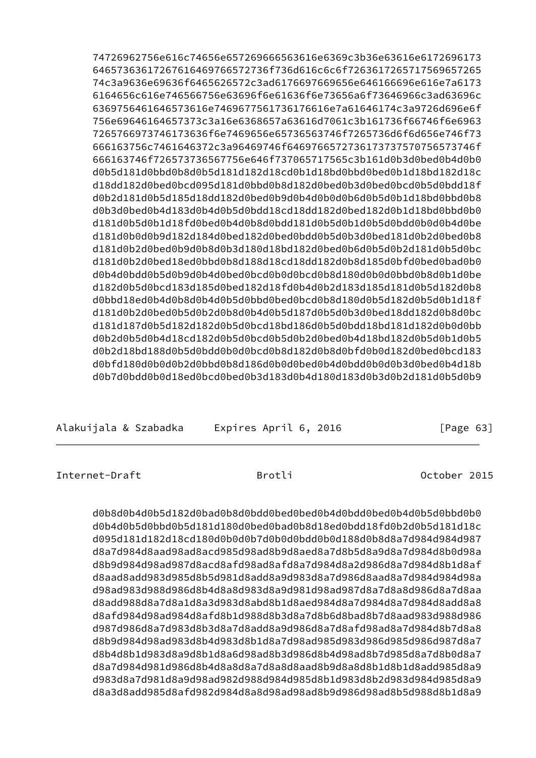```
      74726962756e616c74656e657269666563616e6369c3b36e63616e6172696173
      6465736361726761646976657273 6f736d616c6c6f7263617265717569657265
      74c3a9636e69636f6465626572c3ad6176697669656e646166696e616e7a6173
      6164656c616e746566756e63696f6e61636f6e73656a6f73646966c3ad63696c
      6369756461646573616e74696775617361766616e7a61646174c3a9726d696e6f
      756e69646164657373c3a16e6368657a63616d7061c3b161736f66746f6e6963
      72657669737461736f6e7469656e65736563746f7265736d6f6d656e746f73
      666163756c7461646372c3a96469746f64697665727361737570756573746f
      666163746f726573736567756e646f7065717565c3b161d0b3d0bed0b4d0b0
      d0b5d181d0bbd0b8d0b5d181d182d18cd0b1d18bd0bbd0bed0b1d18bd182d18c
      d18dd182d0bed0bcd095d181d0bbd0b8d182d0bed0b3d0bed0bcd0b5d0bdd18f
      d0b2d181d0b5d185d18dd182d0bed0b9d0b4d0b0d0b6d0b5d0b1d18bd0bbd0b8
      d0b3d0bed0b4d183d0b4d0b5d0bdd18cd18dd182d0bed182d0b1d18bd0bbd0b0
      d181d0b5d0b1d18fd0bed0b4d0b8d0bdd181d0b5d0b1d0b5d0bdd0b0d0b4d0be
      d181d0b0d0b9d182d184d0bed182d0bed0bdd0b5d0b3d0bed181d0b2d0bed0b8
      d181d0b2d0bed0b9d0b8d0b3d180d18bd182d0bed0b6d0b5d0b2d181d0b5d0bc
      d181d0b2d0bed18ed0bbd0b8d188d18cd18dd182d0b8d185d0bfd0bed0bad0b0
      d0b4d0bdd0b5d0b9d0b4d0bed0bcd0b0d0bcd0b8d180d0b0d0bbd0b8d0b1d0be
      d182d0b5d0bcd183d185d0bed182d18fd0b4d0b2d183d185d181d0b5d182d0b8
      d0bbd18ed0b4d0b8d0b4d0b5d0bbd0bed0bcd0b8d180d0b5d182d0b5d0b1d18f
      d181d0b2d0bed0b5d0b2d0b8d0b4d0b5d187d0b5d0b3d0bed18dd182d0b8d0bc
      d181d187d0b5d182d182d0b5d0bcd18bd186d0b5d0bdd18bd181d182d0b0d0bb
      d0b2d0b5d0b4d18cd182d0b5d0bcd0b5d0b2d0bed0b4d18bd182d0b5d0b1d0b5
      d0b2d18bd188d0b5d0bdd0b0d0bcd0b8d182d0b8d0bfd0b0d182d0bed0bcd183
      d0bfd180d0b0d0b2d0bbd0b8d186d0b0d0bed0b4d0bdd0b0d0b3d0bed0b4d18b
      d0b7d0bdd0b0d18ed0bcd0bed0b3d183d0b4d180d183d0b3d0b2d181d0b5d0b9
```

```
      d0b8d0b4d0b5d182d0bad0b8d0bdd0bed0bed0b4d0bdd0bed0b4d0b5d0bbd0b0
      d0b4d0b5d0bbd0b5d181d180d0bed0bad0b8d18ed0bdd18fd0b2d0b5d181d18c
      d095d181d182d18cd180d0b0d0b7d0b0d0bdd0b0d188d0b8d8a7d984d984d987
      d8a7d984d8aad98ad8acd985d98ad8b9d8aed8a7d8b5d8a9d8a7d984d8b0d98a
      d8b9d984d98ad987d8acd8afd98ad8afd8a7d984d8a2d986d8a7d984d8b1d8af
      d8aad8add983d985d8b5d981d8add8a9d983d8a7d986d8aad8a7d984d984d98a
      d98ad983d988d986d8b4d8a8d983d8a9d981d98ad987d8a7d8a8d986d8a7d8aa
      d8add988d8a7d8a1d8a3d983d8abd8b1d8aed984d8a7d984d8a7d984d8add8a8
      d8afd984d98ad984d8afd8b1d988d8b3d8a7d8b6d8bad8b7d8aad983d988d986
      d987d986d8a7d983d8b3d8a7d8add8a9d986d8a7d8afd98ad8a7d984d8b7d8a8
      d8b9d984d98ad983d8b4d983d8b1d8a7d98ad985d983d986d985d986d987d8a7
      d8b4d8b1d983d8a9d8b1d8a6d98ad8b3d986d8b4d98ad8b7d985d8a7d8b0d8a7
      d8a7d984d981d986d8b4d8a8d8a7d8a8d8aad8b9d8a8d8b1d8b1d8add985d8a9
      d983d8a7d981d8a9d98ad982d988d984d985d8b1d983d8b2d983d984d985d8a9
      d8a3d8add985d8afd982d984d8a8d98ad98ad8b9d986d98ad8b5d988d8b1d8a9
```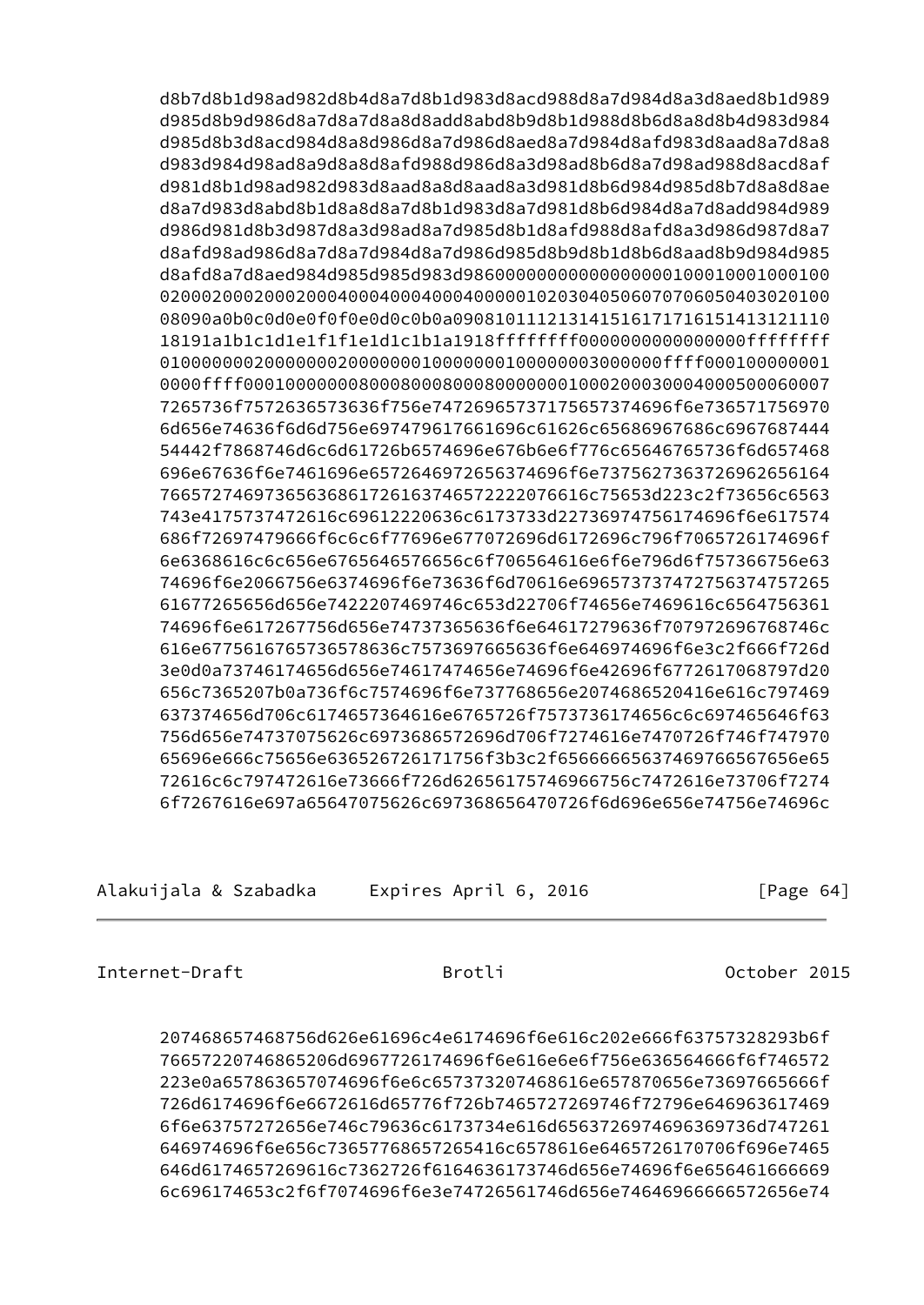```
d8b7d8b1d98ad982d8b4d8a7d8b1d983d8acd988d8a7d984d8a3d8aed8b1d989
d985d8b9d986d8a7d8a7d8a8d8add8abd8b9d8b1d988d8b6d8a8d8b4d983d984
d985d8b3d8acd984d8a8d986d8a7d986d8aed8a7d984d8afd983d8aad8a7d8a8
d983d984d98ad8a9d8a8d8afd988d986d8a3d98ad8b6d8a7d98ad988d8acd8af
d981d8b1d98ad982d983d8aad8a8d8aad8a3d981d8b6d984d985d8b7d8a8d8ae
d8a7d983d8abd8b1d8a8d8a7d8b1d983d8a7d981d8b6d984d8a7d8add984d989
d986d981d8b3d987d8a3d98ad8a7d985d8b1d8afd988d8afd8a3d986d987d8a7
d8afd98ad986d8a7d8a7d984d8a7d986d985d8b9d8b1d8b6d8aad8b9d984d985
d8afd8a7d8aed984d985d985d983d9860000000000000000000000100010001000100
0200020002000200040004000400040000010203040506070706050403020100
08090a0b0c0d0e0f0f0e0d0c0b0a090810111213141516171716151413121110
18191a1b1c1d1e1f1f1e1d1c1b1a1918ffffffff0000000000000000ffffffff
01000000020000000200000001000000010000000300000ffff000100000001
0000ffff000100000008000800080008000000001000200030004000500060007
7265736f7572636573636f756e74726965737175657374696f6e736571756970
6d656e74636f6d6d756e697479617661696c61626c65686967686c6967687444
54442f7868746d6c61726b6574696e676b6e6f776c65646765736f6d657468
696e67636f6e7461696e6572646972656374696f6e737562736372696265164
766572746973656368617261637465722222076616c75653d223c2f73656c6563
743e4175737472616c69612220636c6173733d22736974756174696f6e617574
686f72697479666f6c6c6f77696e677072696d6172696c796f7065726174696f
6e6368616c6c656e6765646576656c6f706564616e6f6e796d6f757366756e63
74696f6e2066756e6374696f6e73636f6d70616e69657373747275637475726565
61677265656d656e7422207469746c653d22706f74656e7469616c6564756361
74696f6e617267756d656e74737365636f6e64617279636f707972696768746c
616e677561676573657863c7573697665636f6e646974696f6e3c2f666f726d
3e0d0a73746174656d656e74617474656e74696f6e42696f6772617068797d20
656c7365207b0a736f6c7574696f6e737768656e2074686520416e616c797469
637374656d706c6174657364616e6765726f757373617465c6c697465646f63
756d656e74737075626c6973686572696d706f7274616e7470726f746f747970
65696e666c75656e636526726171756f3b3c2f656666656374697665567656e65
72616c6c797472616e73666f726d62656175746966756c7472616e73706f7274
6f7267616e697a65647075626c697368656470726f6d696e656e74756e74696c
```

```
207468657468756d626e61696c4e6174696f6e616c202e666f63757328293b6f
76657220746865206d6967726174696f6e616e6e6f756e636564666f6f746572
223e0a657863657074696f6e6c657373207468616e657870656e73697665666f
726d6174696f6e6672616d65776f726b7465727269746f72796e646963617469
6f6e63757272656e746c79636c6173734e616d6563726974696369736d747261
646974696f6e656c736577686572654166657861686465726170706f6974e65
646d6174657269616c7362726f6164636173746d656e74696f6e656461666669
6c696174653c2f6f7074696f6e3e74726561746d656e74646966666572656e74
```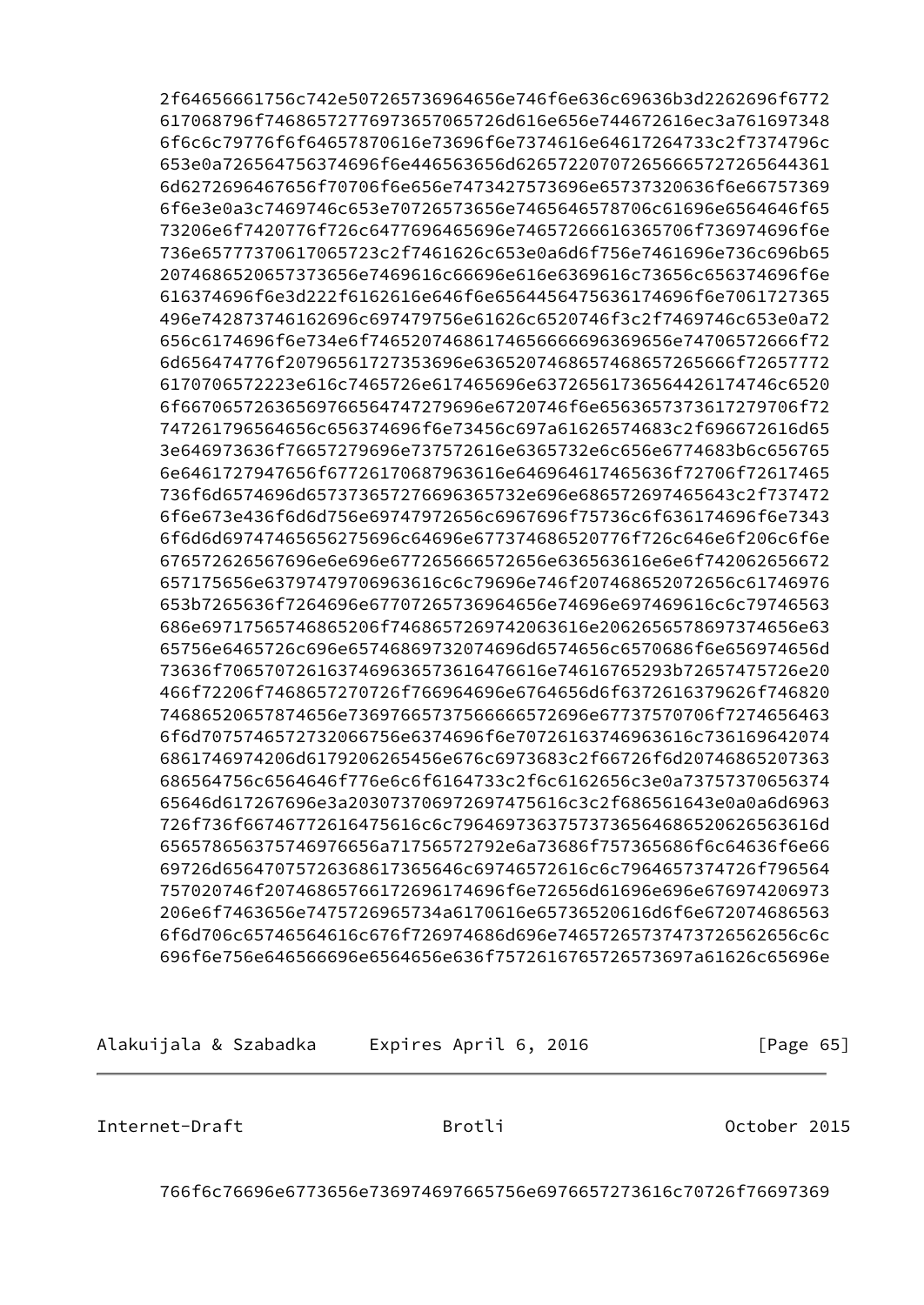```
2f64656661756c742e507265736964656e746f6e636c69636b3d2262696f6772
617068796f7468657277697365706572d616e656e744672616ec3a761697348
6f6c6c79776f6f64657870616e73696f6e7374616e64617264733c2f7374796c
653e0a72656475637469f6e446563656d626572207072656665727265644361
6d6272696467656f70706f6e656e7473427573696e65737320636f6e66757369
6f6e3e0a3c7469746c653e70726573656e7465646578706c61696e6564646f65
73206e6f7420776f726c6477696465696e74657266616365706f736974696f6e
736e65777370617065723c2f7461626c653e0a6d6f756e7461696e736c696b65
2074686520657373656e7469616c66696e616e6369616c73656c656374696f6e
616374696f6e3d222f6162616e646f6e6564456475636174696f6e7061727365
496e742873746162696c697479756e61626c6520746f3c2f7469746c653e0a72
656c6174696f6e734e6f74652074686174656666696369656e74706572666f72
6d656474776f207965617273537696e636520746865657468657265666f72657772
6170706572223e616c7465726e617465696e63726561736564426174746c6520
6f6670657263656976656474747279696e6720746f6e6563657373617279706f72
747261796564656c656374696f6e73456c697a61626574683c2f696672616d65
3e646973636f76657279696e737572616e6365732e6c656e6774683b6c656765
6e6461727947656f677261706879616e646964617465636f72706f72617465
736f6d6574696d657373657276696365732e696e686572697465643c2f737472
6f6e673e436f6d6d756e6974797265c6967696f75736c6f636174696f6e7343
6f6d6d69747465656275696c64696e677374686520776f726c646e6f206c6f6e
676572626567696e6e696e677265666572656e636563616e6e6f742062656672
657175656e63797479706963616c6c79696e746f20746865207265c61746976
653b7265636f7264696e67707265736964656e74696e697469616c6c79746563
686e69717565746865206f746865726974206361e2062656578697374656e63
65756e6465726c696e65746869732074696d6574656c6570686f6e656974656d
73636f706573707261637469636573616476616e74616765293b72657475726e20
466f72206f7468657270726f766964696e6764656d6f6372616379626f746820
74686520657874656e736976657375666665726e67737570706f7274656463
6f6d7075746572732066756e6374696f6e707261637469636616c736169642074
6861746974206d6179206265456e676c6973683c2f66726f6d20746865207363
686564756c6564646f776e6c6f6164733c2f6c6162656c3e0a73757370656374
65646d617267696e3a2030737069726974756616c3c2f686561643e0a0a6d6963
726f736f6674677261647561616c6c7964697363757373656468652062656361d
6565786563757469766a71756572792e6a73686f757365686f6c64636f6e66
69726d65647075726368617365646c69746572616c6c7964657374726f796564
757020746f20746865766172696174696f6e72656d61696e696e676974206973
206e6f7463656e7475726965734a6170616e65736520616d6f6e672074686563
6f6d706c65746564616c676f726974686d696e74657265737473726562656c6c
696f6e756e646566696e6564656e636f75726167657265736697a61626c65696e
766f6c76696e6773656e736974697665756e6976657273616c70726f76697369
```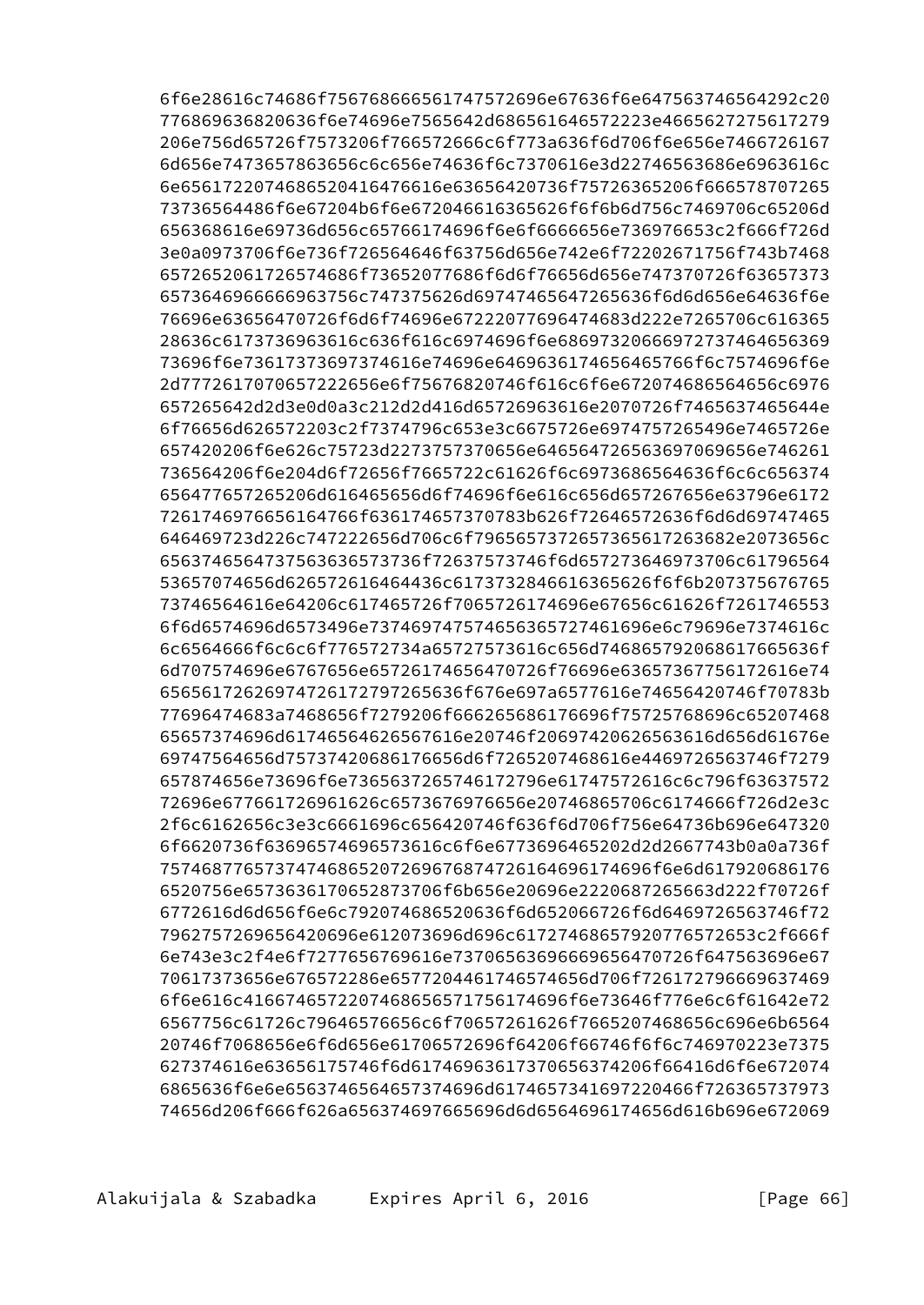```
6f6e28616c74686f75676866656174757269e67636f6e647563746564292c20
776869636820636f6e74696e7565642d686561646572223e4665627275617279
206e756d65726f7573206f766572666c6f773a636f6d706f6e656e7466726167
6d656e7473657863656c6c656e74636f6c7370616e3d22746563686e6963616c
6e656172207468652041647616e63656420736f75726365206f666578707265
73736564486f6e67204b6f6e672046616365626f6f6b6d756c7469706c65206d
656368616e69736d656c65766174696f6e6f6666656e736976653c2f666f726d
3e0a0973706f6e736f726564646f63756d656e742e6f72202671756f743b7468
657265206172652074686f73652077686f6d76656d656e747370726f63657373
6573646966666963756c747375626d69747465647265636f6d6d656e64636f6e
76696e63656470726f6d6f74696e6722077696474683d222e7265706c616365
28636c6173736963616c636f616c6974696f6e686973206669727374646563697
73696f6e73617373697374616e74696e6469636174656465766f6c7574696f6e
2d777261707065722220656e6f75676820746f616c6f6e672074686564656c6976
657265642d2d3e0d0a3c212d2d416d65726963616e2070726f7465637465644e
6f76656d626572203c2f7374796c653e3c6675726e6974757265496e7465726e
657420206f6e626c75723d2273757370656e64656456726563697069656e746261
736564206f6e204d6f72656f7665722c61626f6c6973686564636f6c6c656374
656477657265206d616465656d6f74696f6e616c656d657267656e63796e6172
7261746976656164766f636174657370783b626f72646572636f6d6d69747465
646469723d226c747222656d706c6f79656573726573656172636682e2073656c
65637465647375636365736f72637573746f6d657273646973706c61796564
53657074656d626572616464436c617373284661636562f6f6b207375676765
73746564616e64206c617465726f7065726174696e67656c61626f7261746553
6f6d6574696d6573496e737469747574696365727461696e6c79696e7374616c
6c6564666f6c6c6f776572734a65727573616c656d746865792068617665636f
6d707574696e6767656e65726174656470726f76696e63657367756172616e74
656561726269747261727972656636f676e697a6577616e74656420746f70783b
77696474683a7468656f7279206f666265686176696f75725768696c65207468
65657374696d61746564626567616e20746f20697420626563616d656d61676e6
69747564656d75737420686176656d6f7265207468616e4469726563746f7279
657874656e73696f6e7365637265746172796e61747572616c6c796f63637572
72696e677661726961626c6573676976656e20746865706c6174666f726d2e3c
2f6c6162656c3e3c6661696c656420746f636f6d706f756e64736b696e647320
6f6620736f63696574696573616c6f6e6773696465202d2d2667743b0a0a736f
75746877657374746865207269676874726164696174696f6e6d617920686176
6520756e657363617065287370b6f6b656e20696e2220687265663d222f70726f
6772616d6d656f6e6c792074686520636f6d652066726f6d6469726563746f72
7962757269656420696e612073696d696c6172746865792077657265c2f666f
6e743e3c2f4e6f7277656769616e7370656369666965647072f647563696e67
70617373656e676572286e6577204461746574656d706f726172796669637469
6f6e616c416674657220746865657175617469f6e73646f776e6c6f61642e72
6567756c61726c79646576656c6f70657261626f7665207468656c696e6b6564
20746f7068656e6f6d656e61706572696f64206f66746f6f6c746970223e7375
627374616e63656175746f6d617469636173706563746f66416d6f6e6720746
6865636f6e6e6563746564657374696d617465734169722466726365737973
74656d206f666f626a656374697665696d6d6564696174656d616b696e672069
```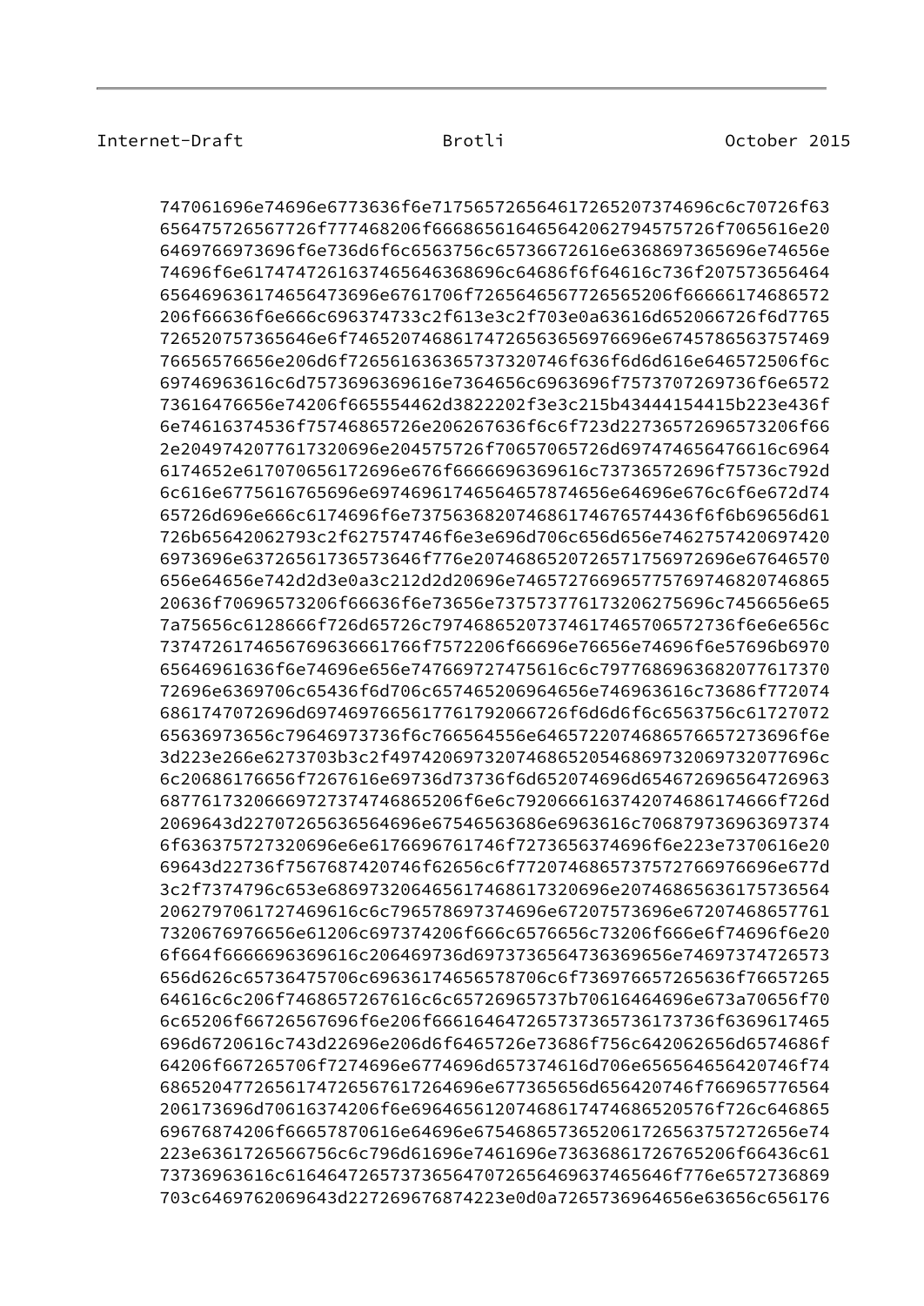```
747061696e74696e6773636f6e717565726564617265207374696c6c70726f63
656475726567726f777468206f66686561646564206279457572f7065616e20
6469766973696f6e736d6f6c6563756c65736672616e6368697365696e74656e
74696f6e617474726163746564636869c64686f6f64616c736f207573656464
6564696361746564736696e6761706f72656465677265652066666174686572
206f66636f6e666c696374733c2f613e3c2f703e0a63616d652066726f6d7765
726520757365646e6f74652074686174772656365697696e6745786563757469
76656576656e206d6f7265616363657373207466f636f6d6d616e646572506f6c
6974696361c6d7573696369616e7364656c6963696f7573707269736f6e6572
73616476656e74206f665554462d3822202f3e3c215b43444154415b223e436f
6e74616374536f75746865726e206267636f6c6f723d22736572696573206f66
2e2049742077617320696e204575726f70657065726d697474656476616c6964
6174652e617070656172696e676f6666696369616c73736572696f75736c792d
6c616e6775616765696e6974696174656465787465646696e67c6f6e672d74
65726d696e666c74696f6e7375636820746861746765744436f6f6b69656d61
726b65642062793c2f627574746f6e3e696d706c656d656e7462757420697420
6973696e637265617365646f776e2074686520726571756972696e67646570
656e64656e742d2d3e0a3c212d2d20696e7465727669657775769746820746865
20636f70696573206f66636f6e73656e73757377617320627569c7456656e65
7a75656c6128666f726d65726c7974686520737461746570657273736f6e6e656c
73747261746567696366617766f7572206f66696e76656e74696f6e57696b6970
65646961636f6e74696e656e747669727475616c6c7977686963682077617370
72696e6369706c65436f6d706c657465206964656e746963616c73686f772074
6861747072696d69746976656177617920667726f6d6d6f6c6563756c61727072
65636973656c79646973736f6c766564556e6465722074686576657273696f6e
3d223e266e6273703b3c2f4974206973207468652054686973206973077696c
6c20686176656f7267616e69736d73736f6d652074696d654672696564726963
6877617320666972737474686520f6e6c792066616374207468617466f726d
2069643d22707265636564696e67546563686e6963616c706879736963697374
6f636375727320696e6e6176696761746f7273656374696f6e223e7370616e20
69643d22736f7567687420746f62656c6f7720746865737572766976696e677d
3c2f7374796c653e686973206465617468617320696e20746865636175736564
20627970617274696616c6c796578697374696e67207573696e67207468657761
7320676976656e61206c697374206f666c6576656c73206f666e6f74696f6e20
6f664f6666696369616c206469736d697373656473636369656e74697374726573
656d626c65736475706c696361746565786706c6f736976657265636f76657265
64616c6c206f7468657267616c6c65726965737b70616464696e673a70656f70
6c65206f66726567696f6e206f6661646472657373657373736173736f6369617465
696d6720616c743d22696e206d6f6465726e73686f756c642062656d6574686f
64206f667265706f7274696e6774696d657374616d706e656564656420746f74
686520477265617474726567617264696e677365656d656420746f766965776564
206173696d70616374206f6e6964656120746861746865576f726c646865
69676874206f66657870616e64696e67546865736520617265637572726e74
223e6361726566756c6c796d61696e7461696e73636861726765206f66436c61
73736963616c616464726573736564707265646963746564646f776e6572736869
703c6469762069643d227269676874223e0d0a7265736964656e63656c656176
```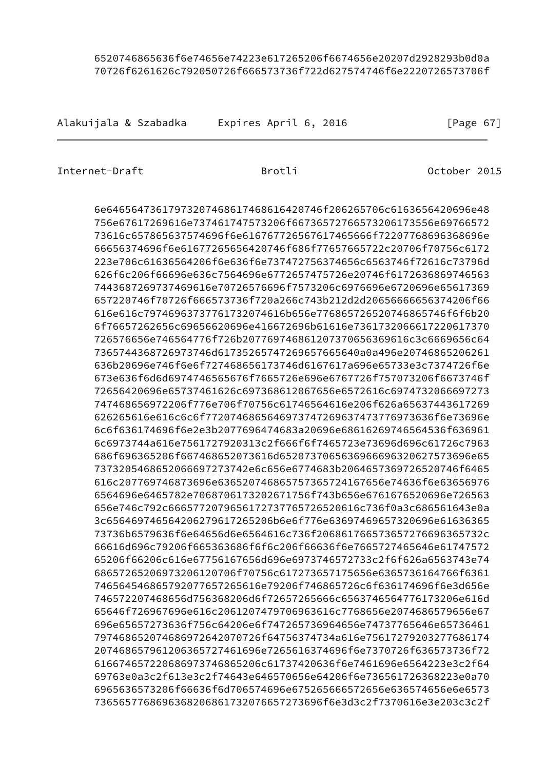```
6520746865636f6e74656e74223e617265206f6674656e20207d2928293b0d0a
70726f6261626c792050726f666573736f722d627574746f6e2220726573706f
```

```
6e64656473617973207468617468616420746f206265706c6163656420696e48
756e67617269616e737461747573206f667365727665732061556e6976657273
73616c657865637574696f6e6167677265676174656f72207768696368696e
66656374696f6e61677265656420746f686f77657665722c20706f70756c6172
223e706c61636564206f6e636f6e737472756374656c6563746f72616c73796d
626f6c206f66696e636c7564696e6772657475726e20746f6172636869746563
7443687269737469616e70726576696f7573206c6976696e6720696e65617369
657220746f70726f666573736f720a266c743b212d2d20656666656374206f66
616e616c797469637377617320746f6b656e776865726520746865746f6f6b20
6f76657262656c69656620696e416672696b61616e736173206661722061737
726576656e746564776f726b20776974686120737065636961616c3c6669656c64
7365744368726973746961735265747269657665640a0a496e20746865206261
636b20696e746f6e6f727468656173746d6167617a696e65733e3c7374726f6e
673e636f6d6974746565676f7665726e696e6767726f757073206f6673746f
72656420696e65737461626c697368612067656e6572616c6974732066697273
747468656972206f776e706f70756c61746564616e206f626a65637443617269
626265616e616c6c6f77207468656469737472696374737769736369636f6e73696e
6c6f636174696f6e2e3b2077696474683a20696e6861626974656453636f6961
6c6973744a616e7561727920313c2f666f6f7465723e73696d696c61726c7963
686f696365206f667468652073616d652073706563696669632062757369656e
73732054686520666972737442e6c656e6774683b20646573697265206f6465
616c2077697468736963652074686520757365724167656e74636f6e63656976
6564696e6465782e7068706173202671756f743b656e6761676520696e726563
656e746c792c6665772079656172737765726520616c736f0a3c686561643e0a
3c65646974656420627920617265206b6e6f776e63697469657320696e616365
73736b6579636f6e64656d6e6564616c736f206861766573657276696365732c
66616d696c79206f665363686f6f6c206f66636f6e7665727465646e61747572
65206f66206c616e67756167656d696e6973746572733c2f6f626a6563743e74
6865726520697320612070f70756c617273657175656e6365736164766f6361
74656454686579207765726561e79206f746865726c6f636174696f6e3d656e
74657220746865d756368206d6f72657265666c6563746564776173206e616d
65646f726967696e616c2061207479706963616c7768656e2074686579656e67
696e65657273636f756c64206e6f747265736964656e747377656465736461
79746865207468697264207072f64756374734a616e75617279203277686174
2074686579612063657274616972e7265616374696f6e7370726f636573736f72
616674657220686973746865206c61737420636f6e7461696e6564223e3c2f64
69763e0a3c2f613e3c2f74643e646570656e64206f6e736561726368223e0a70
6965636573206f66636f6d706574696e675265666572656e636574656e6e6573
736565776869636820686173207665727369f6e3d3c2f7370616e3e203c3c2f
```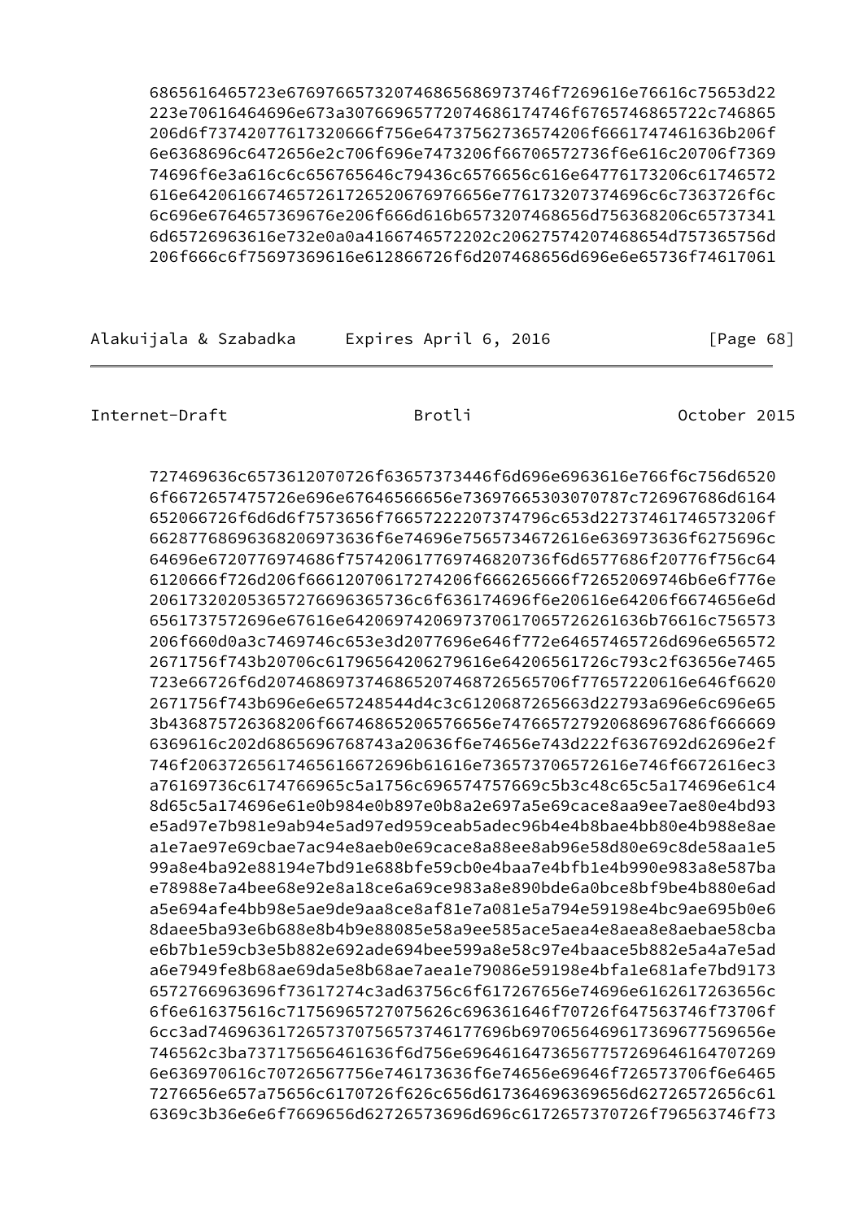```
      6865616465723e676976657320746865686973746f7269616e76616c75653d22
      223e70616464696e673a307669657772074686174746f6765746865722c746865
      206d6f73742077617320666f756e64737562736574206f6661747461636b206f
      6e6368696c6472656e2e2c706f696e7473206f66706572736f6e616c20706f7369
      74696f6e3a616c6c656765646c79436c6576656c616e64776173206c61746572
      616e642061667465726172726520676976656e776173207374696c6c7363726f6c
      6c696e6764657369676e206f666d616b6573207468656d756368206c65737341
      6d65726963616e732e0a0a4166746572202c20627574207468654d757365756d
      206f666c6f75697369616e612866726f6d207468656d696e6e65736f74617061
```

```
      727469636c6573612070726f63657373446f6d696e6963616e766f6c756d6520
      6f6672657475726e696e67646566656e73697665303070787c726967686d6164
      652066726f6d6d6f7573656f7665722222207374796c653d2273746174657320
      6628776869636820697363636f6e74696e7565734672616e636973636f6275696c
      64696e6720776974686f757420617769746820736f6d6577686f20776f756c64
      6120666f726d206f66612070617274206f666265666f72652069746b6e6f776e
      20617320205365727669636573c6f636174696f6e20616e64206f6674656e6d
      6561737572696e67616e6420697420697370617065726261636b76616c756573
      206f660d0a3c7469746c653e3d2077696e646f772064657465726d696e656572
      2671756f743b20706c61796564206279616e64206561726c793c2f63656e7465
      723e66726f6d2074686973746865207468726565706f77657220616e646f6620
      2671756f743b696e6e657248544d4c3c6120687265663d22793a696e6c696e65
      3b436875726368206f66746865206576656e74766572792068696768686f666669
      6369616c202d6865696768743a20636f6e74656e743d222f6367692d62696e2f
      746f206372656174656166726963616e736573706572616e746f6672616ec3
      a76169736c6174766965c5a1756c696574757669c5b3c48c65c5a174696e61c4
      8d65c5a174696e61e0b984e0b897e0b8a2e697a5e69cace8aa9ee7ae80e4bd93
      e5ad97e7b981e9ab94e5ad97ed959ceab5adec96b4e4b8bae4bb80e4b988e8ae
      a1e7ae97e69cbae7ac94e8aeb0e69cace8a88ee8ab96e58d80e69c8de58aa1e5
      99a8e4ba92e88194e7bd91e688bfe59cb0e4baa7e4bfb1e4b990e983a8e587ba
      e78988e7a4bee68e92e8a18ce6a69ce983a8e890bde6a0bce8bf9be4b880e6ad
      a5e694afe4bb98e5ae9de9aa8ce8af81e7a081e5a794e59198e4bc9ae695b0e6
      8daee5ba93e6b688e8b4b9e88085e58a9ee585ace5aea4e8aea8e8aebae58cba
      e6b7b1e59cb3e5b882e692ade694bee599a8e58c97e4baace5b882e5a4a7e5ad
      a6e7949fe8b68ae69da5e8b68ae7aea1e79086e59198e4bfa1e681afe7bd9173
      6572766963696f73617274c3ad63756c6f617267656e74696e6162617263656c
      6f6e616375616c71756965727075626c696361646f70726f647563746f73706f
      6cc3ad7469636172657370756573746177696b69706564696173696775696e6e
      746562c3ba737175656461636f6d756e6964616473656775726964646164707269
      6e636970616c70726567756e746173636f6e74656e69646f726573706f6e6465
      7276656e657a75656c6170726f626c656d617364696369656d62726572656c61
      6369c3b36e6e6f7669656d62726573696d696c6172657370726f796563746f73
```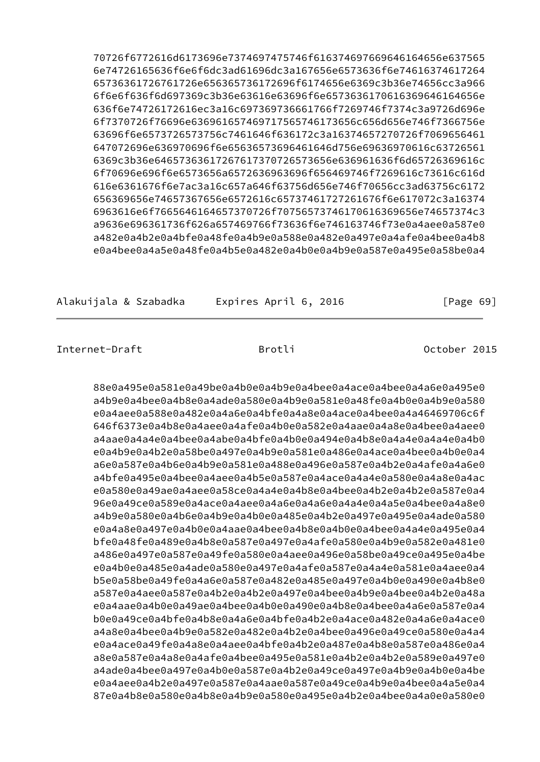```
      70726f6772616d6173696e7374697475746f61637469766964616465656e637565
      6e74726165636f6e6f6dc3ad61696dc3a167656e6573636f6e7461637461726
      65736361726761726e656365736172696f6174656e6369c3b36e74656cc3a966
      6f6e6f636f6d697369c3b36e63616e63696f6e657363617061636964616465e
      636f6e74726172616ec3a16c697369736661766f7269746f7374c3a9726d696e
      6f7370726f76696e636961657469717565746173656c656d656e746f7366756e
      63696f6e6573726573756c7461646f636172c3a16374657270726f7069656461
      647072696e636970696f6e65636573696461646d756e69636970616c63726561
      6369c3b36e64657363617267617370726573656e636961636f6d65726369616c
      6f70696e696f6e6573656a6572636963696f656469746f7269616c73616c616d
      616e6361676f6e7ac3a16c657a646f63756d656e746f70656cc3ad63756c6172
      656369656e74657367656e6572616c65737461727261676f6e617072c3a16374
      6963616e6f7665646164657370726f707565737461706163369656e74657374c3
      a9636e696361736f626a657469766f73636f6e746163746f73e0a4aee0a587e0
      a482e0a4b2e0a4bfe0a48fe0a4b9e0a588e0a482e0a497e0a4afe0a4bee0a4b8
      e0a4bee0a4a5e0a48fe0a4b5e0a482e0a4b0e0a4b9e0a587e0a495e0a58be0a4

      88e0a495e0a581e0a49be0a4b0e0a4b9e0a4bee0a4ace0a4bee0a4a6e0a495e0
      a4b9e0a4bee0a4b8e0a4ade0a580e0a4b9e0a581e0a48fe0a4b0e0a4b9e0a580
      e0a4aee0a588e0a482e0a4a6e0a4bfe0a4a8e0a4ace0a4bee0a4a46469706c6f
      646f6373e0a4b8e0a4aee0a4afe0a4b0e0a582e0a4aae0a4a8e0a4bee0a4aee0
      a4aae0a4a4e0a4bee0a4abe0a4bfe0a4b0e0a494e0a4b8e0a4a4e0a4a4e0a4b0
      e0a4b9e0a4b2e0a58be0a497e0a4b9e0a581e0a486e0a4ace0a4bee0a4b0e0a4
      a6e0a587e0a4b6e0a4b9e0a581e0a488e0a496e0a587e0a4b2e0a4afe0a4a6e0
      a4bfe0a495e0a4bee0a4aee0a4b5e0a587e0a4ace0a4a4e0a580e0a4a8e0a4ac
      e0a580e0a49ae0a4aee0a58ce0a4a4e0a4b8e0a4bee0a4b2e0a4b2e0a587e0a4
      96e0a49ce0a589e0a4ace0a4aee0a4a6e0a4a6e0a4a4e0a4a5e0a4bee0a4a8e0
      a4b9e0a580e0a4b6e0a4b9e0a4b0e0a485e0a4b2e0a497e0a495e0a4ade0a580
      e0a4a8e0a497e0a4b0e0a4aae0a4bee0a4b8e0a4b0e0a4bee0a4a4e0a495e0a4
      bfe0a48fe0a489e0a4b8e0a587e0a497e0a4afe0a580e0a4b9e0a582e0a481e0
      a486e0a497e0a587e0a49fe0a580e0a4aee0a496e0a58be0a49ce0a495e0a4be
      e0a4b0e0a485e0a4ade0a580e0a497e0a4afe0a587e0a4a4e0a581e0a4aee0a4
      b5e0a58be0a49fe0a4a6e0a587e0a482e0a485e0a497e0a4b0e0a490e0a4b8e0
      a587e0a4aee0a587e0a4b2e0a4b2e0a497e0a4bee0a4b9e0a4bee0a4b2e0a48a
      e0a4aae0a4b0e0a49ae0a4bee0a4b0e0a490e0a4b8e0a4bee0a4a6e0a587e0a4
      b0e0a49ce0a4bfe0a4b8e0a4a6e0a4bfe0a4b2e0a4ace0a482e0a4a6e0a4ace0
      a4a8e0a4bee0a4b9e0a582e0a482e0a4b2e0a4bee0a496e0a49ce0a580e0a4a4
      e0a4ace0a49fe0a4a8e0a4aee0a4bfe0a4b2e0a487e0a4b8e0a587e0a486e0a4
      a8e0a587e0a4a8e0a4afe0a4bee0a495e0a581e0a4b2e0a4b2e0a589e0a497e0
      a4ade0a4bee0a497e0a4b0e0a587e0a4b2e0a49ce0a497e0a4b9e0a4b0e0a4be
      e0a4aee0a4b2e0a497e0a587e0a4aae0a587e0a49ce0a4b9e0a4bee0a4a5e0a4
      87e0a4b8e0a580e0a4b8e0a4b9e0a580e0a495e0a4b2e0a4bee0a4a0e0a580e0
```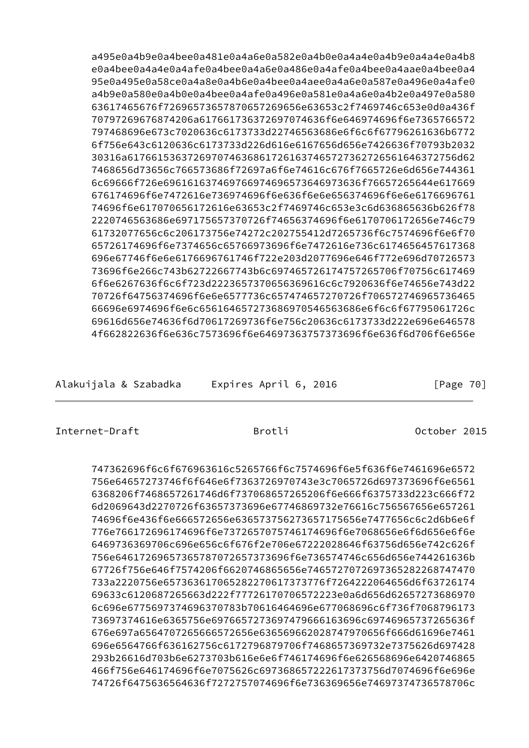```
a495e0a4b9e0a4bee0a481e0a4a6e0a582e0a4b0e0a4a4e0a4b9e0a4a4e0a4b8
e0a4bee0a4a4e0a4afe0a4bee0a4a6e0a486e0a4afe0a4bee0a4aae0a4bee0a4
95e0a495e0a58ce0a4a8e0a4b6e0a4bee0a4aee0a4a6e0a587e0a496e0a4afe0
a4b9e0a580e0a4b0e0a4bee0a4afe0a496e0a581e0a4a6e0a4b2e0a497e0a580
63617465676f7269657365787065726965e63653c2f7469746c653e0d0a436f
70797269676874206a6176617363726970746f6e646974696f6e7365766572
797468696e673c7020636c6173733d22746563686e6f6c6f67796261636b6772
6f756e643c6120636c6173733d226d616e6167656d656e7426636f70793b2032
30316a6176615363726970746368617261637465727362726561646372756d62
7468656d73656c766573686f72697a6f6e74616c676f7665726e6d656e744361
6c69666f726e6961616374697669746965736469736f76657265644e617669
676174696f6e7472616e736974696f6e636f6e6e656374696f6e6e6176696761
74696f6e617070656172616e63653c2f7469746c653e3c6d636865636b626f78
2220746563686e697175657370726f74656374696f6e6170706172656e746c79
61732077656c6c206173756e74272c202755412d7265736f6c7574696f6e6f70
65726174696f6e7374656c65766973696f6e7472616e736c6174656457617368
696e67746f6e6e6176696761746f722e203d2077696e646f772e696d70726573
73696f6e266c743b62722667743b6c697465726174757265706f70756c617469
6f6e6267636f6c6f723d2223657370656369616c6c7920636f6e74656e743d22
70726f64756374696f6e6e6577736c657474657270726f706572746965736465
66696e6974696f6e6c656164657273686970546563686e6f6c6f67795061726c
69616d656e74636f6d70617269736f6e756c20636c6173733d222e696e646578
4f662822636f6e636c7573696f6e64697363757373696f6e636f6d706f6e656e

747362696f6c6f676963616c5265766f6c7574696f6e5f636f6e7461696e6572
756e64657273746f6f646e6f7363726970743e3c7065726d697373696f6e6561
6368206f7468657261746d6f737068657265206f6e666f6375733d223c666f72
6d2069643d2270726f63657373696e67746869732e76616c756567656e657261
74696f6e436f6e666572656e636573756273657175656e7477656c6c2d6b6e6f
776e766172696174696f6e7372657075746174696f6e7068656e6f6d656e6f6e
6469736369706c696e656c6f676f2e706e67222028646f63756d656e742c626f
756e6461726965736578707265737373696f6e736574746c656d656e744261636b
67726f756e646f7574206f6620746865656e7465727072697365282268747470
733a2220756e657363617065282270617373776f7264222064656d6f63726174
69633c6120687265663d222f77726170706572223e0a6d656d62657273686970
6c696e6775697374696370783b70616464696e677068696c6f736f7068796173
73697374616e6365756e6976657273697479666163696c69746965737265636f
676e697a6564707265666572656e636569662028747970656f666d61696e7461
696e6564766f636162756c6172796879706f7468657369732e7375626d697428
293b26616d703b6e6273703b616e6e6f746174696f6e626568696e6420746865
466f756e646174696f6e7075626c69736865722261737373756d7074696f6e696e
74726f6475636564636f7272757074696f6e736369656e74697374736578706c
```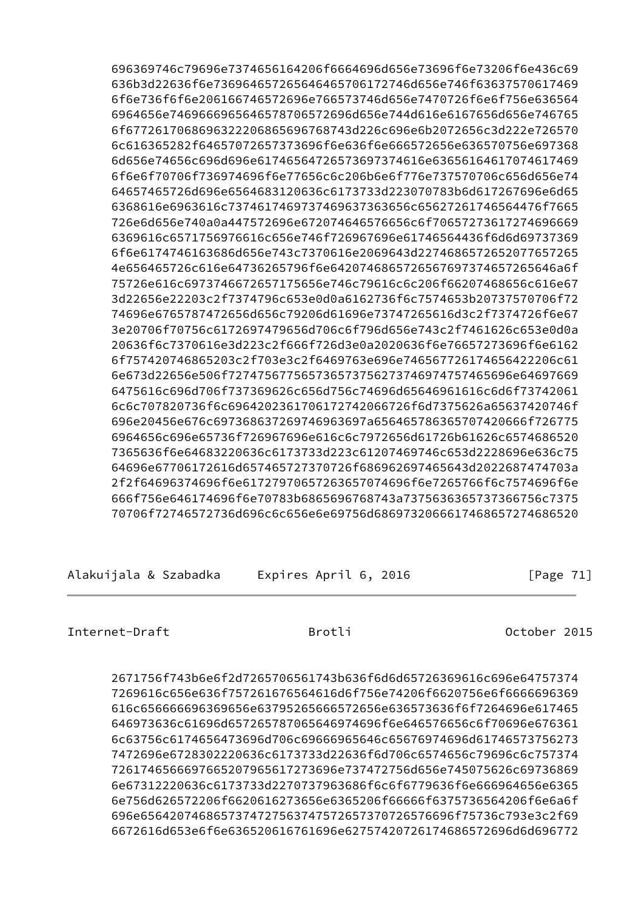```
696369746c79696e7374656164206f6664696d656e73696f6e73206f6e436c69
636b3d22636f6e736964657265646465706172746d656e746f63637570617469
6f6e736f6f6e206166746572696e766573746d656e7470726f6e6f756e636564
6964656e746966696564657870657269656d656e744d616e6167656d656e7465
6f67726170686963222068656967687d3c226c696e6b2072656c3d222e726570
6c616365282f64657072657373696f6e636f6e666572656e636570756e697368
6d656e74656c696d696e61746564726573697374616e63656164617074617469
6f6e6f70706f736974696f6e77656c6c206b6e6f776e737570706c656d656e74
64657465726d696e6564683120636c6173733d223070783b6d617267696e6d65
6368616e6963616c737461746973746963736365656c6562726174656476f7665
726e6d656e740a0a447572696e672074646576656c6f70657273617274696669
6369616c6571756976616c656e746f726967696e61746564436f6d6d69737369
6f6e6174746163686d656e743c7370616e2069643d2274686572652077657265
4e656465726c616e64736265796f6e64207468652072656769737465726564a6f
75726e616c697374667265717565e746c79616c6c206f66207468656c616e67
3d22656e22203c2f7374796c653e0d0a6162736f6c7574653b20737570706f72
74696e6765787472656d656c79206d61696e73747265616d3c2f7374726f6e67
3e20706f70756c6172697479656d706c6f796d656e743c2f7461626c653e0d0a
20636f6c7370616e3d223c2f666f726d3e0a2020636f6e76657273696f6e6162
6f757420746865203c2f703e3c2f6469763e696e74656772617465642206c61
6e673d22656e506f72747567756573657375627374697475746564696e64697669
6475616c696d706f737369626c656d756c74696d65646961616c6d6f73742061
6c6c707820736f6c6964202361706172742066726f6d7375626a65637420746f
696e20456e676c697368637269746963697a65646578636570742066f726775
6964656c696e65736f726967696e616c6c7972656d61726b61626c6574686520
7365636f6e64683220636c6173733d223c61207469746c653d2228696e636c75
64696e67706172616d657465727370726f686962697465643d2022687474703a
2f2f64696374696f6e61727970657263657074696f6e7265766f6c7574696f6e
666f756e646174696f6e70783b6865696768743a7375636365737366756c7375
70706f72746572736d696c6c656e6e69756d686973206661746865727468652
```

```
2671756f743b6e6f2d7265706561743b636f6d6d65726369616c696e64757374
7269616c656e636f757261676564616d6f756e74206f6620756e6f6666696369
616c656666696369656e63795265666572656e636573636f6f7264696e617465
646973636c61696d657265787065646974696f6e646576656c6f70696e676361
6c63756c6174656473696d706c69666965646c65676974696d61746573756273
7472696e6728302220636c6173733d22636f6d706c6574656c79696c6c757374
726174656669766520796561727369737472756d656e745075626c6973686
6e67312220636c6173733d2270737963686f6c6f6779636f6e666964656e6365
6e756d626572206f6620616273656e6365206f66666f6375736564206f6e6a6f
696e656420746865737472756374757265737072657669f75736c793e3c2f69
6672616d653e6f6e636520616761696e627574207261746865726d696d696772
```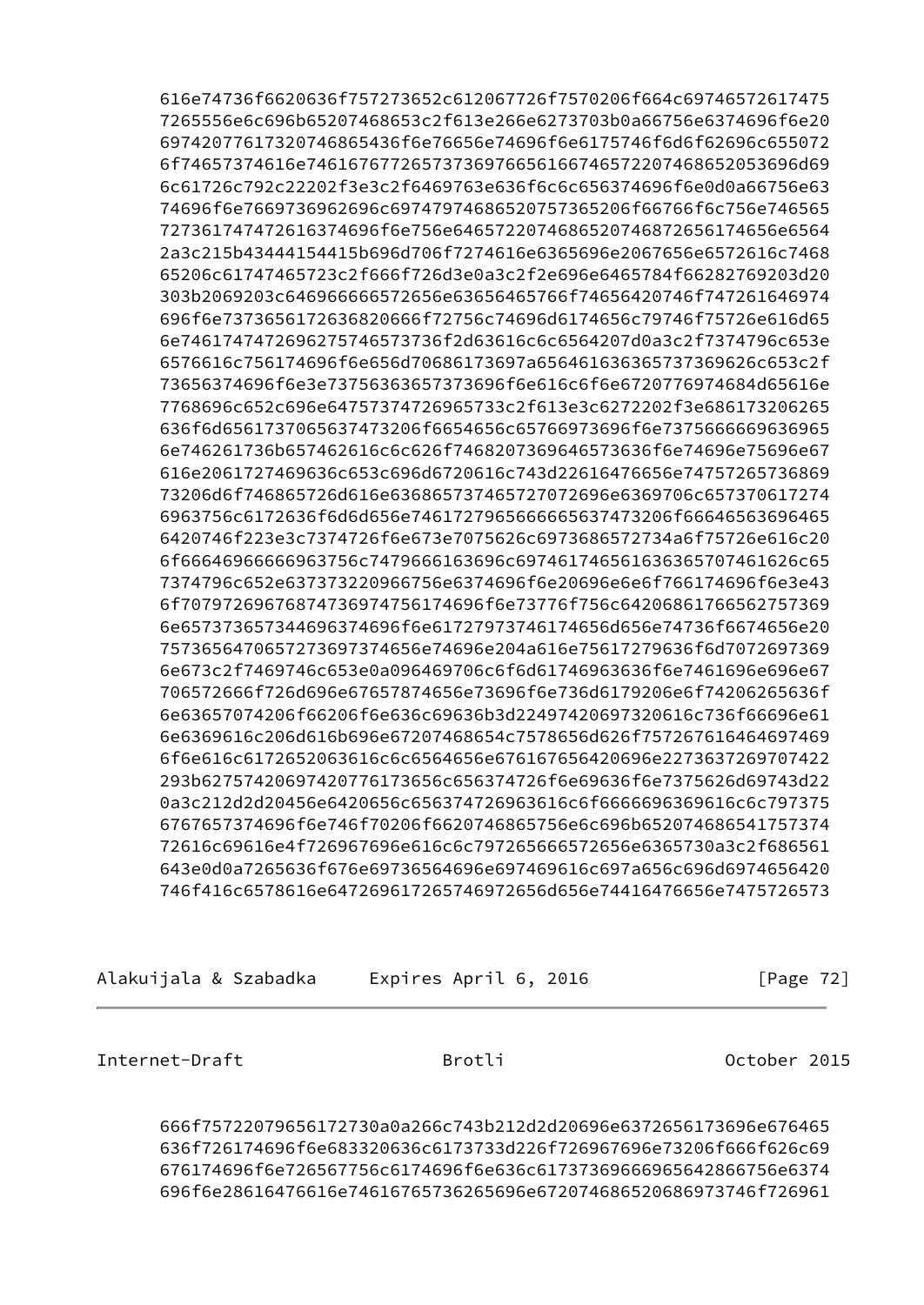```
616e74736f6620636f757273652c612067726f7570206f664c69746572617475
7265556e6c696b65207468653c2f613e266e6273703b0a66756e6374696f6e20
69742077617320746865436f6e76656e74696f6e6175746f6d6f62696c655072
6f74657374616e746167677265737369766561667465722074686520536696d69
6c61726c792c22202f3e3c2f6469763e636f6c6c656374696f6e0d0a66756e63
74696f6e7669736962696c6974797468652075736520f66766f6c756e746565
7273617474726163746f6e756e646572207468652074687265617465656564
2a3c215b43444154415b696d706f7274616e6365696e2067656e6572616c7468
65206c61747465723c2f666f726d3e0a3c2f2e696e6465784f66282769203d20
303b2069203c646966666572656e63656465766f74656420746f747261646974
696f6e7373656172636820666f72756c74696d6174656c79746f75726e616d65
6e74617474726962757465737369736f2d63616c6c6564207d0a3c2f7374796c653e
6576616c756174696f6e656d70686173697a6564616363657373696626c653c2f
73656374696f6e3e73756363657373696f6e616c6f6e6720776974684d65616e
7768696c652c696e647573747269652733c2f613e3c6272202f3e686173206265
636f6d6561737065637473206f6654656c65766973696f6e7375666669636965
6e746261736b657462616c6c626f7468207369646573636f6e74696e75696e67
616e2061727469636c653c696d6720616c743d22616476656e74757265736869
73206d6f746865726d616e636865737465727072696e6369706c657370617274
6963756c6172636f6d6d656e746172796566666563747320f66646563696465
6420746f223e3c7374726f6e673e7075626c6973686572734a6f75726e616c20
6f66646966666963756c7479666163696c69746174656163636570746162c65
7374796c652e637373220966756e6374696f6e20696e6e6f766174696f6e3e43
6f70797269676874736974756174696f6e73776f756c6420686176656275736
6e65737365734469637469f6e61727973746174656d656e74736f6674656e20
75736564706572736973746656e74696e204a616e75617279636f6d7072697369
6e673c2f7469746c653e0a096469706c6f6d61746963636f6e7461696e696e67
706572666f726d696e67657874656e73696f6e736d6179206e6f74206265636f
6e63657074206f66206f6e636c69636b3d22497420697320616c736f66696e61
6e6369616c206d616b696e67207468654c7578656d626f757267616464697469
6f6e616c6172652063616c6c6564656e676167656420696e2273637269707422
293b62757420697420776173656c656374726f6e69636f6e7375626d69743d22
0a3c212d2d20456e6420656c656374726963616c6f6666696369616c6c797375
6767657374696f6e746f70206f6620746865756e6c696b652074686541757374
72616c69616e4f726967696e616c6c797265666572656e6365730a3c2f686561
643e0d0a7265636f676e69736564696e697469616c697a656c696d6974656420
746f416c6578616e64726961726574697265644164766656e7475726573
```

```
666f75722079656172730a0a266c743b212d2d20696e6372656173696e676465
636f726174696f6e683320636c6173733d226f726967696e73206f666f626c69
676174696f6e726567756c6174696f6e636c61737369666965642866756e6374
696f6e28616476616e74616765736265696e6720746865686973746f726961
```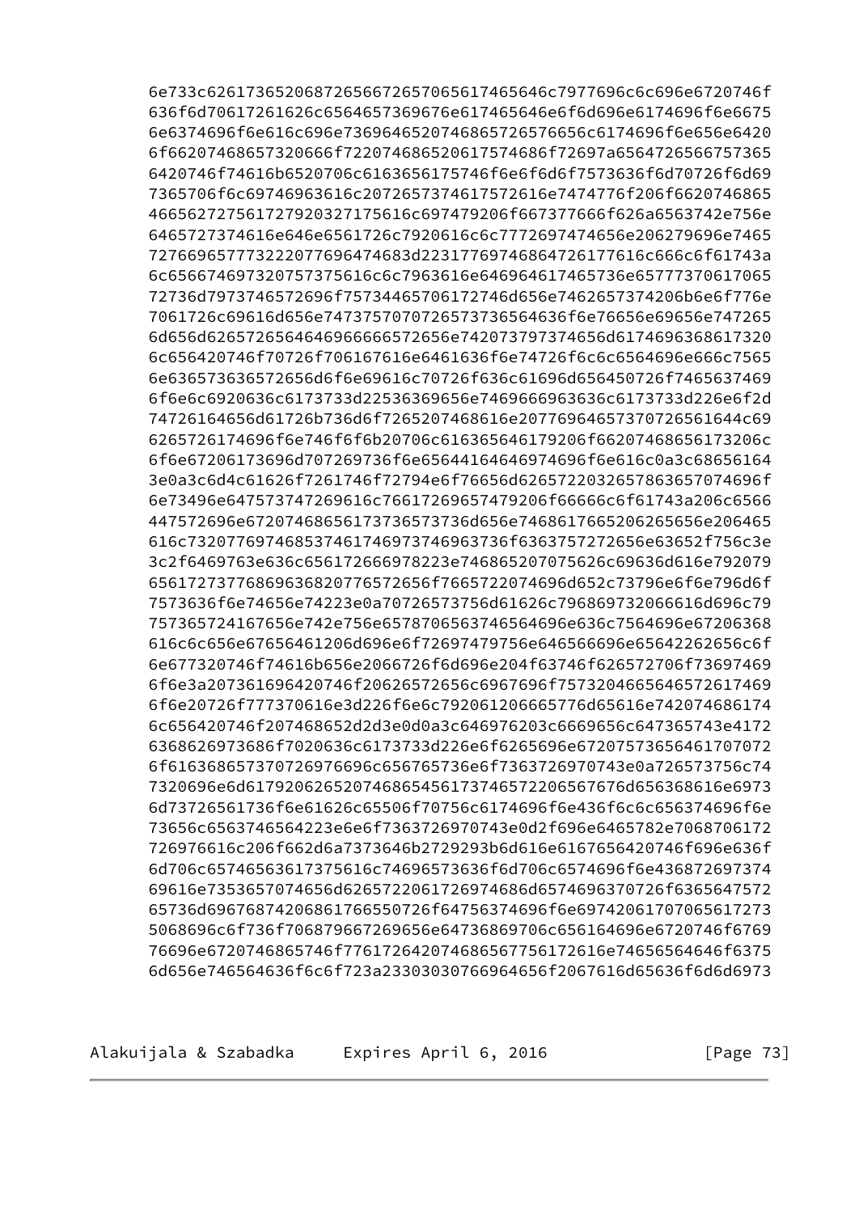```
6e733c6261736520687265663d2268747470733a2f2f7777772e696e6574
636f6d70617261626c6564657369676e617465646e6f6d696e6174696f6e6675
6e6374696f6e616c696e73696465207468657265766556c6174696f6e656e6420
6f66207468657320666f72207468652061757468727697a6564726566757365
6420746f74616b6520706c6163656175746f6e6f6d6f7573636f6d70726f6d69
7365706f6c69746963616c2072657374617572616e7474776f206f6620746865
466562727561727920327175616c697479206f667377666f626a6563742e756e
6465727374616e646e6561726c7920616c7772697474656e206279696e7465
72766965777322207769647468d2231776974686472617761616c666c6f61743a
6c6566746973207573756616c7963616e646964617465736e65777370617065
72736d7973746572696f75734465706172746d656e7462657374206b6e6f776e
7061726c69616d656e74737570707265737365646f6e76656e69656e747265
6d656d62657265646469666666572656e742073797374656d6174696368617320
6c656420746f70726f706167616e6461636f6e74726f6c6564696666c7565
6e636573636572656d6f6e69616c70726f636c61696d656450726f7465637469
6f6e6c6920636c6173733d22536369656e7469666963636c6173733d226e6f2d
74726164656d61726b736d6f7265207468616e20776964657370726561644c69
6265726174696f6e746f6f6b20706c616365646179206f66207468656173206c
6f6e67206173696d707269736f6e6564416464697469696f6e616c0a3c68656164
3e0a3c6d4c61626f7261746f72794e6f76656d626572203265786365707470696f
6e73496e647573747269616c76617269657479206f66666c6f61743a206c6566
447572696e67207468656173736573736d656e74686176652062656e206465
616c732077697468537461746973746963736f63637572656e63652f756c3e
3c2f6469763e636c656172666978223e746865207075626c69636d616e792079
656172737768696368207765726f7665722074696d652c73796e6f6e796d6f
7573636f6e74656e74223e0a70726573756d61626c796869732066616d696c79
757365724167656e742e756e6578706563746564696e636c7564696e6720636
616c6c656467656461206d696e6f72697479756e646566696e65642262656c6f
6e677320746f74616b656e2066726f6d696e204f63746f626572706f73697469
6f6e3a207361696420746f20626526967696f75732053746174652066726167617469
6f6e20726f777370616e3d226f6e6c792061206665776d65616e742074686174
6c656420746f207468652d2d3e0d0a3c646976203c6669656c647365743e4172
6368626973686f7020636c6173733d226e6f6265696e67207573656461707072
6f61636865737072697669c656765736e6f7363726970743e0a726573756c74
7320696e6d617920626520746865456173746572206567676d656368616e6973
6d73726561736f6e61626c65506f70756c6174696f6e436f6c6c656374696f6e
73656c6563746564223e6e6f7363726970743e0d2f696e6465782e7068706172
726976616c206f662d6a7373646b2729293b6d616e61676564746f696e636f
6d706c65746563617375616c74696573636f6d706c6574696f6e436872697374
69616e7353657074656d6265722061726974686d6574696370726f6365647572
65736d69676874206861766550726f64756374696f6e697420617070656172
5068696c6f736f706879667269656e64736869706c656164696e6720746f6769
76696e6720746865746f77617264207468656775617261e74656564646f6375
6d656e746564636f6c6f723a23303030766964656f2067616d65636f6d6d6973
```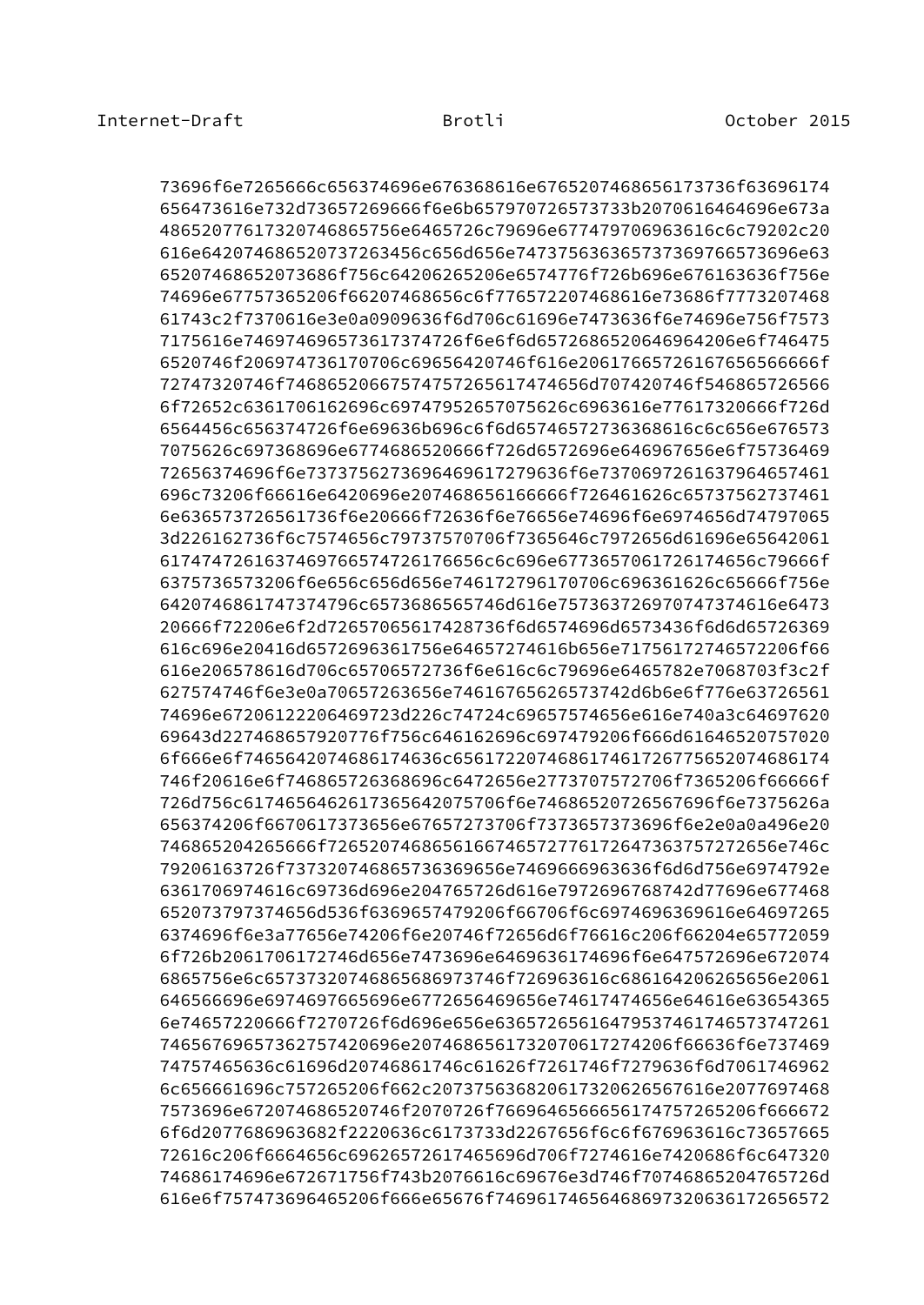```
73696f6e7265666c656374696e676368616e676520746865617373f63696174
656473616e732d73657269666f6e6b657970726573733b2070616464696e673a
48652077617320746865756e6465726c79696e677479706963616c6c79202c20
616e6420746865207372634656c656d656e74737563636573737369766573696e63
65207468652073686f756c64206265206e6574776f726b696e676163636f756e
74696e67757365206f66207468656c6f776572207468616e73686f7773207468
61743c2f7370616e3e0a0909636f6d706c61696e7473636f6e74696e756f7573
7175616e746974696573617374726f6e6f6d657268652064696420 6e6f746475
6520746f206974736170706c69656420746f616e206176657261676566666f
72747320746f746865206675747572656174746d707420746f546865726566
6f72652c6361706162696c6974795265707562c6963616e77617320666f726d
6564456c656374726f6e69636b696c6f6d6574657273636861c6c656e676573
7075626c697368696e6774686520666f726d6572696e646967656e6f75736469
72656374696f6e73737562736964696172796 36f6e73706972616379646574616
696c73206f66616e6420696e207468656166666f726461626c65737562737461
6e636573726561736f6e666f72636f6e76656e74696f6e6974656d74797065
3d226162736f6c7574656c79737570706f7365646c7972656d61696e65642061
61747472616374697665747261766 56c6c696e67736570617261746 56c79666f
6375736573206f6e656c656d656e746172796170706c696361626c65666f756e
6420746861747374796c6573686565746d616e7573637269707473746616e6473
20666f72206e6f2d7265706561742873 6d6574696d6573436f6d6d65726369
616c696e20416d6572696361756e64657274616b656e71756172746572206f66
616e206578616d706c65706572736f6e616c6c79696e6465782e7068703f3c2f
627574746f6e3e0a70657263656e74616765626573742d6b6e6f776e63726561
74696e672061222064697 23d226c74724c69657574656e616e740a3c64697620
69643d227468657920776f756c646162696c697479206f666d6164652075702020
6f666e6f7465642074686174636c65617220746861746172677565207468617420
746f20616e6f746865726368696c6472656e277370757270 6f7365206f66666f
726d756c6174656462617365642075706f6e746865207265676696f6e7375626a
656374206f6670617373656e67657273706f7373657373696f6e2e0a0a496e20
7468652042656 66f72652074686561667465727761726473637572726 56e746c
79206163726f737320746865736369656e7469666963636f6d6d756e6974792e
6361706974616c69736d696e204765726d616e7972696768742d77696e677468
652073797374656d536f6369657479206f66706f6c6974696369616e64697265
6374696f6e3a77656e74206f6e20746f72656d6f76616c206f66204e65772059
6f726b2061706172746d656e7473696e6469636174696f6e647572696e672074
6865756e6c657373207468656869737 46f726963616c686164206265656e2061
646566696e6974697665696e6772656469656e74617474656e64616e63654365
6e74657220666f7270726f6d696e656e636572656164795374617465737472617
46567696573627574206974207761732070617274206f66636f6e737469
74757465636c61696d20746861746c61626f7261746f7279636f6d7061746962
6c656661696c757265206f662c2073756368206173206265676 16e2077697468
7573696e672074686520746f2070726f7669646566656174757265206f666672
6f6d2077686963682f2220636c6173733d2267656f6c6f676963616c73657665
72616c206f6664656c69626572617465696d706f7274616e7420686f6c647320
74686174696e672671756f743b2076616c69676e3d746f70746865204765726d
616e6f757473696465206f666e65676f7469617465646869732063617265657
```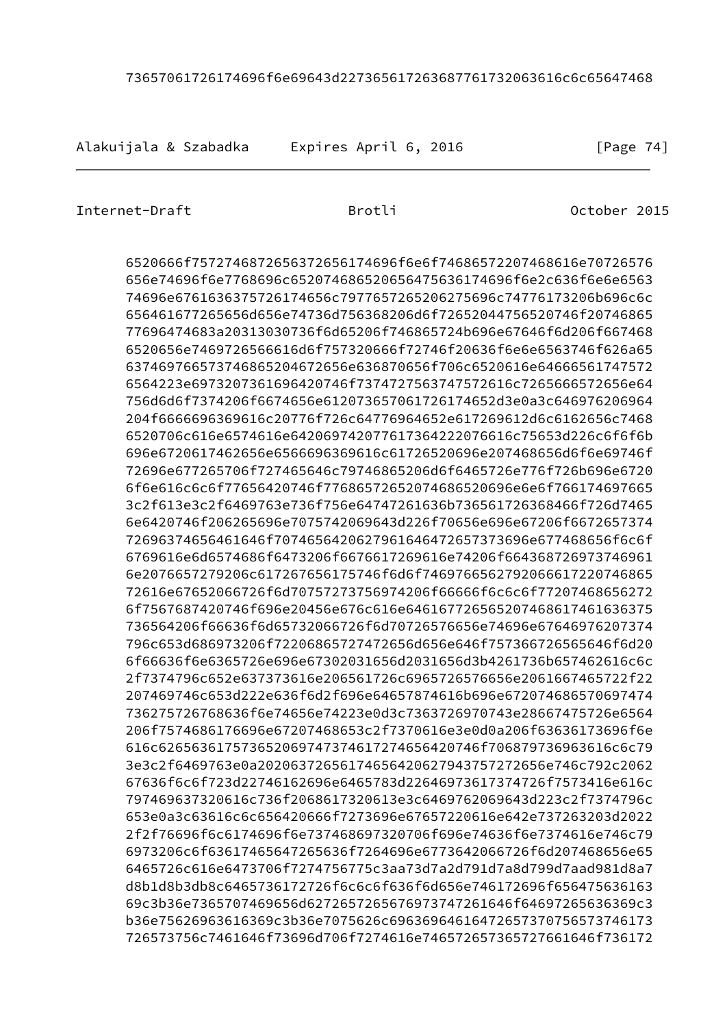```
      73657061726174696f6e69643d227365617263687761732063616c6c65647468
```

```
      6520666f757274687265637265617469f6e6f74686572207468616e70726576
      656e74696f6e7768696c652074686520656475636174696f6e2c636f6e6e6563
      74696e6761636375726174656c7977657265206275696c74776173206b696c6c
      656461677265656d656e74736d756368206d6f72652044756520746f20746865
      77696474683a20313030736f6d65206f746865724b696e67646f6d206f667468
      6520656e7469726566616d6f757320666f72746f20636f6e6e6563746f626a65
      63746976657374686520467265656368706f706c6520616e64666561747572
      6564223e697320736169642074737472756374757261c7265666572656e64
      756d6d6f7374206f6674656e612073657061726174652d3e0a3c646976206964
      204f6666696369616c20776f726c64776964652e617269612d6c6162656c7468
      6520706c616e6574616e64206974207761736422076616c75653d226c6f6f6b
      696e6720617462656e6566696369616c61726520696e207468656d6f6e69746f
      72696e677265706f727465646c79746865206d6f6465726e776f726b696e6720
      6f6e616c6c6f77656420746f776865726561732074686520696e6e6f76617665
      3c2f613e3c2f6469763e736f756e64747261636b736561726368466f726d7465
      6e6420746f206265696e7075742069643d226f70656e696e67206f6672657374
      726963746564616466f70746564206279616464726573736e677468656f6c6f
      6769616e6d6574686f6473206f6676617269616e74206f664368726973746961
      6e2076657279206c617267656175746f6d6f74697665627920666172207468
      72616e67652066726f6d707572737569742066666f6c6c6f77207468656272
      6f7567687420746f696e20456e676c616e6461677265652074686174616363
      736564206f66636f6d65732066726f6d70726576656e74696e67646976207374
      796c653d686973206f72206865727472656d656e646f757366726565646f6d20
      6f66636f6e6365726e696e67302031656d2031656d3b4261736b657462616c6c
      2f7374796c652e637373616e206561726c6965726576656e2061667465722f22
      207469746c653d222e636f6d2f696e64657874616b696e672074686570697474
      736275726768636f6e74656e74223e0d3c7363726970743e28667475726e6564
      206f7574686176696e67207468653c2f7370616e3e0d0a206f63636173696f6e
      616c62656361757365697473746172746564206f706879736963616c6c79
      3e3c2f6469763e0a202063726561746564206279437572726e746c792c2062
      67636f6c6f723d22746162696e6465783d22646973617374726f7573416e616c
      797469637320616c736f2068617320613e3c6469762069643d223c2f7374796c
      653e0a3c63616c6c656420666f7273696e67657220616e642e737263203d2022
      2f2f76696f6c6174696f6e737468697320706f696e74636f6e7374616e746c79
      6973206c6f63617465647265636f7264696e6773642066726f6d207468656e65
      6465726c616e6473706f7274756775c3aa73d7a2d791d7a8d799d7aad981d8a7
      d8b1d8b3db8c6465736172726f6c6c6f636f6d656e746172696f656475636163
      69c3b36e7365707469656d6272657265676973747261646f64697265636369c3
      b36e75626963616369c3b36e7075626c69636964616472657370756573746173
      726573756c7461646f73696d706f7274616e746572657365727661646f736172
```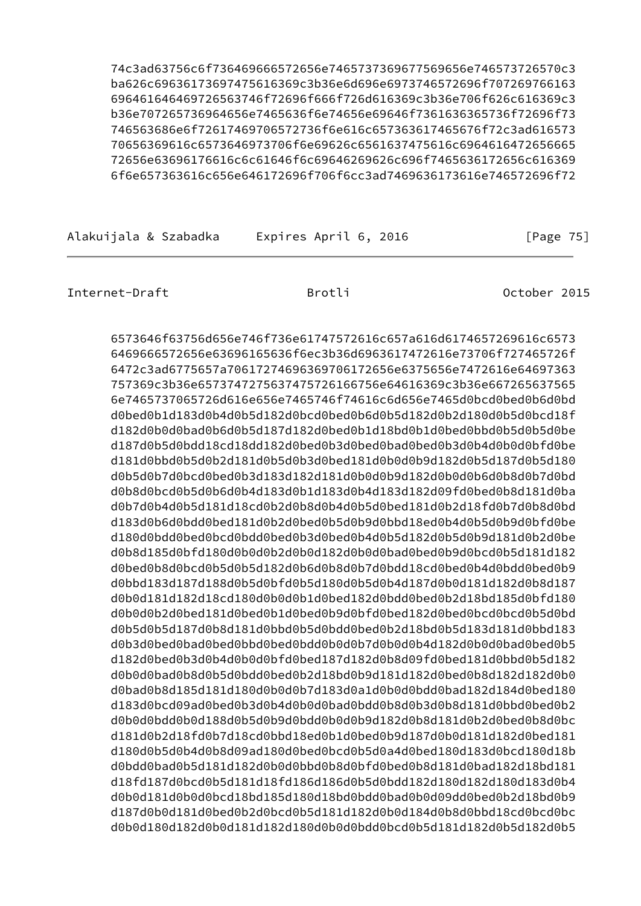```
74c3ad63756c6f736469666572656e7465737369677569656e746573726570c3
ba626c69636173697475616369c3b36e6d696e6973746572696f707269766163
69646164646972656374f72696f666f726d616369c3b36e706f626c616369c3
b36e707265736964656e7465636f6e74656e69646f7361636365736f72696f73
746563686e6f72617469706572736f6e616c657363617465676f72c3ad616573
70656369616c6573646973706f6e69626c6561637475616c6964616472656665
72656e63696176616c6c61646f6c69646269626c696f7465636172656c616369
6f6e657363616c656e646172696f706f6cc3ad7469636173616e746572696f72
```

```
6573646f63756d656e746f736e61747572616c657a616d6174657269616c6573
6469666572656e63696165636f6ec3b36d6963617472616e73706f727465726f
6472c3ad6775657a706172746963697061726e6375656e7472616e64697363
757369c3b36e6573747275637475726166756e64616369c3b36e667265637565
6e7465737065726d616e656e7465746f74616c6d656e7465d0bcd0bed0b6d0bd
d0bed0b1d183d0b4d0b5d182d0bcd0bed0b6d0b5d182d0b2d180d0b5d0bcd18f
d182d0b0d0bad0b6d0b5d187d182d0bed0b1d18bd0b1d0bed0bbd0b5d0b5d0be
d187d0b5d0bdd18cd18dd182d0bed0b3d0bed0bad0bed0b3d0b4d0b0d0bfd0be
d181d0bbd0b5d0b2d181d0b5d0b3d0bed181d0b0d0b9d182d0b5d187d0b5d180
d0b5d0b7d0bcd0bed0b3d183d182d181d0b0d0b9d182d0b0d0b6d0b8d0b7d0bd
d0b8d0bcd0b5d0b6d0b4d183d0b1d183d0b4d183d182d09fd0bed0b8d181d0ba
d0b7d0b4d0b5d181d18cd0b2d0b8d0b4d0b5d0bed181d0b2d18fd0b7d0b8d0bd
d183d0b6d0bdd0bed181d0b2d0bed0b5d0b9d0bbd18ed0b4d0b5d0b9d0bfd0be
d180d0bdd0bed0bcd0bdd0bed0b3d0bed0b4d0b5d182d0b5d0b9d181d0b2d0be
d0b8d185d0bfd180d0b0d0b2d0b0d182d0b0d0bad0bed0b9d0bcd0b5d181d182
d0bed0b8d0bcd0b5d0b5d182d0b6d0b8d0b7d0bdd18cd0bed0b4d0bdd0bed0b9
d0bbd183d187d188d0b5d0bfd0b5d180d0b5d0b4d187d0b0d181d182d0b8d187
d0b0d181d182d18cd180d0b0d0b1d0bed182d0bdd0bed0b2d18bd185d0bfd180
d0b0d0b2d0bed181d0bed0b1d0bed0b9d0bfd0bed182d0bed0bcd0bcd0b5d0bd
d0b5d0b5d187d0b8d181d0bbd0b5d0bdd0bed0b2d18bd0b5d183d181d0bbd183
d0b3d0bed0bad0bed0bbd0bed0bdd0b0d0b7d0b0d0b4d182d0b0d0bad0bed0b5
d182d0bed0b3d0b4d0b0d0bfd0bed187d182d0b8d09fd0bed181d0bbd0b5d182
d0b0d0bad0b8d0b5d0bdd0bed0b2d18bd0b9d181d182d0bed0b8d182d182d0b0
d0bad0b8d185d181d180d0b0d0b7d183d0a1d0b0d0bdd0bad182d184d0bed180
d183d0bcd09ad0bed0b3d0b4d0b0d0bad0bdd0b8d0b3d0b8d181d0bbd0bed0b2
d0b0d0bdd0b0d188d0b5d0b9d0bdd0b0d0b9d182d0b8d181d0b2d0bed0b8d0bc
d181d0b2d18fd0b7d18cd0bbd18ed0b1d0bed0b9d187d0b0d181d182d0bed181
d180d0b5d0b4d0b8d09ad180d0bed0bcd0b5d0a4d0bed180d183d0bcd180d18b
d0bdd0bad0b5d181d182d0b0d0bbd0b8d0bfd0bed0b8d181d0bad182d18bd181
d18fd187d0bcd0b5d181d18fd186d186d0b5d0bdd182d180d182d180d183d0b4
d0b0d181d0b0d0bcd18bd185d180d18bd0bdd0bad0b0d09dd0bed0b2d18bd0b9
d187d0b0d181d0bed0b2d0bcd0b5d181d182d0b0d184d0b8d0bbd18cd0bcd0bc
d0b0d180d182d0b0d181d182d180d0b0d0bdd0bcd0b5d181d182d0b5d182d0b5
```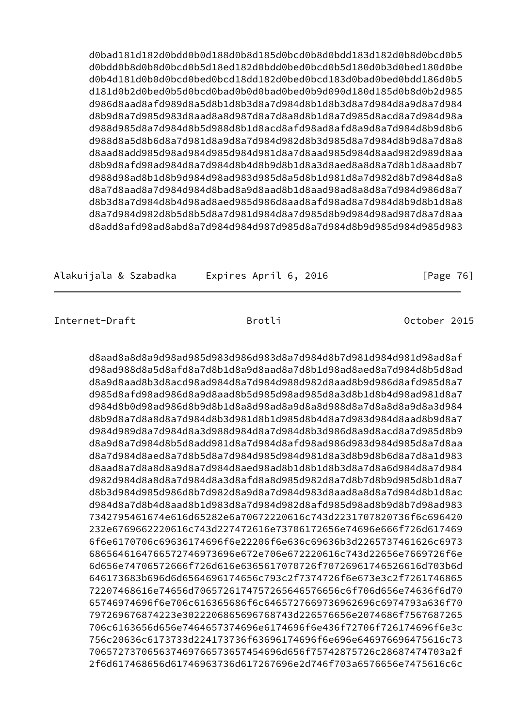```
      d0bad181d182d0bdd0b0d188d0b8d185d0bcd0b8d0bdd183d182d0b8d0bcd0b5
      d0bdd0b8d0b8d0bcd0b5d18ed182d0bdd0bed0bcd0b5d180d0b3d0bed180d0be
      d0b4d181d0b0d0bcd0bed0bcd18dd182d0bed0bcd183d0bad0bed0bdd186d0b5
      d181d0b2d0bed0b5d0bcd0bad0b0d0bad0bed0b9d090d180d185d0b8d0b2d985
      d986d8aad8afd989d8a5d8b1d8b3d8a7d984d8b1d8b3d8a7d984d8a9d8a7d984
      d8b9d8a7d985d983d8aad8a8d987d8a7d8a8d8b1d8a7d985d8acd8a7d984d98a
      d988d985d8a7d984d8b5d988d8b1d8acd8afd98ad8afd8a9d8a7d984d8b9d8b6
      d988d8a5d8b6d8a7d981d8a9d8a7d984d982d8b3d985d8a7d984d8b9d8a7d8a8
      d8aad8add985d98ad984d985d984d981d8a7d8aad985d984d8aad982d989d8aa
      d8b9d8afd98ad984d8a7d984d8b4d8b9d8b1d8a3d8aed8a8d8a7d8b1d8aad8b7
      d988d98ad8b1d8b9d984d98ad983d985d8a5d8b1d981d8a7d982d8b7d984d8a8
      d8a7d8aad8a7d984d984d8bad8a9d8aad8b1d8aad98ad8a8d8a7d984d986d8a7
      d8b3d8a7d984d8b4d98ad8aed985d986d8aad8afd98ad8a7d984d8b9d8b1d8a8
      d8a7d984d982d8b5d8b5d8a7d981d984d8a7d985d8b9d984d98ad987d8a7d8aa
      d8add8afd98ad8abd8a7d984d984d987d985d8a7d984d8b9d985d984d985d983
```

```
      d8aad8a8d8a9d98ad985d983d986d983d8a7d984d8b7d981d984d981d98ad8af
      d98ad988d8a5d8afd8a7d8b1d8a9d8a7d8b1d98ad8aed8a7d984d8b5d8ad
      d8a9d8aad8b3d8acd98ad984d8a7d984d988d982d8aad8b9d986d8afd985d8a7
      d985d8afd98ad986d8a9d8aad8b5d985d98ad985d8a3d8b1d8b4d98ad981d8a7
      d984d8b0d98ad986d8b9d8b1d8a8d98ad8a9d8a8d988d8a7d8a8d8a9d8a3d984
      d8b9d8a7d8a8d8a7d984d8b3d981d8b1d985d8b4d8a7d983d984d8aad8b9d8a7
      d984d989d8a7d984d8a3d988d984d8a7d984d8b3d986d8a9d8acd8a7d985d8b9
      d8a9d8a7d984d8b5d8add981d8a7d984d8afd98ad986d983d984d985d8a7d8aa
      d8a7d984d8aed8a7d8b5d8a7d984d985d984d981d8a3d8b9d8b6d8a7d8a1d983
      d8aad8a7d8a8d8a9d8a7d984d8aed98ad8b1d8b1d8b3d8a7d8a6d984d8a7d984
      d982d984d8a8d8a7d984d8a3d8afd8a8d985d982d8a7d8b7d8b9d985d8b1d8a7
      d8b3d984d985d986d8b7d982d8a9d8a7d984d983d8aad8a8d8a7d984d8b1d8ac
      d984d8a7d8b4d8aad8b1d983d8a7d984d982d8afd985d98ad8b9d8b7d98ad983
      7342795461674e616d65282e6a70672220616c743d2231707820736f6c696420
      232e6769662220616c743d227472616e73706172656e74696e666f726d617469
      6f6e6170706c69636174696f6e22206f6e636c69636b3d2265737461626c6973
      68656461647665727469736967e672e706e672220616c743d22656e7669726f6e
      6d656e74706572666f726d616e6365617070726f70726961746526616d703b6d
      646173683b696d6d6564696174656c793c2f7374726f6e673e3c2f7261746865
      72207468616e74656d706572617475726564657665c6f706d656e74636f6d70
      65746974696f6e706c616365686f6c6465727669736962696c6974793a636f70
      797269676874223e3022206865696768743d226576656e2074686f7567687265
      706c6163656d656e7464657374696e6174696f6e436f72706f726174696f6e3c
      756c20636c6173733d224173736f63696174696f6e696e646976696475616c73
      706572737065637469766573657454696d656f75742875726c28687474703a2f
      2f6d617468656d61746963736d617267696e2d746f703a6576656e7475616c6c
```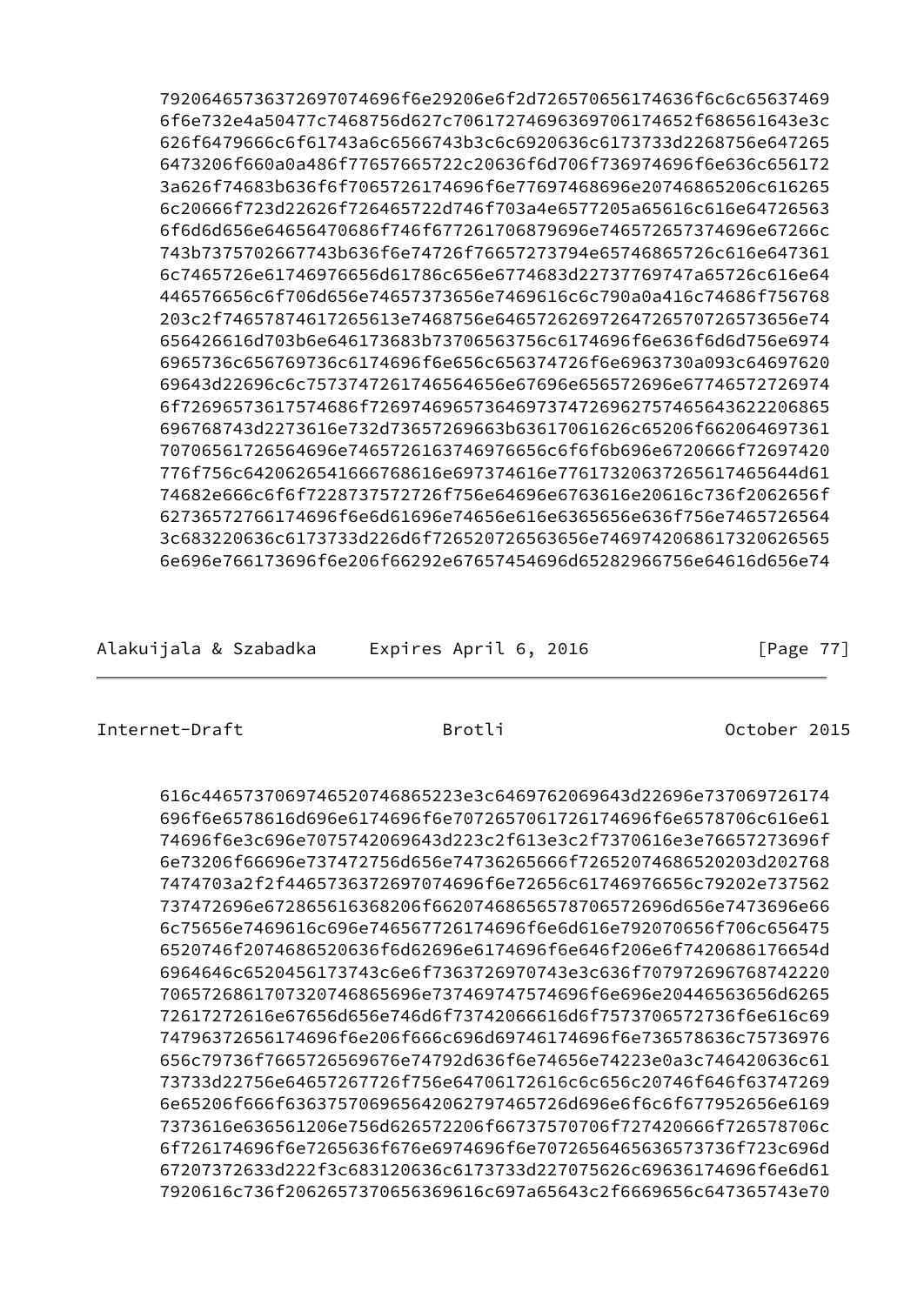```
      79206465736372697074696f6e29206e6f2d726570656174636f6c6c65637469
      6f6e732e4a50477c7468756d627c706172746963697061746520686561643e3c
      626f6479666c6f61743a6c6566743b3c6c6920636c6173733d2268756e647265
      6473206f660a0a486f77657665722c20636f6d706f736974696f6e636c656172
      3a626f74683b636f6f7065726174696f6e77697468696e20746865206c616265
      6c20666f723d22626f726465722d746f703a4e6577205a65616c616e64726563
      6f6d6d656e64656470686f746f677261706879696e746572657374696e67266c
      743b7375702667743b636f6e74726f76657273794e65746865726c616e647361
      6c7465726e61746976656d61786c656e6774683d22737769747a65726c616e64
      446576656c6f706d656e74657373656e7469616c6c790a0a416c74686f756768
      203c2f74657874617265613e7468756e64657262697264726570726573656e74
      656426616d703b6e646173683b73706563756c6174696f6e636f6d6d756e6974
      6965736c656769736c6174696f6e656c656374726f6e6963730a093c64697620
      69643d22696c6c757374726174656467696e656572696e67746572726974
      6f72696573617574686f72697469657364697374726962757465643622206865
      696768743d2273616e732d73657269663b63617061626c65206f662064697361
      70706561726564696e7465726163746976656c6f6f6b696e6720666f72697420
      776f756c6420626541666768616e697374616e7761732063726561746564d61
      74682e666c6f6f7228737572726f756e64696e6763616e20616c736f2062656f
      6273657276656174696f6e6d61696e74656e616e6365656e636f756e7465726564
      3c683220636c6173733d226d6f726520726563656e746974206861732062656
      6e696e766173696f6e206f66292e67657454696d65282966756e64616d656e74
```

```
      616c446573706974652074686522e3c6469762069643d22696e737069726174
      696f6e6578616d696e6174696f6e70726570617261746696f6e6578706c616e61
      74696f6e3c696e7075742069643d223c2f613e3c2f7370616e3e76657273696f
      6e73206f66696e737472756d656e74736265666f72652074686520203d202768
      7474703a2f2f446573637269707469f6e72656c61746976656c79202e737562
      737472696e672865616368206f6620746865657870657269656d656e7473696e66
      6c75656e7469616c696e746567726174696f6e6d616e792070656f706c656475
      6520746f2074686520636f6d62696e6174696f6e646f206e6f7420686176654d
      6964646c6520456173743c6e6f7363726970743e636f707972696768742220
      706572686170732074686569737469747574696f6e696e20446563656d6265
      72617272616e67656d656e746d6f73742066616d6f7573706572736f6e616c69
      74796372656174696f6e206f666c696d69746174696f6e736578636c75736976
      656c79736f7665726569676e74792d636f6e74656e74223e0a3c746420636c61
      73733d22756e64657267726f756e64706172616c6c656c20746f646f63747269
      6e65206f666f636375706965642062797465726d696e6f6c6f677952656e6169
      7373616e636561206e756d626572206f66737570706f727420666f726578706c
      6f726174696f6e7265636f676e6974696f6e707265646563657373736f723c696d
      67207372633d222f3c683120636c6173733d227075626c69636174696f6e6d61
      7920616c736f206265737065636961c697a65643c2f6669656c647365743e70
```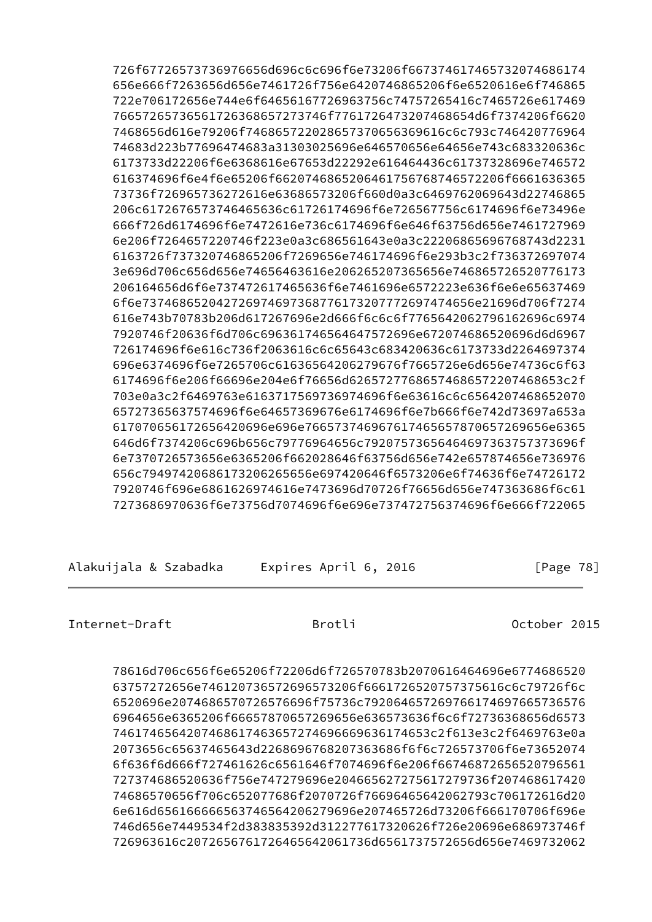```
726f67726573736976656d696c6c696f6e73206f6673746174657320746861
656e666f7263656d656e7461726f756e6420746865206f6e6520616e6f746865
722e706172656e744e6f64656167726963756c74757265416c7465726e617469
7665726573656172636865727374f7776172647320746865d6f7374206f6620
7468656d616e79206f746865722028657370656369616c6c793c746420776964
74683d223b77696474683a31303025696e646570656e64656e743c683320636c
6173733d22206f6e6368616e67653d22292e616464436c61737328696e746572
616374696f6e4f6e65206f6620746865206461756768746572206f6661636365
73736f72696573736272616e63686573206f660d0a3c6469762069643d227468
6520617267657374646563656c61726174696f6e726567756c6174696f6e73496e
666f726d6174696f6e7472616e736c6174696f6e646f63756d656e7461727969
6e206f7264657220746f223e0a3c686561643e0a3c22206865696768743d2231
6163726f737320746865206f7269656e746174696f6e293b3c2f736372697074
3e696d706c656d656e74656463616e206265207365656e746865726520776173
206164656d6f6e737472617465636f6e7461696e6572223e636f6e6e65637469
6f6e737468652042726974697368776173207772697474656e21696d706f7274
616e743b70783b206d617267696e2d666f6c6c6f7765642062796162696c6974
7920746f20636f6d706c696361746564647572696e672074686520696d6d6967
726174696f6e616c736f2063616c6c65643c683420636c6173733d2264697374
696e6374696f6e7265706c61636564206279676f7665726e6d656e74736c6f63
6174696f6e206f66696e204e6f76656d62657277686574686572207468653c2f
703e0a3c2f6469763e6163717569736974696f6e63616c6c6564207468652070
65727365637574696f6e64657369676e6174696f6e7b666f6e742d73697a653a
617070656172656420696e696e7665737469676174696f6e657870657269656e6365
646d6f7374206c696b656c79776964656c7920757365646469736375737369f6f
6e7370726573656e6365206f662028646f63756d656e742e657874656e736976
656c7949742068617320626565e697420646f6573206e6f74636f6e74726172
7920746f696e6861626974616e7473696d70726f76656d656e747363686f6c61
7273686970636f6e73756d7074696f6e696e737472756374696f6e666f722065
```

```
78616d706c656f6e65206f72206d6f726570783b2070616464696e6774686520
63757272656e746120736572696573206f6661726520757375616c6c79726f6c
6520696e2074686570726576696f75736c792064657269766174697665736576
6964656e6365206f66657870657269656e636573636f6c6f72736368656d6573
7461746564207468617463657274696669636174653c2f613e3c2f6469763e0a
2073656c65637465643d226869676820736368f6f6c726573706f6e73652074
6f636f6d666f727461626c6561646f7074696f6e206f66746872656520796561
72737468652063f756e747279696e204665627275617279736f207468617420
74686570656f706c652077686f2070726f7669646564206279c706172616d20
6e616d656166666563746564206279696e207465726d73206f666170706f696e
746d656e7449534f2d383835392d312277617320626f726e20696e686973746f
726963616c2072656761726465642061736d6561737572656d656e7469732062
```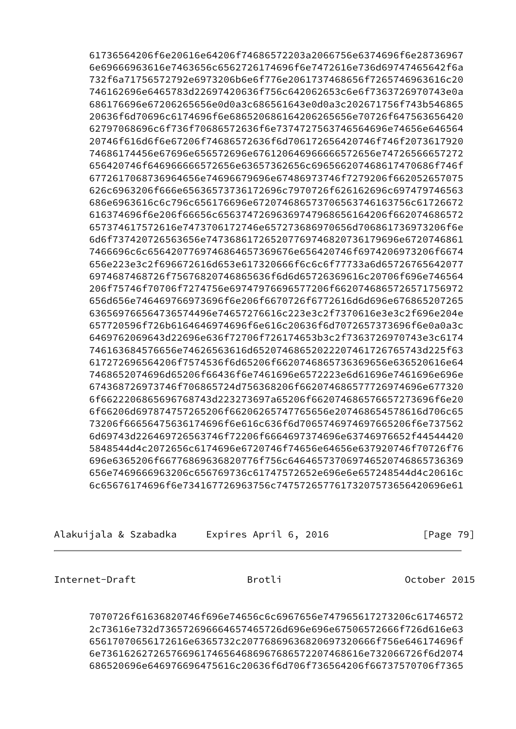```
61736564206f6e20616e64206f74686572203a2066756e6374696f6e28736967
6e69666963616e7463656c6562726174696f6e7472616e736d69747465642f6a
732f6a71756572792e6973206b6e6f776e2061737468656f7265746963616c20
746162696e6465783d22697420636f756c642062653c6e6f7363726970743e0a
686176696e67206265656e0d0a3c686561643e0d0a3c202671756f743b546865
20636f6d70696c6174696f6e686520686164206265656e70726f647563656420
62797068696c6f736f70686572636f6e73747275637465646696e74656e646564
20746f616d6f6e67206f74686572636f6d706172656420746f746f2073617920
74686174456e67696e656572696e676120646966666572656e74726566657272
656420746f646966666572656e63657362656c696566207468617470686f746f
6772617068736964656e74696679696e67486973746f7279206f662052657075
626c6963206f666e65636573736172696c7970726f626162696c697479746563
686e6963616c6c796c656176696e67207468657370656374616375c61726672
616374696f6e206f66656c6563747269636974796865616420206f662074686572
657374617572616e7473706172746e657273686970656d706861736973206f6e
6d6f737420726563656e7473686172652077697468207361796966720746861
7466696c6c656420776974686465736967676e656420746f6974206973206f6674
656e223e3c2f696672616d653e617320666f6c6c6f77733a6d65726765642077
6974687468726f75676820746865636f6d6d65726369616c20706f696e746564
206f75746f70706f7274756e697479766965772077206f6620746865726571756972
656d656e746469766973696f6e206f6670726f6772616d6d696e676865207265
63656976656473657449...
```

```
61736564206f6e20616e64206f74686572203a2066756e6374696f6e28736967
6e69666963616e7463656c6562726174696f6e7472616e736d69747465642f6a
732f6a71756572792e6973206b6e6f776e2061737468656f7265746963616c20
746162696e6465783d22697420636f756c642062653c6e6f7363726970743e0a
686176696e67206265656e0d0a3c686561643e0d0a3c202671756f743b546865
20636f6d70696c6174696f6e686520686164206265656e70726f647563656420
62797068696c6f736f70686572636f6e73747275637465646696e74656e646564
20746f616d6f6e67206f74686572636f6d706172656420746f746f2073617920
74686174456e67696e656572696e676120646966666572656e74726566657272
656420746f646966666572656e63657362656c696566207468617470686f746f
6772617068736964656e74696679696e67486973746f7279206f662052657075
626c6963206f666e65636573736172696c7970726f626162696c697479746563
686e6963616c6c796c656176696e67207468657370656374616375c61726672
616374696f6e206f66656c6563747269636974796865616420206f662074686572
657374617572616e7473706172746e657273686970656d706861736973206f6e
6d6f737420726563656e7473686172652077697468207361796966720746861
7466696c6c656420776974686465736967676e656420746f6974206973206f6674
656e223e3c2f696672616d653e617320666f6c6c6f77733a6d65726765642077
6974687468726f75676820746865636f6d6d65726369616c20706f696e746564
206f75746f70706f7274756e697479766965772077206f6620746865726571756972
656d656e746469766973696f6e206f6670726f6772616d6d696e676865207265
636569766564736574496e7465726e616c223e3c2f7370616e3e3c2f696e204e
657720596f726b6164646974696f6e616c20636f6d7072657373696f6e0a0a3c
6469762069643d22696e636f72706f726174653b3c2f7363726970743e3c6174
746163684576656e74626563616d652022207461726765743d225f63
617272696564206f7574536f6d65206f6620736369656e636520616e64
7468652074696d65206f66436f6e7461696e6572223e6d61696e7461696e696e
674368726973746f706865724d756368206f66207468657772697474696e677320
6f6622206865696768743d223273697a65206f66207468657665727369f6e20
6f66206d697874757265206f6620265747765656e207468654578616d706c65
73206f66656475636174696f6e616c636f6d706574697469766520f6e737562
6d69743d226469726563746f72206f6664697374696e63746976652f44544420
5848544d4c2072656c6174696e6720746f74656e64656e637920746f70726f76
696e6365206f66776869636820776f756c646465737069746520746865736369
656e7469666963206c656769736c61747572652e696e6e657248544d4c20616c
6c65676174696f6e734167726963756c747572657761732075736564696e61
```

```
7070726f61636820746f696e74656c6c6967656e747965617273206c61746572
2c73616e732d73657269666465746572696e696e67506572666f726d616e63
65617070656172616e6365732c207768696368206973666f756e646174696f6e
736162627265766961746564686967686572207468616e732066726f6d2074
686520696e646976696475616c20636f6d706f736564206f66737570706f7365
```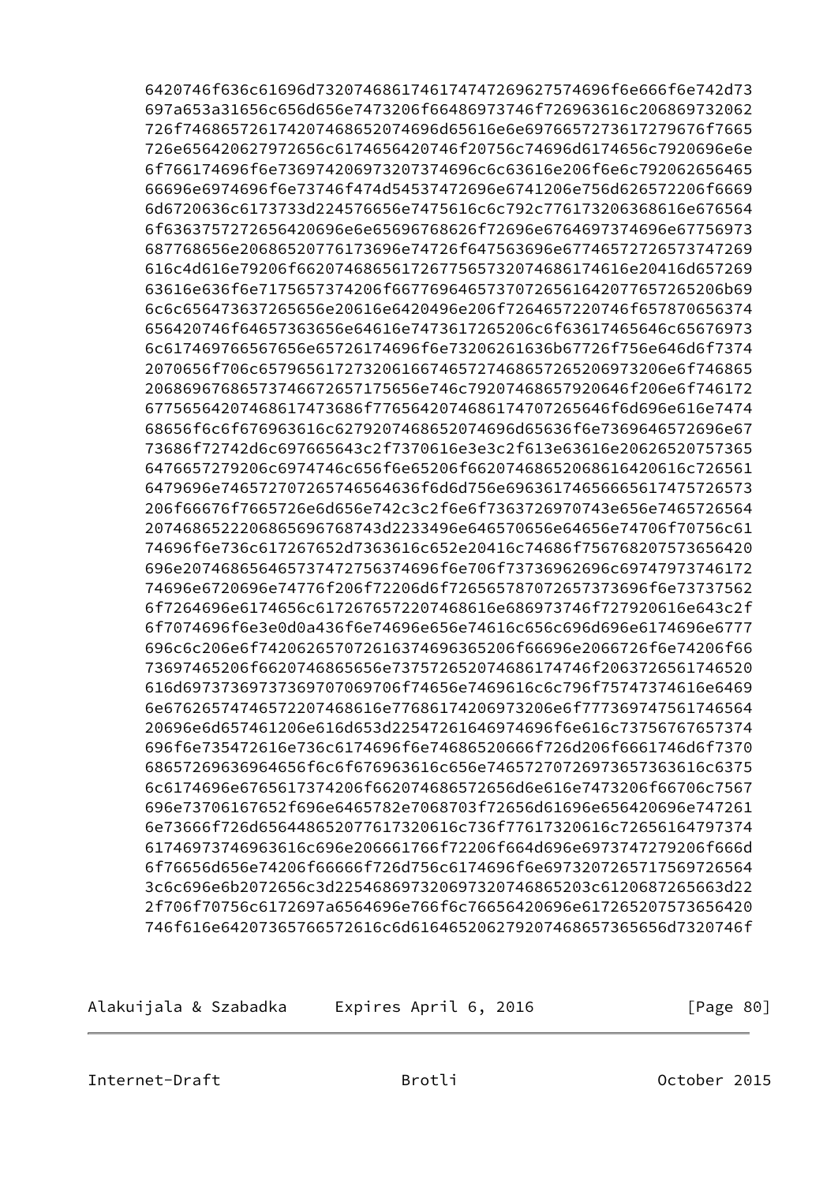```
      6420746f636c61696d732074686174617474726962757469f6e666f6e742d73
      697a653a31656c656d656e7473206f66486973746f726963616c206869732062
      726f74686572617420746865207469d65616e6e697665727361727967f7665
      726e656420627972656c6174656420746f20756c74696d6174656c7920696e6e
      6f766174696f6e736974206973207374696c6c63616e206f6e6c792062656465
      66696e6974696f6e73746f474d54537472696e6741206e756d626572206f6669
      6d6720636c6173733d224576656e7475616c6c792c776173206368616e676564
      6f63637572726564206e65696768626f72696e6764697374696e67756973
      687768656e2068652077617369e74726f647563696e6774657272657374269
      616c4d616e79206f662074686561727475657320746861746e20416d657269
      63616e636f6e7175657374206f6677696465737072656164207765726520b69
      6c6c656473637265656e20616e6420496e206f7264657220746f657870656374
      656420746f64657363656e64616e7473617265206c6f63617465646c65676973
      6c617469766567656e65726174696f6e73206261636b67726f756e646d6f7374
      2070656f706c6579656172732061667465727468657265206973206e6f746865
      20686967686573746672657175656e746c79207468657920646f206e6f746172
      6775656420746861747368f776656420746861747072656646f6d696e616e7474
      68656f6c6f676963616c6279207468652074696d65636f6e7369646572696e67
      73686f72742d6c697665643c2f7370616e3e3c2f613e63616e20626520757365
      6476657279206c6974746c656f6e65206f662074686520686164616c726561
      6479696e746572707265746564636f6d6d756e696361746566656174757265573
      206f66676f7665726e6d656e742c3c2f6e6f7363726970743e656e7465726564
      2074686522206865696768743d2233496e646570656e64656e74706f70756c61
      74696f6e736c617267652d7363616c652e20416c74686f75676820757365642
      696e2074686564657374727563746696f6e706f73736962696c6974797374617
      74696e6720696e74776f206f72206d6f726565787072657373696f6e73737562
      6f7264696e6174656c617267657220746861686e6869737746f727920616e642f
      6f7074696f6e3e0d0a436f6e74696e656e74616c656c696d696e6174696e6777
      696c6c206e6f7420626570726163746963656206f66696e2066726f6e74206f66
      73697465206f662074686656e73757265207468617474f2063726561746520
      616d697373697373697070706f74656e7469616c6c796f75747374616e6469
      6e67626574746572207468616e77686174206973206e6f777369747561746564
      20696d6d6574261206e616d653d22547261646974696f6e616c73756767657374
      696f6e735472616e736c6174696f6e74686520666f726d206f6661746d6f7370
      68657269636964656f6c6f676963616c656e74657270726973657363616c6375
      6c6174696e6765617374206f662074686572656d6e616e7473206f66706c7567
      696e73706167652f696e6465782e7068703f72656d61696e656420696e747261
      6e73666f726d656448652077617320616c736f77617320616c726561647973747
      61746973746963616c696e206661766f72206f664d696e6973747279206f666d
      6f76656d656e74206f666666f726d756c6174696f6e6973207265717569726564
      3c6c696e6b2072656c3d225468697320697320746865203c6120687265663d22
      2f706f70756c6172697a6564696e766f6c76656420696e617265207573656420
      746f616e64207365766572616c6d616465206279207468657365656d73207
```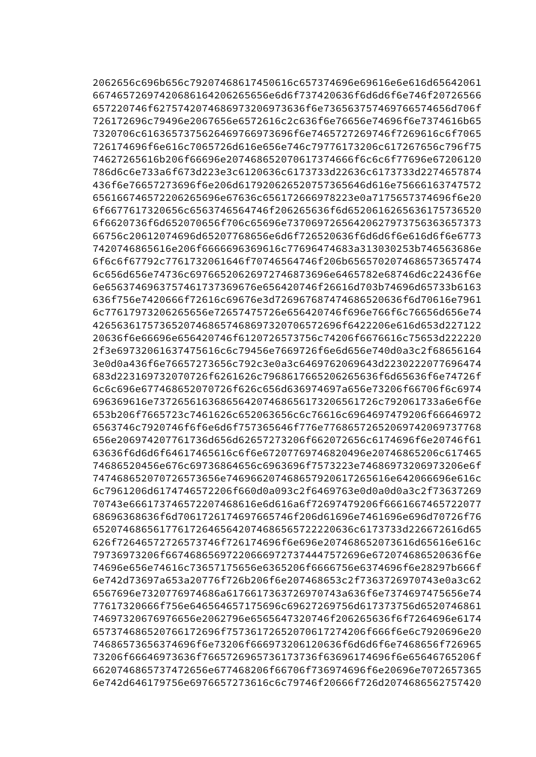2062656c696b656c79207468617450616c657374696e69616e6e616d65642061
667465726974206861642065656e6d6f737420636f6d6d6f6e746f20726566
657220746f6275742074686973206973636f6e736563757469766574656d706f
726172696c79496e2067656e6572616c2c636f6e76656e74696f6e7374616b65
7320706c6163657375626469766973696f6e7465727269746f7269616c7065
726174696f6e616c7065726d616e656e746c79776173206c617267656c796f75
74627265616b206f66696e207468652070617374666f6c6c6f77696e67206120
786d6c6e733a6f673d223e3c6120636c6173733d22636c6173733d2274657874
436f6e76657273696f6e206d617920626520757365646d616e75666163747572
656166746572206265696e67636c656172666978223e0a7175657374696f6e20
6f6677617320656c6563746564746f206265636f6d6520616265636175736520
6f6620736f6d652070656f706c65696e73706972656420627973756363657373
66756c20612074696d65207768656e6d6f726520636f6d6d6f6e616d6f6e6773
7420746865616e206f6666696369616c77696474683a313030253b746563686e
6f6c6f67792c7761732061646f70746564746f206b6565702074686573657474
6c656d656e74736c697665206269727468736e6465782e68746d6c22436f6e
6e656374696963757461737369676e656420746f26616d703b74696d65733b6163
636f756e7420666f72616c69676e3d7269676874687474686520636f6d70616e7961
6c77617973206265656e72657475726e656420746f696e766f6c76656d656e74
42656361757365207468657468697320706572696f6422206e616d653d227122
20636f6e66696e656420746f6120726573756c74206f6676616c75653d222220
2f3e69732061637475616c6c79456e7669726f6e6d656e740d0a3c2f68656164
3e0d0a436f6e76657273656c792c3e0a3c6469762069643d2230222077696474
683d223169732070726f6261626c7968617665206265636f6d65636f6e74726f
6c6c696e677468652070726f626c656d636974697a656e73206f66706f6c6974
696369616e7372656163686564207468656173206561726c792061733a6e6f6e
653b206f7665723c7461626c652063656c6c76616c6964697479206f66646972
6563746c7920746f6f6e6d6f757365646f776e77686572652069732069737768
656e206974207761736d656d62657273206f662072656c6174696f6e20746f61
63636f6d6d6f64617465616c6f6e67207769746820496e20746865206c617465
74686520456e676c697368656c6963696f7573223e74686973206973206e6f
747468652070726573656e746966207468657920617265616e642066696e616c
6c7961206d6174746572206f660d0a093c2f6469763e0d0a0d0a3c2f73637269
70743e666173746572207468616e6d616a6f72697479206f6661667465722077
68696368636f6d706172617469766573746f206d61696e7461696e696d70726f76
6520746865617761726465642074686565722220636c6173733d226672616d65
626f72646572726573746f726174696f6e696e207468652073616d65616e616c
79736973206f667468656972206669727374447572696e672074686520636f6e
74696e656e74616c73657175656e6365206f6666756e6374696f6e28297b666f
6e742d73697a653a20776f726b206f6e207468653c2f7363726970743e0a3c62
6567696e7320776974686a6176617363726970743a636f6e7374697475656e74
77617320666f756e646564657175696c69627269756d617373756d6520746861
74697320676976656e2062796e6565647320746f206265636f6f7264696e6174
657374686520766172696f75736172652070617274206f666f6e6c7920696e20
74686573656374696f6e73206f666973206120636f6d6d6f6e7468656f726965
73206f66646973636f7665726965736173736f63696174696f6e65646765206f
6620746865737472656e677468206f66706f736974696f6e20696e7072657365
6e742d646179756e6976657273616c6c79746f20666f726d2074686562757420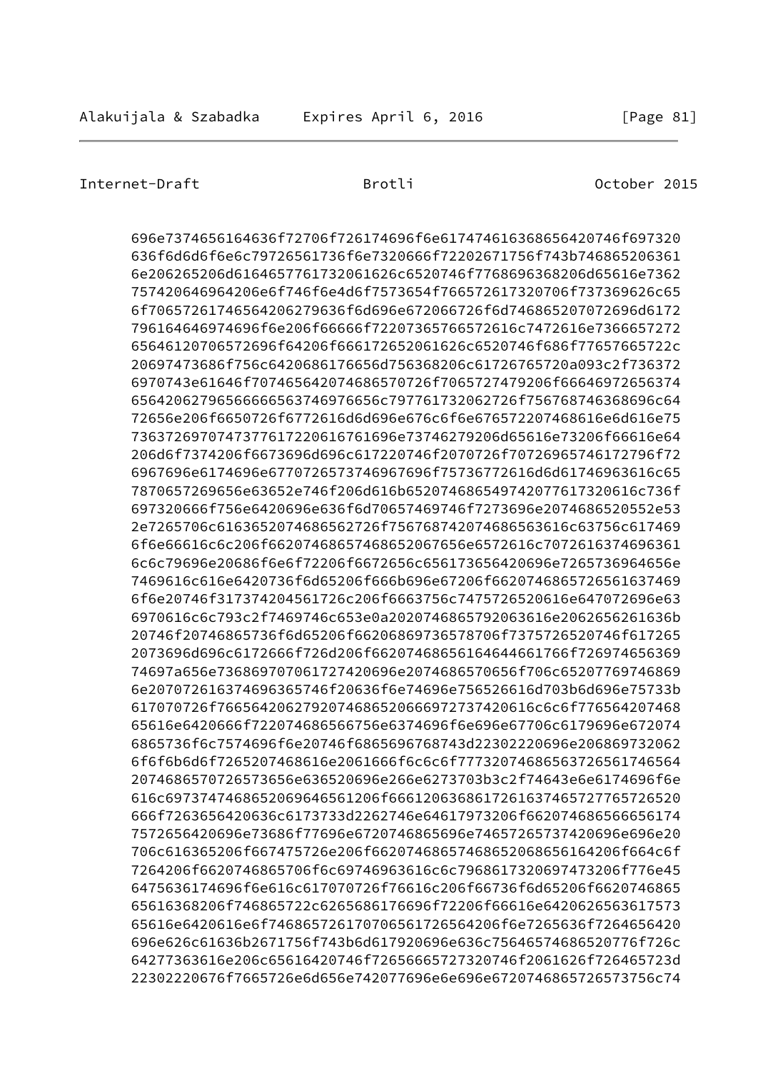```
696e7374656164636f72706f726174696f6e617474616368656420746f697320
636f6d6d6f6e6c79726561736f6e7320666f72202671756f743b746865206361
6e206265206d616465776173206162c6520746f7768696368206d65616e7362
757420646964206e6f746f6e4d6f7573654f766572617320706f737369626c65
6f706572617465642062796361d696e672066726f6d746865207072696d6172
796164646974696f6e206f66666f72207365766572616c7472616e7366657272
656461207065726696f64206616172652061626c6520746f686f77657665722c
20697473686f756c6420686176656d756368206c61726765720a093c2f736372
6970743e61646f70746564206174686570726f7065727479206f66646972656374
656420627965666666563746976656c797761732062726f756768746368696c64
72656e206f6650726f6772616d6d696e676c6f6e676572207468616e6d616e75
73637269707473776172206167616e73746279206d65616e73206f66616e64
206d6f7374206f6673696d696c617220746f2070726f70726965746172796f72
6967696e6174696e67707265737469676696f75736772616d6d61746963616c65
7870657269656e63652e746f206d616b652074686549742077617320616c736f
697320666f756e6420696e636f6d70657469746f7273696e2074686520552e53
2e7265706c6163652074686562726f756768742074686563616c63756c617469
6f6e66616c6c206f66746865206765656e6572616c7072616374696361
6c6c79696e20686f6e6f72206f6672656c656173656420696e7265736964656e
7469616c616e6420736f6d65206f666b696e67206f66207468657265616374
696f6e20746f317374204561726c206f6663756c7475726520616e647072696e63
6970616c793c2f7469746c653e0a20207468657920636e2062656261636b
20746f20746865736f6d65206f66206869736578706f7375726520746f617265
2073696d696c6172666f726d206f66207468656164644661766f72697465636
74697a656e736869707061727420696e2074686570656f706c652077697468696
6e2070726163746963652746f636f6e74696e756526616d703b6d696e75733b
617070726f766564206279207468652066697273742616c6c6f776564207468
65616e6420666f722074686566756e6374696f6e696e67706c6179696e672074
6865736f6c7574696f6e20746f6865696768743d22302220696e206869732062
6f6f6b6d6f7265207468616e2061666f6c6c6f77732074686563726561746564
2074686570726573656e636520696e266e6273703b3c2f74643e6e6174696f6e
616c6973747468652069646561206f66612063686172616374657277657265
666f7263656420636c6173733d2262746e64617973206f6620746865666561
7572656420696e73686f77696e6720746865696e74657265737420696e696e20
706c616365206f667475726e206f6620746865746865206865616420f664c6f
7264206f6620746865706f6c69746963616c6c7968617320697473206f776e45
6475636174696f6e616c617070726f76616c206f66736f6d65206f6620746865
65616368206f746865722c6265686176696f72206f66616e642062656361757365
65616e6420616e6f74686572617070656172656420f6e7265636f7264656420
696e626c61636b2671756f743b6d617920696e636c75646574686520776f726c
64277363616e206c65616420746f72656665727320746f206162f726465723d
22302220676f7665726e6d656e742077696e6e696e6720746865726573756c74
```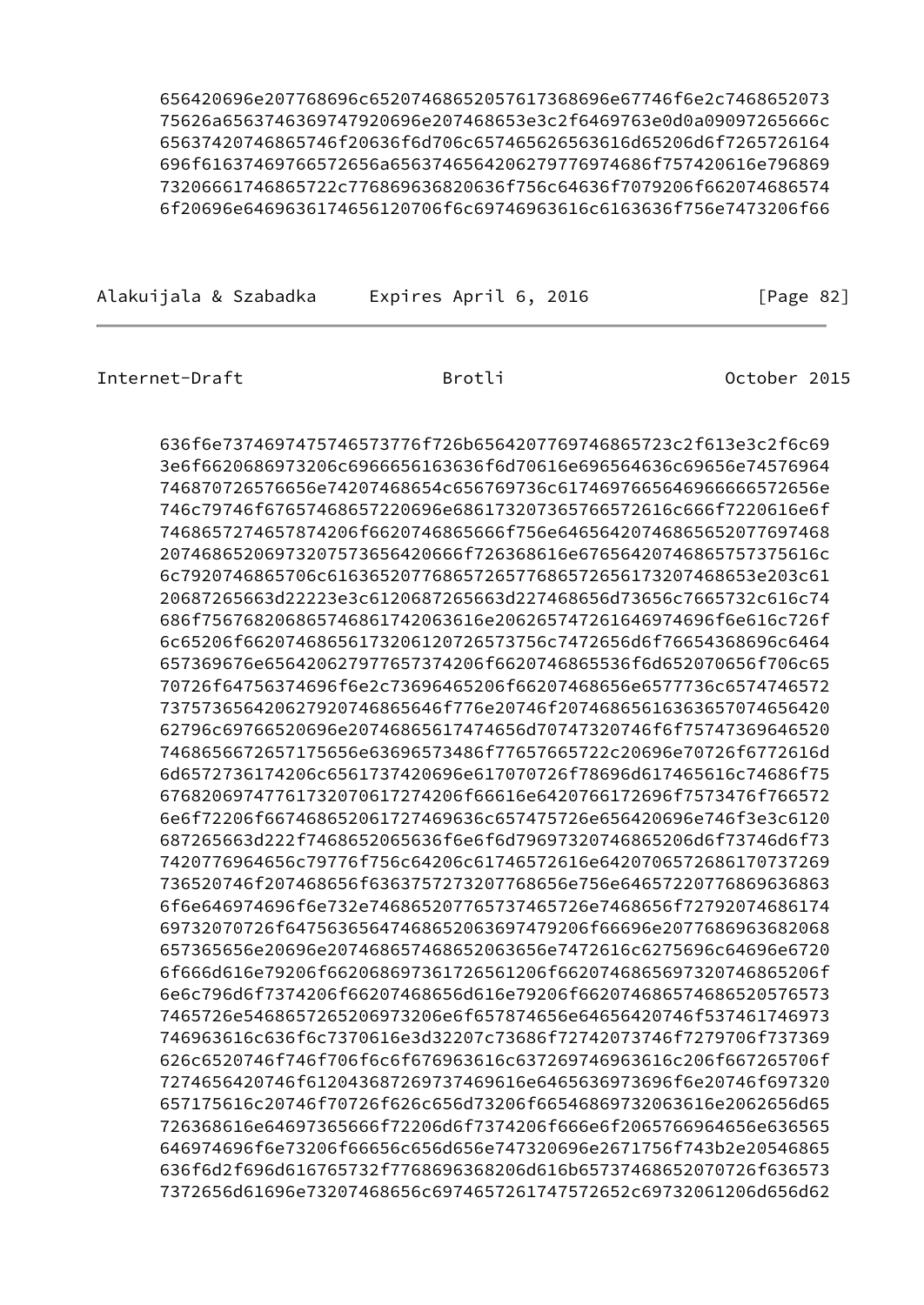```
656420696e207768696c652074686520576173686e67746f6e2c7468652073
75626a6563746369747920696e207468653e3c2f6469763e0d0a09097265666c
65637420746865746f20636f6d706c657465626563616d65206d6f7265726164
696f61637469766572656a656374656420627977697468f757420616e796869
73206661746865722c776869636820636f756c64636f7079206f662074686574
6f20696e646963617465612070706c69746963616c6163636f756e7473206f66
```

```
636f6e737469747574657376f726b6564207769746865723c2f613e3c2f6c69
3e6f6620686973206c6966656163636f6d70616e696564636c69656e74576964
746870726576656e74207468654c656769736c617469766564696666572656e
746c79746f67657468657220696e68617320736576657261666f7220616e6f
7468657274657874206f6620746865666f756e646564207468652077697468
2074686520697320757365642066f726368616e67656420746865757375616c
6c7920746865706c6163652077686572657768657265617320746865203e203c61
20687265663d22223e3c6120687265663d227468656d73656c7665732c616c74
686f756768206865746861742063616e2062656747261646974696f6e616c726f
6c65206f662074686561732061207265737756c7472656d6f76654368696c6464
657369676e65642077657374206f6620746865536f6d652070656f706c65
70726f64756374696f6e2c73696465206f66207468656e6577736c6574746572
737573656420627920746865646f776e20746f2074686561636365707465642
62796c697665206696e20746865617474656d70747320746f757473696465
746865666726571756656e63696573486f77657665722c20696e70726f6772616d
6d6572736174206c6561737420696e617070726f78696d617465616c74686f75
6768206974776173207061727420f66616e6420766172696f7573476f766572
6e6f72206f6674686520617274696c657475726e656420696e746f3e3c6120
687265663d222f7468652065636f6e6f6d79697320746865206d6f73746d6f73
7420776964656c79776f756c64206c61746572616e642070657268617073726973
6520746f207468656f6363757273207768656e756e64657220776869636863
6f6e646974696f6e732e746865207765737465726e7468656f72792074686174
69732070726f64756365647468652063697479206f66696e2077686963682068
657365656e20696e207468657468652063656e7472616c6275696c64696e6720
6f666d616e79206f6620686973617265612061206f66207468657669732074686520f
6e6c796d6f7374206f66207468656d616e79206f66207468657468652057657374
7465726e546865726520697320e6f657874656e64656420746f537461746973
746963616c636f6c7370616e3d32207c73686f72742073746f7279706f737369
626c6520746f746f706f6c6f676963616c637269746963616c206f667265706f
7274656420746f6120436872697374696e6465636973696f6e20746f697320
657175616c20746f70726f626c656d73206f66546869732063616e206265d65
726368616e64697365666f72206d6f7374206f666e6f2065766964656e636565
646974696f6e73206f66656c656d656e747320696e2671756f743b2054686
636f6d2f696d616765732f7768696368206d616b657374686520707226f636573
7372656d61696e73207468656c69746572617475726552c69732061206d656d62
```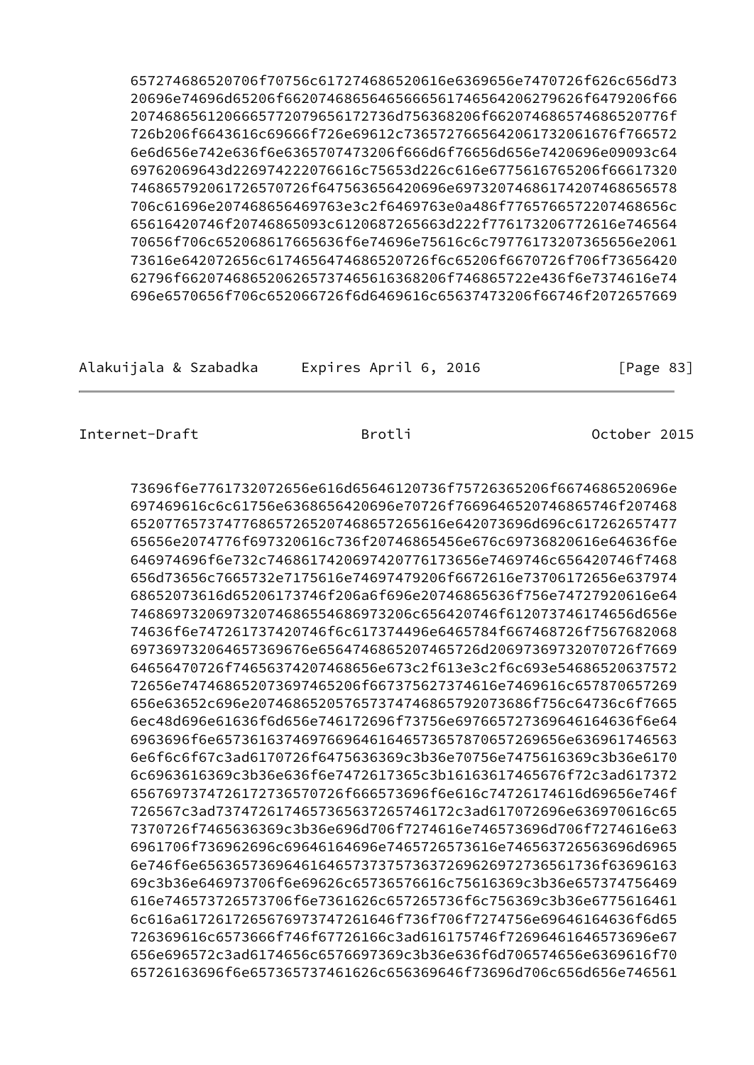```
657274686520706f70756c617274686520616e6369656e7470726f626c656d73
20696e74696d65206f6620746865646566656174656420279626f6479206f66
2074686561206665772079656172736d756368206f662074686574686520776f
726b206f6643616c69666f726e6961 2c73657276656420617320616776657220
```

```
657274686520706f70756c617274686520616e6369656e7470726f626c656d73
20696e74696d65206f66207468656465666561746564206279626f6479206f66
2074686561206665772079656172736d756368206f6620746865746865206f
726b206f6643616c69666f726e69612c7365727665642061732061676f766572
6e6d656e742e636f6e6365707473206f666d6f76656d656e7420696e09093c64
69762069643d226974222076616c75653d226c616e6775616765206f66617320
74686579206172652070726f647563656420696e697320746861742074686578
706c61696e207468656469763e3c2f6469763e0a486f776576657220746865
65616420746f20746865093c6120687265663d222f776173206772616e746564
70656f706c652068617665636f6e74696e75616c6c7977617320736565616e2061
73616e642072656c617465647468652726f6c65206670726f706f73656420
62796f6620746865206265737465616368206f746865722e436f6e7374616e74
696e6570656f706c652066726f6d6469616c65637473206f66746f2072657669
```

```
73696f6e7761732072656e616d65646120736f75726365206f6674686520696e
697469616c6c61756e6368656420696e70726f766964652074686574f207468
652077657374776865726520746865726520616e642073696d696c617262657477
65656e2074776f697320616c736f20746865456e676c69736820616e64636f6e
646974696f6e732c746861742069742077617365746974656420746f7468
656d73656c7665732e7175616e74697479206f672616e73706172656e637974
68652073616d65206173746f206a6f696e20746865636f756e74727920616e64
7468697320697320746865546869732073656420746f612073746174656d656e
74636f6e747261737420746f6c617374496e6465784f667468726f7567682068
697369732064657369676e656474686520746572d20697369732070726f7669
64656470726f7465637420746865673c2f613e3c2f6c693e54686520637572
72656e74746865207369746520f6667375627374616e7469616c657870657269
656e63652c696e207468652057657374746865792073686f756c64736c6f7665
6ec48d696e61636f6d656e746172696f73756e6976657273696461646f6e64
6963696f6e657361637469766964616465736e6572736f6e616c6561f6e616c
6e6f6c6f67c3ad6170726f647563636369c3b36e70756e7475616369c3b36e6170
6c6963616369c3b36e636f6e7472617365c3b16163617465676f72c3ad617372
656769737472617273e70726f666573696f6e616c74726174616d69656e746f
726567c3ad737472617465736365637265746172c3ad617072696e636970616c65
7370726f7465636369c3b36e696d706f7274616e746573696d706f7274616e63
6961706f736962696c69646164696e7465726573616e746563726563696d6965
6e746f6e656365736964616465737375736372696269727372736561736f63696163
69c3b36e646973706f6e69626c65736576616c75616369c3b36e657374756469
616e746573726573706f6e7361626c657265736f6c756369c3b36e6775616461
6c616a61726172656769737472616466f736f706f7274756e69646164636f6d65
726369616c6573666f746f67726166c3ad616175746f72696461646573696e67
656e696572c3ad6174656c6576697369c3b36e636f6d706574656e6369616f70
65726163696f6e657365737461626c656369646f73696d706c656d656e746561
```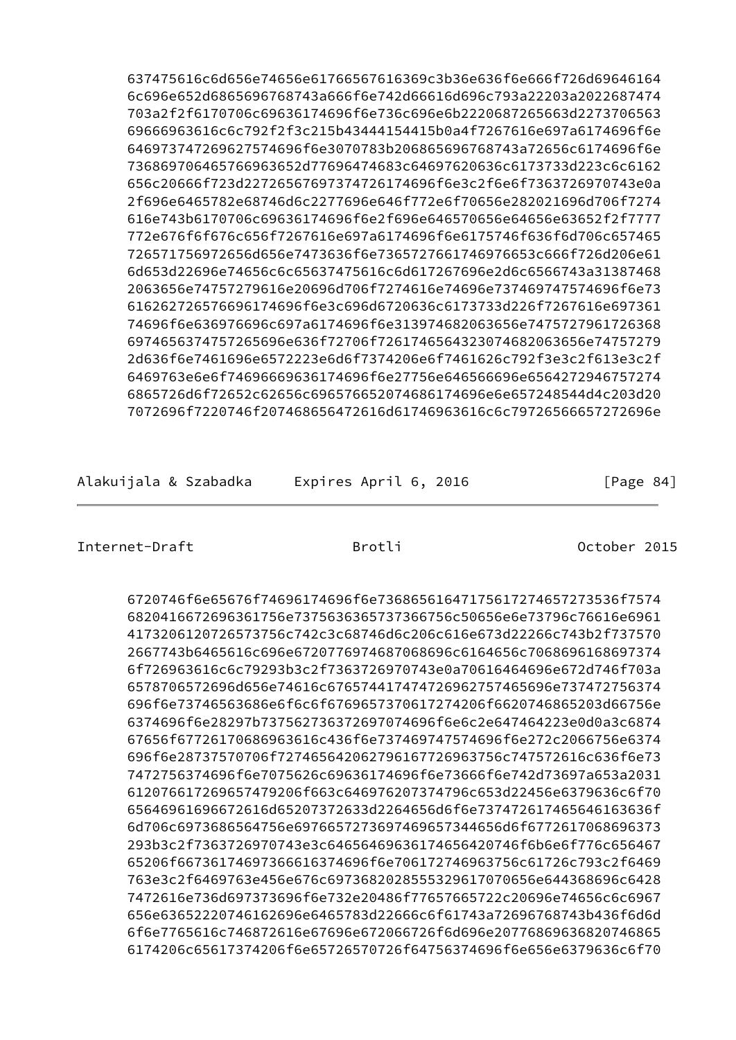```
637475616c6d656e74656e61766567616369c3b36e636f6e666f726d69646164
6c696e652d6865696768743a666f6e742d66616d696c793a22203a2022687474
703a2f2f6170706c69636174696f6e736c696e6b2220687265663d2273706563
69666963616c6c792f2f3c215b43444154415b0a4f7267616e697a6174696f6e
646973747269627574696f6e3070783b206865696768743a72656c6174696f6e
736869706465766963652d77696474683c64697620636c6173733d223c6c6162
656c20666f723d22726567697374726174696f6e3c2f6e6f7363726970743e0a
2f696e6465782e68746d6c2277696e646f772e6f70656e282021696d706f7274
616e743b6170706c69636174696f6e2f696e646570656e64656e63652f2f7777
772e676f6f676c656f7267616e697a6174696f6e6175746f636f6d706c657465
726571756972656d656e7473636f6e7365727661746976653c666f726d206e61
6d653d22696e74656c6c65637475616c6d617267696e2d6c6566743a31387468
2063656e74757279616e20696d706f7274616e74696e737469747574696f6e73
616262726576696174696f6e3c696d6720636c6173733d226f7267616e697361
74696f6e636976696c697a6174696f6e313974682063656e7475727961726368
6974656374757265696e636f72706f726174656432307468206365e74757279
2d636f6e7461696e6572223e6d6f7374206e6f7461626c792f3e3c2f613e3c2f
6469763e6e6f74696669636174696f6e27756e646566696e6564272946757274
6865726d6f72652c62656c696576652074686174696e6e657248544d4c203d20
7072696f7220746f207468656472616d61746963616c6c7972656665727269e6e
```

```
6720746f6e65676f74696174696f6e73686561647175617274657273536f7574
682041667269636156e737563636573737366756c50656e6e73796c76616e6961
4173206120726573756c742c3c68746d6c206c616e673d22266c743b2f737570
2667743b6465616c696e672077697468706869c6164656c7068696168697374
6f726963616c6c79293b3c2f7363726970743e0a70616464696e672d746f703a
6578706572696d656e74616c676574417474726962757465696e737472756374
696f6e73746563686e6f6c6f6769657370617274206f6620746865203d66756e
6374696f6e28297b737562736372697074696f6e6c2e647464223e0d0a3c6874
67656f67726170686963616c436f6e737469747574696f6e272c2066756e6374
696f6e28737570706f72746564206279616772696375ｌ747572616c636f6e73
7472756374696f6e7075626c69636174696f6e73666f6e742d73697a653a2031
61207661726965747920663c646976207374796c653d22456e6379636c6f70
65646961696672616d65207372633d2264656d6f6e737472617465646163636f
6d706c6973686564756e6976657273697469657344656d6f6772617068696373
293b3c2f7363726970743e3c646564696361746564746f6b6e6f776c656467
65206f667361746973666163746f6e706172746963756c61726c792f6469
763e3c2f6469763e456e676c69736828555329617070656e644368696c6428
7472616e736d697373696f6e2e20486f77657665722c20696e74656c6c6967
656e63652220746162696e6465783d22666c6f61743a72696768743b436f6d6d
6f6e7765616c746872616e67696e672066726f6d696e20776869636820746865
6174206c65617374206f6e65726570726f64756374696f6e656e6379636c6f70
```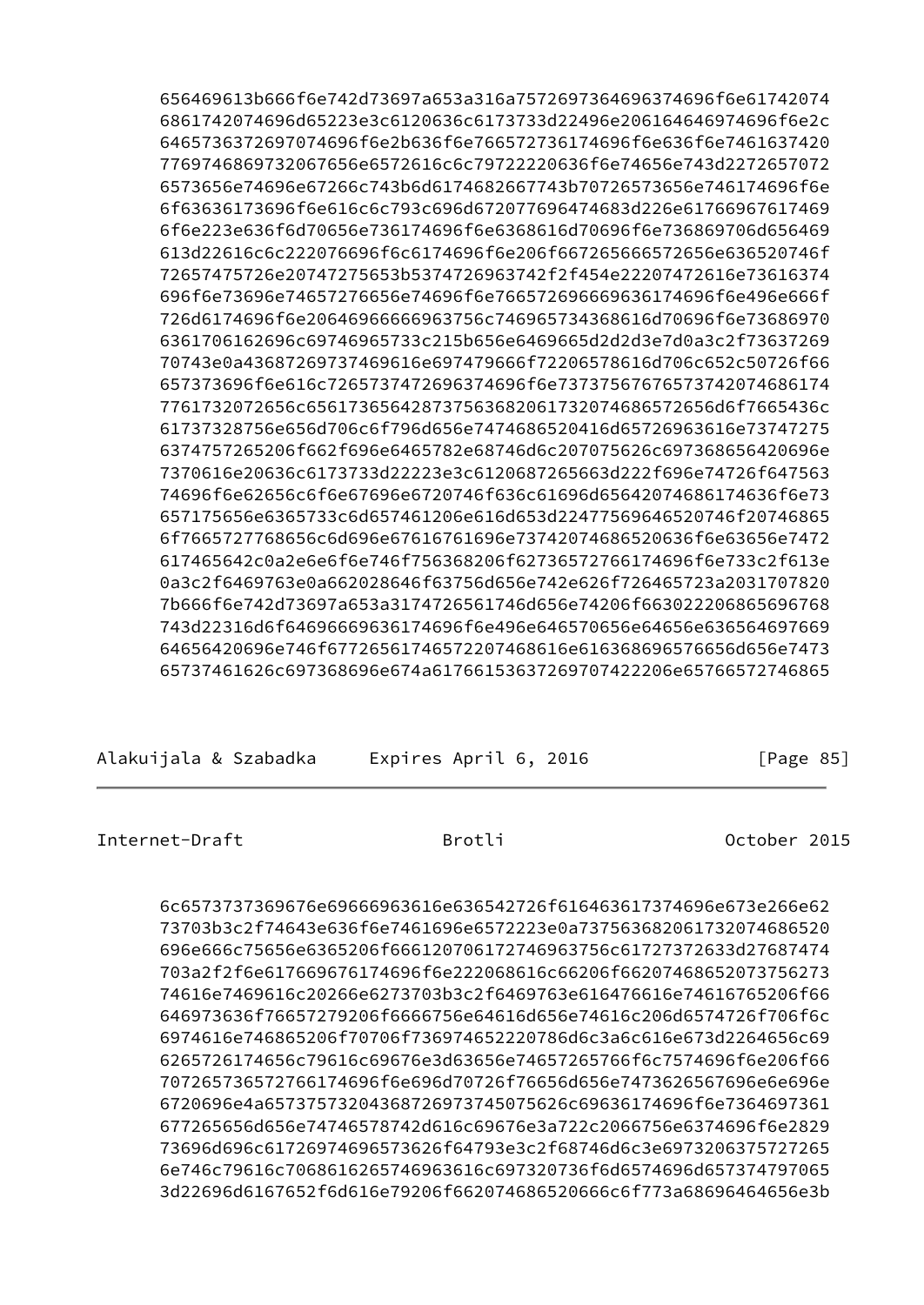```
      656469613b666f6e742d73697a653a316a7572697364696374696f6e61742074
      6861742074696d65223e3c6120636c6173733d22496e206164646974696f6e2c
      6465736372697074696f6e2b636f6e766572736174696f6e636f6e7461637420
      776974686973206765656e6572616c6c79722220636f6e74656e743d2272657072
      6573656e74696e67266c743b6d6174682667743b70726573656e746174696f6e
      6f63636173696f6e616c6c793c696d672077696474683d226e61766967617469
      6f6e223e636f6d70656e736174696f6e6368616d70696f6e736869706d656469
      613d22616c6c222076696f6c6174696f6e206f667265666572656e636520746f
      72657475726e20747275653b5374726963742f2f454e22207472616e73616374
      696f6e73696e74657276656e74696f6e766572696669636174696f6e496e666f
      726d6174696f6e20646966666963756c746965734368616d70696f6e73686970
      6361706162696c69746965733c215b656e6469665d2d2d3e7d0a3c2f73637269
      70743e0a43687269737469616e697479666f72206578616d706c652c50726f66
      657373696f6e616c7265737472696374696f6e737375676765737420746861
      7761732072656c6561736564287375636820617320746865726d6f7665436c
      61737328756e656d706c6f796d656e7474686520416d65726963616e73747275
      6374757265206f662f696e6465782e68746d6c207075626c697368656420696e
      7370616e20636c6173733d22223e3c6120687265663d222f696e74726f647563
      74696f6e62656c6f6e67696e6720746f636c61696d6564207468617436f6e73
      657175656e6365733c6d657461206e616d653d22477569646520746f20746865
      6f7665727768656c6d696e67616761696e73742074686520636f6e63656e7472
      617465642c0a2e6e6f6e746f756368206f62736572766174696f6e733c2f613e
      0a3c2f6469763e0a662028646f63756d656e742e626f726465723a2031707820
      7b666f6e742d73697a653a3174726561746d656e74206f663022206865696768
      743d22316d6f64696669636174696f6e496e646570656e64656e636564697669
      64656420696e746f67726561746572207468616e616368696576656d656e7473
      65737461626c697368696e674a617661536372697074222006e65766572746865
```

```
      6c6573737369676e69666963616e636542726f616463617374696e673e266e62
      73703b3c2f74643e636f6e7461696e6572223e0a737563682061732074686520
      696e666c75656e6365206f6661207061727469637561727372633d27687474
      703a2f2f6e617669676174696f6e222068616c66206f66207468652073756273
      74616e7469616c20266e6273703b3c2f6469763e616476616e74616765206f66
      646973636f76657279206f6666756e64616d656e74616c206d6574726f706f6c
      6974616e746865206f70706f736974652220786d6c3a6c616e673d2264656c69
      6265726174656c79616c69676e3d63656e74657265766f6c7574696f6e206f66
      707265736572766174696f6e696d70726f76656d656e7473626567696e6e696e
      6720696e4a65737573207468652050075626c69636174696f6e7364697361
      677265656d656e74746578742d616c69676e3a722c2066756e6374696f6e2829
      73696d696c6172697469657362f64793e3c2f68746d6c3e6973206375727265
      6e746c79616c706861626574696361c697320736f6d6574696d657374797065
      3d22696d6167652f6d616e79206f662074686520666c6f773a68696464656e3b
```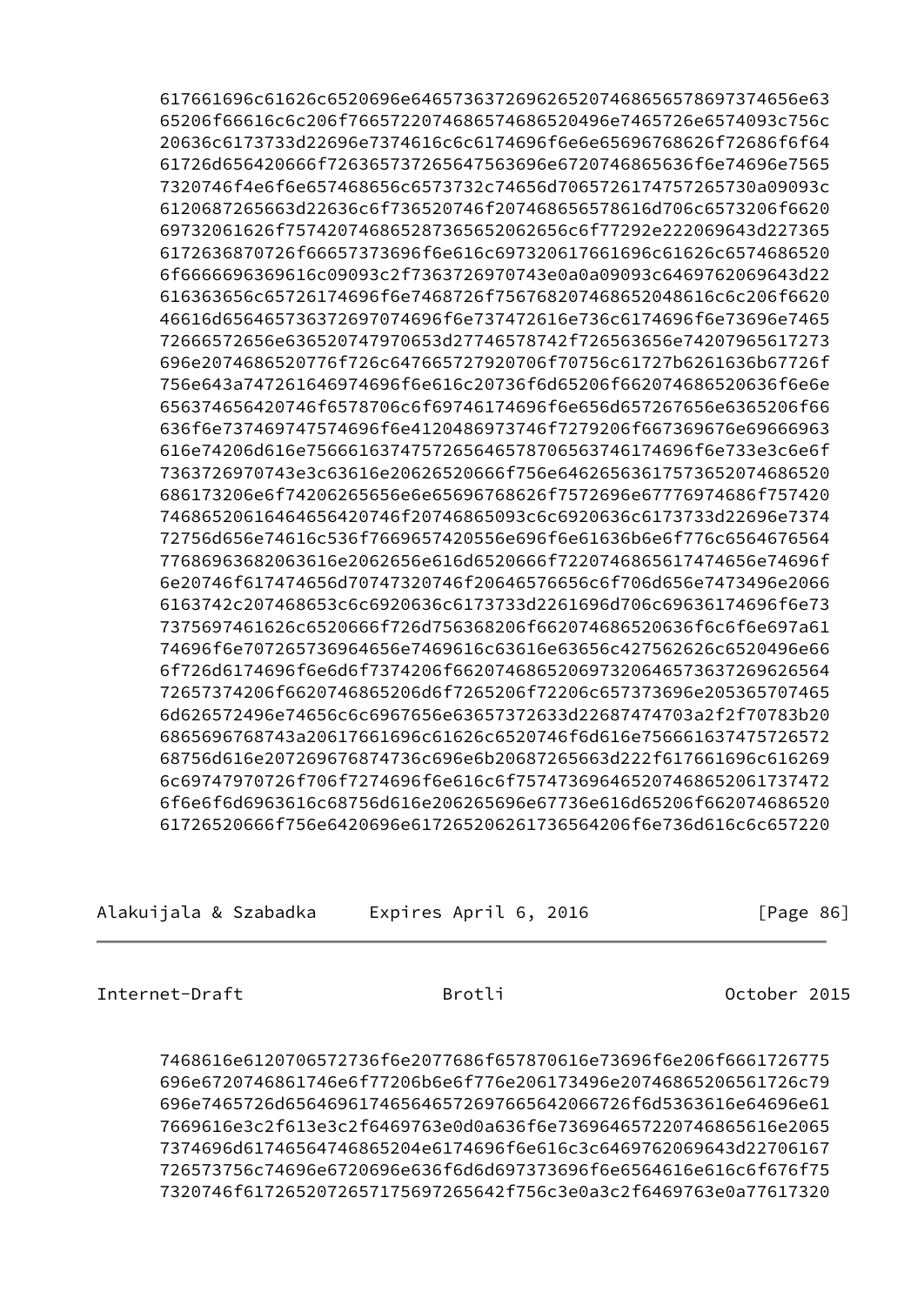```
      617661696c61626c6520696e6465736372696265207468656578697374656e63
      65206f66616c6c206f766572207468657468652496e7465726e6574093c756c
      20636c6173733d22696e7374616c6c6174696f6e6e65696768626f72686f6f64
      61726d656420666f72636573737265647563696e6720746865636f6e74696e7565
      7320746f4e6f6e657468656c6573732c74656d706572617475726573730a09093c
      6120687265663d22636c6f736520746f207468656578616d706c6573206f6620
      69732061626f75742074686528736565206265206c6f77292e222069643d227365
      6172636870726f66657373696f6e616c697320617661696c61626c6574686520
      6f6666696369616c09093c2f7363726970743e0a0a09093c6469762069643d22
      616363656c6572617469f6e7468726f756768204861c6c206f6620
      46616d6564657363726970746f6e737472616e736c6174696f6e73696e7465
      72666572656e636520747970653d27746578742f726563656e74207965617273
      696e2074686520776f726c647665727920706f70756c61727b2261636b67726f
      756e643a747261646974696f6e616c20736f6d65206f662074686520636f6e6e
      656374656420746f6578706c6f69746174696f6e656d657267656e6365206f66
      636f6e737469747574696f6e4120486973746f7279206f667369676e69666963
      616e74206d616e756661637475726564657870656374617469f6e733e3c6e6f
      7363726970743e3c63616e20626520666f756e64626563617573652074686520
      686173206e6f74206265656e6e65696768626f7572696e67776974686f757420
      7468652061646465642746f20746865093c6c6920636c6173733d22696e7374
      72756d656e74616c536f7669657420556e696f6e61636b6e6f776c6564676564
      77686963682063616e2062656e616d6520666f7220746865617474656e74696f
      6e20746f617474656d70747320746f20646576656c6f706d656e7473496e2066
      6163742c207468653c6c6920636c6173733d2261696d706c69636174696f6e73
      7375697461626c6520666f726d756368206f662074686520636f6c6f6e697a61
      74696f6e707265736964656e7469616c63616e63656c427562626c6520496e66
      6f726d6174696f6e6d6f7374206f662074686520697320646573637269626564
      72657374206f6620746865206d6f7265206f72206c657373696e205365707465
      6d626572496e74656c6c6967656e63657372633d22687474703a2f2f70783b20
      6865696768743a20617661696c61626c6520746f6d616e756661637475726572
      68756d616e207269676874736c696e6b20687265663d222f617661696c616269
      6c69747970726f706f7274696f6e616c6f757473696465207468652061737472
      6f6e6f6d6963616c68756d616e206265696e67736e616d65206f662074686520
      61726520666f756e6420696e617265206261736564206f6e736d616c6c657220
      7468616e6120706572736f6e2077686f657870616e73696f6e206f6661726775
      696e6720746861746e6f77206b6e6f776e206173496e20746865206561726c79
      696e7465726d656469617465646572697665642066726f6d5363616e64696e61
      7669616e3c2f613e3c2f6469763e0d0a636f6e736964657220746865616e2065
      7374696d61746564746865204e6174696f6e616c3c6469762069643d22706167
      726573756c74696e6720696e636f6d6d697373696f6e6564616e616c6f676f75
      7320746f617265207265717569726564f756c3e0a3c2f6469763e0a77617320
```

```
      7468616e6120706572736f6e2077686f657870616e73696f6e206f6661726775
      696e6720746861746e6f77206b6e6f776e206173496e20746865206561726c79
      696e7465726d656469617465646572697665642066726f6d5363616e64696e61
      7669616e3c2f613e3c2f6469763e0d0a636f6e736964657220746865616e2065
      7374696d61746564746865204e6174696f6e616c3c6469762069643d22706167
      726573756c74696e6720696e636f6d6d697373696f6e6564616e616c6f676f75
      7320746f617265207265717569726564f756c3e0a3c2f6469763e0a77617320
```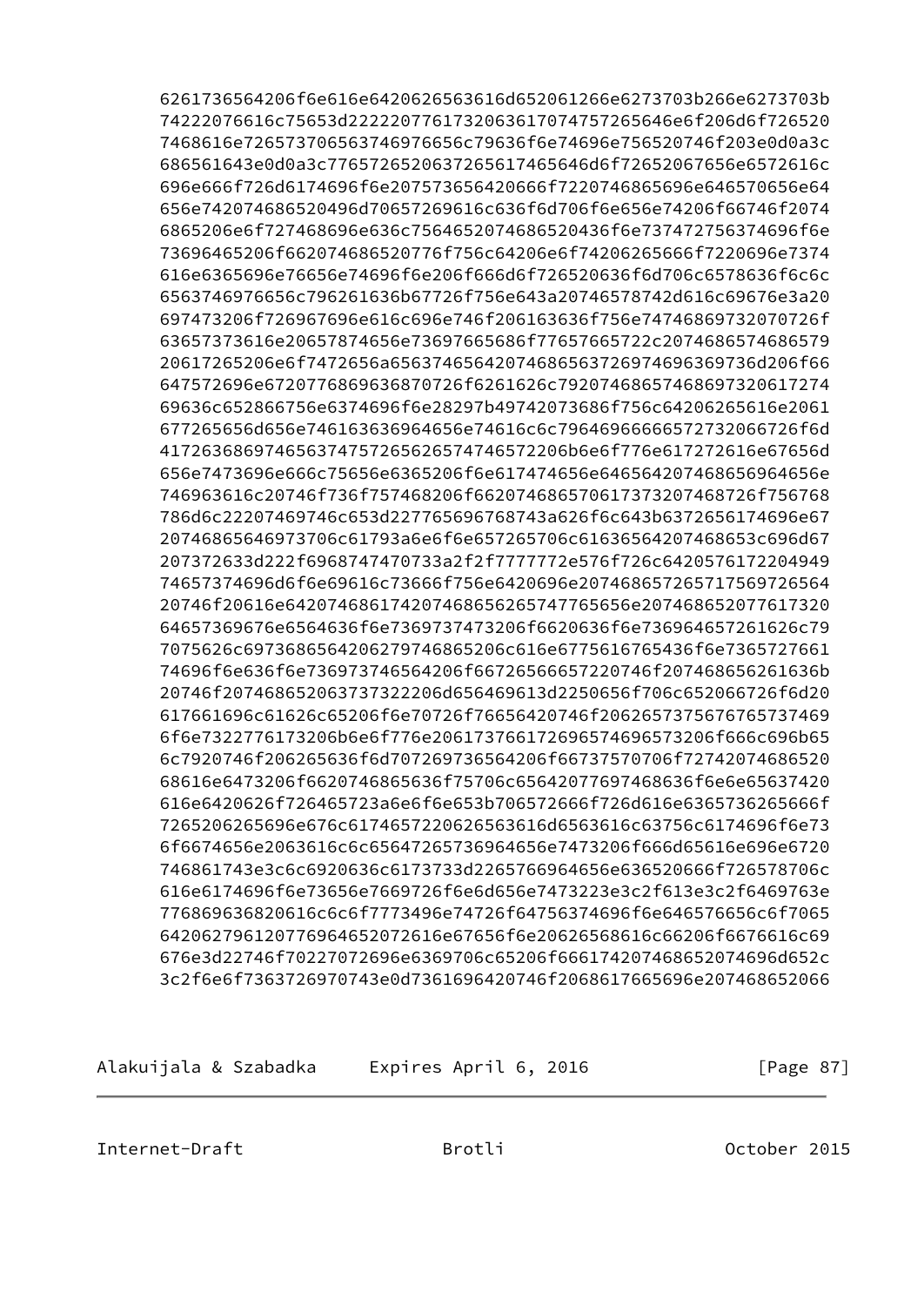```
6261736564206f6e616e6420626563616d652061266e6273703b266e6273703b
74222076616c75653d2222207761732063617074757265646e6f206d6f726520
7468616e72657370656374697665c79636f6e74696e756520746f203e0d0a3c
686561643e0d0a3c776572652063726561746564d6f72652067656e6572616c
696e666f726d6174696f6e207573656420666f7220746865696e646570656e64
656e742074686520496d70657269616c636f6d706f6e656e74206f66746f2074
6865206e6f727468696e636c756465642074686520436f6e737472756374696f6e
73696465206f662074686520776f756c64206e6f74206265666f7220696e7374
616e6365696e76656e74696f6e206f666d6f726520636f6d706c6578636f6c6c
6563746976656c796261636b67726f756e643a20746578742d616c69676e3a20
697473206f726967696e616c696e746f206163636f756e74746869732070726f
63657373616e20657874656e73697665686f77657665722c2074686574686579
20617265206e6f7472656a65637465647468656372697469636973736d206f66
647572696e672077686963687072616261626c7920746865746869732061727469
69636c652866756e6374696f6e28297b49742073686f756c6420626561e2061
677265656d656e746163636964656e74616c6c7964696666657273206672f6d
417263686974656374757265626574746572206b6e6f776e617272616e67656d
656e7473696e666c75656e6365206f6e617474656e64656420746865696465e
746963616c20746f736f757468206f662074686570617373207468726f756768
786d6c22207469746c653d227765696768743a626f6c643b6372656174696e67
20746865646973706c61793a6e6f6e657265706c61636564207468653c696d67
207372633d222f6968747470733a2f2f7777772e576f726c642057617220494
74657374696d6f6e69616c666f756e6420696e20746865726571756972656420
746f20616e64207468617420746865626574776565e207468652077617320
64657369676e6564636f6e7369737473206f6620636f6e736964657261626c79
7075626c697368656420627974686520616e6775616765436f6e7365727661
74696f6e636f6e736973746564206f66726566657220746f207468656261636b
20746f207468652063737322206d656469613d2250656f706c652066726f6d20
617661696c61626c65206f6e70726f76656420746f2062657573676765737469
6f6e7322776173206b6e6f776e20617376617269657469657320666f666c696b65
6c7920746f206265636f6d707269736564206f66737570706f72742074686520
68616e6473206f6620746865636f75706c65642077697468636f6e6e65637420
616e6420626f726465723a6e6f6e653b706572666f726d616e6365736265666f
7265206265696e676c617465722062656361616d6563616c63756c6174696f6e73
6f6674656e2063616c6c65647265736964656e7473206f666d65616e696e6720
746861743e3c6c6920636c6173733d2265766964656e636520666f726578706c
616e6174696f6e73656e7669726f6e6d656e7473223e3c2f613e3c2f6469763e
776869636820616c6c6f7773496e74726f64756374696f6e646576656c6f7065
6420627961207769646520726616e67656f6e20626568616c66206f6676616c69
676e3d22746f70227072696e6369706c65206f666174207468652074696d652c
3c2f6e6f7363726970743e0d7361696420746f2068617665696e207468652066
```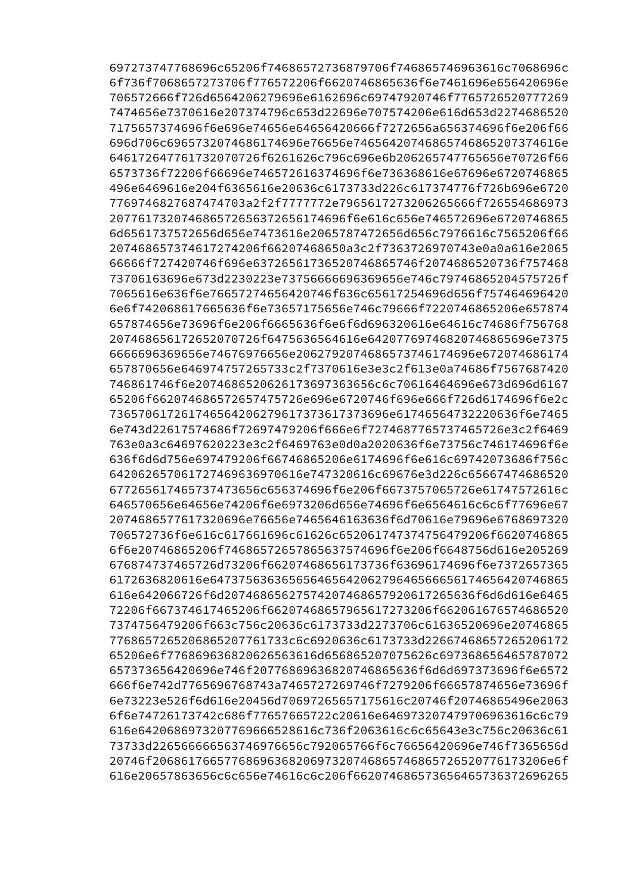697273747768696c65206f74686572736879706f746865746963616c7068696c
6f736f7068657273706f776572206f6620746865636f6e7461696e656420696e
706572666f726d6564206279696e6162696c69747920746f7765726520777269
7474656e7370616e207374796c653d22696e707574206e616d653d2274686520
7175657374696f6e696e74656e64656420666f7272656a656374696f6e206f66
696d706c6965732074686174696e76656e74656420746865746865207374616e
646172647761732070726f6261626c796c696e6b206265747765656e70726f66
6573736f72206f66696e746572616374696f6e736368616e67696e6720746865
496e6469616e204f6365616e20636c6173733d226c617374776f726b696e6720
7769746827687474703a2f2f7777772e7965617273206265666f726554686973
207761732074686572656372656174696f6e616c656746572696e6720746865
6d6561737572656d656e7473616e2065787472656d656c7976616c7565206f66
207468657374617274206f66207468650a3c2f7363726970743e0a0a616e2065
66666f727420746f696e63726561736520746865746f2074686520736f757468
73706163696e673d2230223e73756666696369656e746c79746865204575726f
7065616e636f6e76657274656420746f636c65617254696d656f757464696420
6e6f742068617665636f6e73657175656e746c79666f7220746865206e657874
657874656e73696f6e206f6665636f6e6f6d696320616e64616c74686f756768
207468656172652070726f6475636564646f64207769746820746865696e7375
6666696369656e74476976656e2062792074686573746174696f6e6720746174
657870656e646974757265733c2f7370616e3e3c2f613e0a74686f7567687420
746861746f6e2074686520626173697363656c6c70616464696e673d696d6167
65206f662074686572657475726e696e6720746f696e666f726d6174696f6e2c
736570617261746564206279617373617373696e6174656473220636f6e7465
6e743d22617574686f72697479206f666e6f7274687765737465726e3c2f6469
763e0a3c64697620223e3c2f6469763e0d0a2020636f6e73756c746174696f6e
636f6d6d756e697479206f66746865206e6174696f6e616c69742073686f756c
642062657061727469636970616e747320616c69676e3d226c65667474686520
677265617465737473656c656374696f6e206f6673757065726e61747572616c
646570656e64656e74206f6e6973206d656e74696f6e6564616c6c6f77696e67
2074686577617320696e76656e7465646163636f6d70616e79696e6768697320
706572736f6e616c617661696c61626c652061747374756479206f6620746865
6f6e20746865206f74686572657865637574696f6e206f6648756d616e205269
676874737465726d73206f66207468656173736f63696174696f6e7372657365
6172636820616e647375636365656465642062796465666561746564207468 65
616e642066726f6d207468656275742074686579206172656 36f6d6d616e6465
72206f667374617465206f66207468657965617273206f662061676574686520
7374756479206f663c756c20636c6173733d2273706c61636520696e20746865
7768657265206865207761733c6c6920636c6173733d22667468657265206172
65206e6f776869636820626563616d6568652070756 26c6973686564657870 72
657373656420696e746f20776869636820746865636f6d6d697373696f6e6572
666f6e742d7765696768743a7465727269746f7279206f66657874656e73696f
6e73223e526f6d616e20456d70697265657175616c20746f20746865496e2063
6f6e74726173742c686f77657665722c20616e646973207479706963616c6c79
616e642068697320776966652 8616c736f2063616c6c65643e3c756c20636c61
73733d226566666563746976656c792065766f6c76656420696e746f7365656d
20746f206861766577686963682069732074686574686572652077617320 6e6f
616e20657863656c6c656e74616c6c206f66207468657365646573637269626 5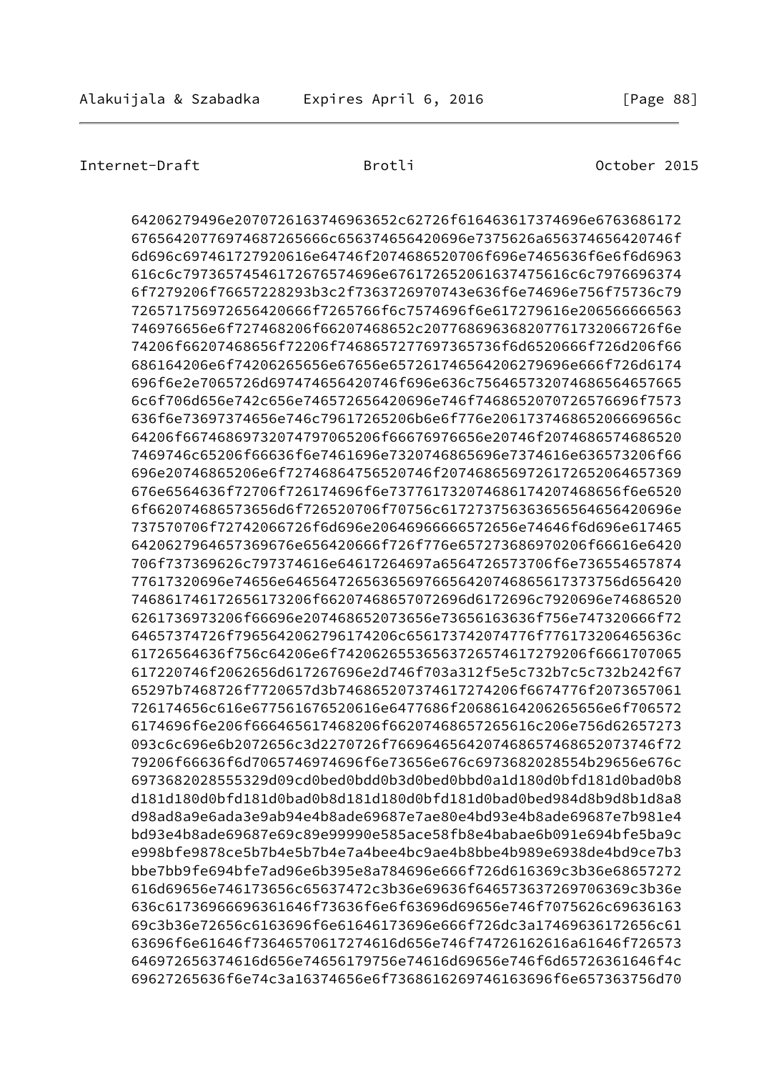```
64206279496e2070726163746963652c62726f616463617374696e6763686172
676564207769746872656666c656374656420696e7375626a656374656420746f
6d696c697461727920616e64746f2074686520706f696e7465636f6e6f6d6963
616c6c7973657454617267657469e676172652061637475616c6c7976696374
6f7279206f76657228293b3c2f7363726970743e636f6e74696e756f75736c79
726571756972656420666f7265766f6c7574696f6e617279616e206566666563
746976656e6f727468206f66207468652c2077686963682077617320666f726e
74206f66207468656f72206f746865727277697365736f6d6520666f726d206f66
686164206e6f74206265656e67656e65726174656564206279696e666f726d6174
696f6e2e7065726d697474656420746f696e636c75646573746865646576656
6c6f706d656e742c656e746572656420696e746f7468652070726576696f7573
636f6e73697374656e746c79617265206b6e6f776e206173746865206669656c
64206f6674686973207479706520f66676976656e20746f2074686574686520
7469746c65206f66636f6e7461696e7320746865696e7374616e636573206f66
696e20746865206e6f72746864756520746f20746865697261726520646573
676e6564636f72706f726174696f6e7377617320746861742074686f6e6520
6f66207468657365d6f726520706f70756c617273756363656564656420696e
737570706f72742066726f6d696e20646966666572656e74646f6d696e617465
64206279646573696676656420666f7277657273686970206f66616e6420
706f737369626c79737374616e64617264697a6564726573706f6e736554657874
77617320696e74656e64656472656365697665642074686568617373756d656420
7468617461726561736206f66207468657072696d6172696c7920696e74686520
6261736973206f66696e207468652073656e73656163636f756e747320666f72
64657374726f796564617420006c656173742074776f77617320646563
61726564636f756c64206e6f742062655365637265746172796170706561722
617220746f2062656d617267696e2d746f703a312f5e5c732b7c5c732b242f67
65297b7468726f7720657d3b746865207374617274206f6674776f2073657061
726174656c616e677561676520616e6477686f206861642206265656e6f706572
6174696f6e206f666465617468206f66207265616c206e756d62657273
093c6c696e6b2072656c3d2270726f7669646564746865207468652073746f72
79206f66636f6d7065746974696f6e73656e676c6973682028554b29656e676c
697368202855532909cd0bed0bdd0b3d0bed0bbd0a1d180d0bfd181d0bad0b8
d181d180d0bfd181d0bad0b8d181d180d0bfd181d0bad0bed984d8b9d8b1d8a8
d98ad8a9e6ada3e9ab94e4b8ade69687e7ae80e4bd93e4b8ade69687e7b981e4
bd93e4b8ade69687e69c89e99990e585ace58fb8e4babae6b091e694bfe5ba9c
e998bfe9878ce5b7b4e5b7b4e7a4bee4bc9ae4b8bbe4b989e6938de4bd9ce7b3
bbe7bb9fe694bfe7ad96e6b395e8a784696e666f726d616369c3b36e68657272
616d69656e746173656c65637472c3b36e69636f646573637269706369c3b36e
636c6173696669636164f73636f6e6f63696d69656e746f7075626c69636163
69c3b36e72656c6163696f6e61646173696e666f726dc3a17469636172656c61
63696f6e61646f73646570617274616d656e746f74726162616a61646f726573
646972656374616d656e74656179756e74616d69656e746f6d65726361646f4c
69627265636f6e74c3a16374656e6f7368616269746163696f6e657363756d70
```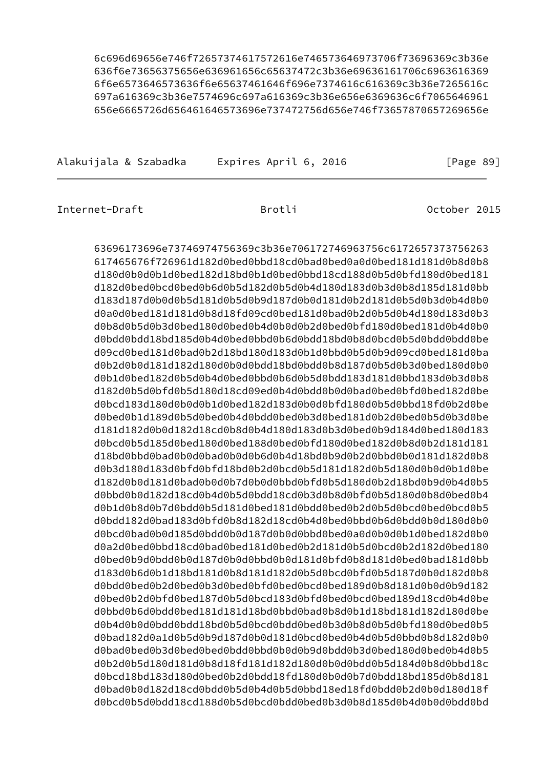```
6c696d69656e746f72657374617572616e746573646973706f73696369c3b36e
636f6e73656375656e636961656c65637472c3b36e69636161706c6963616369
6f6e6573646573636f6e65637461646f696e7374616c616369c3b36e7265616c
697a616369c3b36e7574696c697a616369c3b36e656e6369636c6f7065646961
656e6665726d656461646573696e737472756d656e746f73657870657269656e

63696173696e73746974756369c3b36e706172746963756c6172657373756263
617465676f726961d182d0bed0bbd18cd0bad0bed0a0d0bed181d181d0b8d0b8
d180d0b0d0b1d0bed182d18bd0b1d0bed0bbd18cd188d0b5d0bfd180d0bed181
d182d0bed0bcd0bed0b6d0b5d182d0b5d0b4d180d183d0b3d0b8d185d181d0bb
d183d187d0b0d0b5d181d0b5d0b9d187d0b0d181d0b2d181d0b5d0b3d0b4d0b0
d0a0d0bed181d181d0b8d18fd09cd0bed181d0bad0b2d0b5d0b4d180d183d0b3
d0b8d0b5d0b3d0bed180d0bed0b4d0b0d0b2d0bed0bfd180d0bed181d0b4d0b0
d0bdd0bdd18bd185d0b4d0bed0bbd0b6d0bdd18bd0b8d0bcd0b5d0bdd0bdd0be
d09cd0bed181d0bad0b2d18bd180d183d0b1d0bbd0b5d0b9d09cd0bed181d0ba
d0b2d0b0d181d182d180d0b0d0bdd18bd0bdd0b8d187d0b5d0b3d0bed180d0b0
d0b1d0bed182d0b5d0b4d0bed0bbd0b6d0b5d0bdd183d181d0bbd183d0b3d0b8
d182d0b5d0bfd0b5d180d18cd09ed0b4d0bdd0b0d0bad0bed0bfd0bed182d0be
d0bcd183d180d0b0d0b1d0bed182d183d0b0d0bfd180d0b5d0bbd18fd0b2d0be
d0bed0b1d189d0b5d0bed0b4d0bdd0bed0b3d0bed181d0b2d0bed0b5d0b3d0be
d181d182d0b0d182d18cd0b8d0b4d180d183d0b3d0bed0b9d184d0bed180d183
d0bcd0b5d185d0bed180d0bed188d0bed0bfd180d0bed182d0b8d0b2d181d181
d18bd0bbd0bad0b0d0bad0b0d0b6d0b4d18bd0b9d0b2d0bbd0b0d181d182d0b8
d0b3d180d183d0bfd0bfd18bd0b2d0bcd0b5d181d182d0b5d180d0b0d0b1d0be
d182d0b0d181d0bad0b0d0b7d0b0d0bbd0bfd0b5d180d0b2d18bd0b9d0b4d0b5
d0bbd0b0d182d18cd0b4d0b5d0bdd18cd0b3d0b8d0bfd0b5d180d0b8d0bed0b4
d0b1d0b8d0b7d0bdd0b5d181d0bed181d0bdd0bed0b2d0b5d0bcd0bed0bcd0b5
d0bdd182d0bad183d0bfd0b8d182d18cd0b4d0bed0bbd0b6d0bdd0b0d180d0b0
d0bcd0bad0b0d185d0bdd0b0d187d0b0d0bbd0bed0a0d0b0d0b1d0bed182d0b0
d0a2d0bed0bbd18cd0bad0bed181d0bed0b2d181d0b5d0bcd0b2d182d0bed180
d0bed0b9d0bdd0b0d187d0b0d0bbd0b0d181d0bfd0b8d181d0bed0bad181d0bb
d183d0b6d0b1d18bd181d0b8d181d182d0b5d0bcd0bfd0b5d187d0b0d182d0b8
d0bdd0bed0b2d0bed0b3d0bed0bfd0bed0bcd0bed189d0b8d181d0b0d0b9d182
d0bed0b2d0bfd0bed187d0b5d0bcd183d0bfd0bed0bcd0bed189d18cd0b4d0be
d0bbd0b6d0bdd0bed181d181d18bd0bbd0bad0b8d0b1d18bd181d182d180d0be
d0b4d0b0d0bdd0bdd18bd0b5d0bcd0bdd0bed0b3d0b8d0b5d0bfd180d0bed0b5
d0bad182d0a1d0b5d0b9d187d0b0d181d0bcd0bed0b4d0b5d0bbd0b8d182d0b0
d0bad0bed0b3d0bed0bed0bdd0bbd0b0d0b9d0bdd0b3d0bed180d0bed0b4d0b5
d0b2d0b5d180d181d0b8d18fd181d182d180d0b0d0bdd0b5d184d0b8d0bbd18c
d0bcd18bd183d180d0bed0b2d0bdd18fd180d0b0d0b7d0bdd18bd185d0b8d181
d0bad0b0d182d18cd0bdd0b5d0b4d0b5d0bbd18ed18fd0bdd0b2d0b0d180d18f
d0bcd0b5d0bdd18cd188d0b5d0bcd0bdd0bed0b3d0b8d185d0b4d0b0d0bdd0bd
```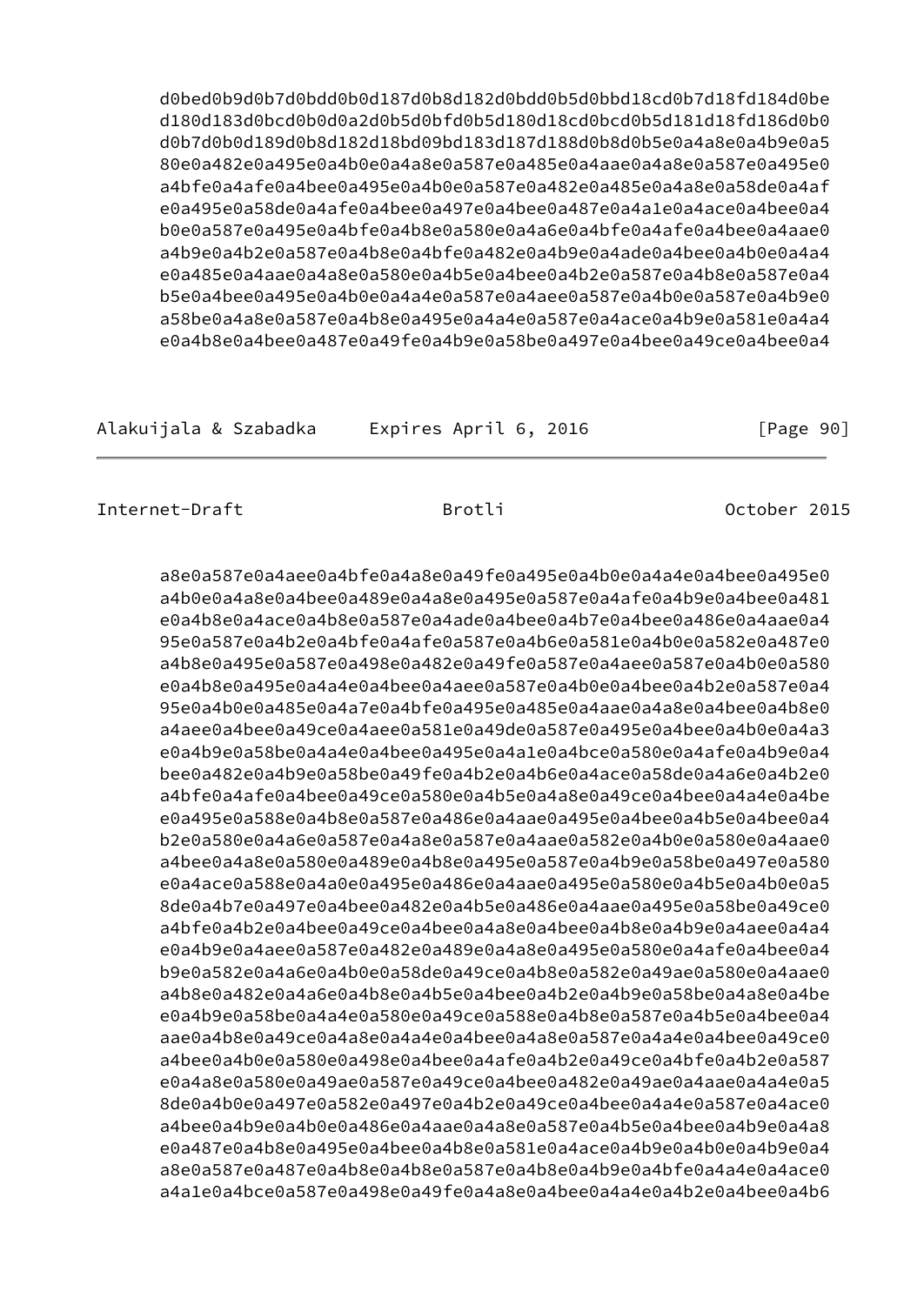```
      d0bed0b9d0b7d0bdd0b0d187d0b8d182d0bdd0b5d0bbd18cd0b7d18fd184d0be
      d180d183d0bcd0b0d0a2d0b5d0bfd0b5d180d18cd0bcd0b5d181d18fd186d0b0
      d0b7d0b0d189d0b8d182d18bd09bd183d187d188d0b8d0b5e0a4a8e0a4b9e0a5
      80e0a482e0a495e0a4b0e0a4a8e0a587e0a485e0a4aae0a4a8e0a587e0a495e0
      a4bfe0a4afe0a4bee0a495e0a4b0e0a587e0a482e0a485e0a4a8e0a58de0a4af
      e0a495e0a58de0a4afe0a4bee0a497e0a4bee0a487e0a4a1e0a4ace0a4bee0a4
      b0e0a587e0a495e0a4bfe0a4b8e0a580e0a4a6e0a4bfe0a4afe0a4bee0a4aae0
      a4b9e0a4b2e0a587e0a4b8e0a4bfe0a482e0a4b9e0a4ade0a4bee0a4b0e0a4a4
      e0a485e0a4aae0a4a8e0a580e0a4b5e0a4bee0a4b2e0a587e0a4b8e0a587e0a4
      b5e0a4bee0a495e0a4b0e0a4a4e0a587e0a4aee0a587e0a4b0e0a587e0a4b9e0
      a58be0a4a8e0a587e0a4b8e0a495e0a4a4e0a587e0a4ace0a4b9e0a581e0a4a4
      e0a4b8e0a4bee0a487e0a49fe0a4b9e0a58be0a497e0a4bee0a49ce0a4bee0a4
```

```
      a8e0a587e0a4aee0a4bfe0a4a8e0a49fe0a495e0a4b0e0a4a4e0a4bee0a495e0
      a4b0e0a4a8e0a4bee0a489e0a4a8e0a495e0a587e0a4afe0a4b9e0a4bee0a481
      e0a4b8e0a4ace0a4b8e0a587e0a4ade0a4bee0a4b7e0a4bee0a486e0a4aae0a4
      95e0a587e0a4b2e0a4bfe0a4afe0a587e0a4b6e0a581e0a4b0e0a582e0a487e0
      a4b8e0a495e0a587e0a498e0a482e0a49fe0a587e0a4aee0a587e0a4b0e0a580
      e0a4b8e0a495e0a4a4e0a4bee0a4aee0a587e0a4b0e0a4bee0a4b2e0a587e0a4
      95e0a4b0e0a485e0a4a7e0a4bfe0a495e0a485e0a4aae0a4a8e0a4bee0a4b8e0
      a4aee0a4bee0a49ce0a4aee0a581e0a49de0a587e0a495e0a4bee0a4b0e0a4a3
      e0a4b9e0a58be0a4a4e0a4bee0a495e0a4a1e0a4bce0a580e0a4afe0a4b9e0a4
      bee0a482e0a4b9e0a58be0a49fe0a4b2e0a4b6e0a4ace0a58de0a4a6e0a4b2e0
      a4bfe0a4afe0a4bee0a49ce0a580e0a4b5e0a4a8e0a49ce0a4bee0a4a4e0a4be
      e0a495e0a588e0a4b8e0a587e0a486e0a4aae0a495e0a4bee0a4b5e0a4bee0a4
      b2e0a580e0a4a6e0a587e0a4a8e0a587e0a4aae0a582e0a4b0e0a580e0a4aae0
      a4bee0a4a8e0a580e0a489e0a4b8e0a495e0a587e0a4b9e0a58be0a497e0a580
      e0a4ace0a588e0a4a0e0a495e0a486e0a4aae0a495e0a580e0a4b5e0a4b0e0a5
      8de0a4b7e0a497e0a4bee0a482e0a4b5e0a486e0a4aae0a495e0a58be0a49ce0
      a4bfe0a4b2e0a4bee0a49ce0a4bee0a4a8e0a4bee0a4b8e0a4b9e0a4aee0a4a4
      e0a4b9e0a4aee0a587e0a482e0a489e0a4a8e0a495e0a580e0a4afe0a4bee0a4
      b9e0a582e0a4a6e0a4b0e0a58de0a49ce0a4b8e0a582e0a49ae0a580e0a4aae0
      a4b8e0a482e0a4a6e0a4b8e0a4b5e0a4bee0a4b2e0a4b9e0a58be0a4a8e0a4be
      e0a4b9e0a58be0a4a4e0a580e0a49ce0a588e0a4b8e0a587e0a4b5e0a4bee0a4
      aae0a4b8e0a49ce0a4a8e0a4a4e0a4bee0a4a8e0a587e0a4a4e0a4bee0a49ce0
      a4bee0a4b0e0a580e0a498e0a4bee0a4afe0a4b2e0a49ce0a4bfe0a4b2e0a587
      e0a4a8e0a580e0a49ae0a587e0a49ce0a4bee0a482e0a49ae0a4aae0a4a4e0a5
      8de0a4b0e0a497e0a582e0a497e0a4b2e0a49ce0a4bee0a4a4e0a587e0a4ace0
      a4bee0a4b9e0a4b0e0a486e0a4aae0a4a8e0a587e0a4b5e0a4bee0a4b9e0a4a8
      e0a487e0a4b8e0a495e0a4bee0a4b8e0a581e0a4ace0a4b9e0a4b0e0a4b9e0a4
      a8e0a587e0a487e0a4b8e0a4b8e0a587e0a4b8e0a4b9e0a4bfe0a4a4e0a4ace0
      a4a1e0a4bce0a587e0a498e0a49fe0a4a8e0a4bee0a4a4e0a4b2e0a4bee0a4b6
```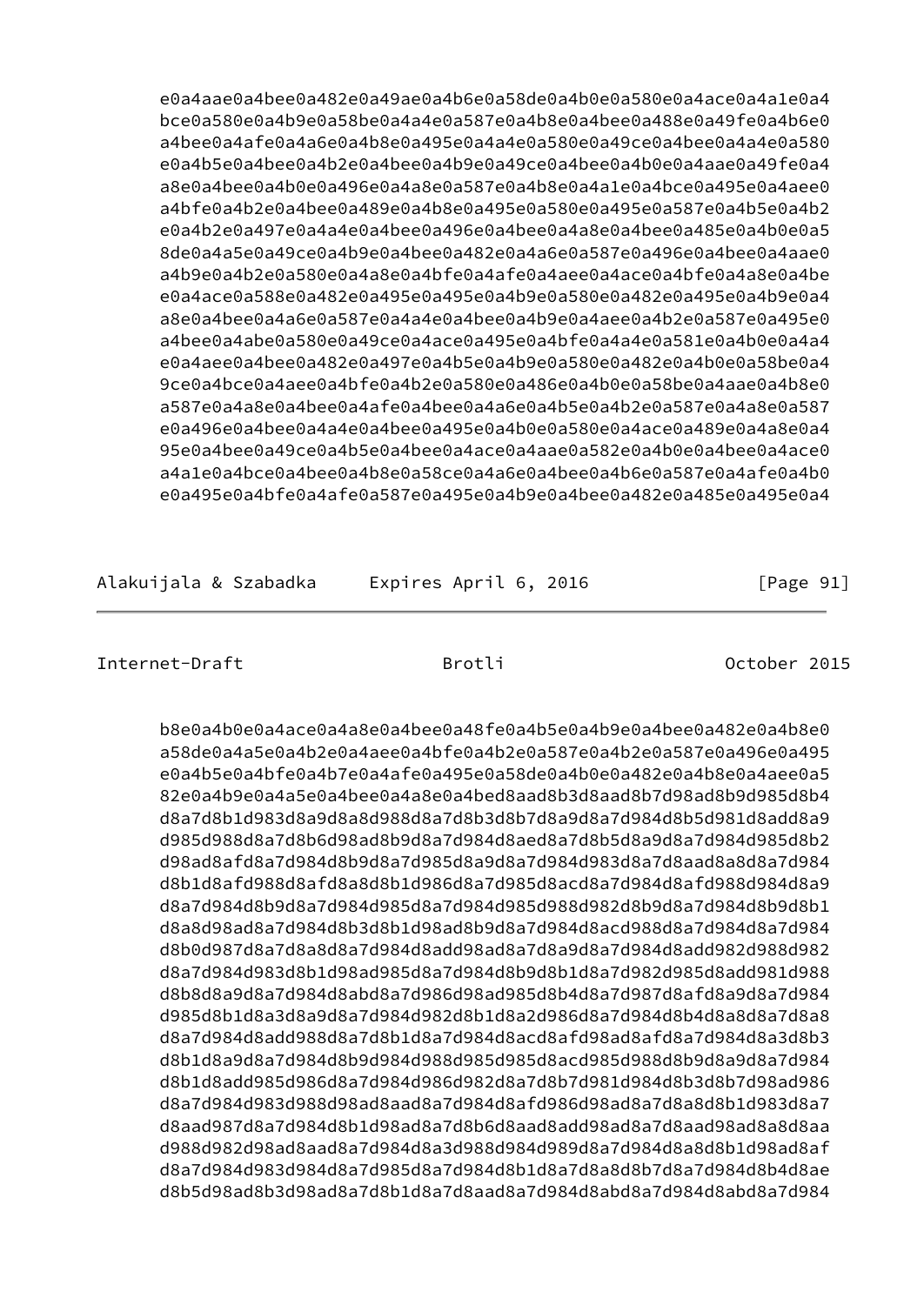```
e0a4aae0a4bee0a482e0a49ae0a4b6e0a58de0a4b0e0a580e0a4ace0a4a1e0a4
bce0a580e0a4b9e0a58be0a4a4e0a587e0a4b8e0a4bee0a488e0a49fe0a4b6e0
a4bee0a4afe0a4a6e0a4b8e0a495e0a4a4e0a580e0a49ce0a4bee0a4a4e0a580
e0a4b5e0a4bee0a4b2e0a4bee0a4b9e0a49ce0a4bee0a4b0e0a4aae0a49fe0a4
a8e0a4bee0a4b0e0a496e0a4a8e0a587e0a4b8e0a4a1e0a4bce0a495e0a4aee0
a4bfe0a4b2e0a4bee0a489e0a4b8e0a495e0a580e0a495e0a587e0a4b5e0a4b2
e0a4b2e0a497e0a4a4e0a4bee0a496e0a4bee0a4a8e0a4bee0a485e0a4b0e0a5
8de0a4a5e0a49ce0a4b9e0a4bee0a482e0a4a6e0a587e0a496e0a4bee0a4aae0
a4b9e0a4b2e0a580e0a4a8e0a4bfe0a4afe0a4aee0a4ace0a4bfe0a4a8e0a4be
e0a4ace0a588e0a482e0a495e0a495e0a4b9e0a580e0a482e0a495e0a4b9e0a4
a8e0a4bee0a4a6e0a587e0a4a4e0a4bee0a4b9e0a4aee0a4b2e0a587e0a495e0
a4bee0a4abe0a580e0a49ce0a4ace0a495e0a4bfe0a4a4e0a581e0a4b0e0a4a4
e0a4aee0a4bee0a482e0a497e0a4b5e0a4b9e0a580e0a482e0a4b0e0a58be0a4
9ce0a4bce0a4aee0a4bfe0a4b2e0a580e0a486e0a4b0e0a58be0a4aae0a4b8e0
a587e0a4a8e0a4bee0a4afe0a4bee0a4a6e0a4b5e0a4b2e0a587e0a4a8e0a587
e0a496e0a4bee0a4a4e0a4bee0a495e0a4b0e0a580e0a4ace0a489e0a4a8e0a4
95e0a4bee0a49ce0a4b5e0a4bee0a4ace0a4aae0a582e0a4b0e0a4bee0a4ace0
a4a1e0a4bce0a4bee0a4b8e0a58ce0a4a6e0a4bee0a4b6e0a587e0a4afe0a4b0
e0a495e0a4bfe0a4afe0a587e0a495e0a4b9e0a4bee0a482e0a485e0a495e0a4
```

```
b8e0a4b0e0a4ace0a4a8e0a4bee0a48fe0a4b5e0a4b9e0a4bee0a482e0a4b8e0
a58de0a4a5e0a4b2e0a4aee0a4bfe0a4b2e0a587e0a4b2e0a587e0a496e0a495
e0a4b5e0a4bfe0a4b7e0a4afe0a495e0a58de0a4b0e0a482e0a4b8e0a4aee0a5
82e0a4b9e0a4a5e0a4bee0a4a8e0a4bed8aad8b3d8aad8b7d98ad8b9d985d8b4
d8a7d8b1d983d8a9d8a8d988d8a7d8b3d8b7d8a9d8a7d984d8b5d981d8add8a9
d985d988d8a7d8b6d98ad8b9d8a7d984d8aed8a7d8b5d8a9d8a7d984d985d8b2
d98ad8afd8a7d984d8b9d8a7d985d8a9d8a7d984d983d8a7d8aad8a8d8a7d984
d8b1d8afd988d8afd8a8d8b1d986d8a7d985d8acd8a7d984d8afd988d984d8a9
d8a7d984d8b9d8a7d984d985d8a7d984d985d988d982d8b9d8a7d984d8b9d8b1
d8a8d98ad8a7d984d8b3d8b1d98ad8b9d8a7d984d8acd988d8a7d984d8a7d984
d8b0d987d8a7d8a8d8a7d984d8add98ad8a7d8a9d8a7d984d8add982d988d982
d8a7d984d983d8b1d98ad985d8a7d984d8b9d8b1d8a7d982d985d8add981d988
d8b8d8a9d8a7d984d8abd8a7d986d98ad985d8b4d8a7d987d8afd8a9d8a7d984
d985d8b1d8a3d8a9d8a7d984d982d8b1d8a2d986d8a7d984d8b4d8a8d8a7d8a8
d8a7d984d8add988d8a7d8b1d8a7d984d8acd8afd98ad8afd8a7d984d8a3d8b3
d8b1d8a9d8a7d984d8b9d984d988d985d985d8acd985d988d8b9d8a9d8a7d984
d8b1d8add985d986d8a7d984d986d982d8a7d8b7d981d984d8b3d8b7d98ad986
d8a7d984d983d988d98ad8aad8a7d984d8afd986d98ad8a7d8a8d8b1d983d8a7
d8aad987d8a7d984d8b1d98ad8a7d8b6d8aad8add98ad8a7d8aad98ad8a8d8aa
d988d982d98ad8aad8a7d984d8a3d988d984d989d8a7d984d8a8d8b1d98ad8af
d8a7d984d983d984d8a7d985d8a7d984d8b1d8a7d8a8d8b7d8a7d984d8b4d8ae
d8b5d98ad8b3d98ad8a7d8b1d8a7d8aad8a7d984d8abd8a7d984d8abd8a7d984
```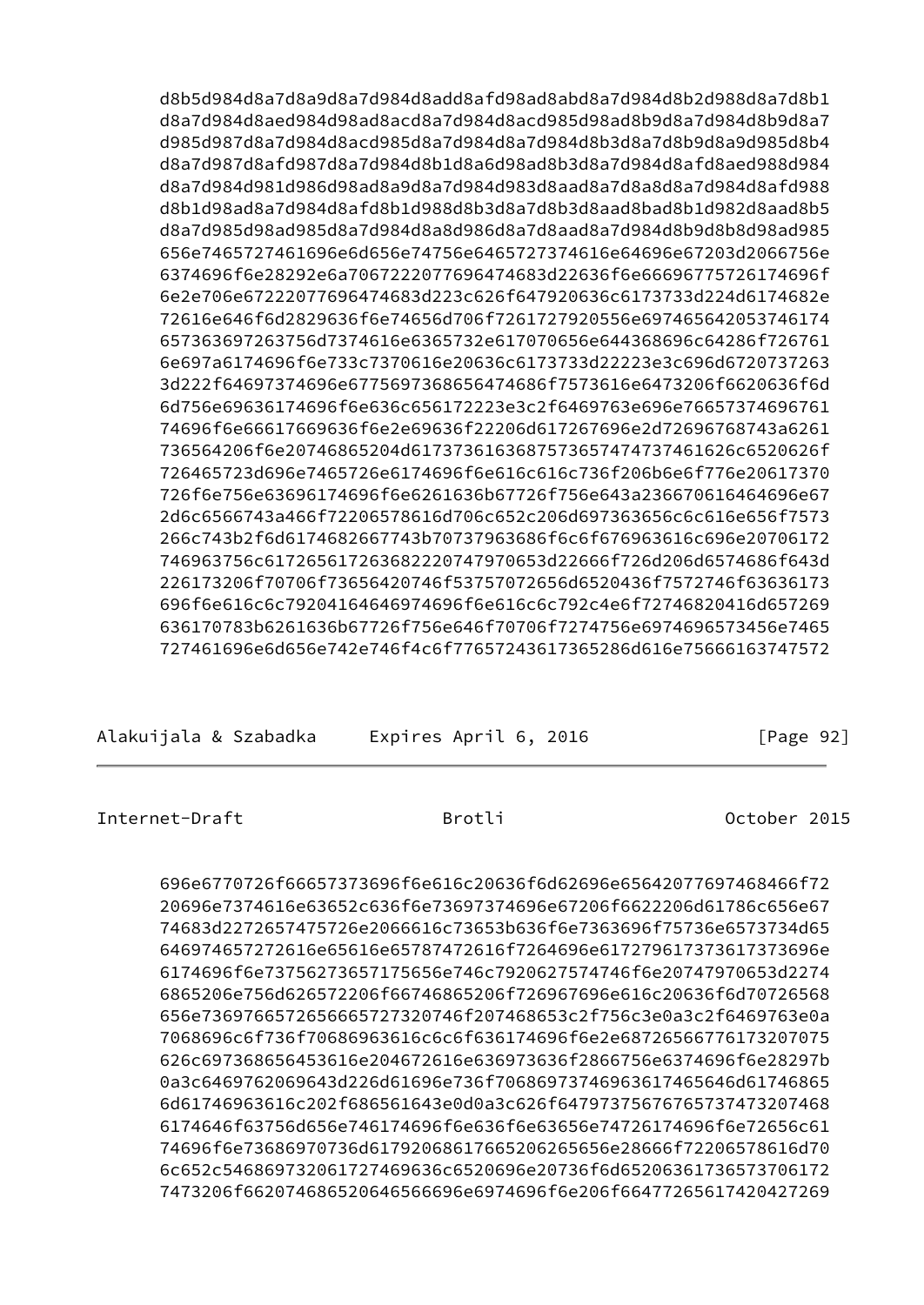```
d8b5d984d8a7d8a9d8a7d984d8add8afd98ad8abd8a7d984d8b2d988d8a7d8b1
d8a7d984d8aed984d98ad8acd8a7d984d8acd985d98ad8b9d8a7d984d8b9d8a7
d985d987d8a7d984d8acd985d8a7d984d8a7d984d8b3d8a7d8b9d8a9d985d8b4
d8a7d987d8afd987d8a7d984d8b1d8a6d98ad8b3d8a7d984d8afd8aed988d984
d8a7d984d981d986d98ad8a9d8a7d984d983d8aad8a7d8a8d8a7d984d8afd988
d8b1d98ad8a7d984d8afd8b1d988d8b3d8a7d8b3d8aad8bad8b1d982d8aad8b5
d8a7d985d98ad985d8a7d984d8a8d986d8a7d8aad8a7d984d8b9d8b8d98ad985
656e7465727461696e6d656e74756e6465727374616e64696e67203d2066756e
6374696f6e28292e6a7067222077696474683d22636f6e66696775726174696f
6e2e706e67222077696474683d223c626f647920636c6173733d224d6174682e
72616e646f6d2829636f6e74656d706f7261727920556e697465642053746174
657363697263756d7374616e6365732e617070656e644368696c64286f726761
6e697a6174696f6e733c7370616e20636c6173733d22223e3c696d6720737263
3d222f64697374696e6775697368656474686f7573616e6473206f6620636f6d
6d756e69636174696f6e636c656172223e3c2f6469763e696e76657374696761
74696f6e66617669636f6e2e69636f22206d617267696e2d72696768743a6261
736564206f6e20746865204d617373616368757365747474737461626c652062
6f726465723d696e7465726e6174696f6e616c616c736f206b6e6f776e20617370
726f6e756e63696174696f6e6261636b67726f756e643a236670616464696e67
2d6c6566743a466f72206578616d706c652c206d697363656c6c616e656f7573
266c743b2f6d6174682667743b70737963686f6c6f676963616c696e20706172
746963756c617265617263682220747970653d22666f726d206d6574686f643d
226173206f70706f73656420746f53757072656d6520436f7572746f63636173
696f6e616c6c79204164646974696f6e616c6c792c4e6f72746820416d657269
636170783b6261636b67726f756e646f70706f7274756e6974696573456e7465
727461696e6d656e742e746f4c6f77657243617365286d616e75666163747572
```

```
696e6770726f66657373696f6e616c20636f6d62696e65642077697468466f72
20696e7374616e63652c636f6e73697374696e67206f6622206d61786c656e67
74683d2272657475726e2066616c73653b636f6e7363696f75736e6573734d65
646974657272616e65616e65787472616f7264696e617279617373617373696e
6174696f6e73756273657175656e746c7920627574746f6e20747970653d2274
6865206e756d626572206f6674686520726967696e616c20636f6d7072656865
6e73697665726566657273207420746f20746865203c2f756c3e0a3c2f6469763e0a
7068696c6f736f70686963616c6c6f636174696f6e2e68726566776173207075
626c697368656453616e204672616e636973636f2866756e6374696f6e28297b
0a3c6469762069643d226d61696e736f706869737469636174656d61746865
6d61746963616c202f686561643e0d0a3c626f647973756767657374732074686
6174646f63756d656e746174696f6e636f6e63656e74726174696f6e72656c61
74696f6e73686970736d6179206861766520626565e28666f72206578616d70
6c652c546869732061727469636c6520696e20736f6d652063617365737061
7473206f662074686520646566696e6974696f6e206f66477265617420427269
```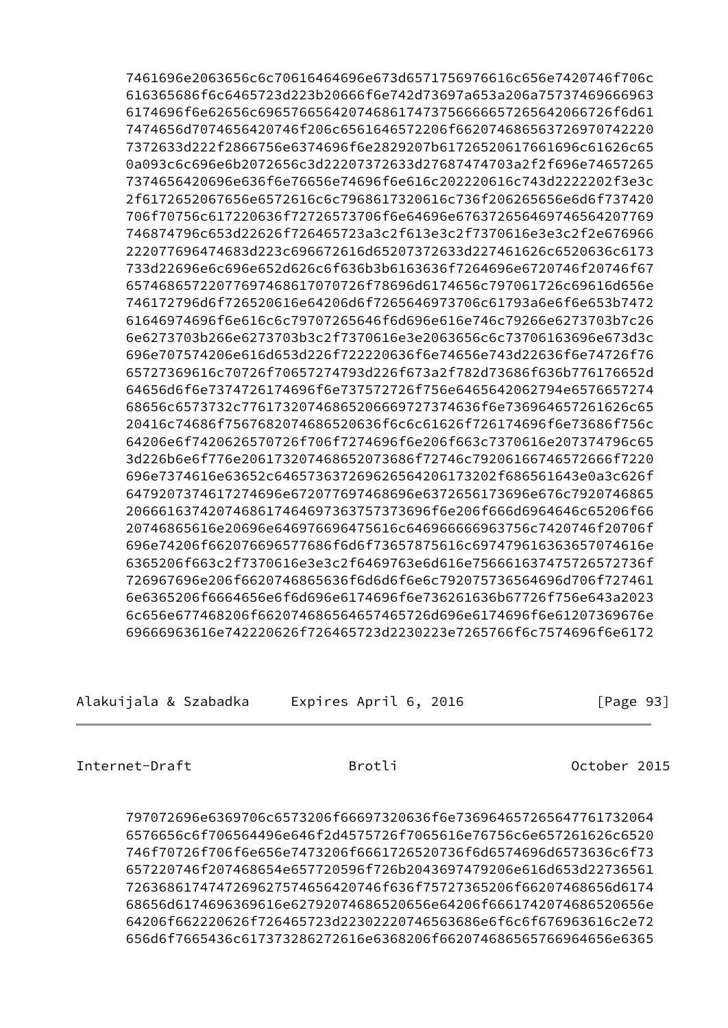```
7461696e2063656c6c70616464696e673d6571756976616c656e7420746f706c
616365686f6c6465723d223b20666f6e742d73697a653a206a75737469666963
6174696f6e62656c696576656420746861747375666665726564066726f6d61
7474656d7074656420746f206c6561646572206f662074686563726970742220
7372633d222f2866756e6374696f6e2829207b6172652061766169616c626c65
0a093c6c696e6b2072656c3d22207372633d27687474703a2f2f696e74657265
7374656420696e636f6e76656e74696f6e616c202220616c743d2222202f3e3c
2f6172652067656e6572616c6c7968617320616c736f206265656e6d6f737420
706f70756c617220636f72726573706f6e64696e67637265646974656420776
746874796c653d22626f726465723a3c2f613e3c2f7370616e3e3c2f2e676966
222077696474683d223c696672616d65207372633d227461626c6520636c6173
733d22696e6c696e652d626c6f636b3b6163636f7264696e6720746f20746f67
657468657220776974687468617070726f78696d6174656c797061726c69616d656e
746172796d6f726520616e64206d6f7265646973706c61793a6e6f6e653b7472
61646974696f6e616c6c79707265646f6d696e616e746c79266e6273703b7c26
6e6273703b266e6273703b3c2f7370616e3e2063656c6c73706163696e673d3c
696e707574206e616d653d226f722220636f6e74656e743d22636f6e74726f76
65727369616c70726f70657274793d226f673a2f782d73686f636b776176652d
64656d6f6e7374726174696f6e737572726f756e6465642062794e6576657274
68656c6573732c7761732074686520666972737420636f6e736964657261626c65
20416c74686f7567682074686520636f6c6c61626f726174696f6e73686f756c
64206e6f7420626570726f706f7274696f6e206f663c7370616e207374796c65
3d226b6e6f776e206173207468652073686f72746c79206166746572666f7220
696e7374616e63652c646573637269626564206173202f686561643e0a3c626f
6479207374617274696e672077697468696e6372656173696e676c7920746865
2066616374207468617464697363757373696f6e206f666d6964646c65206f66
20746865616e20696e646976696475616c646966666963756c7420746f706f
696e74206f662076696577686f6d6f73657875616c697479616363657074616e
6365206f663c2f7370616e3e3c2f6469763e6d616e756661637475726572736f
726967696e206f6620746865636f6d6d6f6e6c79207573656464696d706f727461
6e6365206f6664656e6f6d696e6174696f6e736261636b67726f756e643a2023
6c656e677468206f6620746865646574657265726d696e6174696f6e61207369676e
69666963616e742220626f726465723d2230223e7265766f6c7574696f6e6172
```

```
797072696e6369706c6573206f66697320636f6e736964657265647761732064
6576656c6f706564496e646f2d4575726f7065616e76756c6e657261626c6520
746f70726f706f6e656e7473206f6661726520736f6d6574696d6573636c6f73
657220746f207468654e657720596f726b2043697479206e616d653d22736561
7263686174747269627574656420746f636f7572736520666f72207468656d6174
68656d6174696369616e627920746865656e64206f66617420746865656e
64206f662220626f726465723d22302220746563686e6f6c6f676963616c2e72
656d6f7665436c617373286272616e6368206f66207468656576696465656e6365
```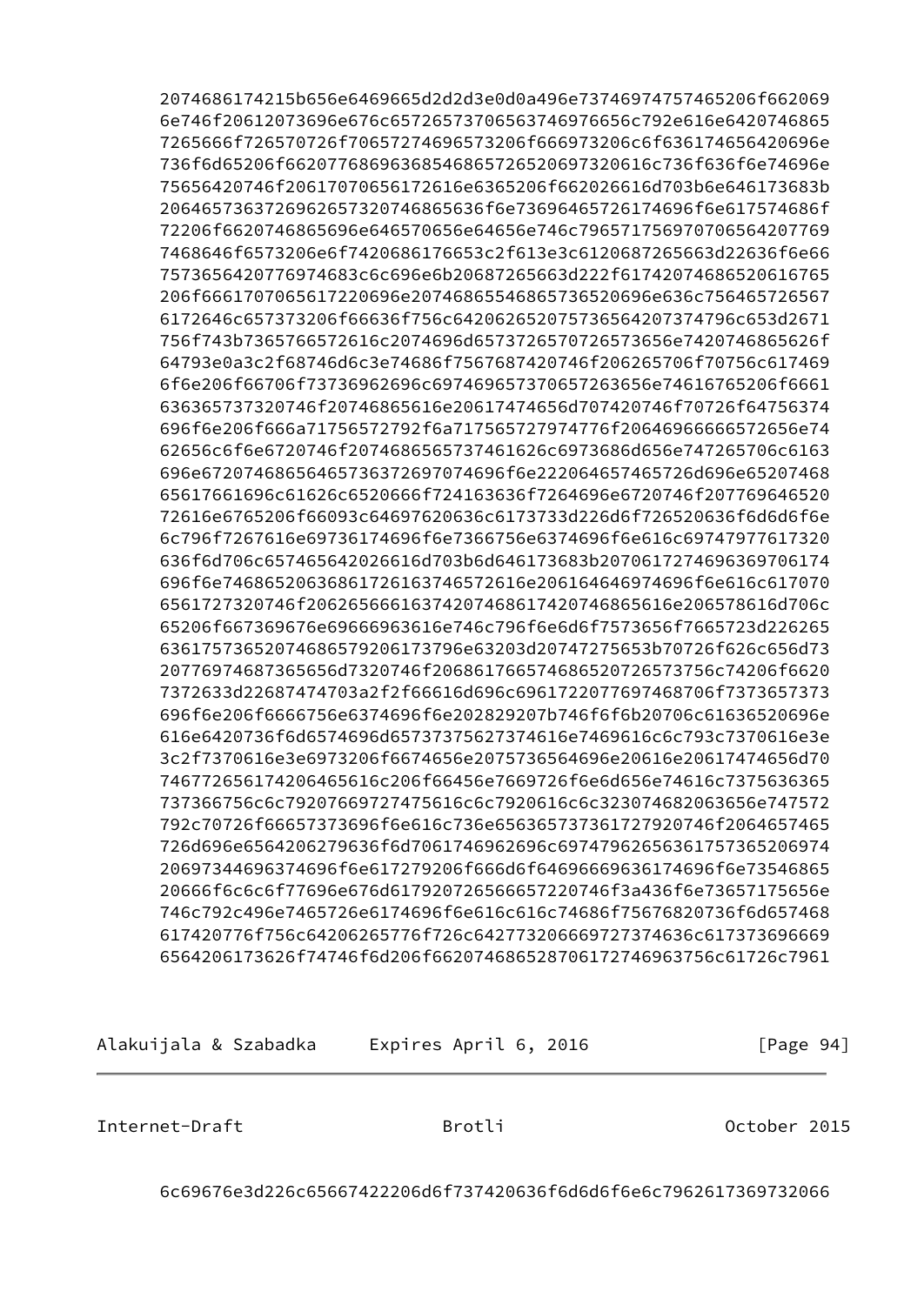```
2074686174215b656e6469665d2d2d3e0d0a496e73746974757465206f662069
6e746f20612073696e676c6572657370656374697656c792e616e6420746865
7265666f726570726f70657274696573206f666973206c6f636174656420696e
736f6d65206f6620776869636854686572652069732061736f636f6e74696e
75656420746f2061707065617261616e6365206f662026616d703b6e646173683b
2064657363726962657320746865636f6e73696465726174696f6e617574686f
72206f6620746865696e646570656e64656e746c7965717569707065642077769
7468646f6573206e6f7420686176653c2f613e3c6120687265663d22636f6e66
7573656420776974683c6c696e6b20687265663d222f6174207468652061676
5206f6661707065617220696e207468655468657365206172656a6e636c756465726567
6172646c657373206f66636f756420626520757365642073747796c653d2671
756f743b7365766572616c2074696d6573726570726573656e7420746865626f
64793e0a3c2f68746d6c3e74686f7567687420746f20706f70756c617469
6f6e206f66706f73736962696c697469657370657263656e74616765206f6661
636365737320746f20746865616e20617474656d707420746f70726f64756374
696f6e206f666a71756572792f6a717565727974776f20646966666572656e74
62656c6f6e6720746f2074686565737461626c6973686d656e747265706c6163
696e67746865646573637269707469f6e222064657465726d696e65207468
65617661696c61626c6520666f724163636f7264696e6720746f207769646520
72616e6765206f66093c64697620636c6173733d226d6f726520636f6d6d6f6e
6c796f7267616e69736174696f6e7366756e6374696f6e616c69747977617320
636f6d706c657465642026616d703b6d646173683b207061727469636970617
696f6e746865206368617261637465726616e206164646974696f6e616c617070
6561727320746f20626566616374207468617420746865616e206578616d706c
65206f667369676e69666963616e746c796f6e6d6f7573656f7665723d226265
6361757365207468657920617379e63203d20747275653b70726f626c656d73
20776974687365656d7320746f20686176657468652726573756c74206f6620
7372633d22687474703a2f2f66616d696c6961722077697468706f7373657373
696f6e206f6666756e6374696f6e202829207b746f6f6b20706c61636520696e
616e6420736f6d6574696d6573737562737461e7469616c6c793c7370616e3e
3c2f7370616e3e6973206f6674656e2075736564696e20616e20617474656d70
7467726561742064656c206f66456e7669726f6e6d656e74616c7375636365
737366756c6c792076697274756c6c7920616c6c323074682063656e747572
792c70726f66657373696f6e616c736e65636573736172792720746f2064657465
726d696e6564206279636f6d7061746962696c69747962656361757365206974
20697344696374696f6e617279206f666d6f64696669636174696f6e73546865
20666f6c6c6f77696e67d61792072656665722e746f3a436f6e73657175656e
746c792c496e7465726e6174696f6e616c616c74686f75676820736f6d657468
617420776f756c6420626577f726c642773206669727374636c617373696669
6564206173626f74746f6d206f66207468652870617274696356c61726c7961
6c69676e3d226c65667422206d6f737420636f6d6d6f6e6c796261736973206
```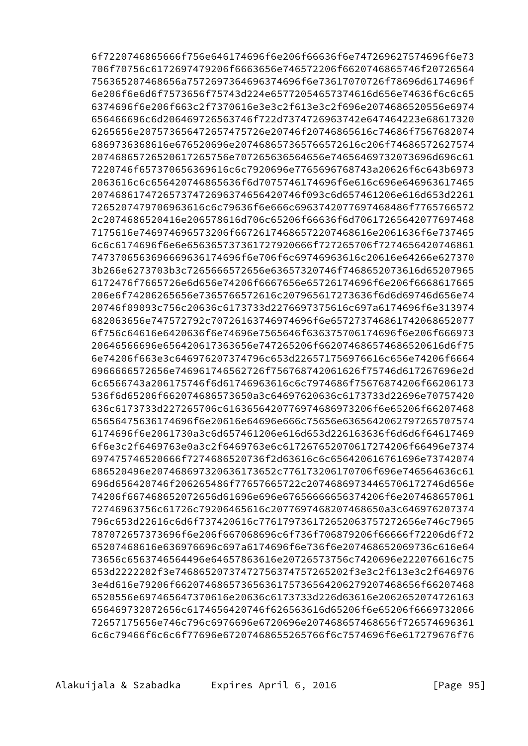```
6f7220746865666f756e646174696f6e206f66636f6e747269627574696f6e73
706f70756c6172697479206f6663656e746572206f6620746865746f20726564
756365207468656a7572697364696374696f6e73617070726f78696d6174696f
6e206f6e6d6f7573656f75743d224e6577205465737461d656e74636f6c6c65
6374696f6e206f663c2f7370616e3e3c2f613e3c2f696e2074686520556e6974
656466696c6d20646972656374f722d7374726963742e647464223e68617320
6265656e207573656472657475726e20746f20746865616c74686f7567682074
6869736368616e676520696e207468657365766572616c206f74686572627574
20746865726520617265756e707265636564656e7465646973207369d696c61
7220746f657370656369616c7920696e7765696768743a20626f6c643b6973
2063616c6c656420746865636f6d7075746174696f6e616c696e646963617465
2074686174726573747269637465642074f093c6d657461206e616d653d2261
7265207479706963616c79636f6e666c6963742077697468486f7765766572
2c2074686520416e206578616d706c65206f66636f6d7061726564207769468
7175616e746974696573206f667261746865722074686e2061636e737465
6c6c6174696f6e6e656365737361727920666f727265706f7274656420746861
747370656369666963617469f6e706f6c69746963616c20616e64266e627370
3b266e6273703b3c7265666572656e63657320746f7468652073616d65207965
6172476f7665726e6d656e74206f6667656e65726174696f6e206f6668617665
206e6f74206265656e7365766572616c207965617273636f6d6d69746d656e74
20746f09093c756c20636c6173733d2276697375616c697a6174696f6e313974
682063656e747572792c707261637469746696f6e657273746861742068652077
6f756c64616e6420636f6e74696e7565646f636375706174696f6e206f666973
20646566696e656420617363656e747265206f6620746865746865206616d6f75
6e74206f663e3c646976207374796c653d226571756976616c656e74206f6664
6966666572656e746961746562726f756768742061626f75746d617267696e2d
6c6566743a206175746f6d61746963616c7974686f75676874206f66206173
536f6d65206f662074686573650a3c64697620636c6173733d22696e70757420
636c6173733d227265706c6163656420776974686973206f6e65206f66207468
65656475636174696f6e20616e64696e666c75656e63656420627972657075
6174696f6e2061730a3c6d657461206e616d653d226163636f6d6d6f64617469
6f6e3c2f6469763e0a3c2f6469763e6c617267652070617274206f66496e7374
697475746520666f7274686520736f2d63616c6c656420616761696e73742074
686520496e207468697320636173652c776173206170706f696e746564636c61
696d656420746f206265486f77657665722c2074686973446570617274d656e
74206f667468652072656d61696e696e67656666656374206f6e207468657061
72746963756c61726c79206465616c2077697468207468650a3c646976207374
796c653d22616c6d6f737420616c7761797361726520637572726e746c7965
787072657373696f6e206f667068696c6f736f706879206f66666f72206d6f72
65207468616e636976696c697a6174696f6e736f6e207468652069736c616e64
73656c6563746564496e64657863616e20726573756c7420696e222076616c75
653d2222202f3e7468652073747275637475726520202f3e3c2f613e3c2f646976
3e4d616e79206f6620746865736563617573656420627920746865f66207468
6520556e697465647370616e20636c6173733d226d63616e2062652074726163
656469732072656c6174656420746f626563616d65206f6e65206f6669732066
72657175656e746c796c6976696e6720696e207468656f726574696361
6c6c79466f6c6c6f77696e67207468655265766f6c7574696f6e617279676f76
```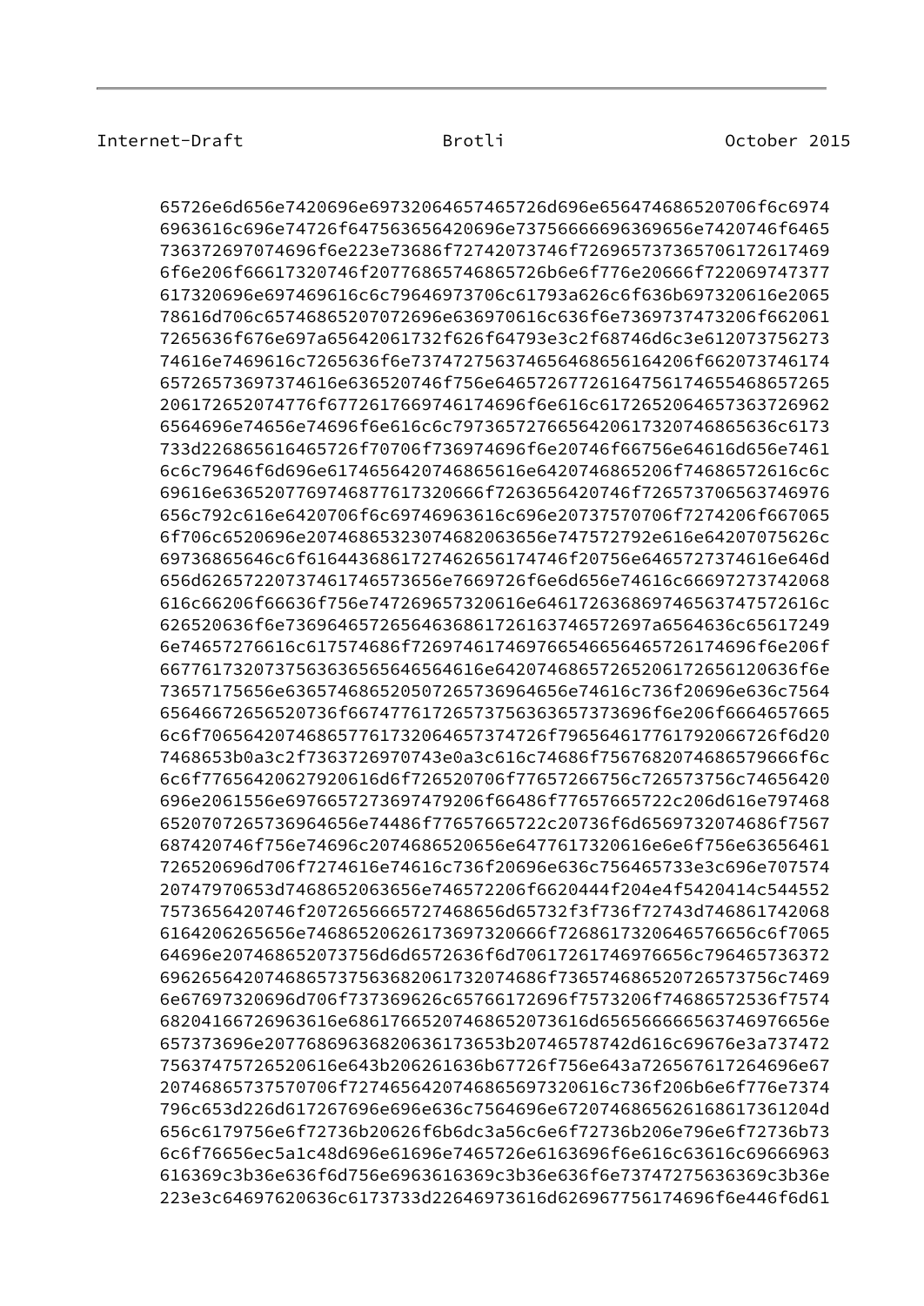```
65726e6d656e7420696e69732064657465726d696e656474686520706f6c6974
6963616c696e74726f647563656420696e73756666696369656e7420746f6465
736372697074696f6e223e73686f72742073746f72696573737365706172617469
6f6e206f66617320746f20776865746865726b6e6f776e20666f722069747377
617320696e697469616c79646973706c61793a626c6f636b697320616e2065
78616d706c65746865207072696e636970616c6f6e7369737473206f662061
7265636f676e697a65642061732f626f64793e3c2f68746d6c3e612073756273
74616e7469616c7265636f6e73747275637465646865616420666207374617
6572657369737461636520746f756e6465726772616475617465546865726520
206172652074776f6772617669746174696f6e616c617265206465736372962
6564696e74656e74696f6e616c7973657276656420617320746865636c6173
733d226865616465726f70706f736974696f6e20746f66756e64616d656e7461
6c6c79646f6d696e617465642061746865616e6420746865206f74686572616c6c
69616e636520776173746869677320666f7263656420746f726573706563746976
656c792c616e6420706f6c6974963616c696e20737570706f7274206f667065
6f706c6520696e207468653230746682063656e747572792e616e64207075626c
69736865646c6f616e436861727462656174746f20756e6465727374616e646d
656d626572737461746573656e7669726f6e6d656e74616c66697273742068
616c66206f66636f756e747269657320616e646172636869746563747572616c
626520636f6e7369646572656463686172616374657269a6564636c65617249
6e74657276616c617574686f726974617469766546656465726174696f6e206f
6677617320737563636565646564616e6420746865726520617265612636f6e
73657175656e6365746865205072657369646e656e74616c736f20696e636c7564
65646672656520736f667477617265737563636573736f6e206f6664657665
6c6f706564207468657761732064657374726f79656461776179066726f6d20
7468653b0a3c2f7363726970743e0a3c616c74686f7567682074686579666f6c
6c6f7765642062792061d6f726520706f77657266756c726573756c74656420
696e2061556e6976657273697479206f66486f77657665722c206d616e797468
652070726573696465e74486f77657665722c20736f6d6569732074686f7567
687420746f756e74696c2074686520656e6477617320616e6e6f756e63656461
726520696d706f7274616e74616c736f20696e636c756465733e3c696e707574
20747970653d7468652063656e746572206f6620444f204e4f5420414c544552
7573656420746f207265666572657468656d65732f3f736f72743d746861742068
6164206265656e746865206261736973666f7268617320646576656c6f7065
64696e207468652073756d6d6572636f6d70617261746976656c796465736372
6962656420746865737563682061732074686f736574686520726573756c7469
6e67697320696d706f737369626c65766172696f7573206f74686572536f7574
6820416672963616e686176652074686520736d6565666656563746976656e
657373696e2077686963682063617365353b20746578742d616c69676e3a737472
75637475726520616e643b206261636b67726f756e643a726567617264696e67
20746865737570706f72746564207468656973206173736f206b6e6f776e7374
796c653d226d617267696e696e636c7564696e67207468656261686173612204d
656c6179756e6f72736b20626f6b6dc3a56c6e6f72736b206e796e6f72736b73
6c6f76656ec5a1c48d696e61696e7465726e6163696f6e616c63616c69666963
616369c3b36e636f6d756e6963616369c3b36e636f6e737472756363696c3b36e
223e3c64697620636c6173733d22646973616d626967756174696f6e446f6d61
```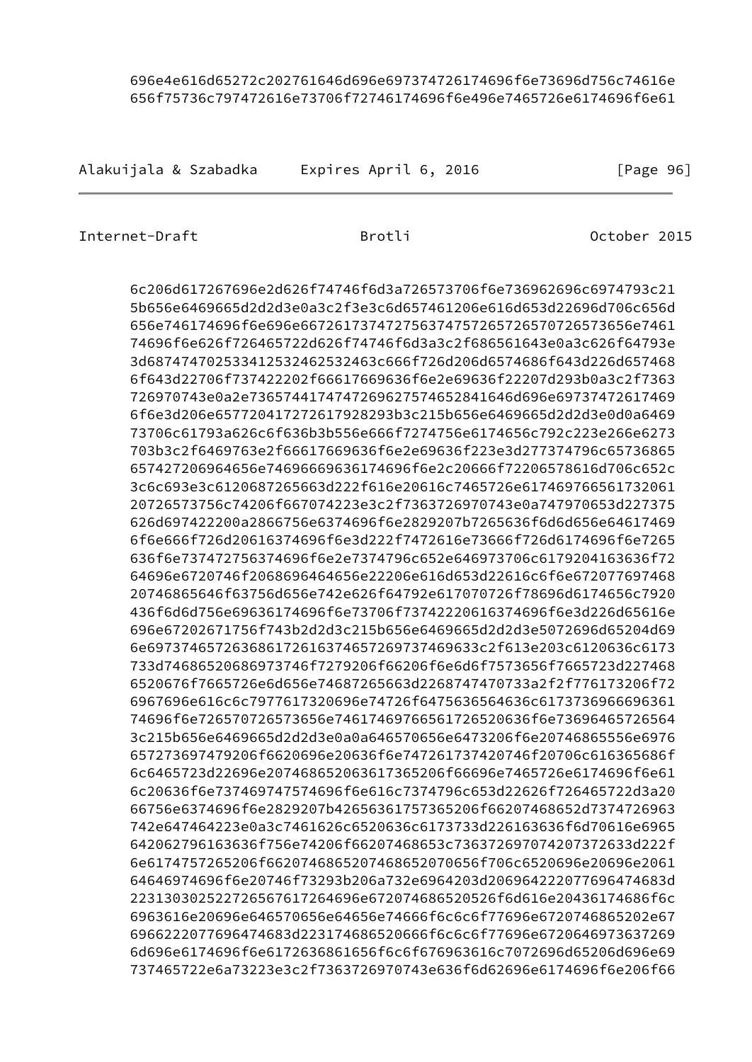```
      696e4e616d65272c202761646d696e697374726174696f6e73696d756c74616e
      656f75736c797472616e73706f72746174696f6e496e7465726e6174696f6e61
```

```
      6c206d617267696e2d626f74746f6d3a726573706f6e736962696c6974793c21
      5b656e6469665d2d2d3e0a3c2f3e3c6d657461206e616d653d22696d706c656d
      656e746174696f6e696e667261737472756374757265726570726573656e7461
      74696f6e626f726465722d626f74746f6d3a3c2f686561643e0a3c626f64793e
      3d687474702533412532462532463c666f726d206d6574686f643d226d657468
      6f643d22706f737422202f66617669636f6e2e69636f22207d293b0a3c2f7363
      726970743e0a2e7365744174747269627574652841646d696e69737472617469
      6f6e3d206e657720417272617928293b3c215b656e6469665d2d2d3e0d0a6469
      73706c61793a626c6f636b3b556e666f7274756e6174656c792c223e266e6273
      703b3c2f6469763e2f66617669636f6e2e69636f223e3d277374796c65736865
      657427206964656e74696669636174696f6e2c20666f72206578616d706c652c
      3c6c693e3c6120687265663d222f616e20616c7465726e617469766561732061
      20726573756c74206f667074223e3c2f7363726970743e0a747970653d227375
      626d697422200a2866756e6374696f6e2829207b7265636f6d6d656e64617469
      6f6e666f726d20616374696f6e3d222f7472616e73666f726d6174696f6e7265
      636f6e737472756374696f6e2e7374796c652e646973706c6179204163636f72
      64696e6720746f2068696464656e22206e616d653d22616c6f6e672077697468
      20646f63756d656e742e626f64792e617070726f78696d6174656c7920
      436f6d6d756e69636174696f6e73706f7374222061637469f6e3d226d65616e
      696e67202671756f743b2d2d3c215b656e6469665d2d2d3e5072696d65204d69
      6e6973746572636861726163746572697374696369c2f613e203c6120636c6173
      733d74686520686973746f7279206f66206f6e6d6f7573656f7665723d227468
      6520676f7665726e6d656e74687265663d2268747470733a2f2f776173206f72
      6967696e616c6c7977617320696e74726f6475636564636c6173736966696361
      74696f6e726570726573656e746174697665617265206f6e73696465726564
      3c215b656e6469665d2d2d3e0a0a646570656e6473206f6e20746865556e6976
      657273697479206f6620696e20636f6e747261737420746f706c616365686f
      6c6465723d22696e2074686520636173652066696e7465726e6174696f6e61
      6c20636f6e737469747574696f6e616c7374796c653d22626f726465723a20
      66756e6374696f6e2829207b42656361757365206f66207468652d7374726963
      742e647464223e0a3c7461626c6520636c6173733d226163636f6d70616e6965
      642062796163636f756e74206f66207468653c736372697074207372633d222f
      6e6174757265206f66207468652070656f706c6520696e20696e2061
      64646974696f6e20746f73293b206a732e6964203d206964222077696474683d
      223130302522726567617264696e672074686520526f6d616e20436174686f6c
      6963616e20696e646570656e64656e74666f6c6c6f77696e6720746865202e67
      6966222077696474683d223174686520666f6c6c6f77696e6720646973637269
      6d696e6174696f6e6172636861656f6c6f676963616c7072696d65206d696e69
      737465722e6a73223e3c2f7363726970743e636f6d62696e6174696f6e206f66
```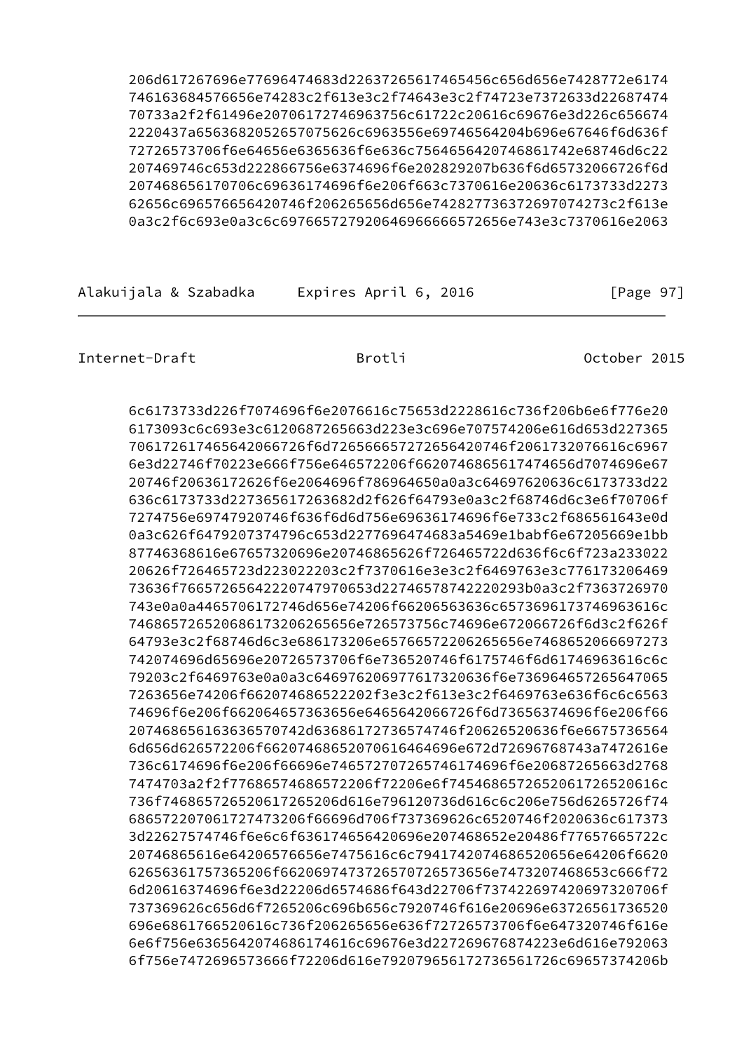```
206d617267696e77696474683d22637265617465456c656d656e7428772e6174
746163684576656e74283c2f613e3c2f74643e3c2f74723e7372633d22687474
70733a2f2f61496e20706172746963756c61722c20616c69676e3d226c656674
2220437a6563682052657075626c6963556e69746564204b696e67646f6d636f
72726573706f6e64656e6365636f6e636c7564656420746861742e68746d6c22
207469746c653d222866756e6374696f6e202829207b636f6d65732066726f6d
207468656170706c69636174696f6e206f663c7370616e20636c6173733d2273
62656c696576656420746f206265656d656e74282773637269707427293c2f613e
0a3c2f6c693e0a3c6c697665727920646966666572656e743e3c7370616e2063
```

```
6c6173733d226f7074696f6e2076616c75653d2228616c736f206b6e6f776e20
6173093c6c693e3c6120687265663d223e3c696e707574206e616d653d227365
706172617465642066726f6d726566657272656420746f2061732076616c6967
6e3d22746f70223e666f756e646572206f6620746865617474656d7074696e67
20746f20636172626f6e2064696f786964650a0a3c64697620636c6173733d22
636c6173733d227365617263682d2f626f64793e0a3c2f68746d6c3e6f70706f
7274756e69747920746f636f6d6d756e69636174696f6e733c2f686561643e0d
0a3c626f6479207374796c653d2277696474683a5469e1babf6e67205669e1bb
87746368616e67657320696e20746865626f726465722d636f6c6f723a233022
20626f726465723d223022203c2f7370616e3e3c2f6469763e3c776173206469
73636f7665726564222074797065653d227465787422293b0a3c2f7363726970
743e0a0a4465706172746d656e74206f66206563636c6573696173746963616c
7468657265206861732062656e6e726573756c74696e672066726f6d3c2f626f
64793e3c2f68746d6c3e686173206e65766572206265656e746865206669727374
742074696d65696e20726573706f6e736520746f6175746f6d61746963616c6c
79203c2f6469763e0a0a3c64697620697761732063f6e736964657265647065
7263656e74206f662074686522202f3e3c2f613e3c2f6469763e636f6c6c6563
74696f6e206f662064657363656e6465642066726f6d73656374696f6e206f66
207468656163636570742d636861727365746f20626520636f6e667573656564
6d656d626572206f6620746865207061646464696e672d72696768743a7472616e
736c6174696f6e206f66696e746572707265746174696f6e2068726563d2768
7474703a2f2f77686574686572206f72206e6f74546865726520617265206c
736f7468657265206172652065206d616e796120736d616c6c206e756d6265726f74
68657220706172747320666f696d706f737369626c6520746f2020636c617373
3d22627574746f6e6c6f636174656420696e207468652e20486f77657665722c
20746865616e64206576656e7475616c6c7941742074686520656e64206f6620
62656361757365206f6620697473726570726573656e7473207468653c666f72
6d20616374696f6e3d22206d6574686f643d22706f737422697420697320706f
737369626c656d6f7265206c696b656c7920746f616e20696e63726561736520
696e6861766520616c736f206265656e636f72726573706f6e647320746f616e
6e6f756e63656420746861746c69676e3d227269676874223e6d616e792063
6f756e7472696573666f72206d616e7920796561727365617273656172726c69657374206b
```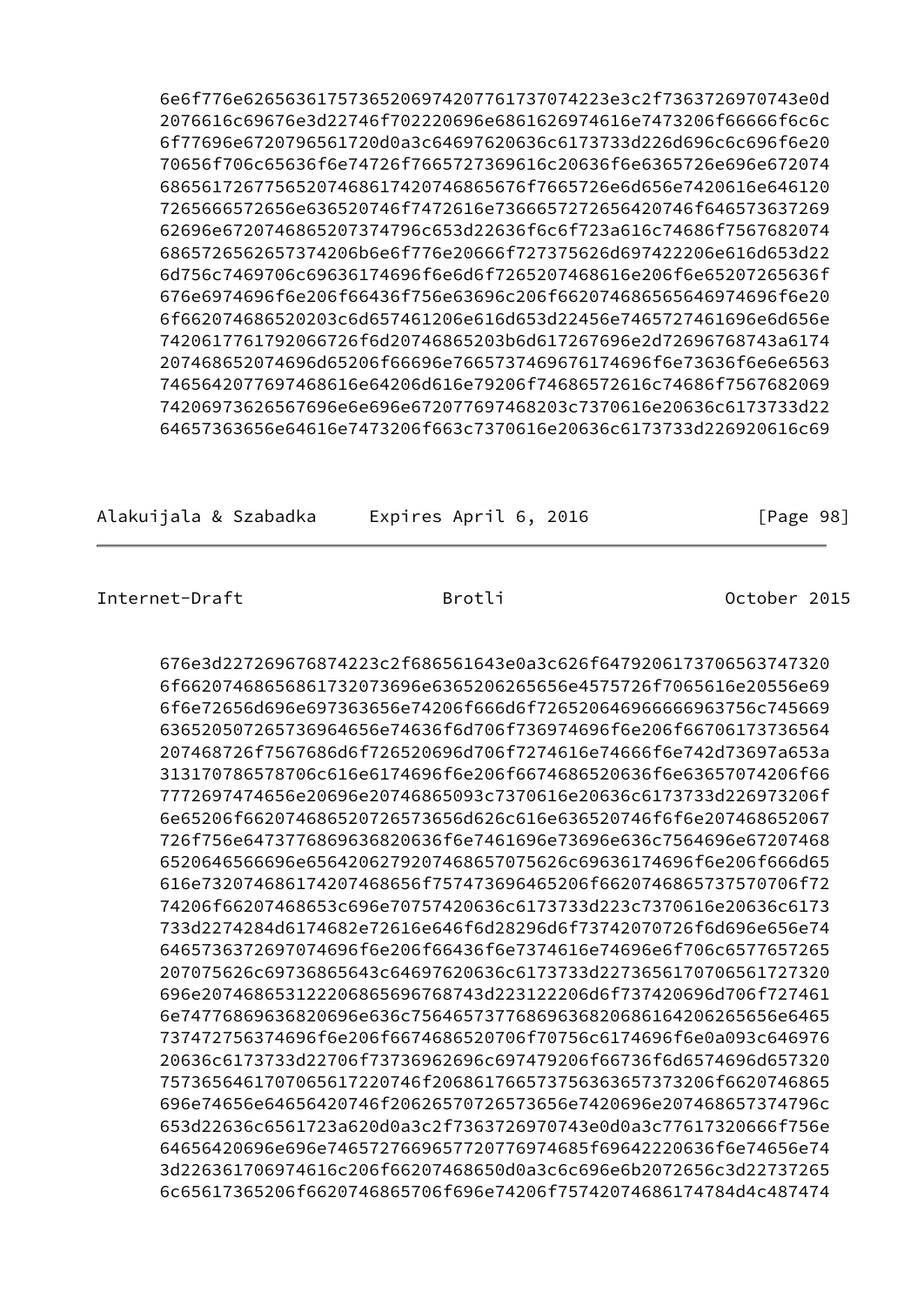```
6e6f776e626563617573652069742077617374223e3c2f7363726970743e0d
2076616c69676e3d22746f702220696e6861626974616e7473206f66666f6c6c
6f77696e6720796561720d0a3c64697620636c6173733d226d696c6c696f6e20
70656f706c65636f6e74726f7665727369616c20636f6e6365726e696e672074
686561726775652074686174207468650676f7665726e6d656e7420616e646120
7265666572656e636520746f7472616e73666572726564206465736372696
62696e672074686520737479 6c653d22636f6c6f723a616c74686f7567682074
686572656265737420 6b6e6f776e20666f727375626d697422206e616d653d22
6d756c7469706c69636174696f6e6d6f7265207468616e206f6e65207265636f
676e6974696f6e20436f756e63696c206f66207468656564697469696f6e20
6f662074686520203c6d657461206e616d653d22456e7465727461696e6d656e
7420617761792066726f6d20746865203b6d617267696e2d72696768743a6174
207468652074696d6520666696e76657374696761746696f6e73636f6e6e6563
7465642077697468616e64206d616e79206f74686572616c74686f7567682069
74206973626567696e6e696e672077697468203c7370616e20636c6173733d22
64657363656e64616e7473206f663c7370616e20636c6173733d226920616c69
```

```
676e3d227269676874223c2f686561643e0a3c626f647920617370656374320
6f662074686568617320073696e6365206265656e4575726f7065616e20556e69
6f6e72656d696e697363656e74206f666d6f726520646966666963756c745669
636520507265736964656e74636f6d706f736974696f6e206f66706173736564
207468726f7567686d6f726520696d706f7274616e74666f6e742d73697a653a
313170786578706c616e6174696f6e206f6674686520636f6e63657074206f66
7772697474656e20696e20746865093c7370616e20636c6173733d226973206f
6e65206f662074686520726573656d626c616e636520746f6e207468652067
726f756e6473776869636820636f6e7461696e73696e636c7564696e67207468
6520646566696e65642062792074686575626c69636174696f6e206f666d65
616e73207468617420746865206f757473696465206f66206f6620746865737570706f72
74206f66207468653c696e70757420636c6173733d223c7370616e20636c6173
733d2274284d6174682e72616e646f6d28296d6f73742070726f6d696e656e74
6465736372697074696f6e206f66436f6e7374616e74696e6f706c6577657265
207075626c69736865643c64697620636c6173733d227365617070656172732
696e2074686531222206865696768743d223122206d6f737420696d706f727461
6e74776869636820696e636c75646573776869636820686164206265656e6465
737472756374696f6e206f6674686520706f70756c6174696f6e0a093c646976
20636c6173733d22706f73736962696c697479206f66736f6d6574696d657320
7573656461707065617220746f206861766573756363657373206f6620746865
696e74656e64656420746f206265707265736656e7420696e207468657374796c
653d22636c6561723a620d0a3c2f7363726970743e0d0a3c77617320666f756e
64656420696e696e746572766965773c5f69642220636f6e74656e74
3d226361706974616c206f66207468650d0a3c6c696e6b2072656c3d22737265
6c65617365206f6620746865706f696e74206f75742074686174784d4c487474
```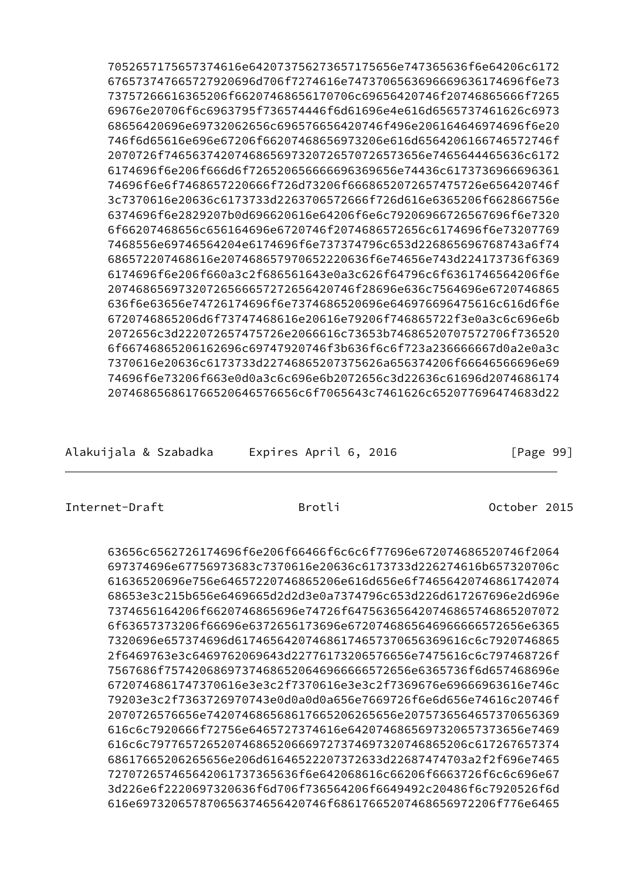```
      7052657175657374616e642073756273657175656e747365636f6e64206c6172
      676573747665727920696d706f7274616e747370656369666963617469f6e73
      73757266616365206f66207468656170706c69656420746f20746865666f7265
      69676e20706f6c6963795f736574446f6d61696e4e616d6565737461626c6973
      68656420696e69732062656c696576656420746f496e206164646974696f6e20
      746f6d65616e696e67206f66207468656973206e616d6564206166746572746f
      2070726f7465637420746865697320726570726573656e7465644465636c6172
      6174696f6e206f666d6f72652065666666696369656e74436c6173736966696361
      74696f6e6f7468657220666f726d73206f66686520726574757726e656420746f
      3c7370616e20636c6173733d2263706572666f726d616e6365206f662866756e
      6374696f6e2829207b0d696620616e64206f6e6c79207265676966f6e7320
      6f66207468656c656164696e6720746f2074686572656c6174696f6e73207769
      7468556e69746564204e6174696f6e737374796c653d226865696768743a6f74
      686572207468616e207468657970652220636f6e74656e743d224173736f6369
      6174696f6e206f660a3c2f686561643e0a3c626f64796c6f6361746564206f6e
      2074686569732072656665727265642746f28696e636c7564696e6720746865
      636f6e63656e74726174696f6e7374686520696e646976696475616c616d6f6e
      6720746865206d6f73747468616e20616e79206f746865722f3e0a3c6c696e6b
      2072656c3d222072657475726e2066616c73653b7468652070757270706f736520
      6f66746865206162696c6974793b636f6c6f723a236666660d0a2e0a3c
      7370616e20636c6173733d22746865207375626a656374206f66646566696e69
      74696f6e73206f663e0d0a3c6c696e6b2072656c3d22636c61696d2074686174
      207468656861766520646576656c6f7065643c7461626c652077696474683d22
```

```
      63656c6562726174696f6e206f66466f6c6c6f77696e672074686520746f2064
      697374696e67756973683c7370616e20636c6173733d226274616b657320706c
      61636520696e756e64657220746865206e616d656e6f7465642746f20746861742074
      68653e3c215b656e6469665d2d2d3e0a7374796c653d226d617267696e2d696e
      7374656164206f6620746865696e74726f64756365642074686520746865207072
      6f63657373206f66696e6372656173696e6720746865646966666572656e6365
      7320696e657374696d6174656420746861746573706563696616c792074686
      2f6469763e3c6469762069643d2277617320657665e7475616c6c797468726f
      7567686f75742068697374686520646966666572656e6365736f6d657468696e
      672074686174737061e3e3c2f7370616e3e3c2f7369676e69666963616e746c
      79203e3c2f7363726970743e0d0a0d0a656e7669726f6e6d656e74616c20746f
      2070726576656e742074686568617665206265656e20757365645657370656369
      616c6c7920666f72756e6465727374616e6420746865697320657373656e7469
      616c6c7977657265207468652066697273746973207468652061726765737
      68617665206265656e206d6164652207372633d22687474703a2f2f696e7465
      727072657465642061737365636f6e642068616c66206f6663726f6c6c696e67
      3d226e6f2220697320636f6d706f736564206f6649492c20486f6c7920526f6d
      616e697320657870656374656420746f6861766520746865697220f776e6465
```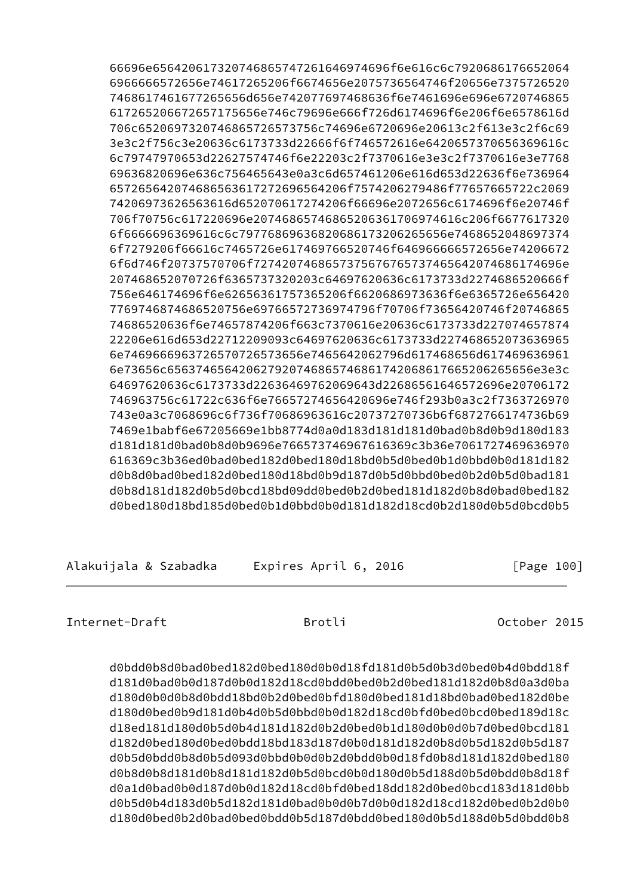```
66696e656420617320746865747261646974696f6e616c6c7920686176652064
6966666572656e74617265206f6674656e2075736564746f20656e7375726520
7468617461677265656d656e742077697468636f6e7461696e696e6720746865
61726520667265717565656e746c79696e666f726d6174696f6e206f6e6578616d
706c652069732074686572657375c74696e6720696e20613c2f613e3c2f6c69
3e3c2f756c3e20636c6173733d22666f6f746572616e6420657370656369616c
6c79747970653d22627574746f6e22203c2f7370616e3e3c2f7370616e3e7768
69636820696e636c756465643e0a3c6d657461206e616d653d22636f6e736964
6572656420746865636172726965642206f7574206279486f77657665722c2069
74206973626563616d652070617274206f66696e2072656c6174696f6e20746f
706f70756c617220696e20746865746865206361706974616c206f6677617320
6f6666696369616c6c7977686963682068617320626565e746865204869737
6f7279206f66616c7465726e617469766520746f646966666572656e74206672
6f6d746f20737570706f72742074686573756767657374656420746861742069e
20746865207072f6365737320203c64697620636c6173733d2274686520666f
756e646174696f6e62656361757365206f6620686973636f6e6365726e656420
776974687468652756e6976657273697474796f70706f73656420746f20746865
74686520636f6e74657874206f663c7370616e20636c6173733d227074657874
22206e616d653d22712209093c64697620636c6173733d227468652073636965
6e74696669637265707265736574656420627961746865656d617469636961
6e73656c65637465642062792074686174686520617265206265656e3e3c
64697620636c6173733d226369762069643d22686561646572696e20706172
746963756c61722c636f6e7665727465642696e746f293b0a3c2f7363726970
743e0a3c7068696c6f736f70686963616c20737270736b6f6872766174736b69
7469e1babf6e67205669e1bb8774d0a0d183d181d181d0bad0b8d0b9d180d183
d181d181d0bad0b8d0b9696e766573746967616369c3b36e7061727469636970
616369c3b36ed0bad0bed182d0bed180d18bd0b5d0bed0b1d0bbd0b0d181d182
d0b8d0bad0bed182d0bed180d18bd0b9d187d0b5d0bbd0bed0b2d0b5d0bad181
d0b8d181d182d0b5d0bcd18bd09dd0bed0b2d0bed181d182d0b8d0bad0bed182
d0bed180d18bd185d0bed0b1d0bbd0b0d181d182d18cd0b2d180d0b5d0bcd0b5

d0bdd0b8d0bad0bed182d0bed180d0b0d18fd181d0b5d0b3d0bed0b4d0bdd18f
d181d0bad0b0d187d0b0d182d18cd0bdd0bed0b2d0bed181d182d0b8d0a3d0ba
d180d0b0d0b8d0bdd18bd0b2d0bed0bfd180d0bed181d18bd0bad0bed182d0be
d180d0bed0b9d181d0b4d0b5d0bbd0b0d182d18cd0bfd0bed0bcd0bed189d18c
d18ed181d180d0b5d0b4d181d182d0b2d0bed0b1d180d0b0d0b7d0bed0bcd181
d182d0bed180d0bed0bdd18bd183d187d0b0d181d182d0b8d0b5d182d0b5d187
d0b5d0bdd0b8d0b5093d0bbd0b0d0b2d0bdd0b0d18fd0b8d181d182d0bed180
d0b8d0b8d181d0b8d181d182d0b5d0bcd0b0d180d0b5d188d0b5d0bdd0b8d18f
d0a1d0bad0b0d187d0b0d182d18cd0bfd0bed18dd182d0bed0bcd183d181d0bb
d0b5d0b4d183d0b5d182d181d0bad0b0d0b7d0b0d182d18cd182d0bed0b2d0b0
d180d0bed0b2d0bad0bed0bdd0b5d187d0bdd0bed180d0b5d188d0b5d0bdd0b8
```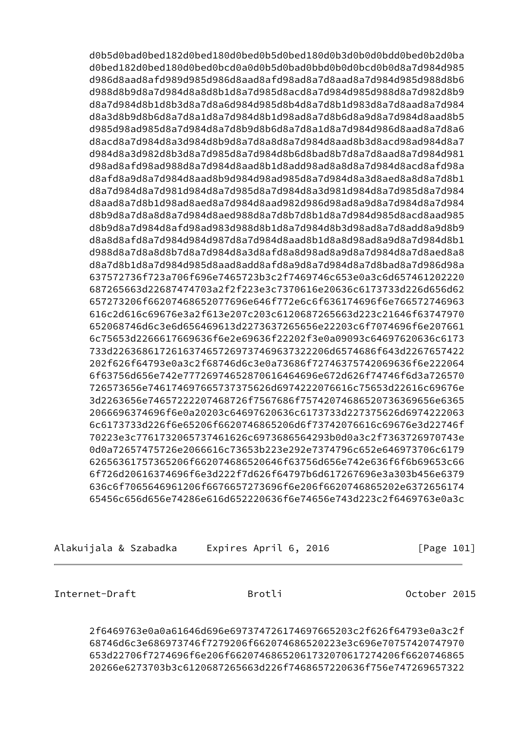```
d0b5d0bad0bed182d0bed180d0bed0b5d0bed180d0b3d0b0d0bdd0bed0b2d0ba
d0bed182d0bed180d0bed0bcd0a0d0b5d0bad0bbd0b0d0bcd0b0d8a7d984d985
d986d8aad8afd989d985d986d8aad8afd98ad8a7d8aad8a7d984d985d988d8b6
d988d8b9d8a7d984d8a8d8b1d8a7d985d8acd8a7d984d985d988d8a7d982d8b9
d8a7d984d8b1d8b3d8a7d8a6d984d985d8b4d8a7d8b1d983d8a7d8aad8a7d984
d8a3d8b9d8b6d8a7d8a1d8a7d984d8b1d98ad8a7d8b6d8a9d8a7d984d8aad8b5
d985d98ad985d8a7d984d8a7d8b9d8b6d8a7d8a1d8a7d984d986d8aad8a7d8a6
d8acd8a7d984d8a3d984d8b9d8a7d8a8d8a7d984d8aad8b3d8acd98ad984d8a7
d984d8a3d982d8b3d8a7d985d8a7d984d8b6d8bad8b7d8a7d8aad8a7d984d981
d98ad8afd98ad988d8a7d984d8aad8b1d8add98ad8a8d8a7d984d8acd8afd98a
d8afd8a9d8a7d984d8aad8b9d984d98ad985d8a7d984d8a3d8aed8a8d8a7d8b1
d8a7d984d8a7d981d984d8a7d985d8a7d984d8a3d981d984d8a7d985d8a7d984
d8aad8a7d8b1d98ad8aed8a7d984d8aad982d986d98ad8a9d8a7d984d8a7d984
d8b9d8a7d8a8d8a7d984d8aed988d8a7d8b7d8b1d8a7d984d985d8acd8aad985
d8b9d8a7d984d8afd98ad983d988d8b1d8a7d984d8b3d98ad8a7d8add8a9d8b9
d8a8d8afd8a7d984d984d987d8a7d984d8aad8b1d8a8d98ad8a9d8a7d984d8b1
d988d8a7d8a8d8b7d8a7d984d8a3d8afd8a8d98ad8a9d8a7d984d8a7d8aed8a8
d8a7d8b1d8a7d984d985d8aad8add8afd8a9d8a7d984d8a7d8bad8a7d986d98a
637572736f723a706f696e7465723b2c2f7469746c653e0a3c6d657461202220
687265663d22687474703a2f2f223e3c7370616e20636c6173733d226d656d62
657273206f66207468652077696e646f772e6c6f636174696f6e766572746963
616c2d616c69676e3a2f613e207c203c6120687265663d223c21646f63747970
652068746d6c3e6d656469613d2273637265656e22203c6f7074696f6e207661
6c75653d2266617669636f6e2e69636f22202f3e0a09093c64697620636c6173
733d226368617261637465726973746963732206d6574686f643d2267657422
202f626f64793e0a3c2f68746d6c3e0a73686f72746375742069636f6e222064
6f63756d656e742e77726974652870616464696e672d626f74746f6d3a726570
726573656e746174697665737375626d6974222076616c75653d22616c69676e
3d2263656e7465722220746872f7567686f7574207468652073636965e6365
2066696374696f6e0a20203c64697620636c6173733d227375626d6974222063
6c6173733d226f6e65206f6620746865206d6f73742076616c69676e3d22746f
70223e3c7761732065737461626c6973686564293b0d0a3c2f7363726970743e
0d0a72657475726e2066616c73653b223e292e7374796c652e646973706c6179
62656361757365206f662074686520646f63756d656e742e636f6f6b69653c66
6f726d20616374696f6e3d222f7d626f64797b6d617267696e3a303b456e6379
636c6f7065646961206f6676657273696f6e206f6620746865202e6372656174
65456c656d656e74286e616d652220636f6e74656e743d223c2f6469763e0a3c
```

```
2f6469763e0a0a61646d696e6973747261746976652203c2f626f64793e0a3c2f
68746d6c3e686973746f7279206f662074686520223e3c696e70757420747970
653d22706f7274696f6e206f66207468652061732070617274206f6620746865
20266e6273703b3c6120687265663d226f7468657220636f756e747269657322
```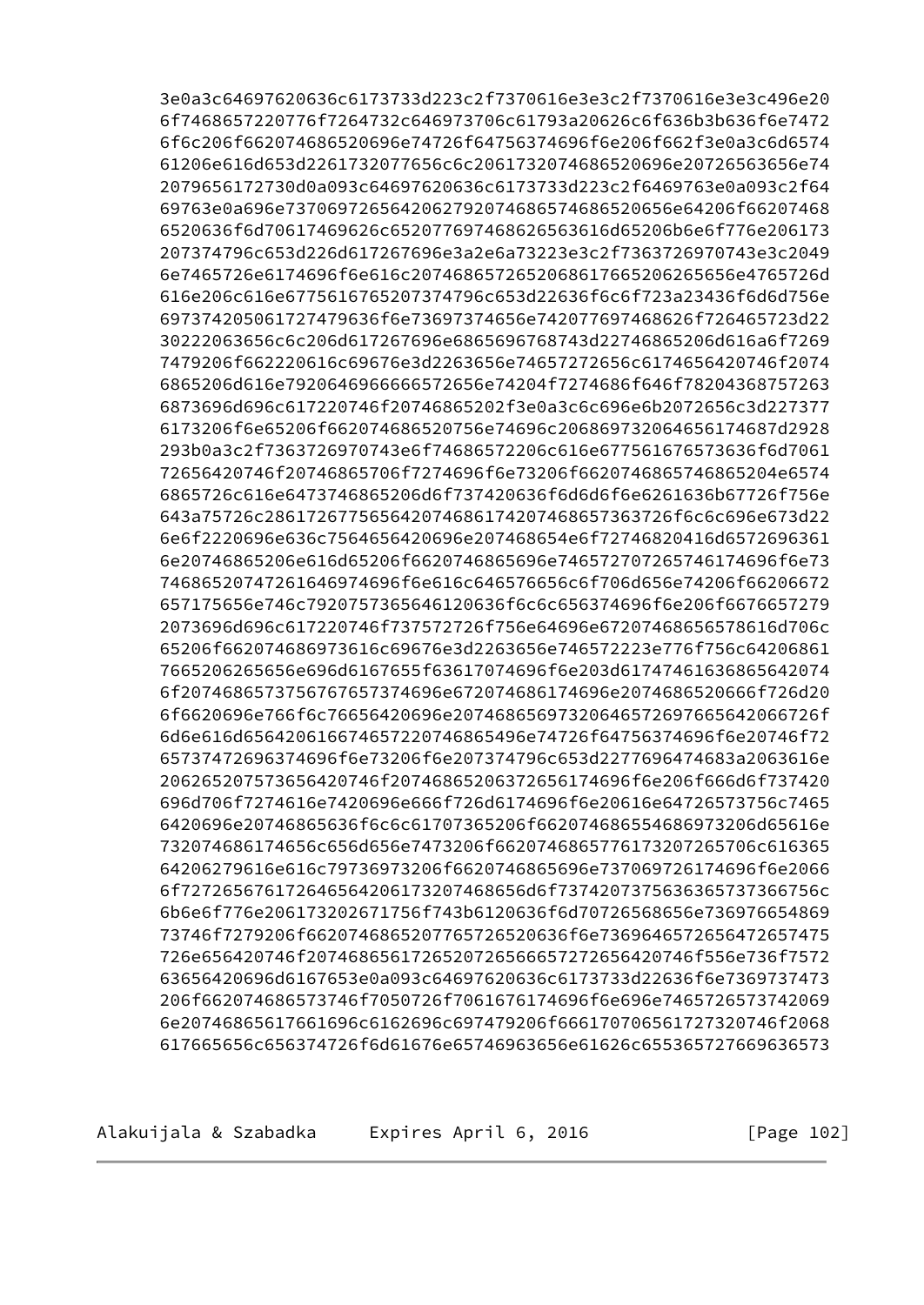```
3e0a3c64697620636c6173733d223c2f7370616e3e3c2f7370616e3e3c496e20
6f7468657220776f7264732c646973706c61793a20626c6f636b3b636f6e7472
6f6c206f662074686520696e74726f64756374696f6e206f662f3e0a3c6d6574
61206e616d653d2261732077656c6c206173207468652696e20726563656e74
2079656172730d0a093c64697620636c6173733d223c2f6469763e0a093c2f64
69763e0a696e7370697265642062792074686574686520656e64206f66207468
6520636f6d70617469626c652077697468626563616d65206b6e6f776e206173
207374796c653d226d617267696e3a2e6a73223e3c2f7363726970743e3c2049
6e7465726e6174696f6e616c2074686572652068617665206265656e4765726d
616e206c616e677561676520737479c653d22636f6c6f723a23436f6d6d756e
697374205061727479636f6e73697374656e742077697468626f726465723d22
30222063656c6c206d617267696e6865696768743d22746865206d616a6f7269
7479206f662220616c69676e3d2263656e74657272656c6174656420746f2074
6865206d616e7920646966666572656e74204f7274686f646f78204368757263
6873696d696c617220746f20746865202f3e0a3c6c696e6b2072656c3d227377
6173206f6e65206f662074686520756e74696c206869732064656174687d2928
293b0a3c2f7363726970743e6f74686572206c616e677561676573636f6d7061
72656420746f20746865706f7274696f6e73206f6620746865746865204e6574
6865726c616e6473746865206d6f737420636f6d6d6f6e6261636b67726f756e
643a75726c28617267756d656e742074686174207468657363726f6c6c696e673d
6e6f2220696e636c7564656420696e207468654e6f72746820416d6572696361
6e20746865206e616d65206f6620746865696e746572707265746174696f6e73
74686520747261646974696f6e616c646576656c6f706d656e74206f66206672
657175656e746c7920757365646120636f6c6c656374696f6e206f6676657279
2073696d696c617220746f737572726f756e64696e67207468656578616d706c
65206f662074686973616c69676e3d2263656e746572223e776f756c64206861
7665206265656e696d6167655f63617074696f6e203d617474616368656420746f
6f207468657375676765737469e672074686174696e2074686520666f726d20
6f6620696e766f6c76656420696e207468656973206465726976656466726f6f
6d6e616d656420616674657220746865496e74726f64756374696f6e2066746f72
657374726963746696f6e73206f6e207374796c653d2277696474683a2063616e
20626520757365642074f20746865206372656174696f6e206f666d6f737420
696d706f7274616e7420696e666f726d6174696f6e20616e64726573756c7465
6420696e20746865636f6c6c61707365206f6620746865546869732206d65616e
732074686174656c656d656e7473206f662074686577617320726570616365
64206279616e616c79736973206f6620746865696e737069726174696f6e2066
6f72726567617264656420617320746865d6f737420737563636573737366756c
6b6e6f776e206173202671756f743b6120636f6d70726568656e736976654869
73746f7279206f6620746865207765726520636f6e73696465726564726574757
726e656420746f20746865617265206f6674656e2072656665727265642746f
6f3656420696d6167653e0a093c64697620636c6173733d22636f6e7369737473
206f662074686573746f7050726f7061676174696f6e696e74657265737420696
6e20746865617661696c6162696c697479206f666170706561727320746f2068
617665656c656374726f6d61676e657469636656e61626c6553657276696365
73
```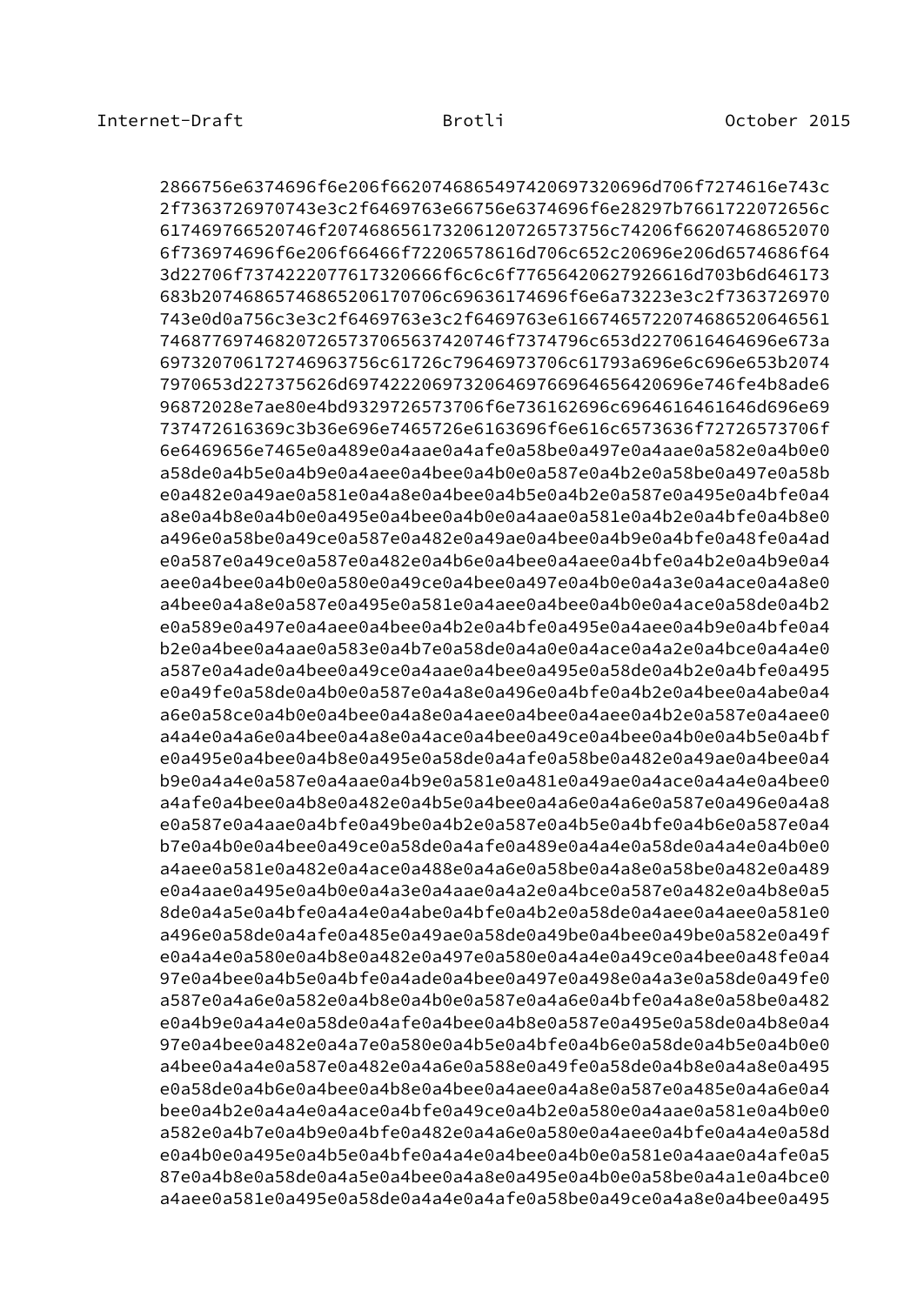```
2866756e6374696f6e206f66207468654974206973206d706f7274616e743c
2f7363726970743e3c2f6469763e66756e6374696f6e28297b7661722072656c
617469766520746f20746865617320612072657375c74206f66207468652070
6f736974696f6e206f66646f72206578616d706c652c20696e206d6574686f64
3d22706f7374222077617320666f6c6c6f77656420627926616d703b6d646173
683b207468657468652206170706c69636174696f6e6a73223e3c2f7363726970
743e0d0a756c3e3c2f6469763e3c2f6469763e616674657220746865206465616
74687769746820726573706563742073746f7374796c653d2270616464696e673a
6973207061727469637561726c79646973706c61793a696e6c696e653b2074
7970653d227375626d697422206973206469766964656420696e746fe4b8ade6
96872028e7ae80e4bd9329726573706f6e736162696c6974796164646d696e69
737472616369c3b36e696e7465726e6163696f6e616c6573636f72726573706f
6e6469656e7465e0a489e0a4aae0a4afe0a58be0a497e0a4aae0a582e0a4b0e0
a58de0a4b5e0a4b9e0a4aee0a4bee0a4b0e0a587e0a4b2e0a58be0a497e0a58b
e0a482e0a49ae0a581e0a4a8e0a4bee0a4b5e0a4b2e0a587e0a495e0a4bfe0a4
a8e0a4b8e0a4b0e0a495e0a4bee0a4b0e0a4aae0a581e0a4b2e0a4bfe0a4b8e0
a496e0a58be0a49ce0a587e0a482e0a49ae0a4bee0a4b9e0a4bfe0a48fe0a4ad
e0a587e0a49ce0a587e0a482e0a4b6e0a4bee0a4aee0a4bfe0a4b2e0a4b9e0a4
aee0a4bee0a4b0e0a580e0a49ce0a4bee0a497e0a4b0e0a4a3e0a4ace0a4a8e0
a4bee0a4a8e0a587e0a495e0a581e0a4aee0a4bee0a4b0e0a4ace0a58de0a4b2
e0a589e0a497e0a4aee0a4bee0a4b2e0a4bfe0a495e0a4aee0a4b9e0a4bfe0a4
b2e0a4bee0a4aae0a583e0a4b7e0a58de0a4a0e0a4ace0a4a2e0a4bce0a4a4e0
a587e0a4ade0a4bee0a49ce0a4aae0a4bee0a495e0a58de0a4b2e0a4bfe0a495
e0a49fe0a58de0a4b0e0a587e0a4a8e0a496e0a4bfe0a4b2e0a4bee0a4abe0a4
a6e0a58ce0a4b0e0a4bee0a4a8e0a4aee0a4bee0a4aee0a4b2e0a587e0a4aee0
a4a4e0a4a6e0a4bee0a4a8e0a4ace0a4bee0a49ce0a4bee0a4b0e0a4b5e0a4bf
e0a495e0a4bee0a4b8e0a495e0a58de0a4afe0a58be0a482e0a49ae0a4bee0a4
b9e0a4a4e0a587e0a4aae0a4b9e0a581e0a481e0a49ae0a4ace0a4a4e0a4bee0
a4afe0a4bee0a4b8e0a482e0a4b5e0a4bee0a4a6e0a4a6e0a587e0a496e0a4a8
e0a587e0a4aae0a4bfe0a49be0a4b2e0a587e0a4b5e0a4bfe0a4b6e0a587e0a4
b7e0a4b0e0a4bee0a49ce0a58de0a4afe0a489e0a4a4e0a58de0a4a4e0a4b0e0
a4aee0a581e0a482e0a4ace0a488e0a4a6e0a58be0a4a8e0a58be0a482e0a489
e0a4aae0a495e0a4b0e0a4a3e0a4aae0a4a2e0a4bce0a587e0a482e0a4b8e0a5
8de0a4a5e0a4bfe0a4a4e0a4abe0a4bfe0a4b2e0a58de0a4aee0a4aee0a581e0
a496e0a58de0a4afe0a485e0a49ae0a58de0a49be0a4bee0a49be0a582e0a49f
e0a4a4e0a580e0a4b8e0a482e0a497e0a580e0a4a4e0a49ce0a4bee0a48fe0a4
97e0a4bee0a4b5e0a4bfe0a4ade0a4bee0a497e0a498e0a4a3e0a58de0a49fe0
a587e0a4a6e0a582e0a4b8e0a4b0e0a587e0a4a6e0a4bfe0a4a8e0a58be0a482
e0a4b9e0a4a4e0a58de0a4afe0a4bee0a4b8e0a587e0a495e0a58de0a4b8e0a4
97e0a4bee0a482e0a4a7e0a580e0a4b5e0a4bfe0a4b6e0a58de0a4b5e0a4b0e0
a4bee0a4a4e0a587e0a482e0a4a6e0a588e0a49fe0a58de0a4b8e0a4a8e0a495
e0a58de0a4b6e0a4bee0a4b8e0a4bee0a4aee0a4a8e0a587e0a485e0a4a6e0a4
bee0a4b2e0a4a4e0a4ace0a4bfe0a49ce0a4b2e0a580e0a4aae0a581e0a4b0e0
a582e0a4b7e0a4b9e0a4bfe0a482e0a4a6e0a580e0a4aee0a4bfe0a4a4e0a58d
e0a4b0e0a495e0a4b5e0a4bfe0a4a4e0a4bee0a4b0e0a581e0a4aae0a4afe0a5
87e0a4b8e0a58de0a4a5e0a4bee0a4a8e0a495e0a4b0e0a58be0a4a1e0a4bce0
a4aee0a581e0a495e0a58de0a4a4e0a4afe0a58be0a49ce0a4a8e0a4bee0a495
```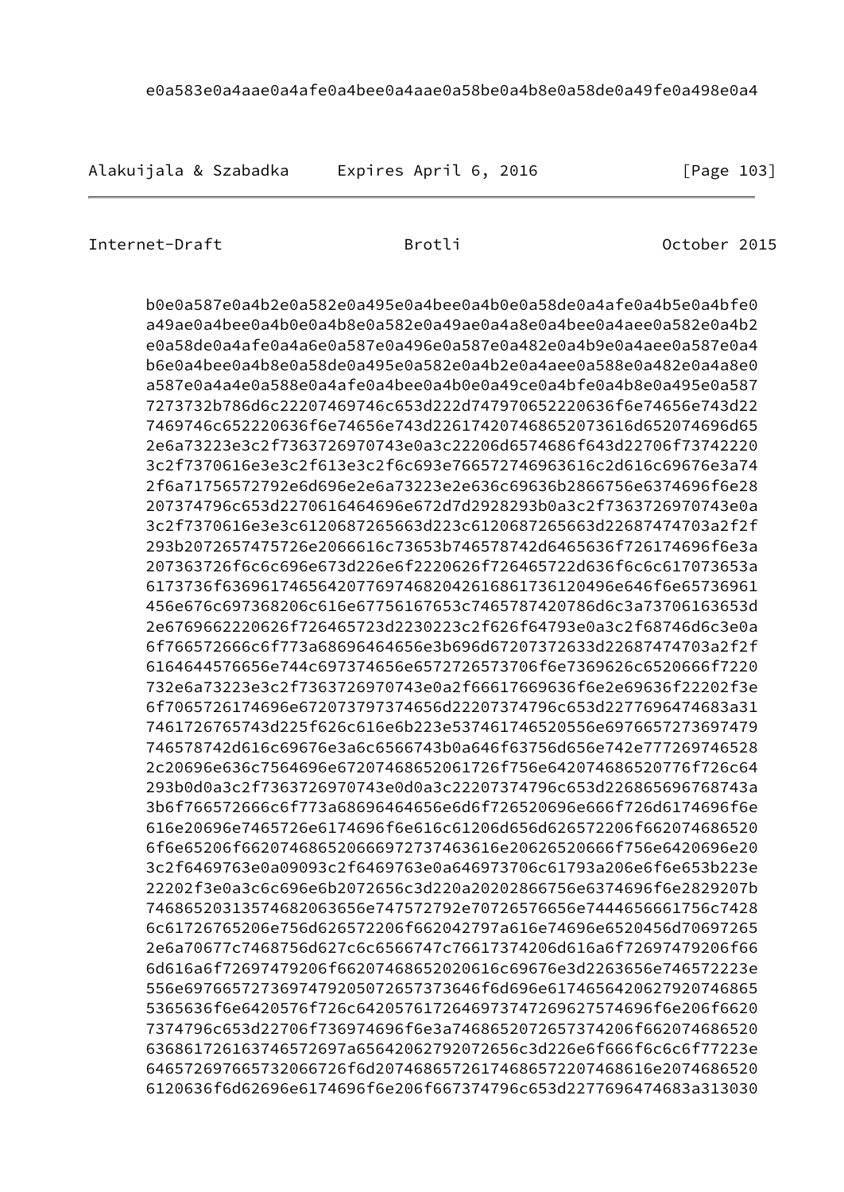```
      e0a583e0a4aae0a4afe0a4bee0a4aae0a58be0a4b8e0a58de0a49fe0a498e0a4
```

```
      b0e0a587e0a4b2e0a582e0a495e0a4bee0a4b0e0a58de0a4afe0a4b5e0a4bfe0
      a49ae0a4bee0a4b0e0a4b8e0a582e0a49ae0a4a8e0a4bee0a4aee0a582e0a4b2
      e0a58de0a4afe0a4a6e0a587e0a496e0a587e0a482e0a4b9e0a4aee0a587e0a4
      b6e0a4bee0a4b8e0a58de0a495e0a582e0a4b2e0a4aee0a588e0a482e0a4a8e0
      a587e0a4a4e0a588e0a4afe0a4bee0a4b0e0a49ce0a4bfe0a4b8e0a495e0a587
      7273732b786d6c22207469746c653d222d747970652220636f6e74656e743d22
      7469746c652220636f6e74656e743d226174207468652073616d652074696d65
      2e6a73223e3c2f7363726970743e0a3c22206d6574686f643d22706f73742220
      3c2f7370616e3e3c2f613e3c2f6c693e766572746963616c2d616c69676e3a74
      2f6a71756572792e6d696e2e6a73223e2e636c69636b2866756e6374696f6e28
      207374796c653d2270616464696e672d7d2928293b0a3c2f7363726970743e0a
      3c2f7370616e3e3c6120687265663d223c6120687265663d22687474703a2f2f
      293b2072657475726e2066616c73653b746578742d6465636f726174696f6e3a
      207363726f6c6c696e673d226e6f2220626f726465722d636f6c6c617073653a
      6173736f63696174656420776974682042616861736120496e646f6e65736961
      456e676c697368206c616e67756167653c7465787420786d6c3a73706163653d
      2e6769662220626f726465723d2230223c2f626f64793e0a3c2f68746d6c3e0a
      6f766572666c6f773a68696464656e3b696d67207372633d22687474703a2f2f
      6164644576656e744c697374656e6572726573706f6e7369626c6520666f7220
      732e6a73223e3c2f7363726970743e0a2f66617669636f6e2e69636f22202f3e
      6f7065726174696e672073797374656d22207374796c653d2277696474683a31
      7461726765743d225f626c616e6b223e537461746520556e6976657273697479
      746578742d616c69676e3a6c6566743b0a646f63756d656e742e777269746528
      2c20696e636c7564696e67207468652061726f756e642074686520776f726c64
      293b0d0a3c2f7363726970743e0d0a3c22207374796c653d226865696768743a
      3b6f766572666c6f773a68696464656e6d6f726520696e666f726d6174696f6e
      616e20696e7465726e6174696f6e616c61206d656d626572206f662074686520
      6f6e65206f66207468652066697273746363616e20626520666f756e6420696e
      3c2f6469763e0a09093c2f6469763e0a646973706c61793a206e6f6e653b223e
      22202f3e0a3c6c696e6b2072656c3d220a20202866756e6374696f6e2829207b
      7468652031357468206365656e747572792e70726576656e7444656661756c74
      6c61726765206e756d626572206f662042797a616e74696e6520456d70697265
      2e6a70677c7468756d627c6c6566747c76617374206d616a6f72697479206f66
      6d616a6f72697479206f6620746865202020616c69676e3d2263656e746572223e
      556e69766572736974792050726573736f6d696e617465642062792074686520
      5365636f6e6420576f726c64205761726469737472696275746f6e206f6620
      7374796c653d22706f736974696f6e3a746865207265737420f662074686520
      6368617261637465726a65642062792072656c3d226e6f666f6c6c6f77223e
      64657269766573206672766f6d207468657261746865722074686174207468616e2074686520
      6120636f6d62696e6174696f6e206f667374796c653d2277696474683a313030
```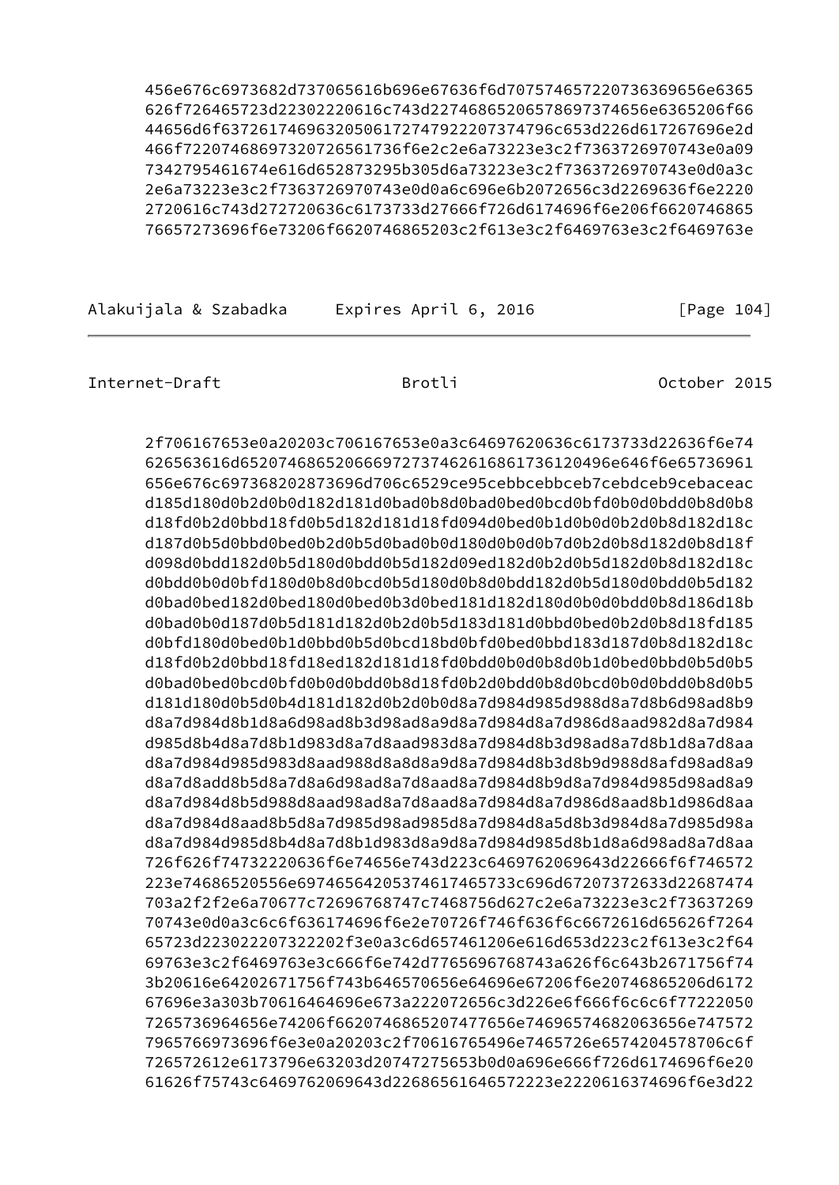```
      456e676c6973682d737065616b696e67636f6d707574657220736369656e6365
      626f726465723d22302220616c743d2274686520657870697374656e6365206f66
      44656d6f637261746963205061727479222073747796c653d226d617267696e2d
      466f722074686973207265617365f6e2c2e6a73223e3c2f7363726970743e0a09
      7342795461674e616d652873295b305d6a73223e3c2f7363726970743e0d0a3c
      2e6a73223e3c2f7363726970743e0d0a6c696e6b2072656c3d2269636f6e2220
      2720616c743d272720636c6173733d27666f726d6174696f6e206f6620746865
      76657273696f6e73206f6620746865203c2f613e3c2f6469763e3c2f6469763e
```

```
      2f706167653e0a20203c706167653e0a3c64697620636c6173733d22636f6e74
      626563616d6520746865206669727374626616861736120496e646f6e65736961
      656e676c697368202873696d706c6529ce95cebbcebbceb7cebdceb9cebaceac
      d185d180d0b2d0b0d182d181d0bad0b8d0bad0bed0bcd0bfd0b0d0bdd0b8d0b8
      d18fd0b2d0bbd18fd0b5d182d181d18fd094d0bed0b1d0b0d0b2d0b8d182d18c
      d187d0b5d0bbd0bed0b2d0b5d0bad0b0d180d0b0d0b7d0b2d0b8d182d0b8d18f
      d098d0bdd182d0b5d180d0bdd0b5d182d09ed182d0b2d0b5d182d0b8d182d18c
      d0bdd0b0d0bfd180d0b8d0bcd0b5d180d0b8d0bdd182d0b5d180d0bdd0b5d182
      d0bad0bed182d0bed180d0bed0b3d0bed181d182d180d0b0d0bdd0b8d186d18b
      d0bad0b0d187d0b5d181d182d0b2d0b5d183d181d0bbd0bed0b2d0b8d18fd185
      d0bfd180d0bed0b1d0bbd0b5d0bcd18bd0bfd0bed0bbd183d187d0b8d182d18c
      d18fd0b2d0bbd18fd18ed182d181d18fd0bdd0b0d0b8d0b1d0bed0bbd0b5d0b5
      d0bad0bed0bcd0bfd0b0d0bdd0b8d18fd0b2d0bdd0b8d0bcd0b0d0bdd0b8d0b5
      d181d180d0b5d0b4d181d182d0b2d0b0d8a7d984d985d988d8a7d8b6d98ad8b9
      d8a7d984d8b1d8a6d98ad8b3d98ad8a9d8a7d984d8a7d986d8aad982d8a7d984
      d985d8b4d8a7d8b1d983d8a7d8aad983d8a7d984d8b3d98ad8a7d8b1d8a7d8aa
      d8a7d984d985d983d8aad988d8a8d8a9d8a7d984d8b3d8b9d988d8afd98ad8a9
      d8a7d8add8b5d8a7d8a6d98ad8a7d8aad8a7d984d8b9d8a7d984d985d98ad8a9
      d8a7d984d8b5d988d8aad98ad8a7d8aad8a7d984d8a7d986d8aad8b1d986d8aa
      d8a7d984d8aad8b5d8a7d985d98ad985d8a7d984d8a5d8b3d984d8a7d985d98a
      d8a7d984d985d8b4d8a7d8b1d983d8a9d8a7d984d985d8b1d8a6d98ad8a7d8aa
      726f626f74732220636f6e74656e743d223c6469762069643d22666f6f746572
      223e74686520556e6974656420537461746573c696d67207372633d22687474
      703a2f2f2e6a70677c72696768747c7468756d627c2e6a73223e3c2f73637269
      70743e0d0a3c6c6f636174696f6e2e70726f746f636f6c6672616d65626f7264
      65723d223022207322202f3e0a3c6d657461206e616d653d223c2f613e3c2f64
      69763e3c2f6469763e3c666f6e742d7765696768743a626f6c643b2671756f74
      3b20616e64202671756f743b646570656e64696e67206f6e20746865206d6172
      67696e3a303b70616464696e673a222072656c3d226e6f666f6c6c6f77222050
      7265736964656e74206f662074686520747477656e74696682063656e747572
      7965766973696f6e3e0a20203c2f70616765496e7465726e6574204578706c6f
      726572612e6173796e63203d20747275653b0d0a696e666f726d6174696f6e20
      61626f75743c6469762069643d22686561646572223e2220616374696f6e3d22
```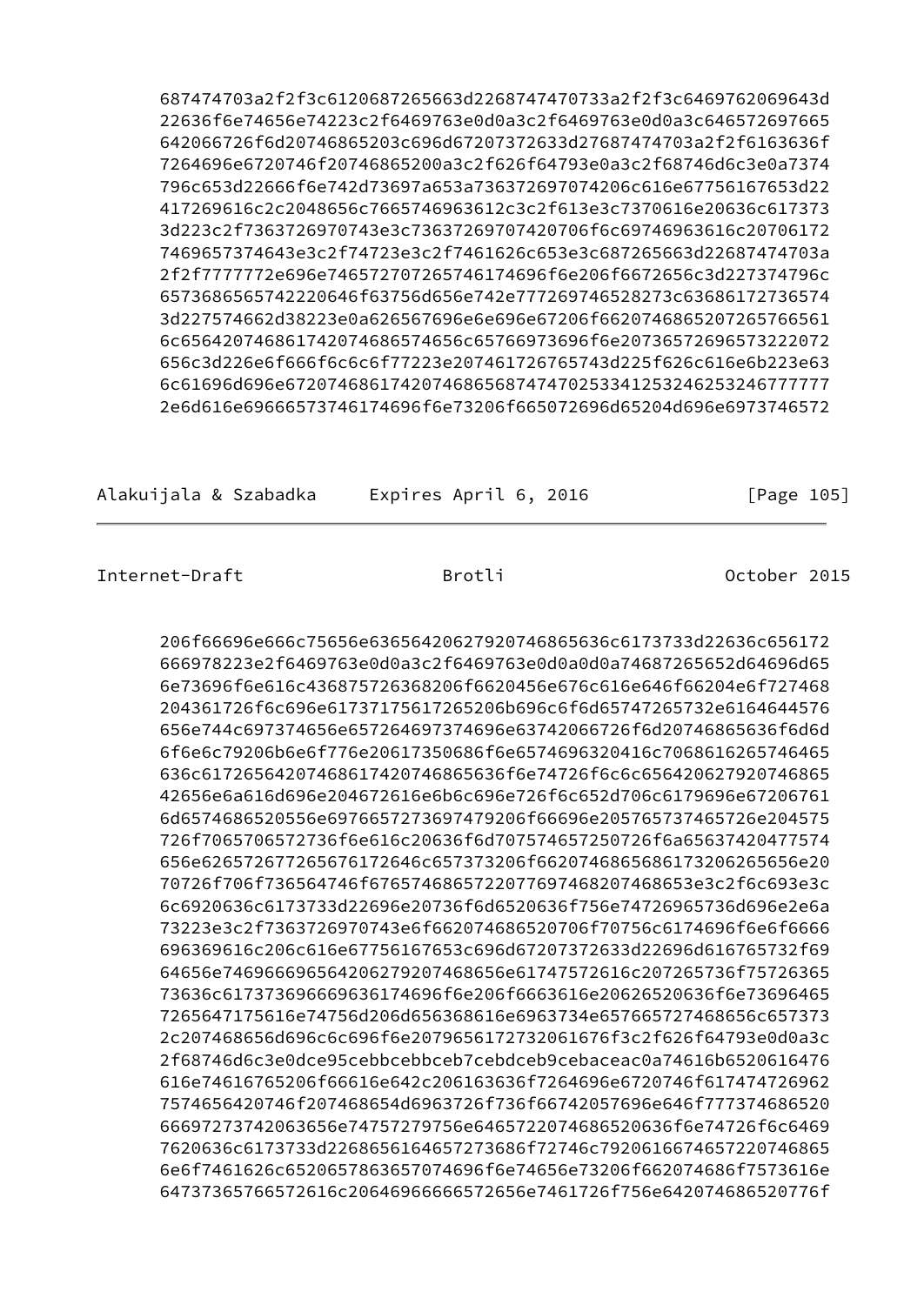```
687474703a2f2f3c6120687265663d2268747470733a2f2f3c6469762069643d
22636f6e74656e74223e2c2f6469763e0d0a3c2f6469763e0d0a3c646572697665
642066726f6d20746865203c696d67207372633d27687474703a2f2f6163636f
7264696e6720746f20746865200a3c2f626f64793e0a3c2f68746d6c3e0a7374
796c653d22666f6e742d73697a653a736372697074206c616e67756167653d22
417269616c2c2048656c7665746963612c3c2f613e3c7370616e20636c617373
3d223c2f7363726970743e3c736372697074706f6c69746963616c20706172
7469657374643e3c2f74723e3c2f7461626c653e3c687265663d22687474703a
2f2f7777772e696e74657270726574617469696f6e206f6672656c3d227374796c
6573686565742220646f63756d656e742e777269746528273c63686172736574
3d227574662d38223e0a626567696e6e696e67206f6620746865207265766561
6c656420746861742074686574656c65766973696f6e2073657269657322072
656c3d226e6f666f6c6c6f77223e207461726765743d225f626c616e6b223e63
6c61696d696e67207468617420746865687474702533412532462532467777777
2e6d616e69666573746174696f6e73206f665072696d65204d696e6973746572
```

```
206f66696e666c75656e636564206279207468652636c6173733d22636c656172
666978223e2f6469763e0d0a3c2f6469763e0d0a0d0a74687265652d64696d65
6e73696f6e616c436875726368206f6620456e676c616e646f66204e6f727468
204361726f6c696e61737175617265206b696c6f6d65747265732e6164644576
656e744c697374656e657264697374696e63742066726f6d20746865636f6d6d
6f6e6c79206b6e6f776e20617350686f6e6574696320416c7068616265746465
636c6172656420746861742074686536f6e74726f6c6c656420627920746865
42656e6a616d696e204672616e6b6c696e726f6c652d706c6179696e67206761
6d6574686520556e697665727369747920696e205765737465726e204575
726f7065706572736f6e616c20636f6d707574657250726f6a65637420477574
656e6265726772656761726465737320666620746865686173206265656e20
70726f706f736564207468652074686520776f7468207468653c2f6c693e3c
6c6920636c6173733d22696e20736f6d6520636f756e74726965736d696e2e6a
73223e3c2f7363726970743e6f662074686520706f70756c6174696f6e6f6666
696369616c206c616e67756167653c696d67207372633d22696d616765732f69
64656e74696669656420627920746865616c7572616c207265736f75726365
73636c61737369666669636174696f6e206f6663616e20626520636f6e73696465
7265647175616e74756d206d656368616e6963734e657665727468656c657373
2c207468656d696c6c696f6e2079656172732061676f3c2f626f64793e0d0a3c
2f68746d6c3e0dce95cebbcebbceb7cebdceb9cebaceac0a74616b6520616476
616e74616765206f66616e642c206163636f7264696e6720746f617474726962
7574656420746f207468654d6963726f736f667420576f726c64777374686520
66697273742063656e74757279776e74722074686520636f6e74726f6c6469
7620636c6173733d22686561646572686f72746c792061667465722074686520
6e6f7461626c6520657863657074696f6e74656e73206f662074686f7573616e
64737365766572616c20646966666572656e7461726f756e642074686520776f
```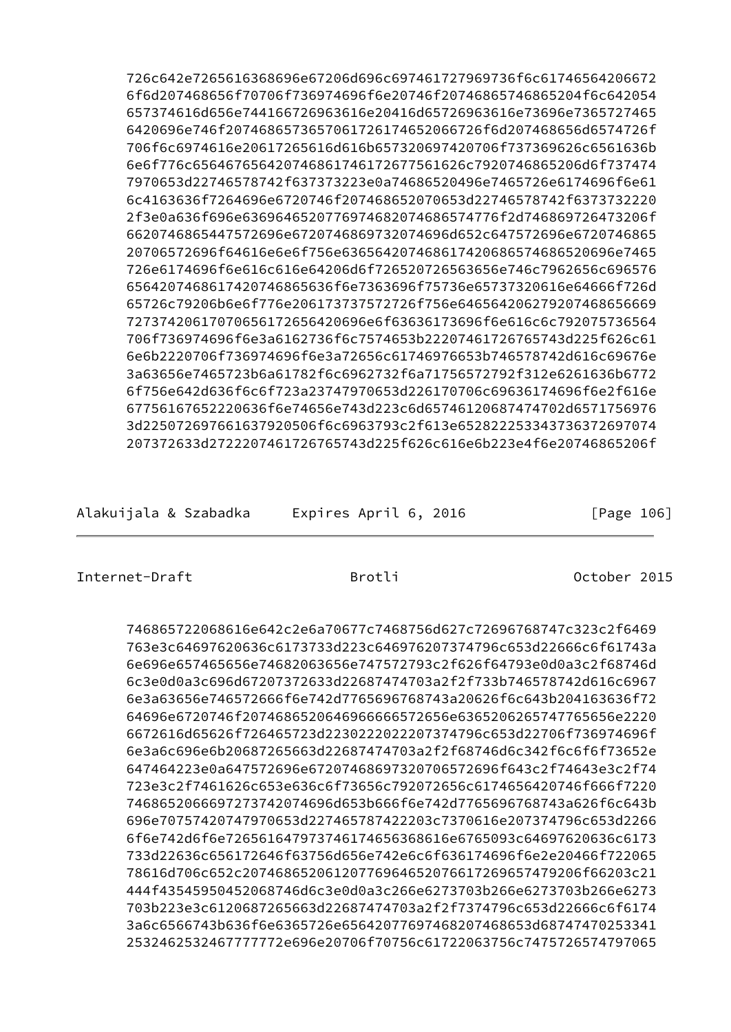```
      726c642e7265616368696e67206d696c697461727969736f6c61746564206672
      6f6d207468656f70706f736974696f6e746f20746865746865204f6c642054
      657374616d656e744166726963616e20416d65726963616e73696e7365727465
      6420696e746f207468652073657061726174652066726f6d207468656d6574726f
      706f6c6974616e20617265616d616b657320697420706f737369626c6561636b
      6e6f776c65646765642074686174746172677561626c7920746865206d6f737474
      7970653d22746578742f637373223e0a74686520496e7465726e6174696f6e61
      6c4163636f7264696e6720746f207468652070653d22746578742f6373732220
      2f3e0a636f696e636964652077697468207468656574776f2d746869726473206f
      6620746865447572696e672074686973696d652c647572696e6720746865
      20706572696f64616e6e6f756e636564207468617420686574686520696e7465
      726e6174696f6e616c616e64206d6f726520726563656e746c7962656c696576
      656420746861742074686563636f6e7363696f75736e65737320616e6466726f6d
      65726c79206b6e6f776e206173737572726f756e64656420627920746865666669
      72737420617070656172656420696e6f63636173696f6e616c6c792075736564
      706f736974696f6e3a6162736f6c7574653b22207461726765743d225f626c61
      6e6b2220706f736974696f6e3a72656c61746976653b746578742d616c69676e
      3a63656e7465723b6a61782f6c6962732f6a71756572792f312e6261636b6772
      6f756e642d636f6c6f723a23747970653d226170706c69636174696f6e2f616e
      67756167652220636f6e74656e743d223c6d65746120687474702d6571756976
      3d225072697661637920506f6c6963793c2f613e652822253343736372697074
      207372633d2722207461726765743d225f626c616e6b223e4f6e20746865206f
```

```
      746865722068616e642c2e6a70677c7468756d627c72696768747c323c2f6469
      763e3c64697620636c6173733d223c646976207374796c653d22666c6f61743a
      6e696e657465656e74682063656e747572793c2f626f64793e0d0a3c2f68746d
      6c3e0d0a3c696d67207372633d22687474703a2f2f733b746578742d616c6967
      6e3a63656e746572666f6e742d7765696768743a20626f6c643b204163636f72
      64696e6720746f20746865206469666666572656e63652062657477656e2220
      6672616d65626f726465723d2230222022207374796c653d22706f736974696f
      6e3a6c696e6b20687265663d22687474703a2f2f68746d6c342f6c6f6f73652e
      647464223e0a647572696e67207468697320706572696f643c2f74643e3c2f74
      723e3c2f7461626c653e636c6f73656c792072656c6174656420746f666f7220
      7468652066697273742074696d653b666f6e742d7765696768743a626f6c643b
      696e70757420747970653d227465787422203c7370616e207374796c653d2266
      6f6e742d6f6e726561647973746174656368616e6765093c64697620636c6173
      733d22636c656172646f63756d656e742e6c6f636174696f6e2e20466f722065
      78616d706c652c207468652061207769646520766172696574792066203c21
      444f43545950452068746d6c3e0d0a3c266e6273703b266e6273703b266e6273
      703b223e3c6120687265663d22687474703a2f2f7374796c653d22666c6f6174
      3a6c6566743b636f6e6365726e656420776974682074686553687474702533412
      532462532467777772e696e20706f70756c61722063756c7475726574797065
```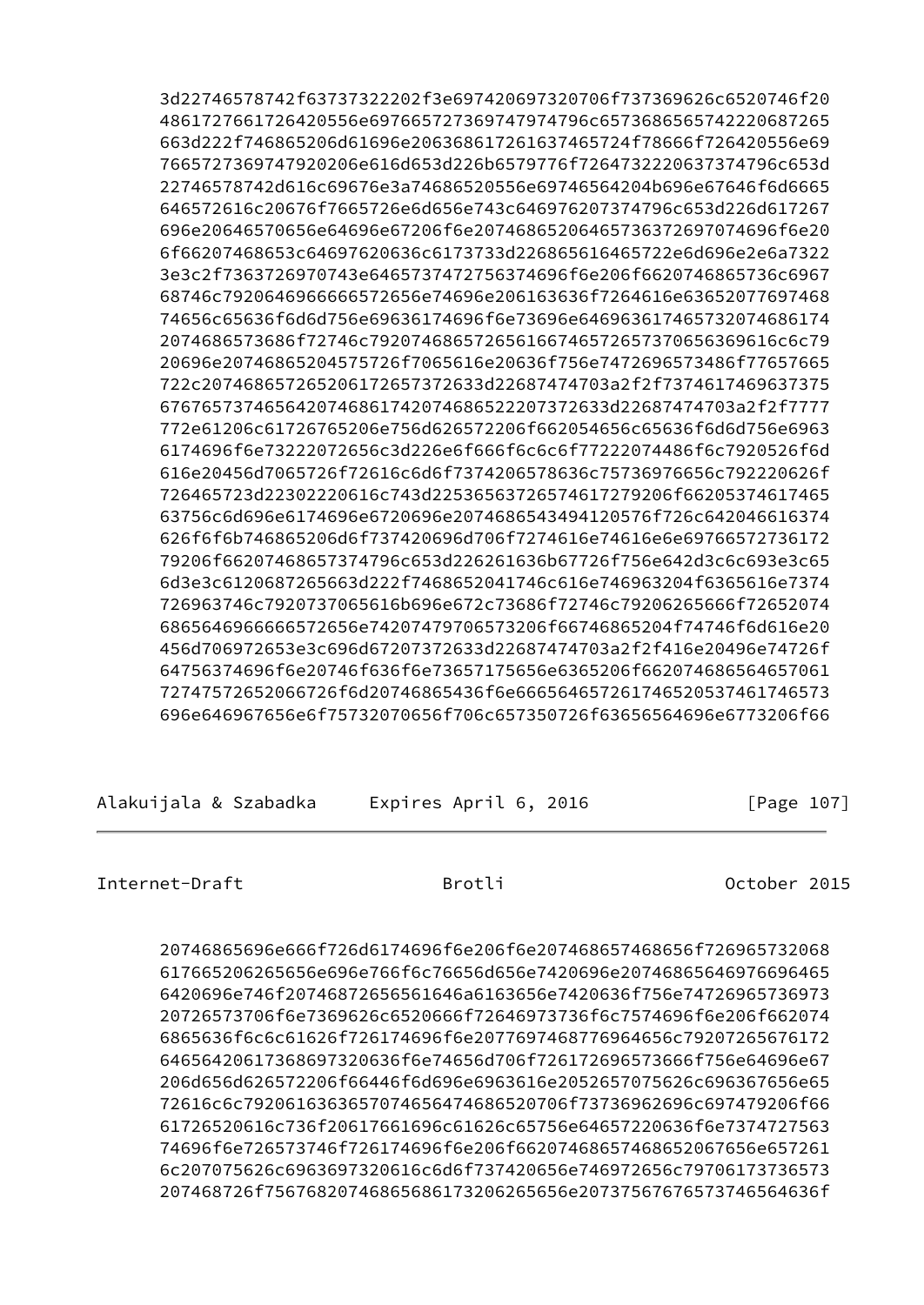```
      3d22746578742f63737322202f3e697420697320706f737369626c6520746f20
      4861727661726420556e6976657273697479796c6573686565742220687265
      663d222f746865206d61696e20636861726163746572f78666f726420556e69
      7665727369747920616d653226b6579776f72647322206373747796c653d
      22746578742d616c69676e3a74686520556e69746564204b696e67646f6d6665
      646572616c20676f7665726e6d656e743c646976207374796c653d226d617267
      696e20646570656e64696e67206f6e2074686520646573637269707469f6e20
      6f66207468653c64697620636c6173733d226865616465722e6d696e2e6a7322
      3e3c2f7363726970743e6465737472756374696f6e206f6620746865736c6967
      68746c792064696666657265656e74696e206163636f7264616e63652077697468
      74656c65636f6d6d756e69636174696f6e73696e64696361746573207468617
      2074686573686f72746c7920746865726520617265206d616e79207065637
      20696e2074686520455572f7065616e20636f756e7472696573486f7765766
      722c207468657265206172657372633d22687474703a2f2f7374617469637375
      67676573746564207468617420746865222073726333d22687474703a2f2f7777
      772e61206c61726765206e756d626572206f662054656c65636f6d6d756e6963
      6174696f6e73222072656c3d226e6f666f6c6c6f77222074486f6c7920526f6d
      616e20456d7065726f72616c6d6f7374206578636c75736976656c792220626f
      726465723d22302220616c743d2253656372657461727920f66205374617465
      63756c6d696e6174696e6720696e2074686543494120576f726c6420466163
      626f6f6b746865206d6f737420696d706f7274616e74616e6e69766572736172
      79206f662074686573747796c653d226261636b67726f756e642d3c6c693e3c65
      6d3e3c6120687265663d222f7468652041746c616e746963204f6365616e7374
      726963746c792073706561b696e672c73686f72746c79206265666f72652074
      6865646966666572656e7420747970657320f66746865204f74746f6d616e20
      456d706972653e3c696d67207372633d22687474703a2f416e20496e74726f
      64756374696f6e20746f636f6e73657175656e6365206f66207468656465706
      72747572652066726f6d20746865436f6e66656465726174652053746174657
      696e646967656e6f75732070656f706c657350726f63656564696e6773206f66
```

```
      20746865696e666f726d6174696f6e206f6e207468657468656f726965732068
      617665206265656e696e766f6c76656d656e7420696e20746865646976696465
      6420696e746f20746872656561646a6163656e7420636f756e747269657368973
      20726573706f6e7369626c6520666f72646973736f6c7574696f6e206f662074
      6865636f6c6c61626f726174696f6e20776964656c79207265676172
      646564206173686973206f636f6e74656d706f726172696573666f756e64696e67
      206d656d626572206f66446f6d696e6963616e2052657075626c696367656e65
      72616c6c79206163636570746564746865706f73736962696c697479206f66
      61726520616c736f20617661696c61626c65756e64657220636f6e7374727563
      74696f6e726573746f726174696f6e206f6620746865746865206765657261
      6c207075626c6963697320616c6d6f737420656e746972656c79706173736573
      207468726f75676820746865686173206265656e207375676765737465646366f
```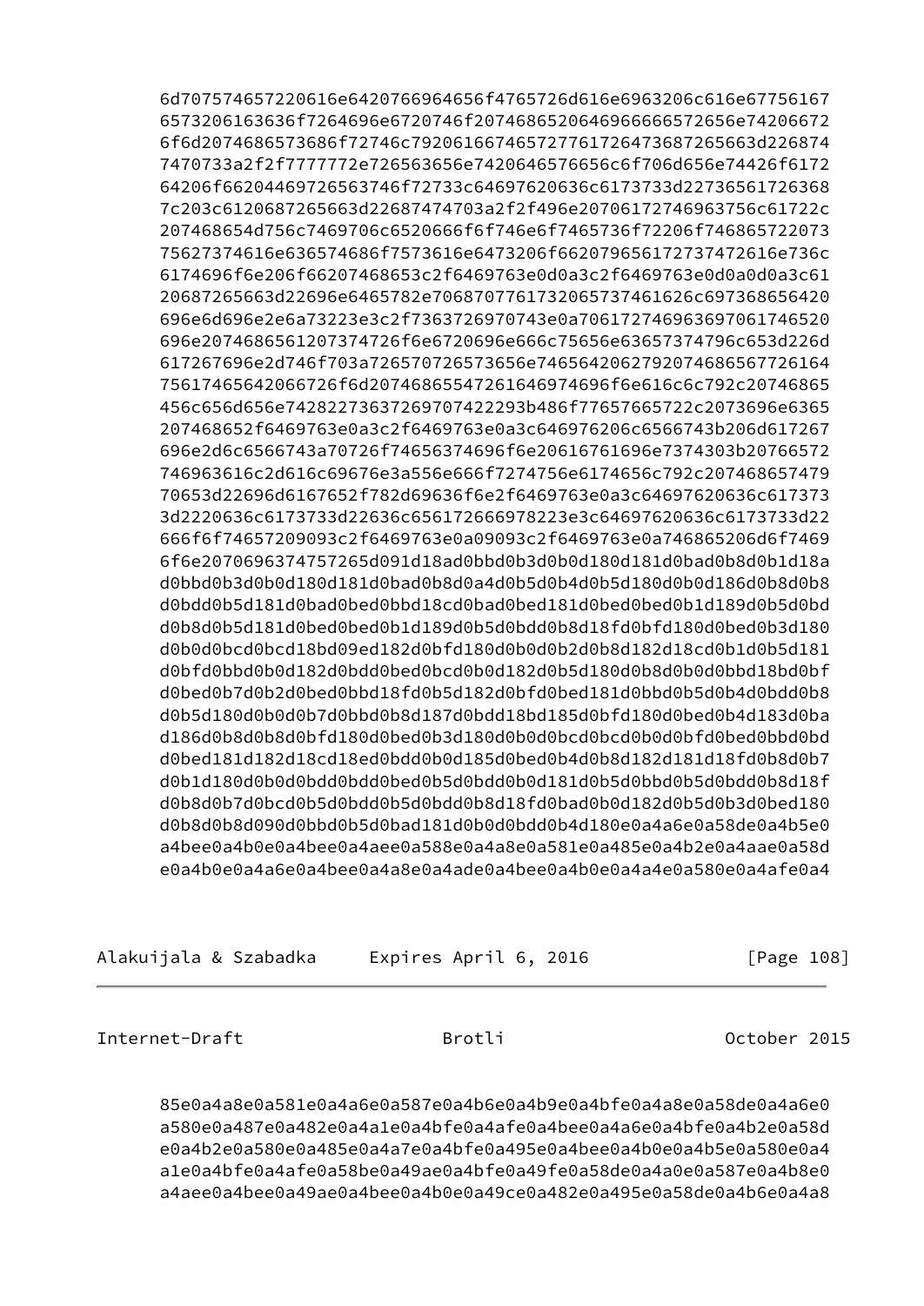```
      6d707574657220616e6420766964656f4765726d616e6963206c616e67756167
      6573206163636f7264696e6720746f207468652064696666657265e74206672
      6f6d2074686573686f72746c79206166746572776172647368656c63d226874
      7470733a2f2f7777772e726563656e7420646576656c6f706d656e74426f6172
      64206f66204469726563746f72733c64697620636c6173733d22736561726368
      7c203c6120687265663d22687474703a2f2f496e20706172746963756c61722c
      207468654d756c7469706c6520666f6f746e6f7465736f72206f746865722073
      75627374616e636574686f7573616e6473206f662079656172737472616e736c
      6174696f6e206f66207468653c2f6469763e0d0a3c2f6469763e0d0a0d0a3c61
      20687265663d22696e6465782e7068707761732065737461626c697368656420
      696e6d696e2e6a73223e3c2f7363726970743e0a706172746963697061746520
      696e2074686561207374726f6e6720696e666c75656e63657374796c653d226d
      617267696e2d746f703a726570726573656e7465642062792074686567726164
      75617465642066726f6d20546865726561646974696f6e616c6c792c20746865
      456c656d656e742822736372697074422293b486f77657665722c2073696e6365
      207468652f6469763e0a3c2f6469763e0a3c646976206c6566743b206d617267
      696e2d6c6566743a70726f74656374696f6e20616761696e7374303b20766572
      746963616c2d616c69676e3a556e666f7274756e6174656c792c207468657479
      70653d22696d6167652f782d69636f6e2f6469763e0a3c64697620636c617373
      3d2220636c6173733d22636c656172666978223e3c64697620636c6173733d22
      666f6f74657209093c2f6469763e0a09093c2f6469763e0a746865206d6f7469
      6f6e2070696374757265d091d18ad0bbd0b3d0b0d180d181d0bad0b8d0b1d18a
      d0bbd0b3d0b0d180d181d0bad0b8d0a4d0b5d0b4d0b5d180d0b0d186d0b8d0b8
      d0bdd0b5d181d0bad0bed0bbd18cd0bad0bed181d0bed0bed0b1d189d0b5d0bd
      d0b8d0b5d181d0bed0bed0b1d189d0b5d0bdd0b8d18fd0bfd180d0bed0b3d180
      d0b0d0bcd0bcd18bd09ed182d0bfd180d0b0d0b2d0b8d182d18cd0b1d0b5d181
      d0bfd0bbd0b0d182d0bdd0bed0bcd0b0d182d0b5d180d0b8d0b0d0bbd18bd0bf
      d0bed0b7d0b2d0bed0bbd18fd0b5d182d0bfd0bed181d0bbd0b5d0b4d0bdd0b8
      d0b5d180d0b0d0b7d0bbd0b8d187d0bdd18bd185d0bfd180d0bed0b4d183d0ba
      d186d0b8d0b8d0bfd180d0bed0b3d180d0b0d0bcd0bcd0b0d0bfd0bed0bbd0bd
      d0bed181d182d18cd18ed0bdd0b0d185d0bed0b4d0b8d182d181d18fd0b8d0b7
      d0b1d180d0b0d0bdd0bdd0bed0b5d0bdd0b0d181d0b5d0bbd0b5d0bdd0b8d18f
      d0b8d0b7d0bcd0b5d0bdd0b5d0bdd0b8d18fd0bad0b0d182d0b5d0b3d0bed180
      d0b8d0b8d090d0bbd0b5d0bad181d0b0d0bdd0b4d180e0a4a6e0a58de0a4b5e0
      a4bee0a4b0e0a4bee0a4aee0a588e0a4a8e0a581e0a485e0a4b2e0a4aae0a58d
      e0a4b0e0a4a6e0a4bee0a4a8e0a4ade0a4bee0a4b0e0a4a4e0a580e0a4afe0a4
```

```
      85e0a4a8e0a581e0a4a6e0a587e0a4b6e0a4b9e0a4bfe0a4a8e0a58de0a4a6e0
      a580e0a487e0a482e0a4a1e0a4bfe0a4afe0a4bee0a4a6e0a4bfe0a4b2e0a58d
      e0a4b2e0a580e0a485e0a4a7e0a4bfe0a495e0a4bee0a4b0e0a4b5e0a580e0a4
      a1e0a4bfe0a4afe0a58be0a49ae0a4bfe0a49fe0a58de0a4a0e0a587e0a4b8e0
      a4aee0a4bee0a49ae0a4bee0a4b0e0a49ce0a482e0a495e0a58de0a4b6e0a4a8
```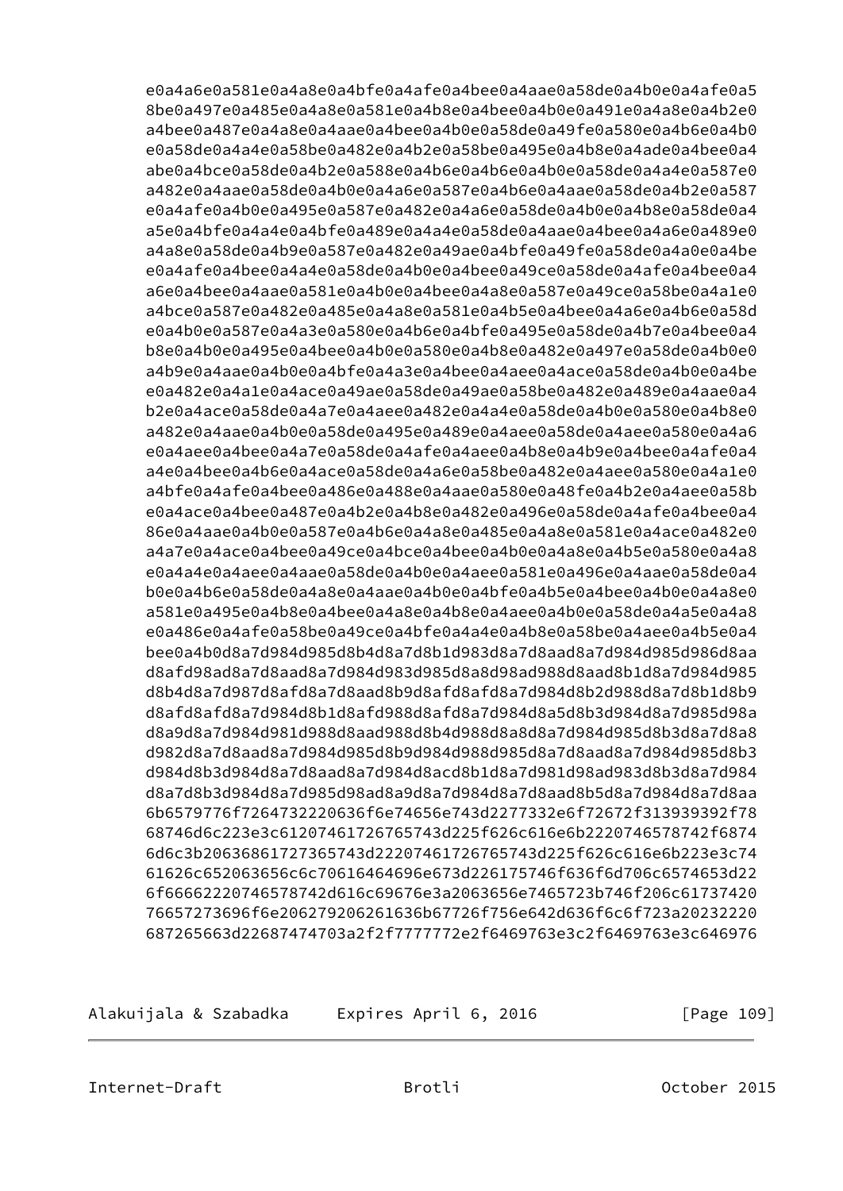```
      e0a4a6e0a581e0a4a8e0a4bfe0a4afe0a4bee0a4aae0a58de0a4b0e0a4afe0a5
      8be0a497e0a485e0a4a8e0a581e0a4b8e0a4bee0a4b0e0a491e0a4a8e0a4b2e0
      a4bee0a487e0a4a8e0a4aae0a4bee0a4b0e0a58de0a49fe0a580e0a4b6e0a4b0
      e0a58de0a4a4e0a58be0a482e0a4b2e0a58be0a495e0a4b8e0a4ade0a4bee0a4
      abe0a4bce0a58de0a4b2e0a588e0a4b6e0a4b6e0a4b0e0a58de0a4a4e0a587e0
      a482e0a4aae0a58de0a4b0e0a4a6e0a587e0a4b6e0a4aae0a58de0a4b2e0a587
      e0a4afe0a4b0e0a495e0a587e0a482e0a4a6e0a58de0a4b0e0a4b8e0a58de0a4
      a5e0a4bfe0a4a4e0a4bfe0a489e0a4a4e0a58de0a4aae0a4bee0a4a6e0a489e0
      a4a8e0a58de0a4b9e0a587e0a482e0a49ae0a4bfe0a49fe0a58de0a4a0e0a4be
      e0a4afe0a4bee0a4a4e0a58de0a4b0e0a4bee0a49ce0a58de0a4afe0a4bee0a4
      a6e0a4bee0a4aae0a581e0a4b0e0a4bee0a4a8e0a587e0a49ce0a58be0a4a1e0
      a4bce0a587e0a482e0a485e0a4a8e0a581e0a4b5e0a4bee0a4a6e0a4b6e0a58d
      e0a4b0e0a587e0a4a3e0a580e0a4b6e0a4bfe0a495e0a58de0a4b7e0a4bee0a4
      b8e0a4b0e0a495e0a4bee0a4b0e0a580e0a4b8e0a482e0a497e0a58de0a4b0e0
      a4b9e0a4aae0a4b0e0a4bfe0a4a3e0a4bee0a4aee0a4ace0a58de0a4b0e0a4be
      e0a482e0a4a1e0a4ace0a49ae0a58de0a49ae0a58be0a482e0a489e0a4aae0a4
      b2e0a4ace0a58de0a4a7e0a4aee0a482e0a4a4e0a58de0a4b0e0a580e0a4b8e0
      a482e0a4aae0a4b0e0a58de0a495e0a489e0a4aee0a58de0a4aee0a580e0a4a6
      e0a4aee0a4bee0a4a7e0a58de0a4afe0a4aee0a4b8e0a4b9e0a4bee0a4afe0a4
      a4e0a4bee0a4b6e0a4ace0a58de0a4a6e0a58be0a482e0a4aee0a580e0a4a1e0
      a4bfe0a4afe0a4bee0a486e0a488e0a4aae0a580e0a48fe0a4b2e0a4aee0a58b
      e0a4ace0a4bee0a487e0a4b2e0a4b8e0a482e0a496e0a58de0a4afe0a4bee0a4
      86e0a4aae0a4b0e0a587e0a4b6e0a4a8e0a485e0a4a8e0a581e0a4ace0a482e0
      a4a7e0a4ace0a4bee0a49ce0a4bce0a4bee0a4b0e0a4a8e0a4b5e0a580e0a4a8
      e0a4a4e0a4aee0a4aae0a58de0a4b0e0a4aee0a581e0a496e0a4aae0a58de0a4
      b0e0a4b6e0a58de0a4a8e0a4aae0a4b0e0a4bfe0a4b5e0a4bee0a4b0e0a4a8e0
      a581e0a495e0a4b8e0a4bee0a4a8e0a4b8e0a4aee0a4b0e0a58de0a4a5e0a4a8
      e0a486e0a4afe0a58be0a49ce0a4bfe0a4a4e0a4b8e0a58be0a4aee0a4b5e0a4
      bee0a4b0d8a7d984d985d8b4d8a7d8b1d983d8a7d8aad8a7d984d985d986d8aa
      d8afd98ad8a7d8aad8a7d984d983d985d8a8d98ad988d8aad8b1d8a7d984d985
      d8b4d8a7d987d8afd8a7d8aad8b9d8afd8afd8a7d984d8b2d988d8a7d8b1d8b9
      d8afd8afd8a7d984d8b1d8afd988d8afd8a7d984d8a5d8b3d984d8a7d985d98a
      d8a9d8a7d984d981d988d8aad988d8b4d988d8a8d8a7d984d985d8b3d8a7d8a8
      d982d8a7d8aad8a7d984d985d8b9d984d988d985d8a7d8aad8a7d984d985d8b3
      d984d8b3d984d8a7d8aad8a7d984d8acd8b1d8a7d981d98ad983d8b3d8a7d984
      d8a7d8b3d984d8a7d985d98ad8a9d8a7d984d8a7d8aad8b5d8a7d984d8a7d8aa
      6b6579776f7264732220636f6e74656e743d2277332e6f72672f313939392f78
      68746d6c223e3c61207461726765743d225f626c616e6b2220746578742f6874
      6d6c3b20636861727365743d22207461726765743d225f626c616e6b223e3c74
      61626c652063656c6c70616464696e673d226175746f636f6d706c6574653d22
      6f66662220746578742d616c69676e3a2063656e7465723b746f206c61737420
      76657273696f6e206279206261636b67726f756e642d636f6c6f723a20232220
      687265663d22687474703a2f2f7777772e2f6469763e3c2f6469763e3c646976
```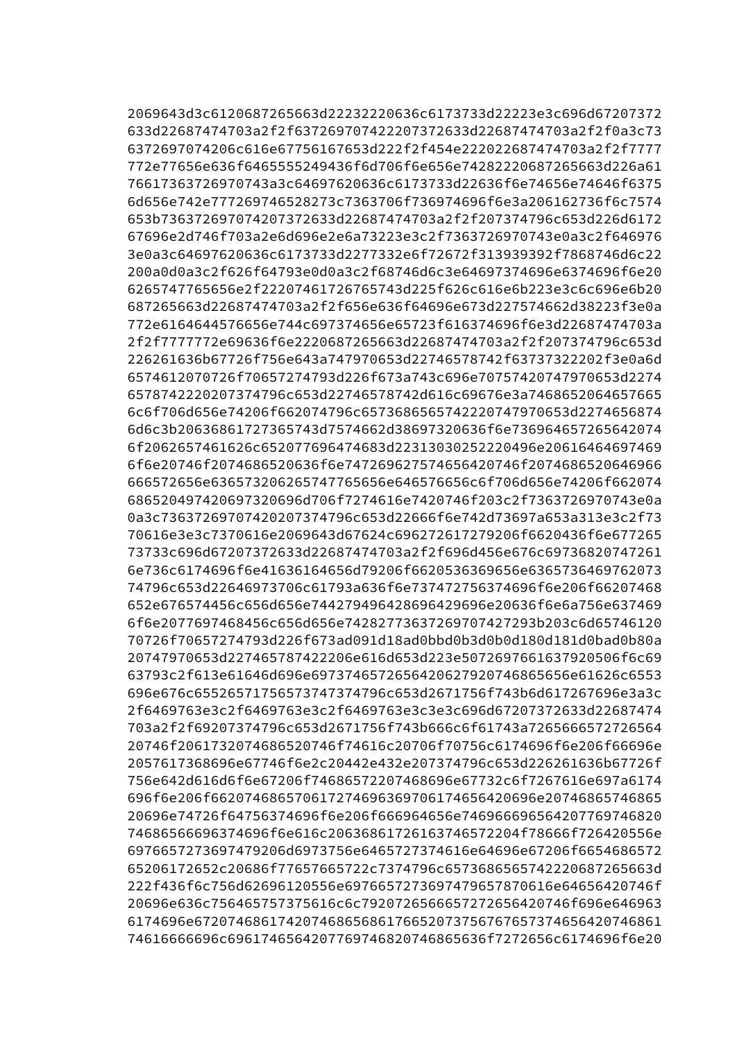```
2069643d3c6120687265663d22232220636c6173733d22223e3c696d67207372
633d22687474703a2f2f63726970742207372633d22687474703a2f2f0a3c73
6372697074206c616e67756167653d222f2f454e222022687474703a2f2f7777
772e77656e636f6465555249436f6d706f6e656e74282220687265663d226a61
76617363726970743a3c64697620636c6173733d22636f6e74656e74646f6375
6d656e742e7772697465282273c7363706f736974696f6e3a206162736f6c7574
653b7363726970742207372633d22687474703a2f2f207374796c653d226d6172
67696e2d746f703a2e6d696e2e6a73223e3c2f7363726970743e0a3c2f646976
3e0a3c64697620636c6173733d2277332e6f72672f313939392f7868746d6c22
200a0d0a3c2f626f64793e0d0a3c2f68746d6c3e64697374696e6374696f6e20
6265747765656e2f22207461726765743d225f626c616e6b223e3c6c696e6b20
687265663d22687474703a2f2f656e636f64696e673d227574662d38223f3e0a
772e6164644576656e744c697374656e65723f616374696f6e3d22687474703a
2f2f7777772e69636f6e2220687265663d22687474703a2f2f207374796c653d
226261636b67726f756e643a747970653d22746578742f63737322202f3e0a6d
6574612070726f70657274793d226f673a743c696e70757420747970653d2274
657874222207374796c653d22746578742d616c69676e3a7468652064657665
6c6f706d656e74206f662074796c657368656574222074797065653d2274656874
6d6c3b20636861727365743d7574662d38697320636f6e736964657265642074
6f2062657461626c652077696474683d22313030252220496e20616464697469
6f6e20746f2074686520636f6e747269627574656420746f2074686520646966
666572656e636573206265747765656e646576656c6f706d656e74206f662074
68652049742069732069706f7274616e7420746f203c2f7363726970743e0a
0a3c7363726970742207374796c653d22666f6e742d73697a653a313e3c2f73
70616e3e3c7370616e2069643d67624c696272617279206f6620436f6e677265
73733c696d67207372633d22687474703a2f2f696d456e676c69736820747261
6e736c6174696f6e41636164656d79206f6620536369656e6365736469762073
74796c653d22646973706c61793a636f6e737472756374696f6e206f66207468
652e676574456c656d656e744279496428696429696e20636f6e6a756e637469
6f6e2077697468456c656d656e74282773637269707427293b203c6d65746120
70726f70657274793d226f73ad091d18ad0bbd0b3d0b0d180d181d0bad0b80a
20747970653d227465787422206e616d653d223e5072697661637920506f6c69
63793c2f613e61646d696e6973746572656420627920746865656e61626c6553
696e676c655265717565737374796c653d2671756f743b6d617267696e3a3c
2f6469763e3c2f6469763e3c2f6469763e3c3e3c696d67207372633d22687474
703a2f2f69207374796c653d2671756f743b666c6f61743a7265666572726564
20746f206173207468652746f74616c20706f70756c6174696f6e206f66696e
2057617368696e67746f6e2e432e20207374796c653d226261636b67726f
756e642d616d6f6e67206f7468657220746869e67732c6f7267616e697a6174
696f6e206f6620746865706172746963697061746564206e20746865746865
20696e74726f64756374696f6e206f666964656e7469666965642077697468
7468656666696374696f6e616c206368617261637465720f78666f726420556e
697665727369747920d6973756e6465727374616e64696e67206f6654686572
65206172652c20686f77657665722c7374796c65736865657422687265663d
222f436f6c756d62696120556e697665727369747965787061646564207466f
20696e636c7564657573756616c6c792072656665727265642746f696e646963
6174696e6720746861742074686568617665207375676765737465642074861
74616666696c6961746564207769746820746865636f7272656c6174696f6e20
```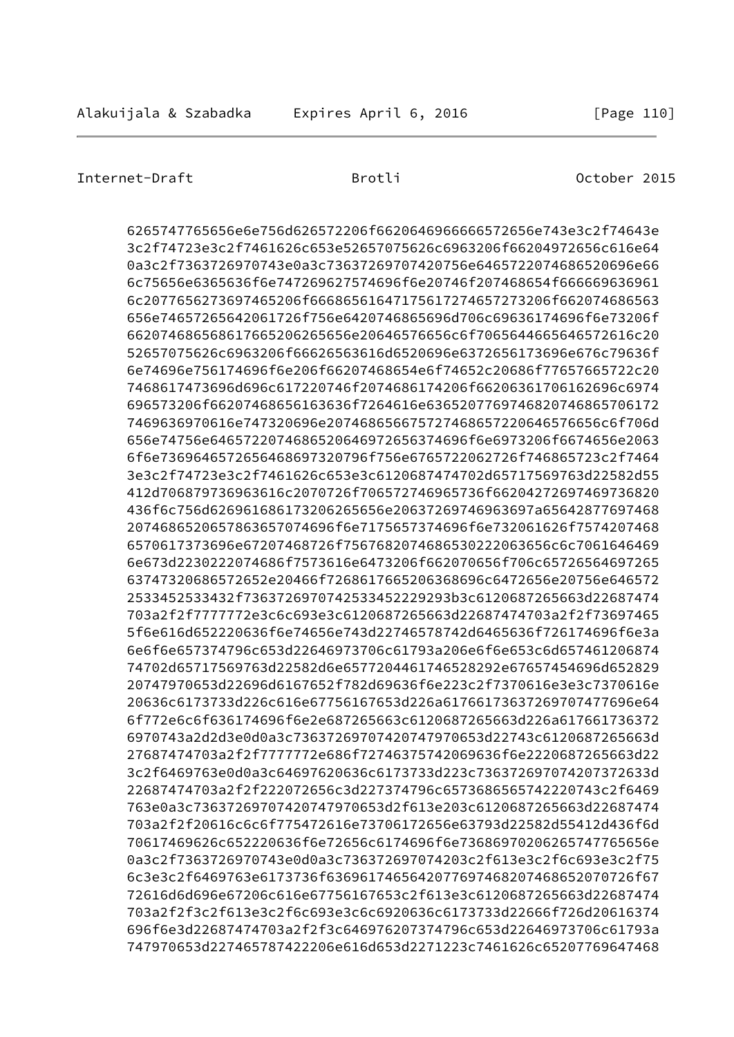```
6265747765656e6e756d626572206f6620646966666572656e743e3c2f74643e
3c2f74723e3c2f7461626c653e52657075626c6963206f66204972656c616e64
0a3c2f7363726970743e0a3c7363726970742074686520696e66
6c75656e6365636f6e747269627574696f6e20746f207468654f666669636961
6c207765627369746520666f686561647175617274657273206f662074686563
656e74657265642061726f756e6420746865696d706c69636174696f6e73206f
66207468652686176652062656e20646576656c6f7065644665646572616c20
52657075626c6963206f66626563616d6520696e6372656173696e676c79636f
6e74696e756174696f6e206f66207468654e6f74652c20686f77657665722c20
7468617473696d696c617220746f2074686174206f66206361706162696c6974
696573206f66207468656163636f7264616e636520776974682074686570172
7469636970616e747320696e207468656675727468657220646576656c6f706d
656e74756e6465722074686520646972656374696f6e6973206f6674656e2063
6f6e736964657265646869732796f756e6765722062726f746865723c2f7464
3e3c2f74723e3c2f7461626c653e3c6120687474702d65717569763d22582d55
412d706879736963616c2070726f706572746965736f6620427269746973682
436f6c756d6269616873206265656e20637269746963697a65642877697468
207468652065786366074696f6e7175657374696f6e732061626f7574207468
6570617373696e67207468726f7567682074686530222063656c6c7061646469
6e673d2230222074686f7573616e6473206f662070656f706c65726564697265
63747320686572652e20466f7268617665206368696c6472656e20756e646572
2533452533432f7363726970742533452229293b3c6120687265663d22687474
703a2f2f7777772e3c6c693e3c6120687265663d22687474703a2f2f73697465
5f6e616d652220636f6e74656e743d22746578742d6465636f726174696f6e3a
6e6f6e657374796c653d22646973706c61793a206e6f6e653c6d657461206874
74702d65717569763d22582d6e657720446174652829292e67657454696d652829
20747970653d22696d6167652f782d69636f6e223c2f7370616e3e3c7370616e
20636c6173733d226c616e67756167653d226a617661736372697074077696e64
6f772e6c6f636174696f6e2e687265663c6120687265663d226a617661736372
6970743a2d2d3e0d0a3c736372697074207420747970653d22743c6120687265663d
27687474703a2f2f7777772e686f72746375742069636f6e2220687265663d22
3c2f6469763e0d0a3c64697620636c6173733d223c73637269707420737263d
22687474703a2f2f222072656c3d227374796c6573686565742220743c2f6469
763e0a3c7363726970742074797065d2f613e203c6120687265663d22687474
703a2f2f20616c6c6f775472616e73706172656e63793d22582d55412d436f6d
70617469626c652220636f6e72656c6174696f6e736869702062657477656e
0a3c2f7363726970743e0d0a3c736372697074203c2f613e3c2f6c693e3c2f75
6c3e3c2f6469763e6173736f6369617465642077697468207468652070726f67
72616d6d696e67206c616e67756167653c2f613e3c6120687265663d22687474
703a2f2f3c2f613e3c2f6c693e3c6c6920636c6173733d22666f726d20616374
696f6e3d22687474703a2f2f3c646976207374796c653d22646973706c61793a
747970653d227465787422206e616d653d2271223c7461626c6520776964746
```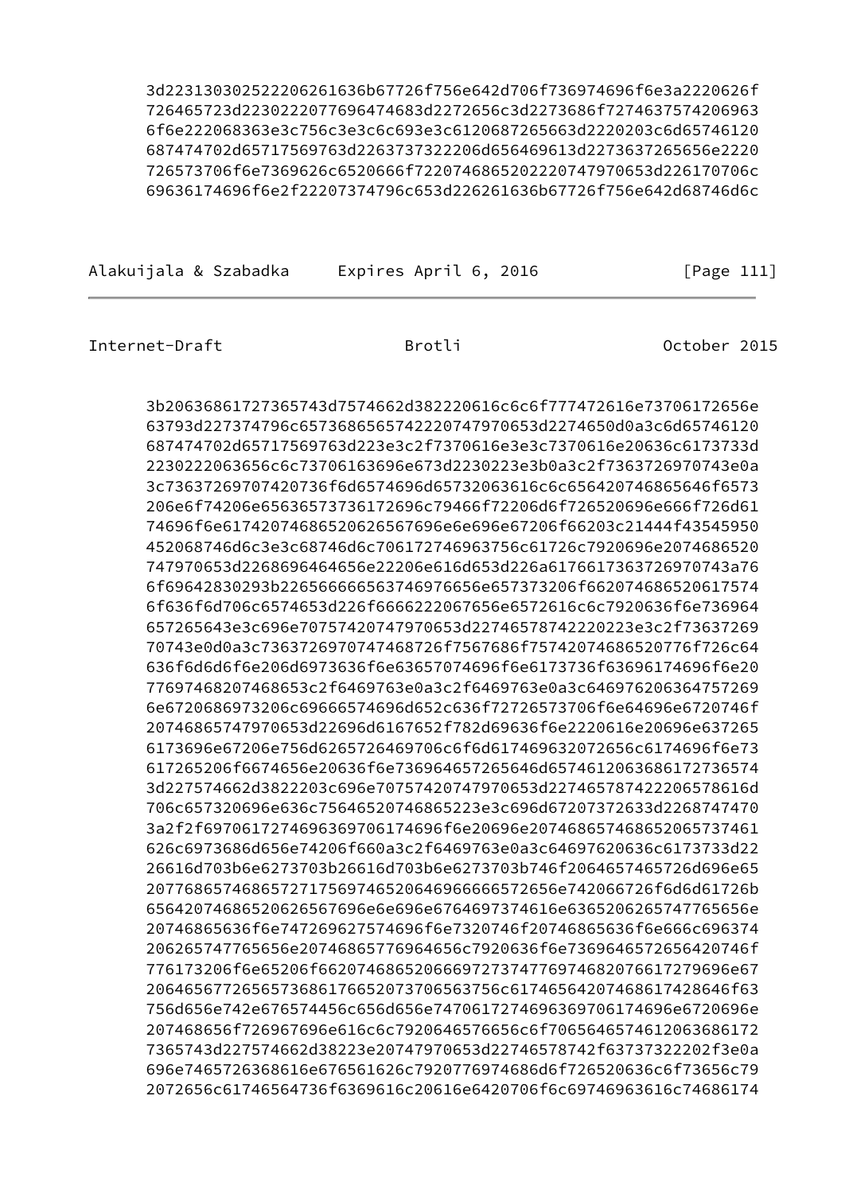```
3d22313030252220626163b67726f756e642d706f736974696f6e3a2220626f
726465723d2230222077696474683d2272656c3d2273686f7274637574206963
6f6e222068363e3c756c3e3c6c693e3c6120687265663d2220203c6d65746120
687474702d65717569763d2263737322206d656469613d2273637265656e2220
726573706f6e7369626c6520666f722074686520222074797065
3d226170706c69636174696f6e2f22207374796c653d226261636b67726f756e642d68746d6c
```

```
3b20636861727365743d7574662d382220616c6c6f777472616e73706172656e
63793d227374796c65736865657422207479706503d2274650d0a3c6d65746120
687474702d65717569763d223e3c2f7370616e3e3c7370616e20636c6173733d
2230222063656c6c73706163696e673d2230223e3b0a3c2f7363726970743e0a
3c73637269707420736f6d6574696d65732063616c6c6564207468656d6f6573
206e6f74206e65636573736172696c79466f72206d6f726520696e666f726d61
74696f6e617420746865206265676696e6e696e67206f66203c21444f43545950
452068746d6c3e3c68746d6c706172746963756c61726c7920696e2074686520
747970653d2268696464656e22206e616d653d226a6176617363726970743a76
6f69642830293b22656666656563746976656e657373206f6620746865206174
6f636f6d706c6574653d226f6666222067656e6572616c6c7920636f6e736964
657265643e3c696e70757420747970653d22746578742220223e3c2f73637269
70743e0d0a3c7363726970747468726f7567686f75742074686520776f726c64
636f6d6d6f6e206d6973636f6e63657074696f6e6173736f63696174696f6e20
77697468207468653c2f6469763e0a3c2f6469763e0a3c646976206364757269
6e6720686973206c69666574696d652c636f72726573706f6e64696e6720746f
20746865747970653d22696d6167652f782d69636f6e2220616e20696e637265
6173696e67206e756d6265726469706c6f6d617469632072656c6174696f6e73
617265206f6674656e20636f6e736964657265646d657461206368617273657
3d227574662d3822203c696e70757420747970653d227465787422206578616d
706c657320696e636c75646520746865223e3c696d67207372633d2268747470
3a2f2f6970617274696369706174696f6e20696e20746865746865206573746
1626c6973686d656e74206f660a3c2f6469763e0a3c64697620636c6173733d22
26616d703b6e6273703b26616d703b6e6273703b746f2064657465726d696e65
2077686574686572717569746520646966666572656e74206672f6d6d61726b
656420627920746865206265676696e6e696e6764697374616e6365206265747765656e
20746865636f6e747269627574696f6e7320746f20746865636f6e666c696374
206265747765656e207468657769646c7920636f6e736964657265642077617320
6f6e65206f6620746865206669727374776974682076617279696e67
206465677265657368617665207370656375616c74656420746861742846f63
756d656e742e676574456c656d656e747061727469636970617469e6720696e
207468656f726967696e616c6c7920646576656c6f7065646574612063686172
7365743d227574662d38223e20747970653d22746578742f637373222f3e0a
696e7465726368616e676561626c7920776974686d6f726520636c6f73656c79
2072656c61746564736f6369616c20616e6420706f6c69746963616c74686174
```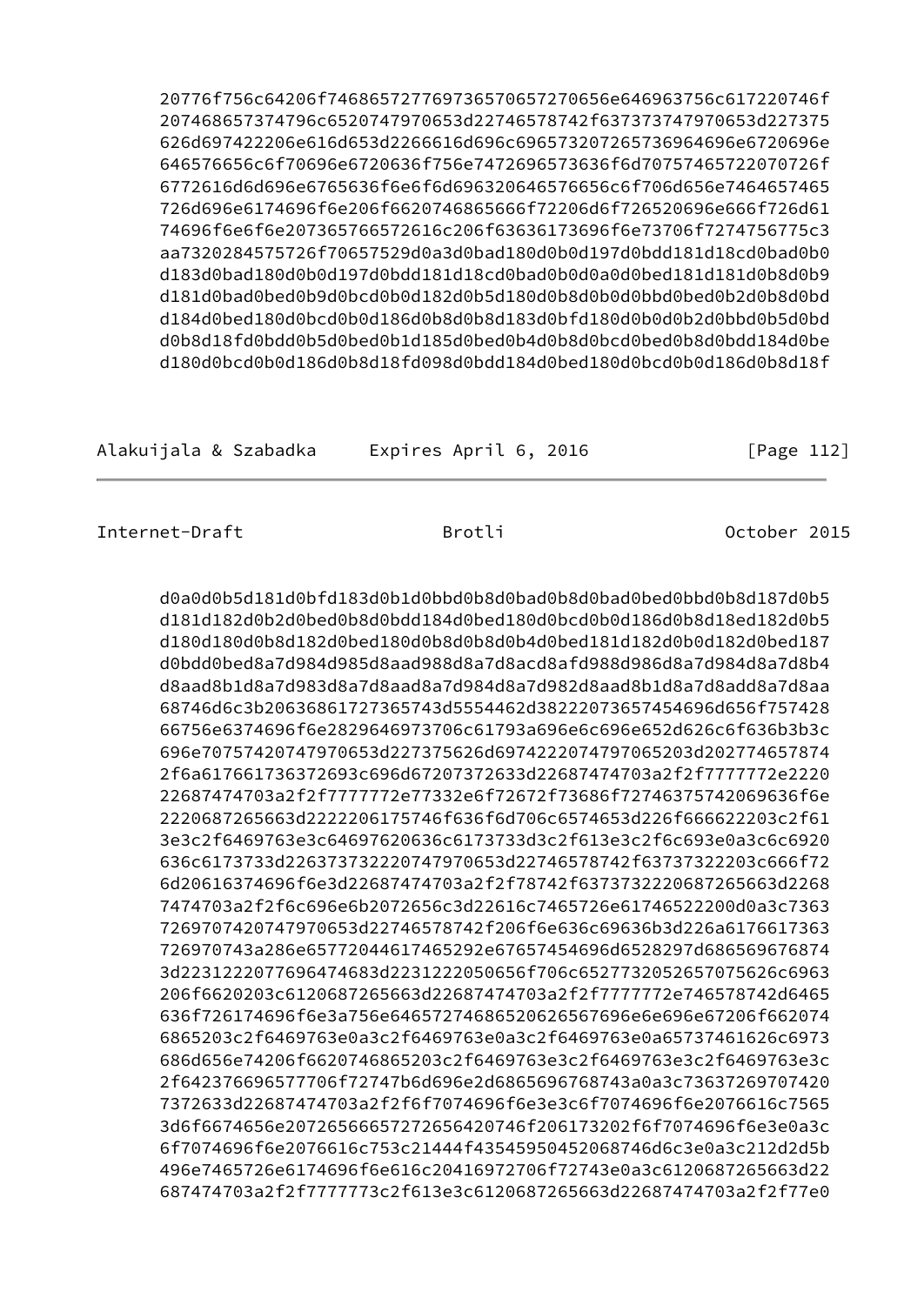```
20776f756c64206f74686572776973652070657270656e646963756c617220746f
207468657374796c6520747970653d22746578742f637373747970653d227375
626d697422206e616d653d2266616d696c696573207265736964696e6720696e
646576656c6f70696e6720636f756e7472696573636f6d7075746572207072 6f
6772616d6d696e6765636f6e6f6d696320646576656c6f706d656e7464657465
726d696e6174696f6e206f6620746865666f72206d6f726520696e666f726d61
74696f6e6f6e207365766572616c206f63636173696f6e73706f7274756775c3
aa7320284575726f70657529d0a3d0bad180d0b0d197d0bdd181d18cd0bad0b0
d183d0bad180d0b0d197d0bdd181d18cd0bad0b0d0a0d0bed181d181d0b8d0b9
d181d0bad0bed0b9d0bcd0b0d182d0b5d180d0b8d0b0d0bbd0bed0b2d0b8d0bd
d184d0bed180d0bcd0b0d186d0b8d0b8d183d0bfd180d0b0d0b2d0bbd0b5d0bd
d0b8d18fd0bdd0b5d0bed0b1d185d0bed0b4d0b8d0bcd0bed0b8d0bdd184d0be
d180d0bcd0b0d186d0b8d18fd098d0bdd184d0bed180d0bcd0b0d186d0b8d18f
```

```
d0a0d0b5d181d0bfd183d0b1d0bbd0b8d0bad0b8d0bad0bed0bbd0b8d187d0b5
d181d182d0b2d0bed0b8d0bdd184d0bed180d0bcd0b0d186d0b8d18ed182d0b5
d180d180d0b8d182d0bed180d0b8d0b8d0b4d0bed181d182d0b0d182d0bed187
d0bdd0bed8a7d984d985d8aad988d8a7d8acd8afd988d986d8a7d984d8a7d8b4
d8aad8b1d8a7d983d8a7d8aad8a7d984d8a7d982d8aad8b1d8a7d8add8a7d8aa
68746d6c3b20636861727365743d5554462d38222073657454696d656f757428
66756e6374696f6e2829646973706c61793a696e6c696e652d626c6f636b3b3c
696e70757420747970653d227375626d697422207479706520d202774657874
2f6a617661736372697c696d67207372633d22687474703a2f2f7777772e2220
22687474703a2f2f7777772e77332e6f72672f73686f72746375742069636f6e
2220687265663d2222206175746f636f6d706c6574653d226f666622203c2f61
3e3c2f6469763e3c64697620636c6173733d3c2f613e3c2f6c693e0a3c6c6920
636c6173733d22637373222074797065d22746578742f63737322203c666f72
6d20616374696f6e3d22687474703a2f2f78742f6373732220687265663d2268
7474703a2f2f6c696e6b2072656c3d22616c7465726e61746522200d0a3c7363
72697074207479706653d22746578742f206f6e636c69636b3d226a6176617363
726970743a286e65772044617465292e67657454696d6528297d686569676874
3d2231222077696474683d2231222050656f706c652773205265707562c6963
206f6620203c6120687265663d22687474703a2f2f7777772e746578742d6465
636f726174696f6e3a756e64657274686520626567696e6e696e67206f662074
6865203c2f6469763e0a3c2f6469763e0a3c2f6469763e0a65737461626c6973
686d656e74206f6620746865203c2f6469763e3c2f6469763e3c2f6469763e3c
2f642376696577706f72747b6d696e2d6865696768743a0a3c73637269707420
7372633d22687474703a2f2f6f7074696f6e3e3c6f7074696f6e2076616c7565
3d6f6674656e207265666572726564206173202f6f7074696f6e3e0a3c
6f7074696f6e2076616c753c21444f43545950452068746d6c3e0a3c212d2d5b
496e7465726e6174696f6e616c20416972706f72743e0a3c6120687265663d22
687474703a2f2f7777773c2f613e3c6120687265663d22687474703a2f2f77e0
```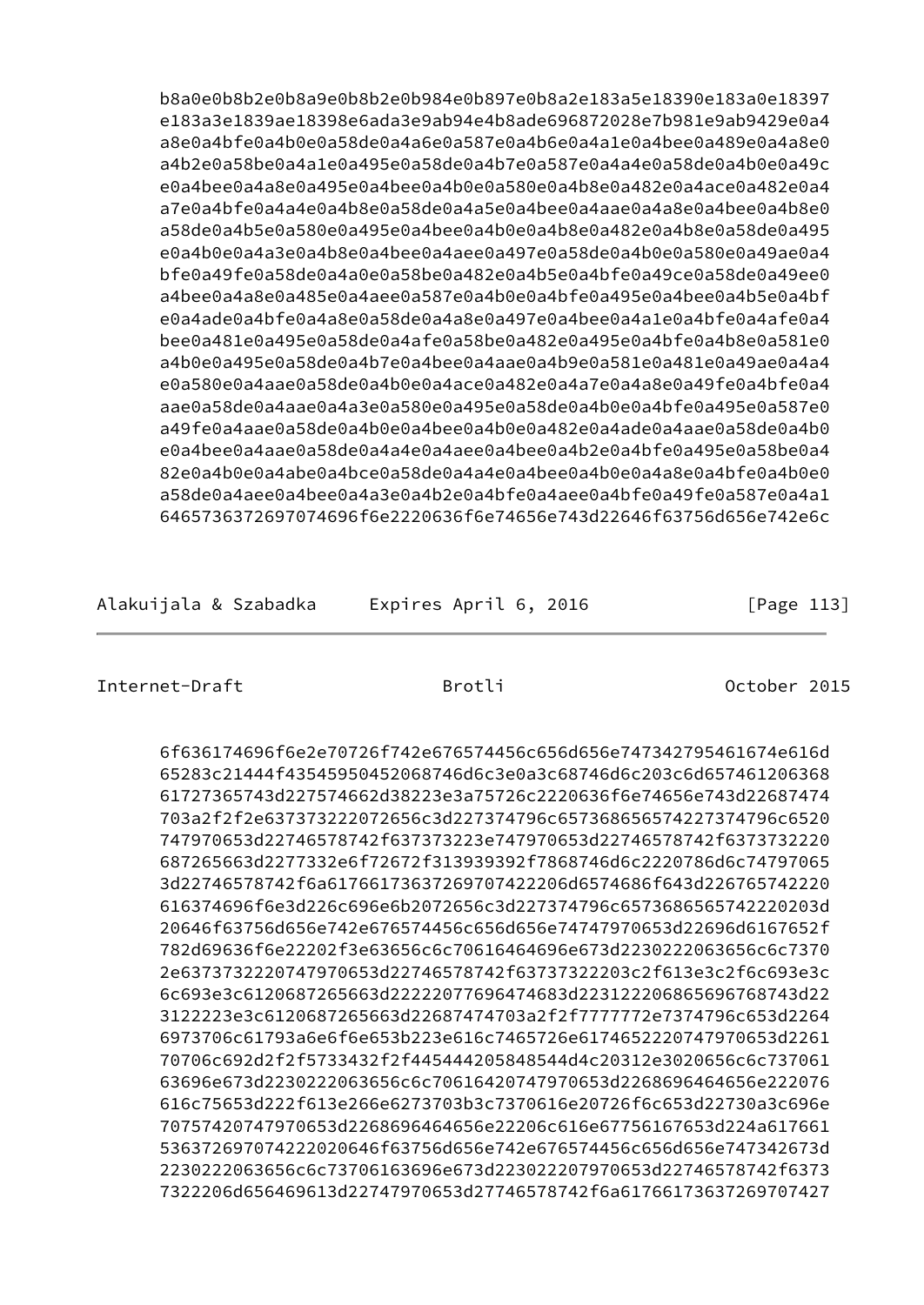```
b8a0e0b8b2e0b8a9e0b8b2e0b984e0b897e0b8a2e183a5e18390e183a0e18397
e183a3e1839ae18398e6ada3e9ab94e4b8ade696872028e7b981e9ab9429e0a4
a8e0a4bfe0a4b0e0a58de0a4a6e0a587e0a4b6e0a4a1e0a4bee0a489e0a4a8e0
a4b2e0a58be0a4a1e0a495e0a58de0a4b7e0a587e0a4a4e0a58de0a4b0e0a49c
e0a4bee0a4a8e0a495e0a4bee0a4b0e0a580e0a4b8e0a482e0a4ace0a482e0a4
a7e0a4bfe0a4a4e0a4b8e0a58de0a4a5e0a4bee0a4aae0a4a8e0a4bee0a4b8e0
a58de0a4b5e0a580e0a495e0a4bee0a4b0e0a4b8e0a482e0a4b8e0a58de0a495
e0a4b0e0a4a3e0a4b8e0a4bee0a4aee0a497e0a58de0a4b0e0a580e0a49ae0a4
bfe0a49fe0a58de0a4a0e0a58be0a482e0a4b5e0a4bfe0a49ce0a58de0a49ee0
a4bee0a4a8e0a485e0a4aee0a587e0a4b0e0a4bfe0a495e0a4bee0a4b5e0a4bf
e0a4ade0a4bfe0a4a8e0a58de0a4a8e0a497e0a4bee0a4a1e0a4bfe0a4afe0a4
bee0a481e0a495e0a58de0a4afe0a58be0a482e0a495e0a4bfe0a4b8e0a581e0
a4b0e0a495e0a58de0a4b7e0a4bee0a4aae0a4b9e0a581e0a481e0a49ae0a4a4
e0a580e0a4aae0a58de0a4b0e0a4ace0a482e0a4a7e0a4a8e0a49fe0a4bfe0a4
aae0a58de0a4aae0a4a3e0a580e0a495e0a58de0a4b0e0a4bfe0a495e0a587e0
a49fe0a4aae0a58de0a4b0e0a4bee0a4b0e0a482e0a4ade0a4aae0a58de0a4b0
e0a4bee0a4aae0a58de0a4a4e0a4aee0a4bee0a4b2e0a4bfe0a495e0a58be0a4
82e0a4b0e0a4abe0a4bce0a58de0a4a4e0a4bee0a4b0e0a4a8e0a4bfe0a4b0e0
a58de0a4aee0a4bee0a4a3e0a4b2e0a4bfe0a4aee0a4bfe0a49fe0a587e0a4a1
646573637269707469f6e2220636f6e74656e743d22646f63756d656e742e6c

6f636174696f6e2e70726f742e676574456c656d656e747342795461674e616d
65283c21444f43545950452068746d6c3e0a3c68746d6c203c6d657461206368
61727365743d227574662d38223e3a75726c2220636f6e74656e743d22687474
703a2f2f2e637373222072656c3d227374796c657368656574227374796c6520
747970653d22746578742f637373223e747970653d22746578742f6373732220
687265663d2277332e6f72672f313939392f7868746d6c2220786d6c74797065
3d22746578742f6a617661736372697074222206d6574686f643d226765742220
616374696f6e3d226c696e6b2072656c3d227374796c6573686565742220203d
20646f63756d656e742e676574456c656d656e74747970653d22696d6167652f
782d69636f6e22202f3e63656c6c70616464696e673d2230222063656c6c7370
2e6373732220747970653d22746578742f63737322203c2f613e3c2f6c693e3c
6c693e3c6120687265663d22222077696474683d2231222206865696768743d22
3122223e3c6120687265663d22687474703a2f2f7777772e7374796c653d2264
6973706c61793a6e6f6e653b223e616c7465726e6174652220747970653d2261
70706c692d2f2f5733432f2f445444205848544d4c20312e3020656c6c737061
63696e673d2230222063656c6c70616420747970653d2268696464656e222076
616c75653d222f613e266e6273703b3c7370616e20726f6c653d22730a3c696e
70757420747970653d2268696464656e22206c616e67756167653d224a617661
536372697074222020646f63756d656e742e676574456c656d656e747342673d
2230222063656c6c73706163696e673d223022207970653d22746578742f6373
7322206d656469613d22747970653d27746578742f6a61766173637269707427
```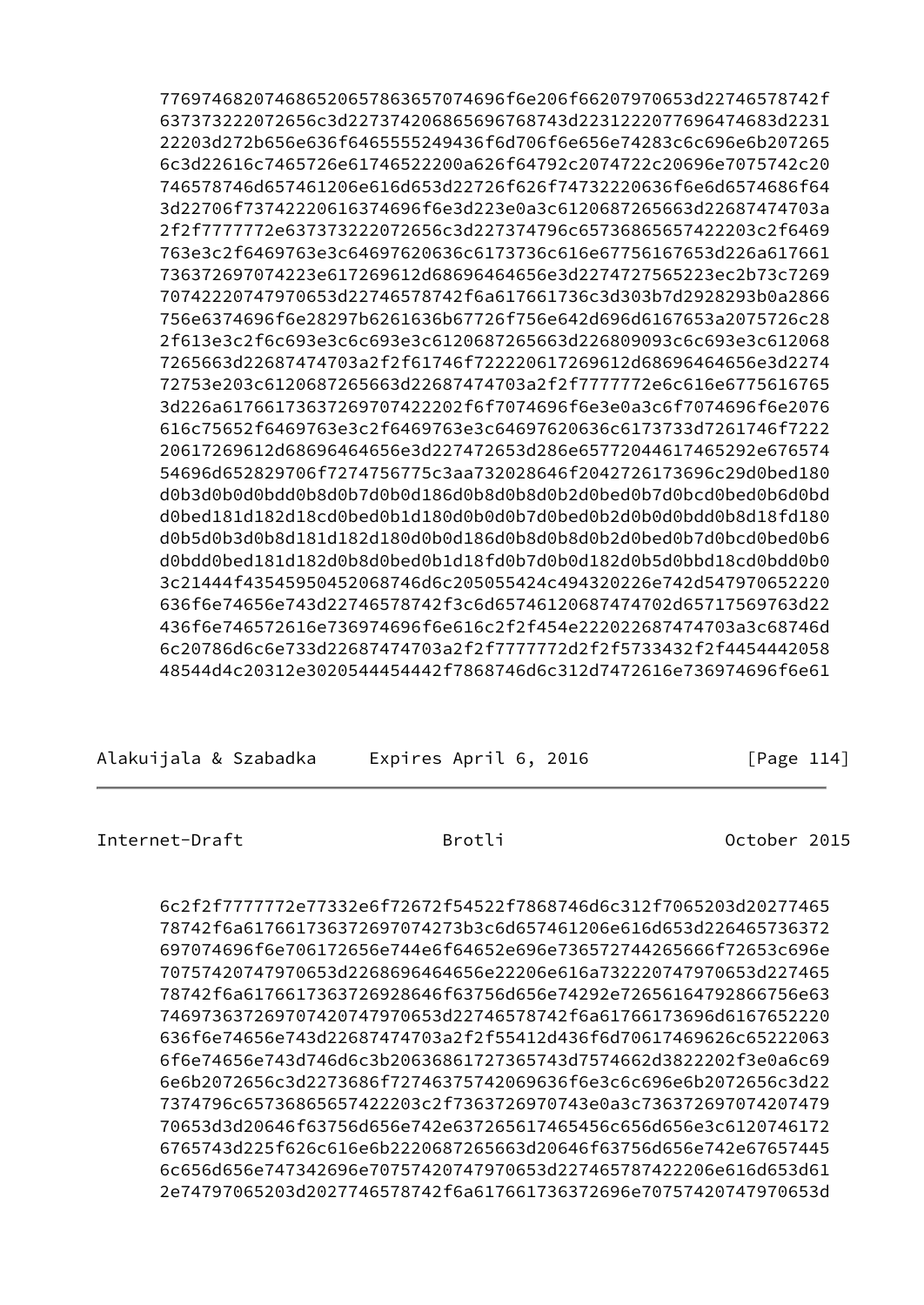```
      776974682074686520657863657074696f6e206f66207970653d22746578742f
      637373222072656c3d227374796c6573686565742220747970653d2274657874
      22203d272b656e636f6465555249436f6d706f6e656e74283c6c696e6b207265
      6c3d22616c7465726e61746522200a626f64792c2074722c20696e7075742c20
      746578746d657461206e616d653d22726f626f74732220636f6e6d6574686f64
      3d22706f73742220616374696f6e3d223e0a3c6120687265663d22687474703a
      2f2f7777772e637373222072656c3d227374796c65736865657422203c2f6469
      763e3c2f6469763e3c64697620636c6173736c616e67756167653d226a617661
      736372697074223e617269612d68696464656e3d2274727565223ec2b73c7269
      70742220747970653d22746578742f6a617661736c3d303b7d2928293b0a2866
      756e6374696f6e28297b6261636b67726f756e642d696d6167653a2075726c28
      2f613e3c2f6c693e3c6c693e3c6120687265663d226809093c6c693e3c612068
      7265663d22687474703a2f2f61746f722220617269612d68696464656e3d2274
      72753e203c6120687265663d22687474703a2f2f7777772e6c616e6775616765
      3d226a61766173637269707422202f6f7074696f6e3e0a3c6f7074696f6e2076
      616c75652f6469763e3c2f6469763e3c64697620636c6173733d7261746f7222
      20617269612d68696464656e3d227472653d286e65772044617465292e676574
      54696d652829706f7274756775c3aa732028646f2042726173696c29d0bed180
      d0b3d0b0d0bdd0b8d0b7d0b0d186d0b8d0b8d0b2d0bed0b7d0bcd0bed0b6d0bd
      d0bed181d182d18cd0bed0b1d180d0b0d0b7d0bed0b2d0b0d0bdd0b8d18fd180
      d0b5d0b3d0b8d181d182d180d0b0d186d0b8d0b8d0b2d0bed0b7d0bcd0bed0b6
      d0bdd0bed181d182d0b8d0bed0b1d18fd0b7d0b0d182d0b5d0bbd18cd0bdd0b0
      3c21444f43545950452068746d6c205055424c494320226e742d547970652220
      636f6e74656e743d22746578742f3c6d65746120687474702d65717569763d22
      436f6e746572616e736974696f6e616c2f2f454e222022687474703a3c68746d
      6c20786d6c6e733d22687474703a2f2f7777772d2f2f5733432f2f4454442058
      48544d4c20312e3020544454442f7868746d6c312d7472616e736974696f6e61
```

```
      6c2f2f7777772e77332e6f72672f54522f7868746d6c312f7065203d20277465
      78742f6a617661736372697074273b3c6d657461206e616d653d226465736372
      697074696f6e706172656e744e6f64652e696e736572744265666f72653c696e
      70757420747970653d2268696464656e22206e616a732220747970653d227465
      78742f6a6176617363726928646f63756d656e74292e72656164792866756e63
      746973637269707420747970653d22746578742f6a61766173696d6167652220
      636f6e74656e743d22687474703a2f2f55412d436f6d70617469626c65222063
      6f6e74656e743d746d6c3b20636861727365743d7574662d3822202f3e0a6c69
      6e6b2072656c3d2273686f72746375742069636f6e3c6c696e6b2072656c3d22
      7374796c65736865657422203c2f7363726970743e0a3c736372697074207479
      70653d3d20646f63756d656e742e637265617465456c656d656e3c6120746172
      6765743d225f626c616e6b2220687265663d20646f63756d656e742e67657445
      6c656d656e747342696e70757420747970653d227465787422206e616d653d61
      2e74797065203d2027746578742f6a617661736372696e70757420747970653d
```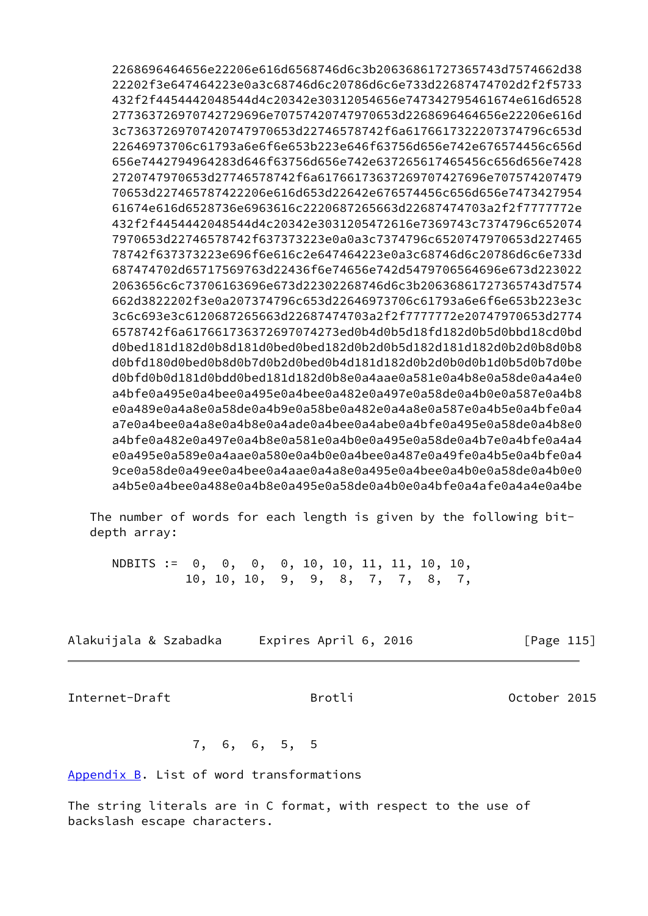```
2268696464656e22206e616d6568746d6c3b20636861727365743d7574662d38
22202f3e647464223e0a3c68746d6c20786d6c6e733d22687474702d2f2f5733
432f2f4454442048544d4c20342e30312054656e747342795461674e616d6528
2773637269707420747970653d2268696464656e22206e616d
3c7363726970742074797065
3d22746578742f6a6176617322207374796c653d
22646973706c61793a6e6f6e653b223e646f63756d656e742e676574456c656d
656e7442794964283d646f63756d656e742e637265617465456c656d656e7428
2720747970653d27746578742f6a617661736372697074273696e707574207479
70653d227465787422206e616d653d22642e676574456c656d656e7473427954
61674e616d6528736e6963616c2220687265663d22687474703a2f2f7777772e
432f2f4454442048544d4c20342e3031205472616e7369743c7374796c652074
7970653d22746578742f637373223e0a0a3c7374796c6520747970653d227465
78742f637373223e696f6e616c2e647464223e0a3c68746d6c20786d6c6e733d
687474702d65717569763d22436f6e74656e742d5479706564696e673d223022
2063656c6c73706163696e673d22302268746d6c3b20636861727365743d7574
662d3822202f3e0a207374796c653d22646973706c61793a6e6f6e653b223e3c
3c6c693e3c6120687265663d22687474703a2f2f7777772e20747970653d2774
6578742f6a617661736372697074273ed0b4d0b5d18fd182d0b5d0bbd18cd0bd
d0bed181d182d0b8d181d0bed0bed182d0b2d0b5d182d181d182d0b2d0b8d0b8
d0bfd180d0bed0b8d0b7d0b2d0bed0b4d181d182d0b2d0b0d0b1d0b5d0b7d0be
d0bfd0b0d181d0bdd0bed181d182d0b8e0a4aae0a581e0a4b8e0a58de0a4a4e0
a4bfe0a495e0a4bee0a495e0a4bee0a482e0a497e0a58de0a4b0e0a587e0a4b8
e0a489e0a4a8e0a58de0a4b9e0a58be0a482e0a4a8e0a587e0a4b5e0a4bfe0a4
a7e0a4bee0a4a8e0a4b8e0a4ade0a4bee0a4abe0a4bfe0a495e0a58de0a4b8e0
a4bfe0a482e0a497e0a4b8e0a581e0a4b0e0a495e0a58de0a4b7e0a4bfe0a4a4
e0a495e0a589e0a4aae0a580e0a4b0e0a4bee0a487e0a49fe0a4b5e0a4bfe0a4
9ce0a58de0a49ee0a4bee0a4aae0a4a8e0a495e0a4bee0a4b0e0a58de0a4b0e0
a4b5e0a4bee0a488e0a4b8e0a495e0a58de0a4b0e0a4bfe0a4afe0a4a4e0a4be
```

The number of words for each length is given by the following bit-depth array:

```
NDBITS :=  0,  0,  0,  0, 10, 10, 11, 11, 10, 10,
          10, 10, 10,  9,  9,  8,  7,  7,  8,  7,
           7,  6,  6,  5,  5
```

## Appendix B. List of word transformations

The string literals are in C format, with respect to the use of backslash escape characters.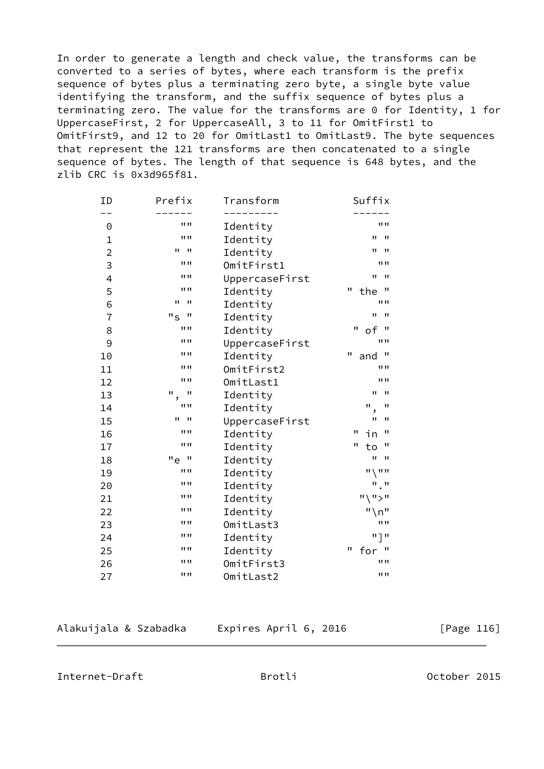In order to generate a length and check value, the transforms can be converted to a series of bytes, where each transform is the prefix sequence of bytes plus a terminating zero byte, a single byte value identifying the transform, and the suffix sequence of bytes plus a terminating zero. The value for the transforms are 0 for Identity, 1 for UppercaseFirst, 2 for UppercaseAll, 3 to 11 for OmitFirst1 to OmitFirst9, and 12 to 20 for OmitLast1 to OmitLast9. The byte sequences that represent the 121 transforms are then concatenated to a single sequence of bytes. The length of that sequence is 648 bytes, and the zlib CRC is 0x3d965f81.

```
       ID       Prefix     Transform           Suffix
       --       ------     ---------           ------
        0           ""     Identity                ""
        1           ""     Identity               " "
        2          " "     Identity               " "
        3           ""     OmitFirst1              ""
        4           ""     UppercaseFirst         " "
        5           ""     Identity           " the "
        6          " "     Identity                ""
        7         "s "     Identity               " "
        8           ""     Identity            " of "
        9           ""     UppercaseFirst          ""
       10           ""     Identity           " and "
       11           ""     OmitFirst2              ""
       12           ""     OmitLast1               ""
       13         ", "     Identity               " "
       14           ""     Identity              ", "
       15          " "     UppercaseFirst         " "
       16           ""     Identity            " in "
       17           ""     Identity            " to "
       18         "e "     Identity               " "
       19           ""     Identity              "\""
       20           ""     Identity               "."
       21           ""     Identity             "\">"
       22           ""     Identity              "\n"
       23           ""     OmitLast3               ""
       24           ""     Identity               "]"
       25           ""     Identity           " for "
       26           ""     OmitFirst3              ""
       27           ""     OmitLast2               ""
```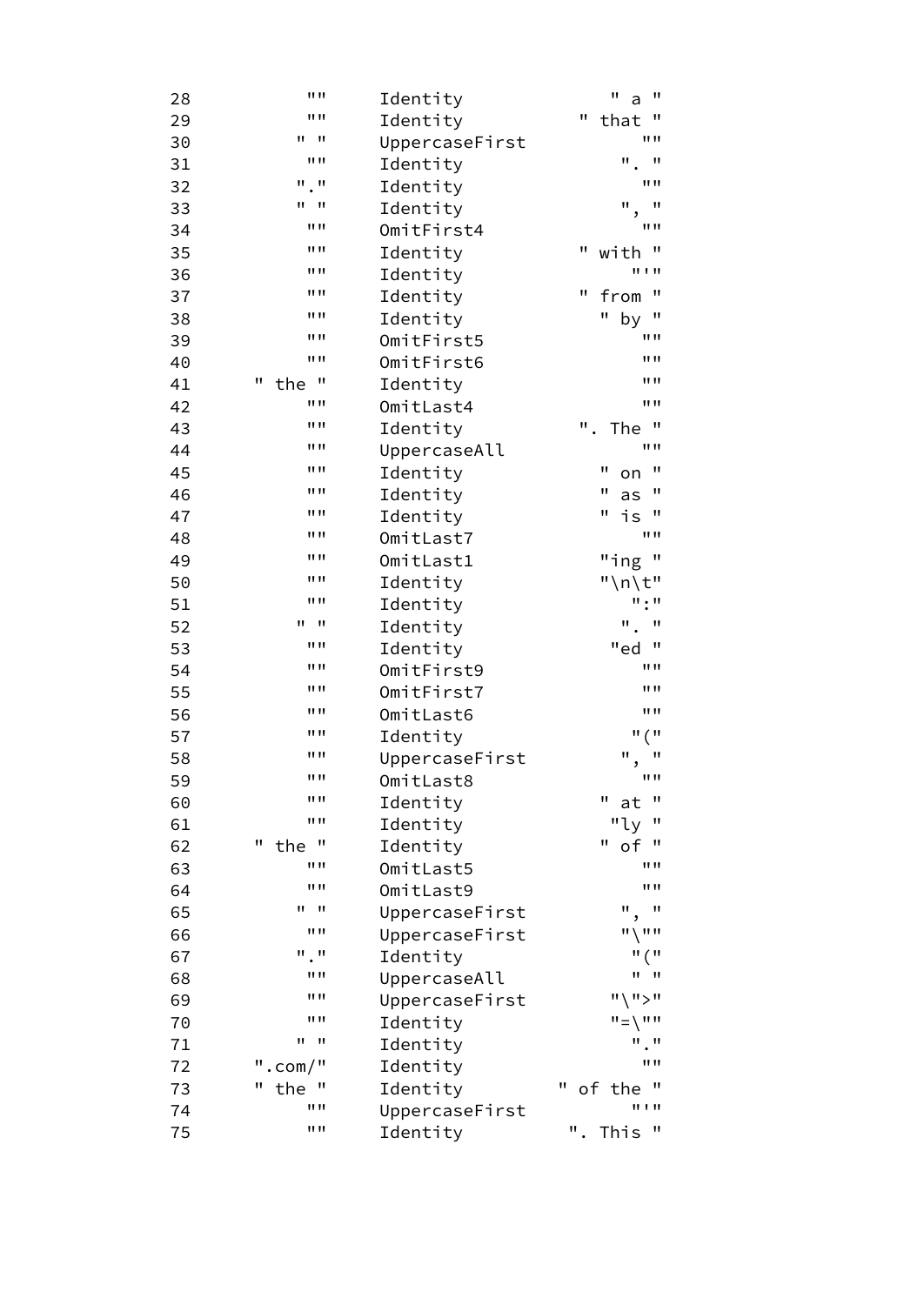| | | | |
|---|---|---|---|
| 28 | "" | Identity | " a " |
| 29 | "" | Identity | " that " |
| 30 | " " | UppercaseFirst | "" |
| 31 | "" | Identity | ". " |
| 32 | "." | Identity | "" |
| 33 | " " | Identity | ", " |
| 34 | "" | OmitFirst4 | "" |
| 35 | "" | Identity | " with " |
| 36 | "" | Identity | "'" |
| 37 | "" | Identity | " from " |
| 38 | "" | Identity | " by " |
| 39 | "" | OmitFirst5 | "" |
| 40 | "" | OmitFirst6 | "" |
| 41 | " the " | Identity | "" |
| 42 | "" | OmitLast4 | "" |
| 43 | "" | Identity | ". The " |
| 44 | "" | UppercaseAll | "" |
| 45 | "" | Identity | " on " |
| 46 | "" | Identity | " as " |
| 47 | "" | Identity | " is " |
| 48 | "" | OmitLast7 | "" |
| 49 | "" | OmitLast1 | "ing " |
| 50 | "" | Identity | "\n\t" |
| 51 | "" | Identity | ":" |
| 52 | " " | Identity | ". " |
| 53 | "" | Identity | "ed " |
| 54 | "" | OmitFirst9 | "" |
| 55 | "" | OmitFirst7 | "" |
| 56 | "" | OmitLast6 | "" |
| 57 | "" | Identity | "(" |
| 58 | "" | UppercaseFirst | ", " |
| 59 | "" | OmitLast8 | "" |
| 60 | "" | Identity | " at " |
| 61 | "" | Identity | "ly " |
| 62 | " the " | Identity | " of " |
| 63 | "" | OmitLast5 | "" |
| 64 | "" | OmitLast9 | "" |
| 65 | " " | UppercaseFirst | ", " |
| 66 | "" | UppercaseFirst | "\"" |
| 67 | "." | Identity | "(" |
| 68 | "" | UppercaseAll | " " |
| 69 | "" | UppercaseFirst | "\">" |
| 70 | "" | Identity | "=\"" |
| 71 | " " | Identity | "." |
| 72 | ".com/" | Identity | "" |
| 73 | " the " | Identity | " of the " |
| 74 | "" | UppercaseFirst | "'" |
| 75 | "" | Identity | ". This " |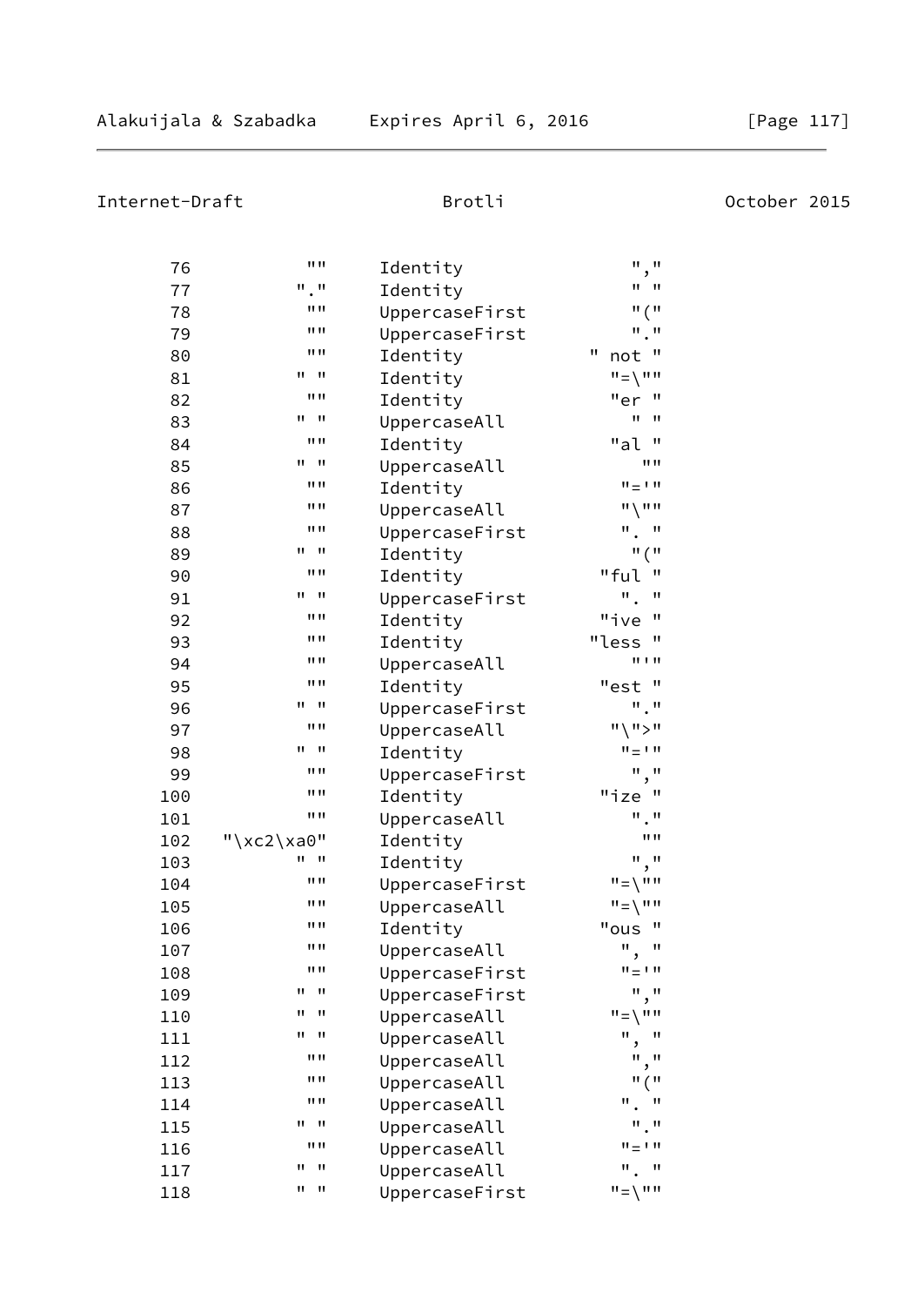```
      76          ""      Identity              ","
      77         "."      Identity              " "
      78          ""      UppercaseFirst        "("
      79          ""      UppercaseFirst        "."
      80          ""      Identity          " not "
      81         " "      Identity            "=\""
      82          ""      Identity            "er "
      83         " "      UppercaseAll          " "
      84          ""      Identity            "al "
      85         " "      UppercaseAll           ""
      86          ""      Identity             "='"
      87          ""      UppercaseAll         "\""
      88          ""      UppercaseFirst       ". "
      89         " "      Identity              "("
      90          ""      Identity           "ful "
      91         " "      UppercaseFirst       ". "
      92          ""      Identity           "ive "
      93          ""      Identity          "less "
      94          ""      UppercaseAll          "'"
      95          ""      Identity           "est "
      96         " "      UppercaseFirst        "."
      97          ""      UppercaseAll        "\">"
      98         " "      Identity             "='"
      99          ""      UppercaseFirst        ","
     100          ""      Identity           "ize "
     101          ""      UppercaseAll          "."
     102   "\xc2\xa0"     Identity               ""
     103         " "      Identity              ","
     104          ""      UppercaseFirst      "=\""
     105          ""      UppercaseAll        "=\""
     106          ""      Identity           "ous "
     107          ""      UppercaseAll         ", "
     108          ""      UppercaseFirst       "='"
     109         " "      UppercaseFirst        ","
     110         " "      UppercaseAll        "=\""
     111         " "      UppercaseAll         ", "
     112          ""      UppercaseAll          ","
     113          ""      UppercaseAll          "("
     114          ""      UppercaseAll         ". "
     115         " "      UppercaseAll          "."
     116          ""      UppercaseAll         "='"
     117         " "      UppercaseAll         ". "
     118         " "      UppercaseFirst      "=\""
```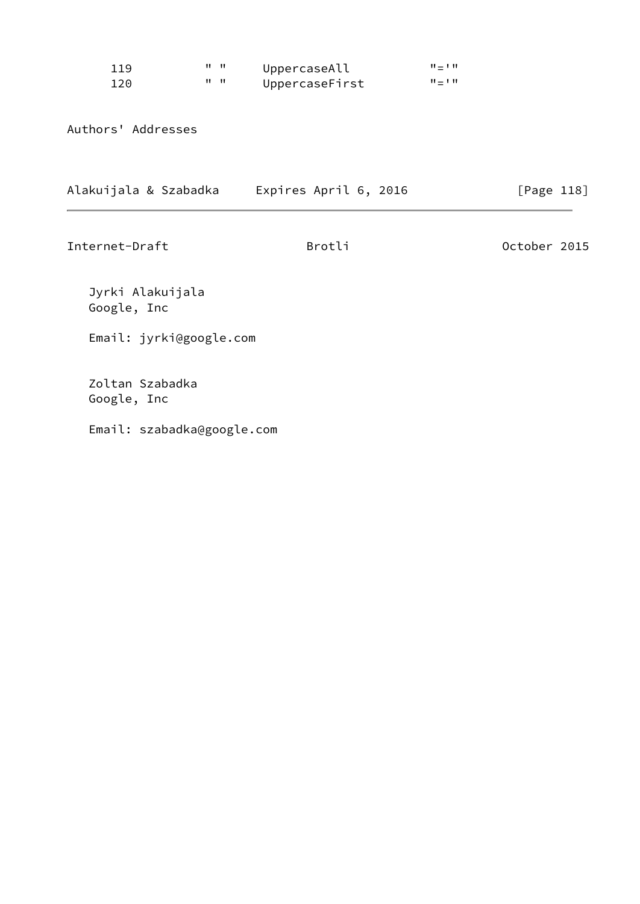```
      119          " "     UppercaseAll          "='"
      120          " "     UppercaseFirst        "='"
```

## Authors' Addresses

Jyrki Alakuijala
Google, Inc

Email: jyrki@google.com

Zoltan Szabadka
Google, Inc

Email: szabadka@google.com